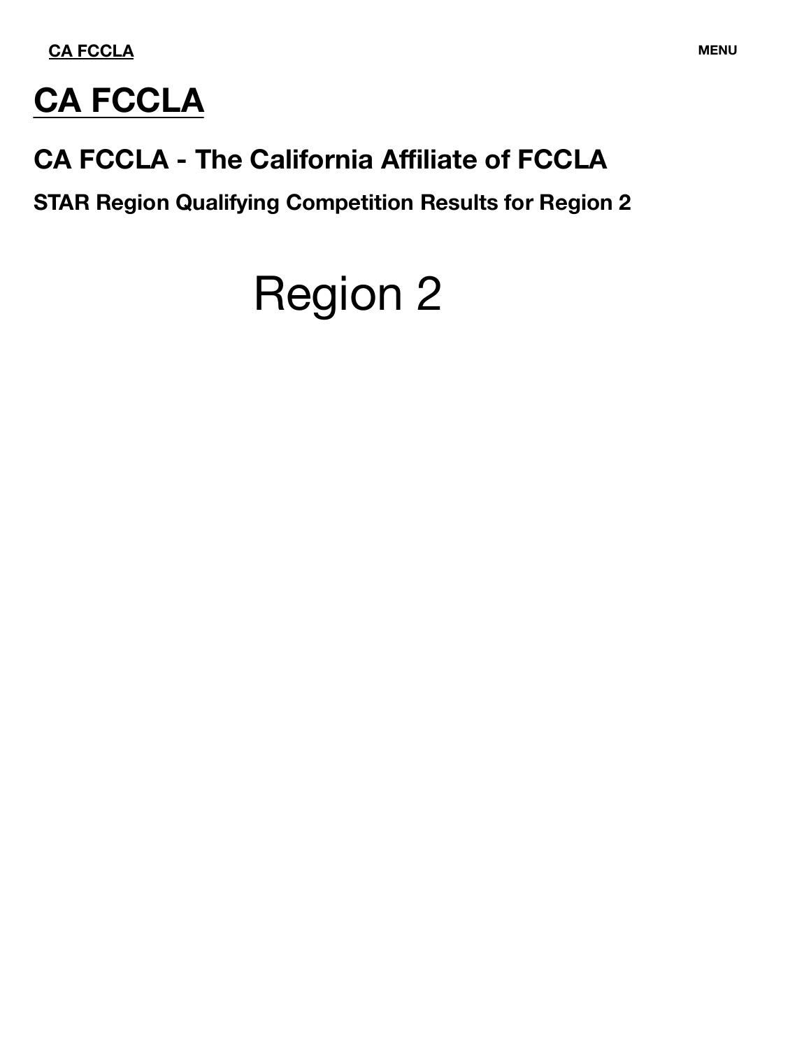CA FCCLA

MENU

# CA FCCLA

## CA FCCLA - The California Affiliate of FCCLA

### STAR Region Qualifying Competition Results for Region 2

# Region 2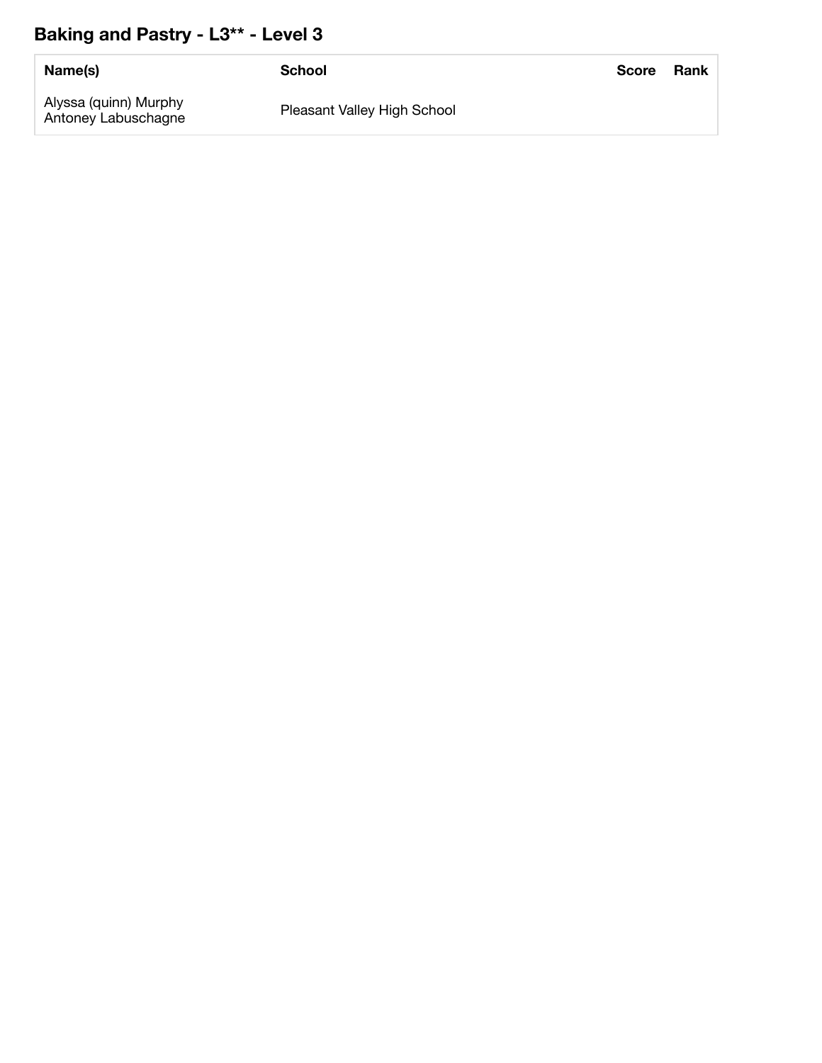## Baking and Pastry - L3** - Level 3

| Name(s) | School | Score | Rank |
| --- | --- | --- | --- |
| Alyssa (quinn) Murphy<br>Antoney Labuschagne | Pleasant Valley High School | | |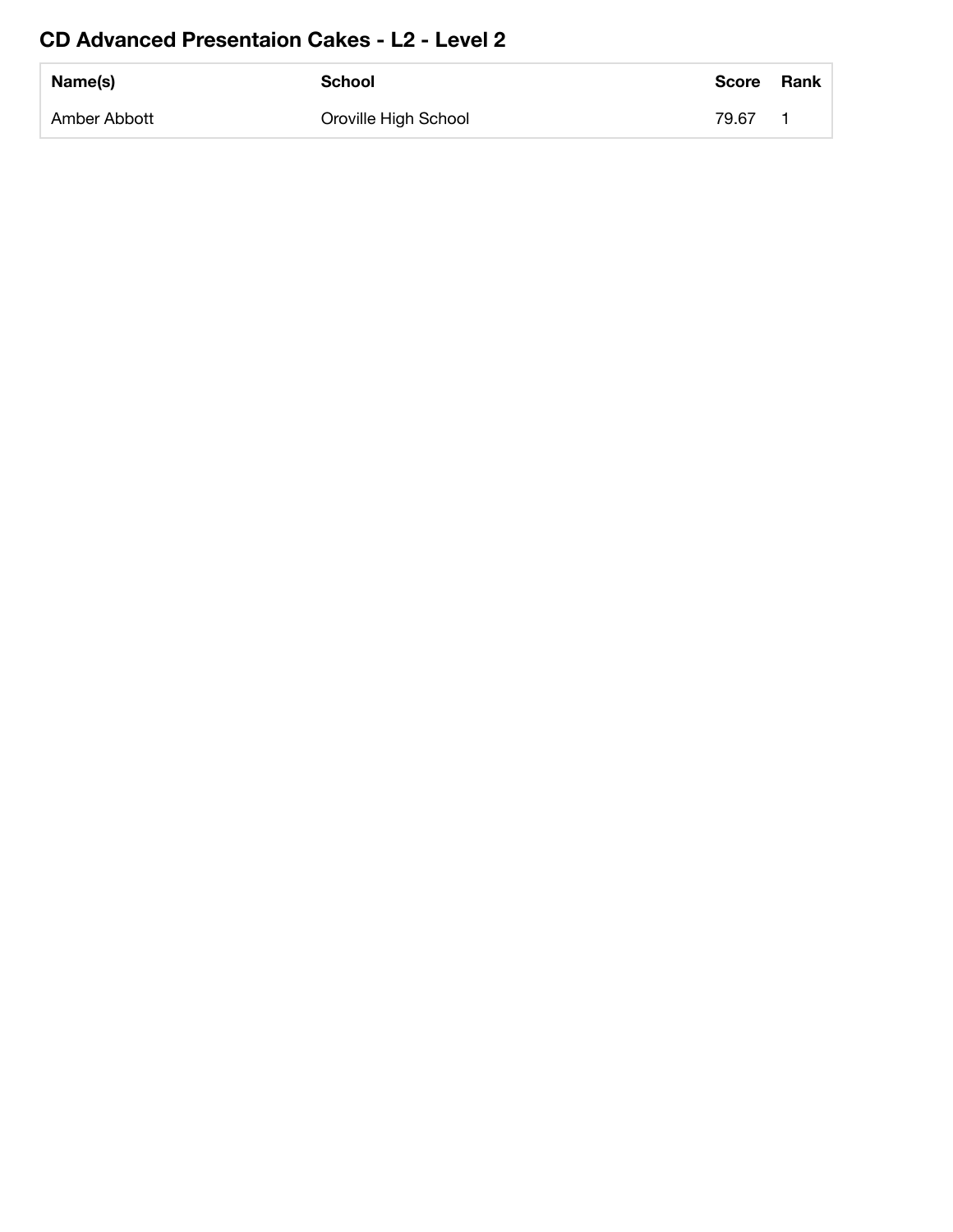## CD Advanced Presentaion Cakes - L2 - Level 2

| Name(s) | School | Score | Rank |
| --- | --- | --- | --- |
| Amber Abbott | Oroville High School | 79.67 | 1 |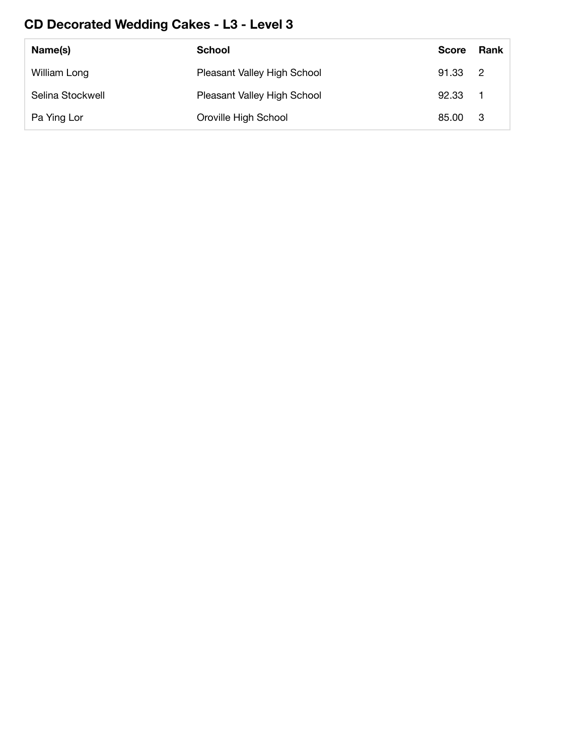## CD Decorated Wedding Cakes - L3 - Level 3

| Name(s) | School | Score | Rank |
| --- | --- | --- | --- |
| William Long | Pleasant Valley High School | 91.33 | 2 |
| Selina Stockwell | Pleasant Valley High School | 92.33 | 1 |
| Pa Ying Lor | Oroville High School | 85.00 | 3 |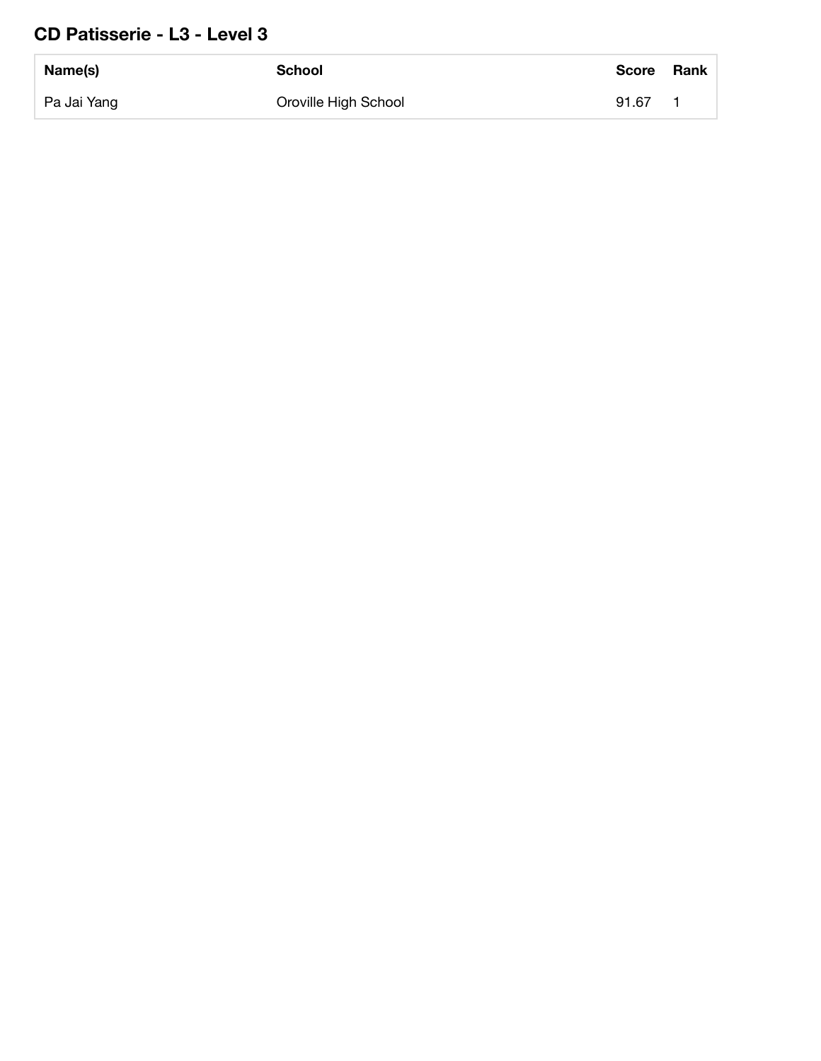## CD Patisserie - L3 - Level 3

| Name(s) | School | Score | Rank |
|---|---|---|---|
| Pa Jai Yang | Oroville High School | 91.67 | 1 |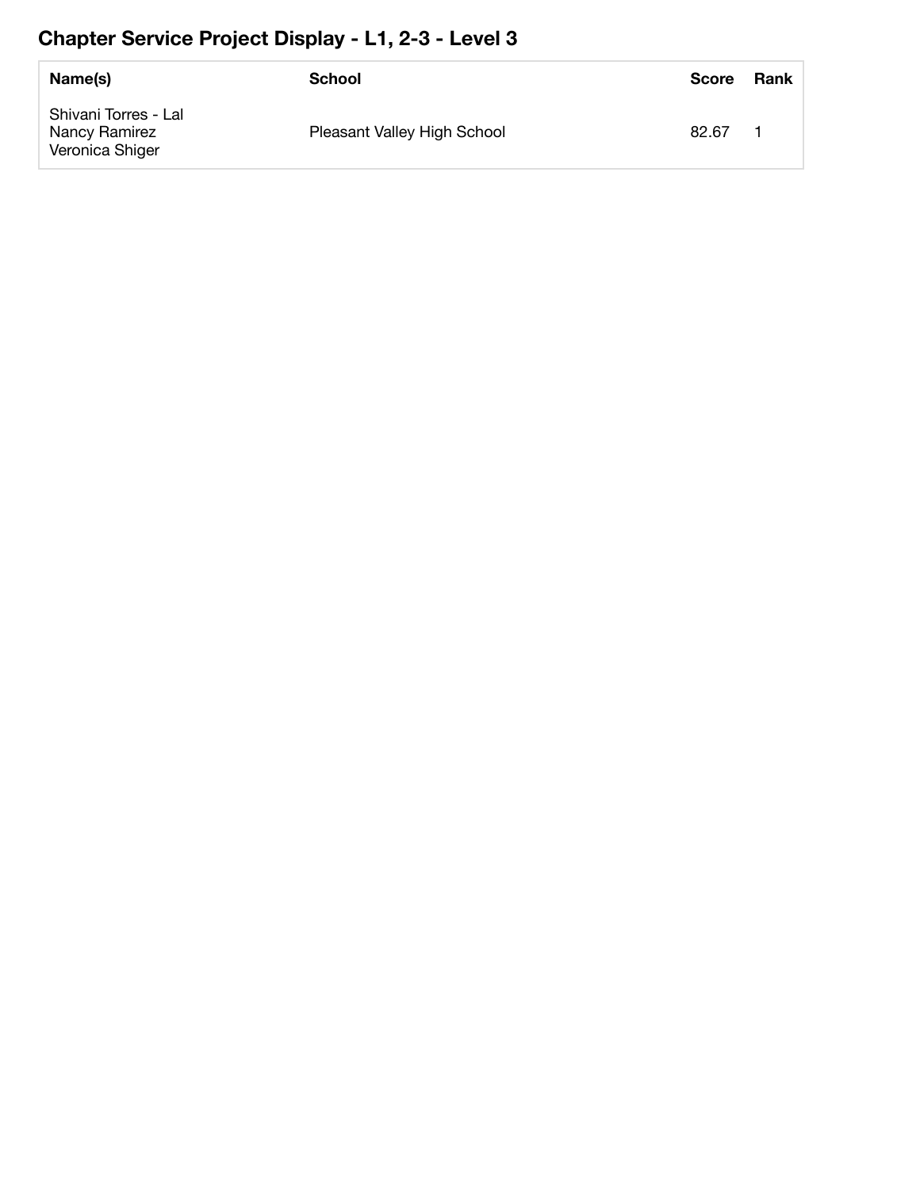## Chapter Service Project Display - L1, 2-3 - Level 3

| Name(s) | School | Score | Rank |
|---|---|---|---|
| Shivani Torres - Lal<br>Nancy Ramirez<br>Veronica Shiger | Pleasant Valley High School | 82.67 | 1 |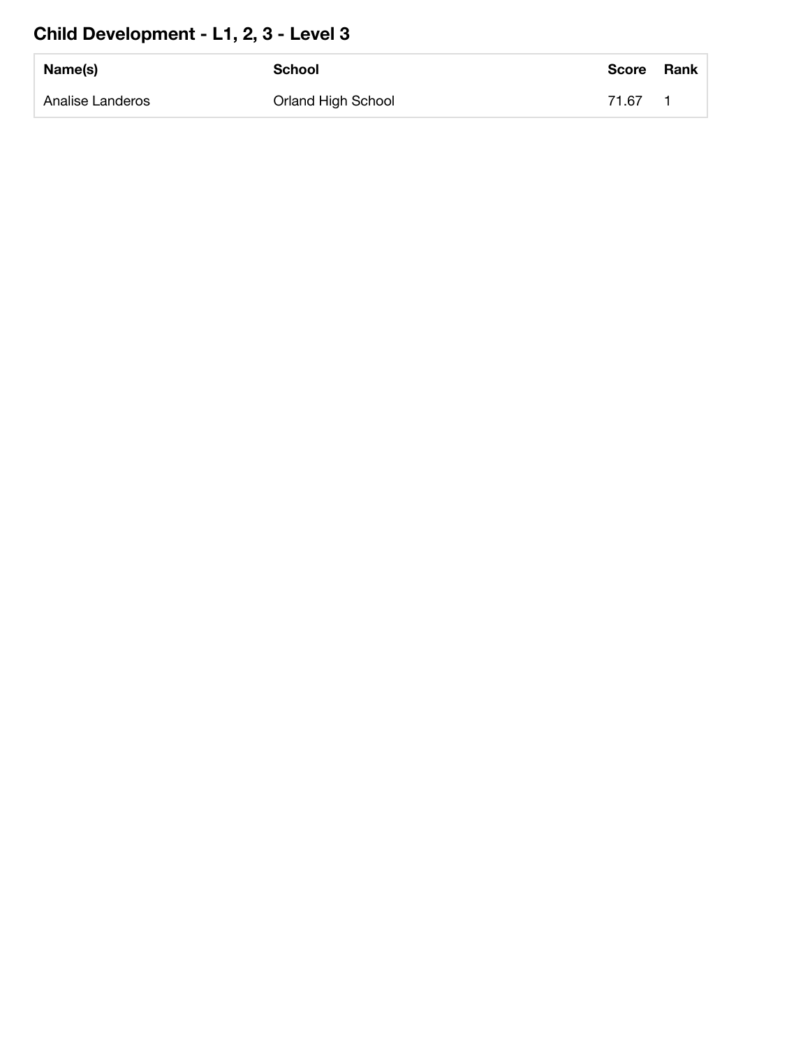## Child Development - L1, 2, 3 - Level 3

| Name(s) | School | Score | Rank |
| --- | --- | --- | --- |
| Analise Landeros | Orland High School | 71.67 | 1 |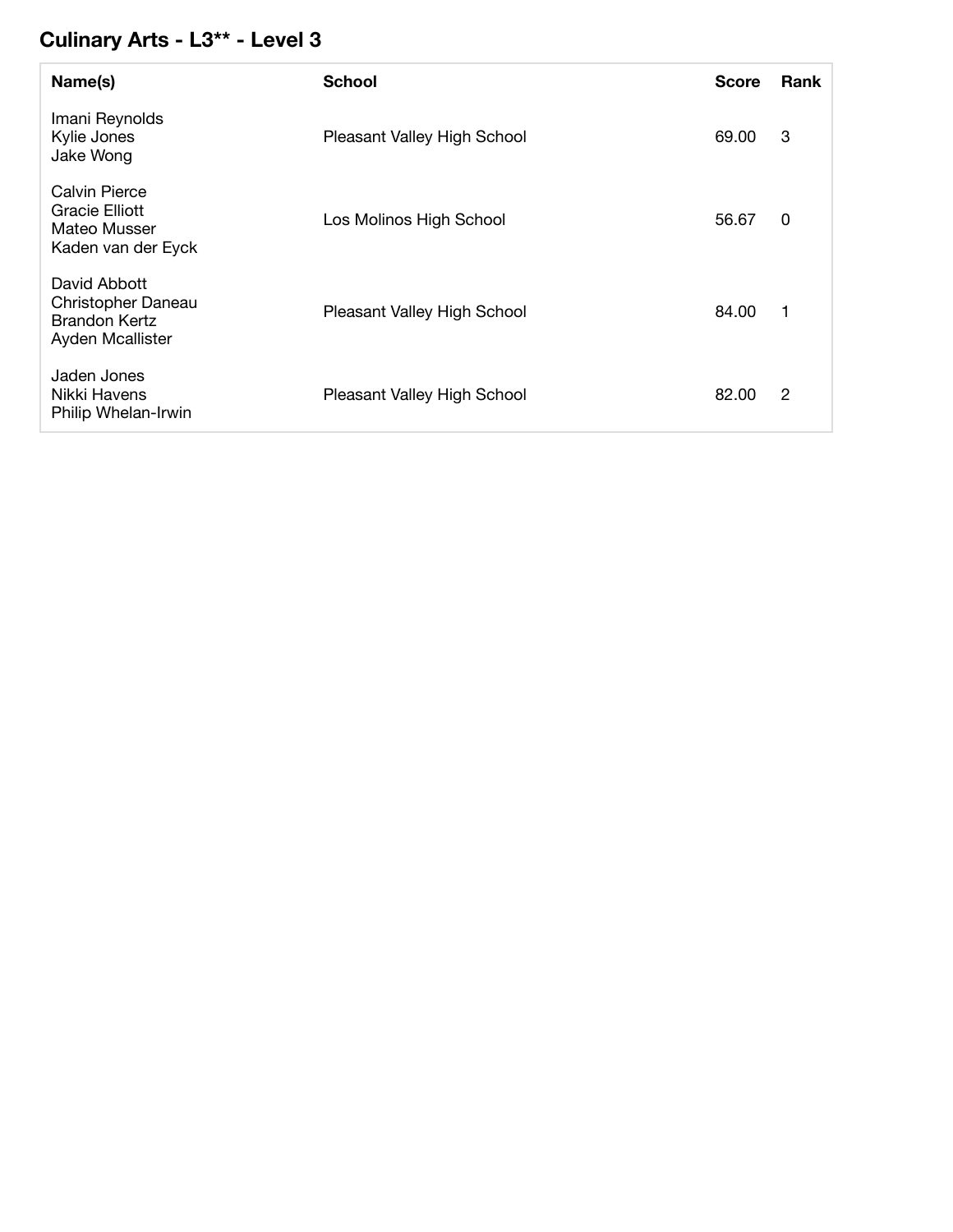## Culinary Arts - L3** - Level 3

| Name(s) | School | Score | Rank |
|---|---|---|---|
| Imani Reynolds<br>Kylie Jones<br>Jake Wong | Pleasant Valley High School | 69.00 | 3 |
| Calvin Pierce<br>Gracie Elliott<br>Mateo Musser<br>Kaden van der Eyck | Los Molinos High School | 56.67 | 0 |
| David Abbott<br>Christopher Daneau<br>Brandon Kertz<br>Ayden Mcallister | Pleasant Valley High School | 84.00 | 1 |
| Jaden Jones<br>Nikki Havens<br>Philip Whelan-Irwin | Pleasant Valley High School | 82.00 | 2 |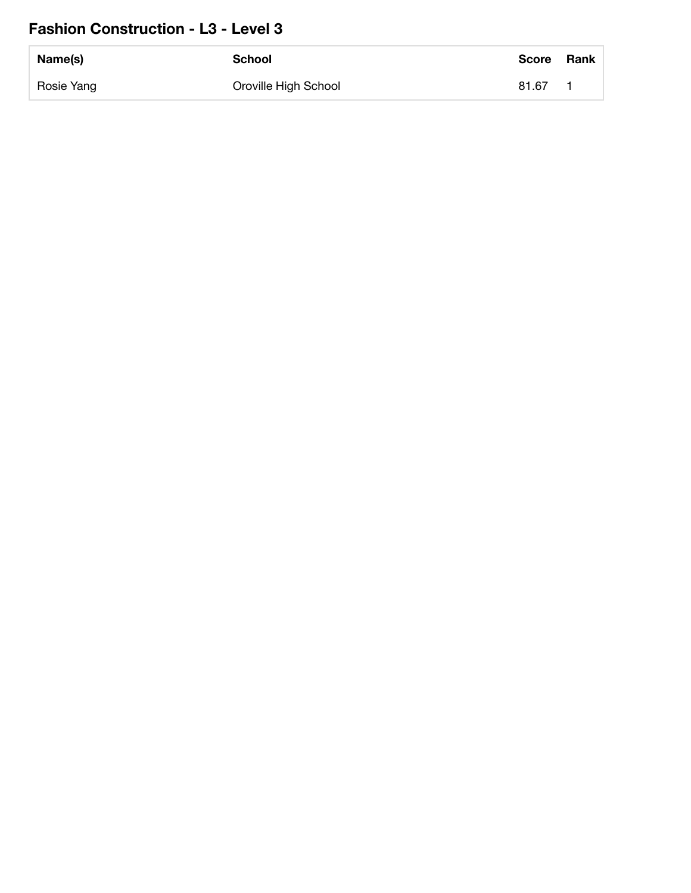## Fashion Construction - L3 - Level 3

| Name(s) | School | Score | Rank |
| --- | --- | --- | --- |
| Rosie Yang | Oroville High School | 81.67 | 1 |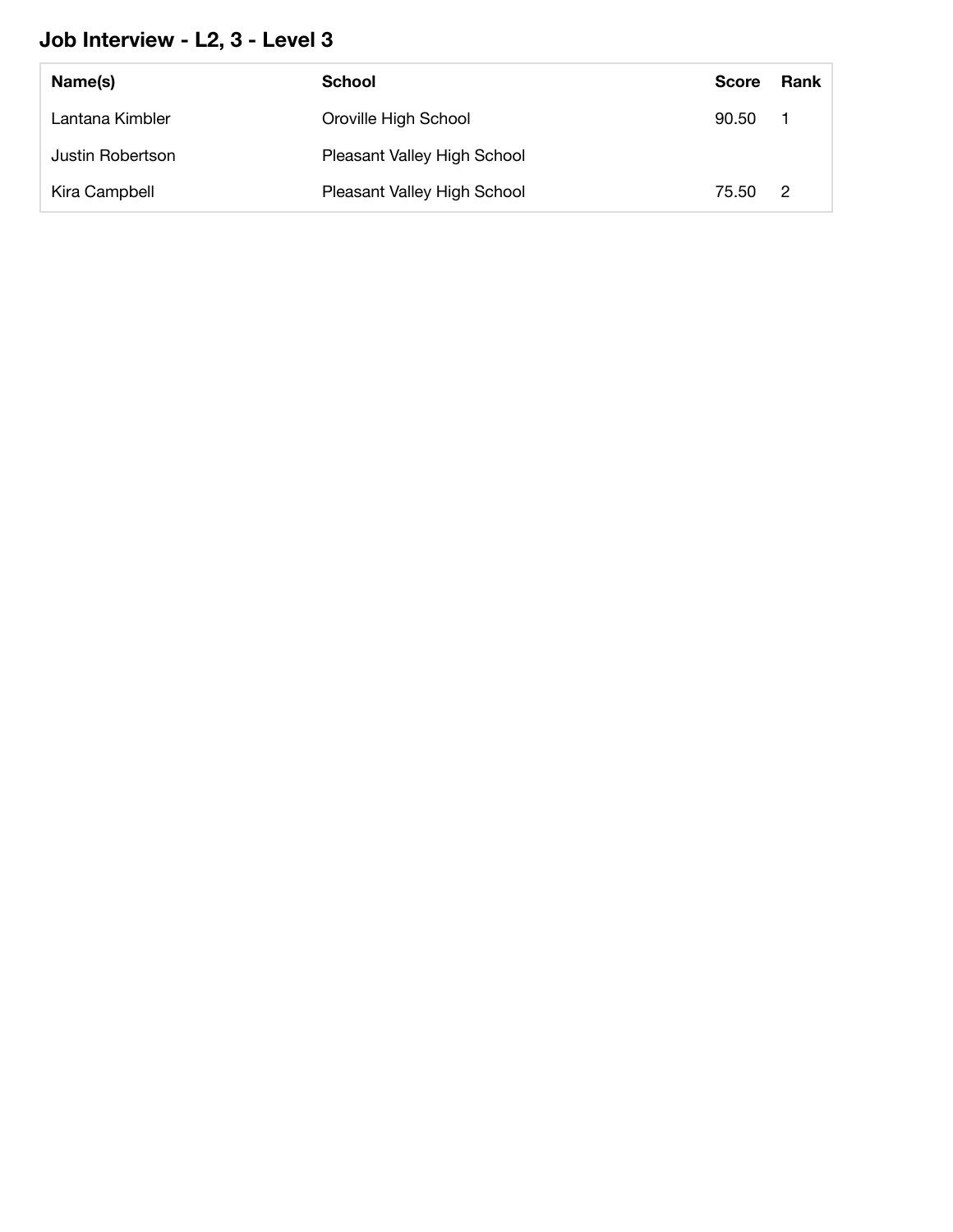## Job Interview - L2, 3 - Level 3

| Name(s) | School | Score | Rank |
|---|---|---|---|
| Lantana Kimbler | Oroville High School | 90.50 | 1 |
| Justin Robertson | Pleasant Valley High School | | |
| Kira Campbell | Pleasant Valley High School | 75.50 | 2 |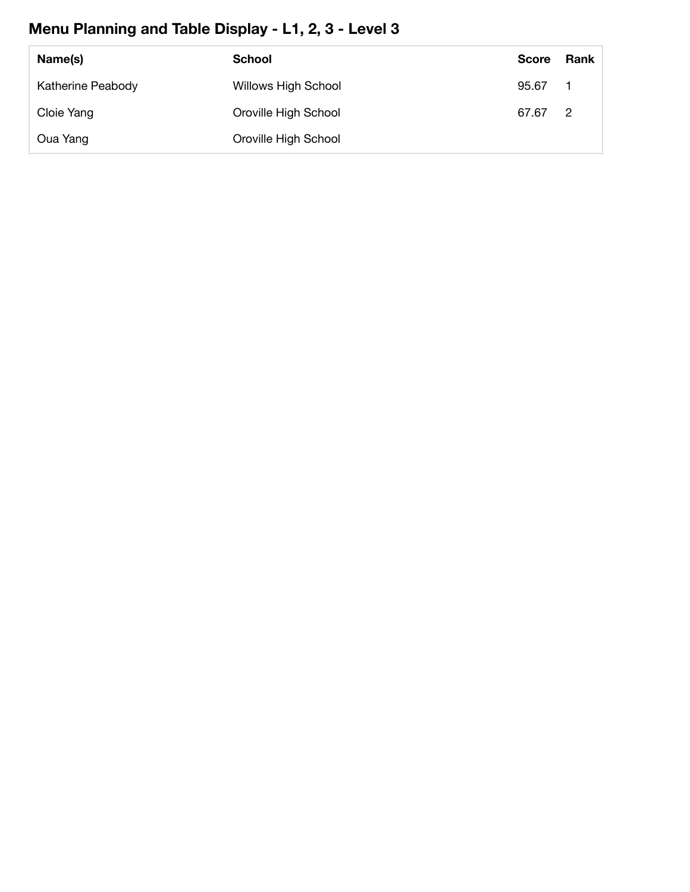## Menu Planning and Table Display - L1, 2, 3 - Level 3

| Name(s) | School | Score | Rank |
|---|---|---|---|
| Katherine Peabody | Willows High School | 95.67 | 1 |
| Cloie Yang | Oroville High School | 67.67 | 2 |
| Oua Yang | Oroville High School | | |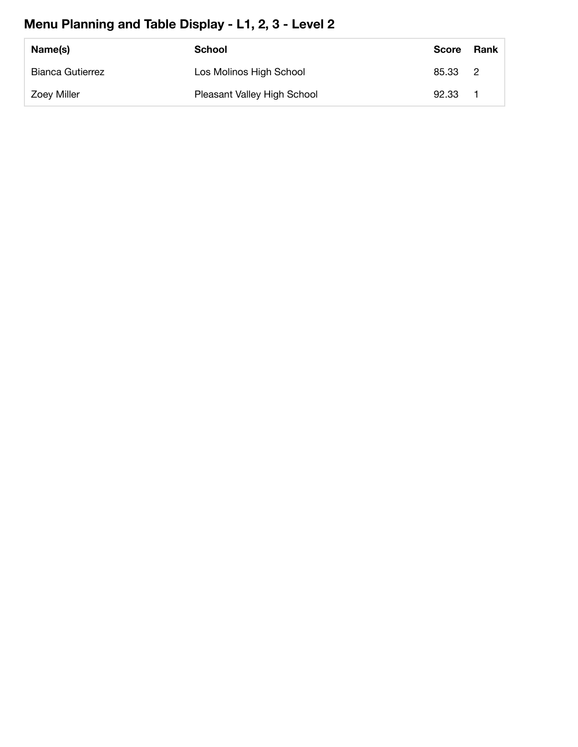## Menu Planning and Table Display - L1, 2, 3 - Level 2

| Name(s) | School | Score | Rank |
|---|---|---|---|
| Bianca Gutierrez | Los Molinos High School | 85.33 | 2 |
| Zoey Miller | Pleasant Valley High School | 92.33 | 1 |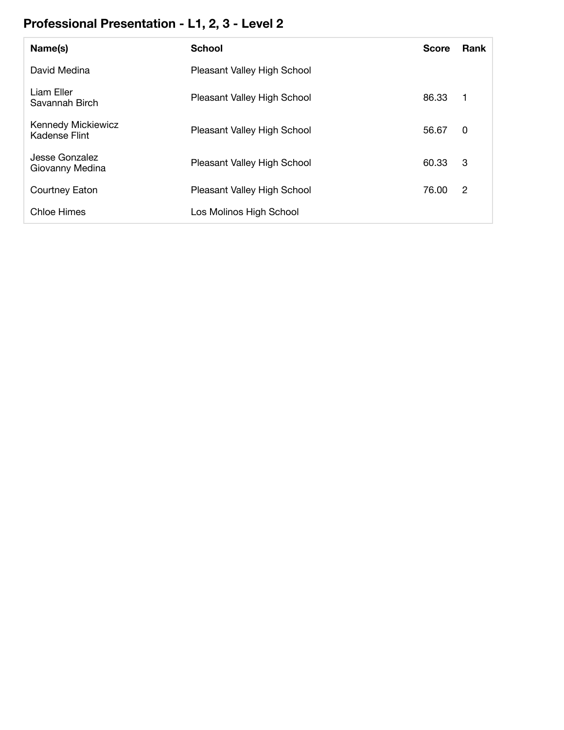## Professional Presentation - L1, 2, 3 - Level 2

| Name(s) | School | Score | Rank |
|---|---|---|---|
| David Medina | Pleasant Valley High School | | |
| Liam Eller<br>Savannah Birch | Pleasant Valley High School | 86.33 | 1 |
| Kennedy Mickiewicz<br>Kadense Flint | Pleasant Valley High School | 56.67 | 0 |
| Jesse Gonzalez<br>Giovanny Medina | Pleasant Valley High School | 60.33 | 3 |
| Courtney Eaton | Pleasant Valley High School | 76.00 | 2 |
| Chloe Himes | Los Molinos High School | | |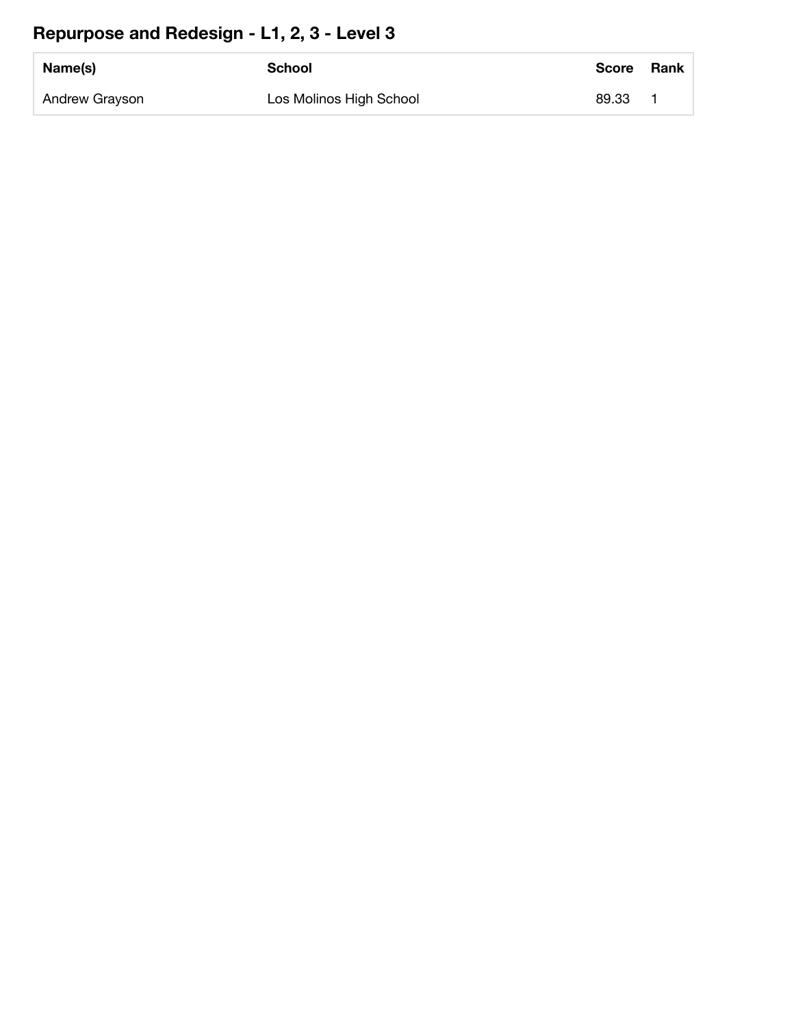## Repurpose and Redesign - L1, 2, 3 - Level 3

| Name(s) | School | Score | Rank |
| --- | --- | --- | --- |
| Andrew Grayson | Los Molinos High School | 89.33 | 1 |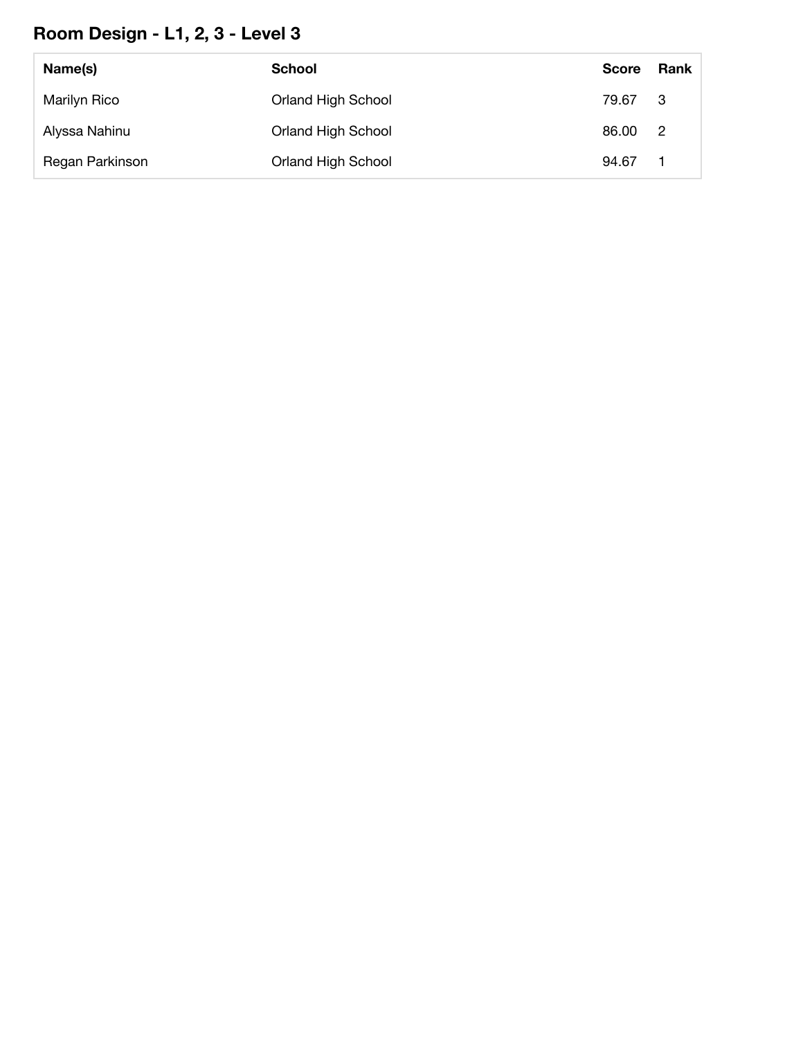## Room Design - L1, 2, 3 - Level 3

| Name(s) | School | Score | Rank |
|---|---|---|---|
| Marilyn Rico | Orland High School | 79.67 | 3 |
| Alyssa Nahinu | Orland High School | 86.00 | 2 |
| Regan Parkinson | Orland High School | 94.67 | 1 |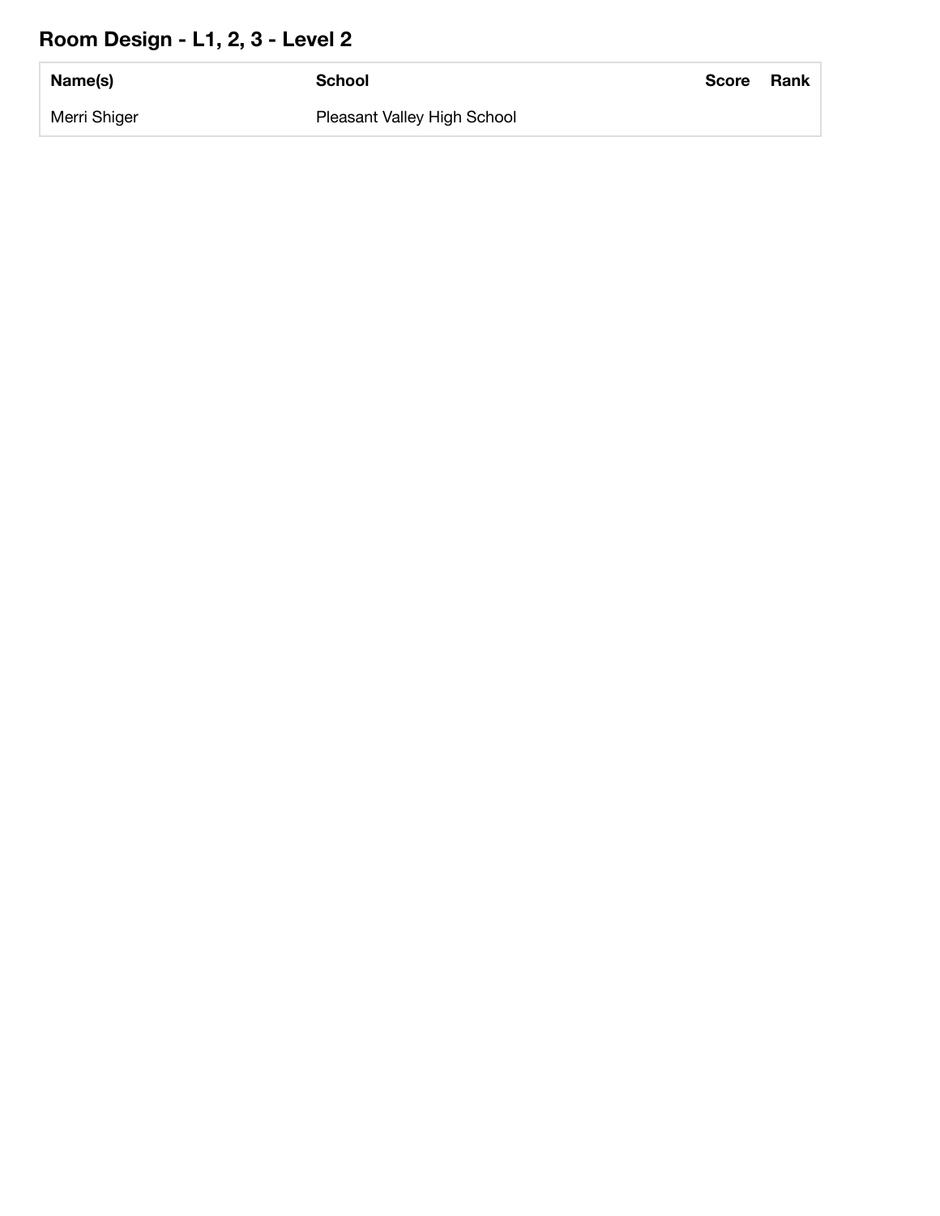## Room Design - L1, 2, 3 - Level 2

| Name(s) | School | Score | Rank |
|---|---|---|---|
| Merri Shiger | Pleasant Valley High School | | |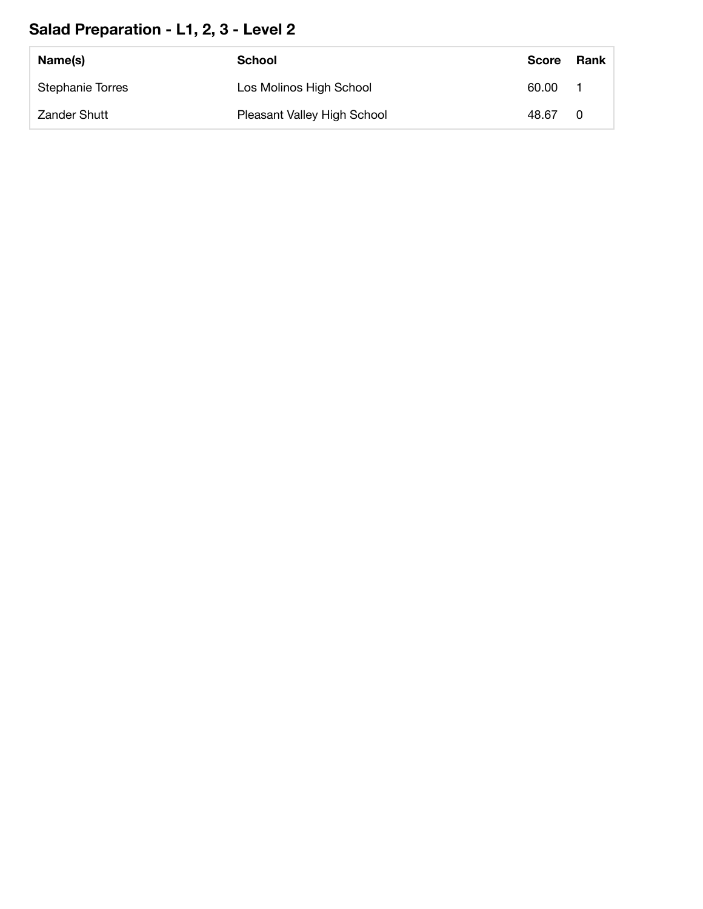## Salad Preparation - L1, 2, 3 - Level 2

| Name(s) | School | Score | Rank |
|---|---|---|---|
| Stephanie Torres | Los Molinos High School | 60.00 | 1 |
| Zander Shutt | Pleasant Valley High School | 48.67 | 0 |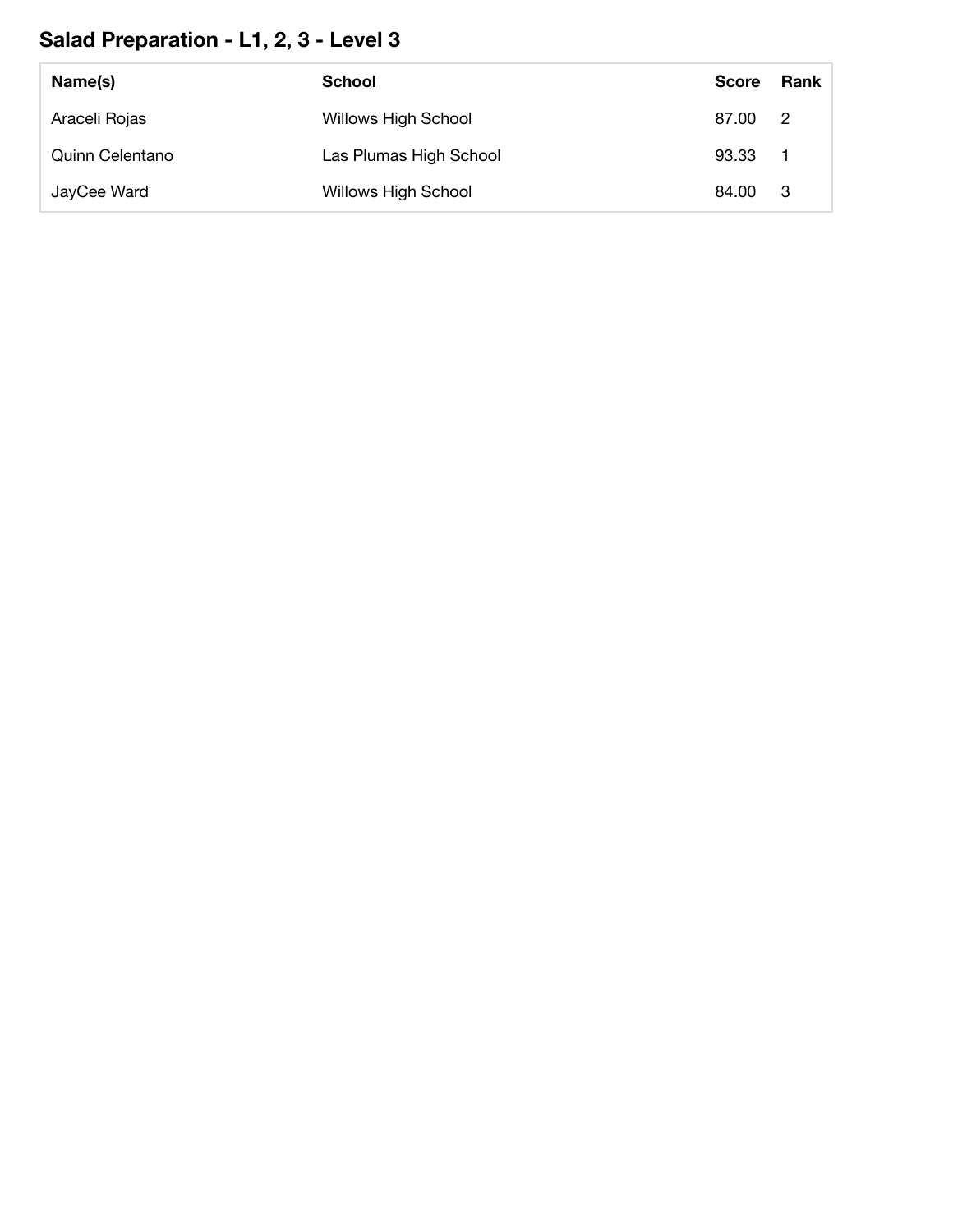## Salad Preparation - L1, 2, 3 - Level 3

| Name(s) | School | Score | Rank |
| --- | --- | --- | --- |
| Araceli Rojas | Willows High School | 87.00 | 2 |
| Quinn Celentano | Las Plumas High School | 93.33 | 1 |
| JayCee Ward | Willows High School | 84.00 | 3 |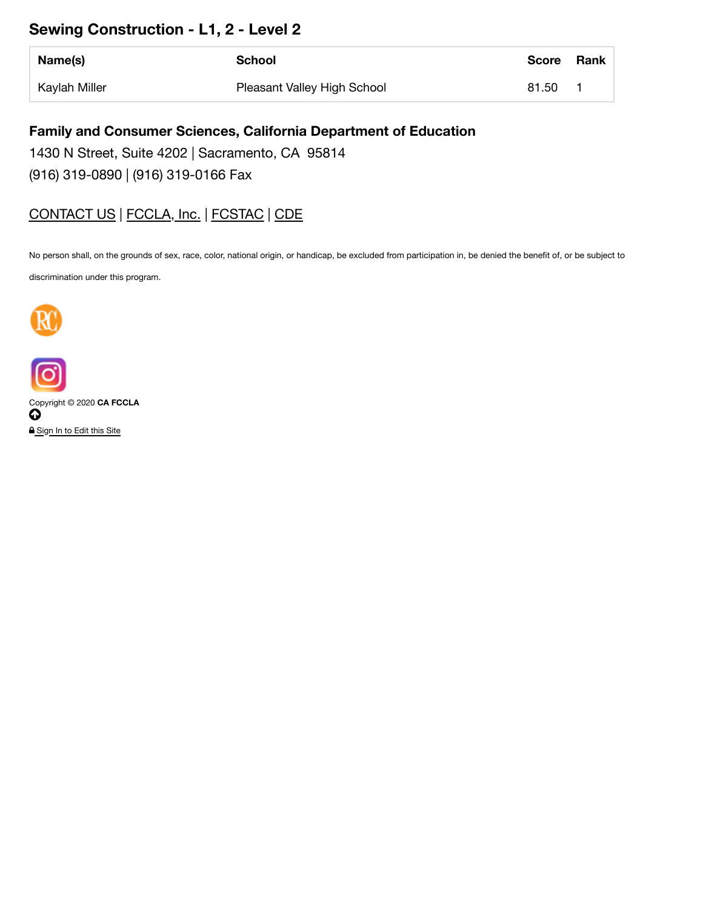## Sewing Construction - L1, 2 - Level 2

| Name(s) | School | Score | Rank |
|---|---|---|---|
| Kaylah Miller | Pleasant Valley High School | 81.50 | 1 |

**Family and Consumer Sciences, California Department of Education**

1430 N Street, Suite 4202 | Sacramento, CA 95814

(916) 319-0890 | (916) 319-0166 Fax

CONTACT US | FCCLA, Inc. | FCSTAC | CDE

No person shall, on the grounds of sex, race, color, national origin, or handicap, be excluded from participation in, be denied the benefit of, or be subject to discrimination under this program.

Copyright © 2020 **CA FCCLA**

Sign In to Edit this Site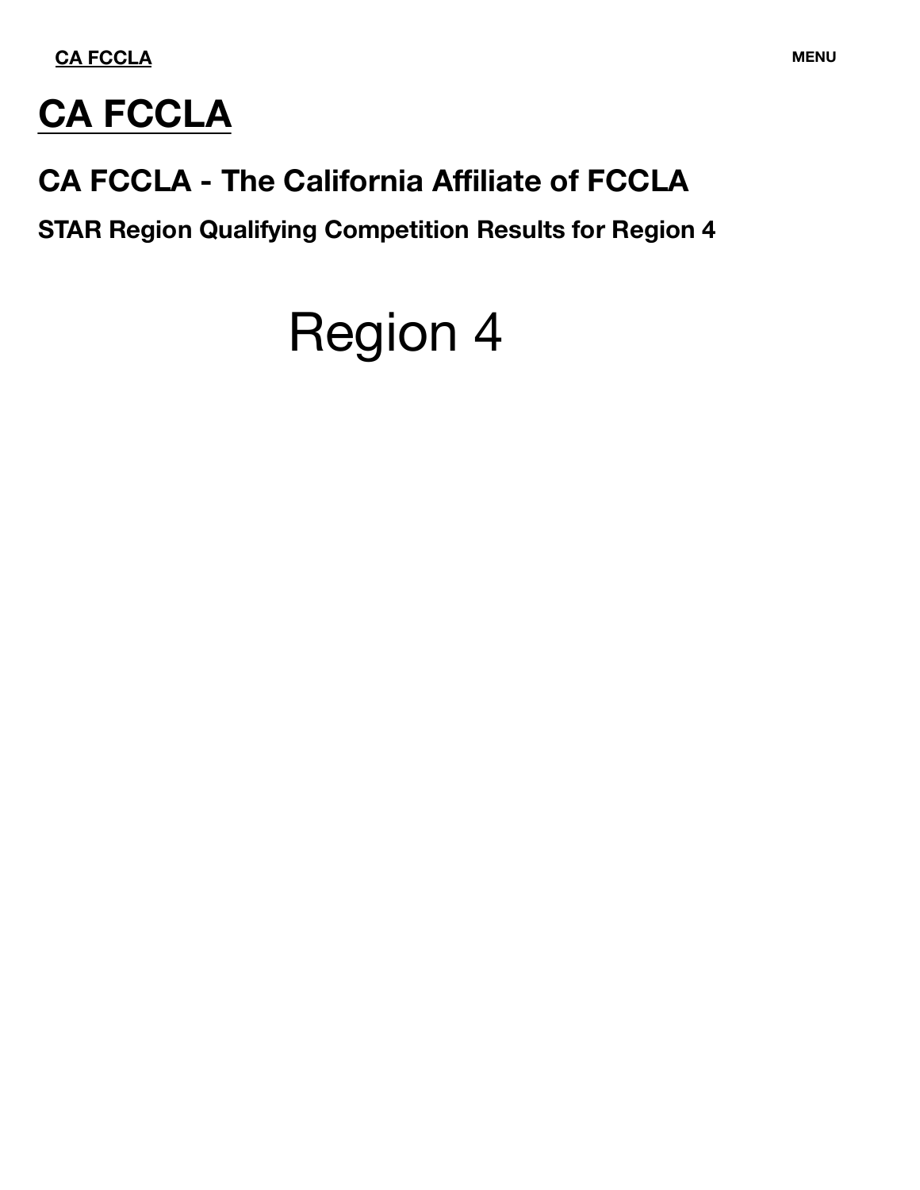CA FCCLA

MENU

# CA FCCLA

## CA FCCLA - The California Affiliate of FCCLA

### STAR Region Qualifying Competition Results for Region 4

# Region 4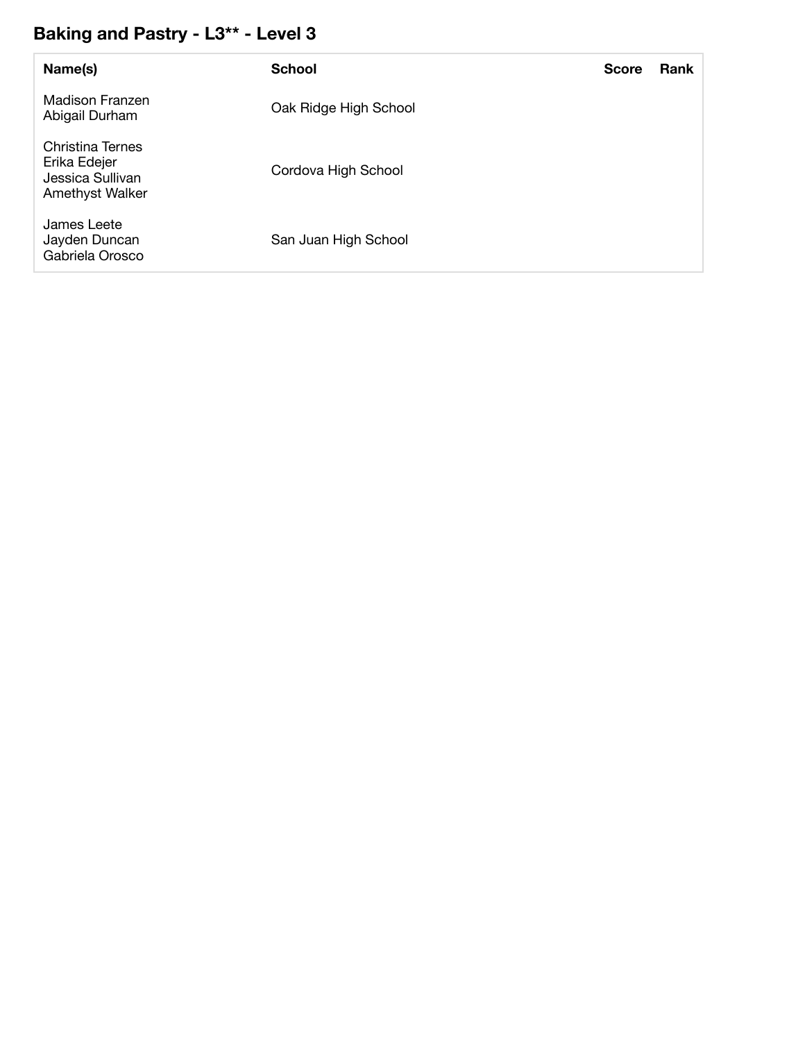## Baking and Pastry - L3** - Level 3

| Name(s) | School | Score | Rank |
| --- | --- | --- | --- |
| Madison Franzen<br>Abigail Durham | Oak Ridge High School | | |
| Christina Ternes<br>Erika Edejer<br>Jessica Sullivan<br>Amethyst Walker | Cordova High School | | |
| James Leete<br>Jayden Duncan<br>Gabriela Orosco | San Juan High School | | |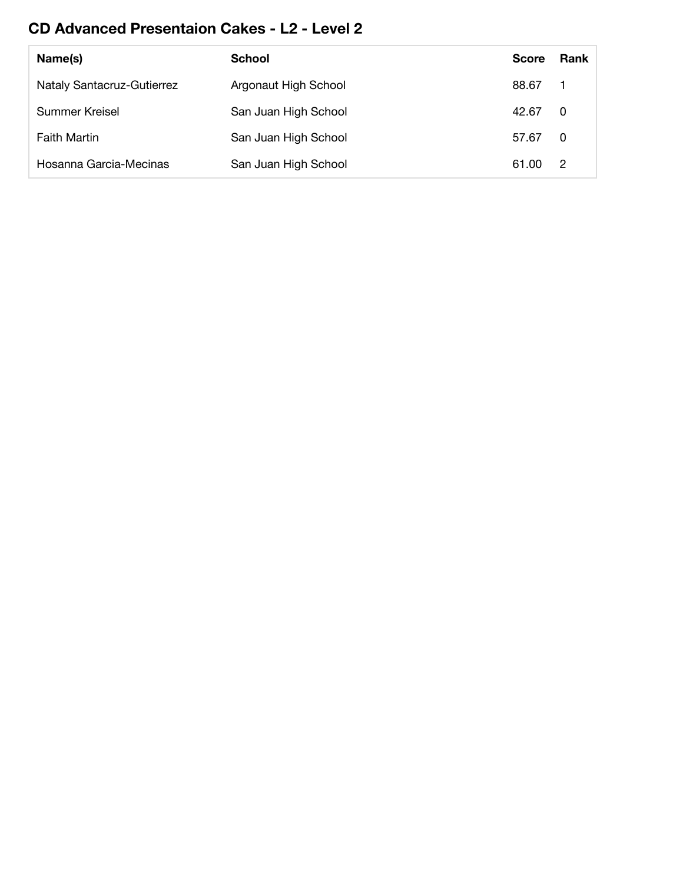## CD Advanced Presentaion Cakes - L2 - Level 2

| Name(s) | School | Score | Rank |
|---|---|---|---|
| Nataly Santacruz-Gutierrez | Argonaut High School | 88.67 | 1 |
| Summer Kreisel | San Juan High School | 42.67 | 0 |
| Faith Martin | San Juan High School | 57.67 | 0 |
| Hosanna Garcia-Mecinas | San Juan High School | 61.00 | 2 |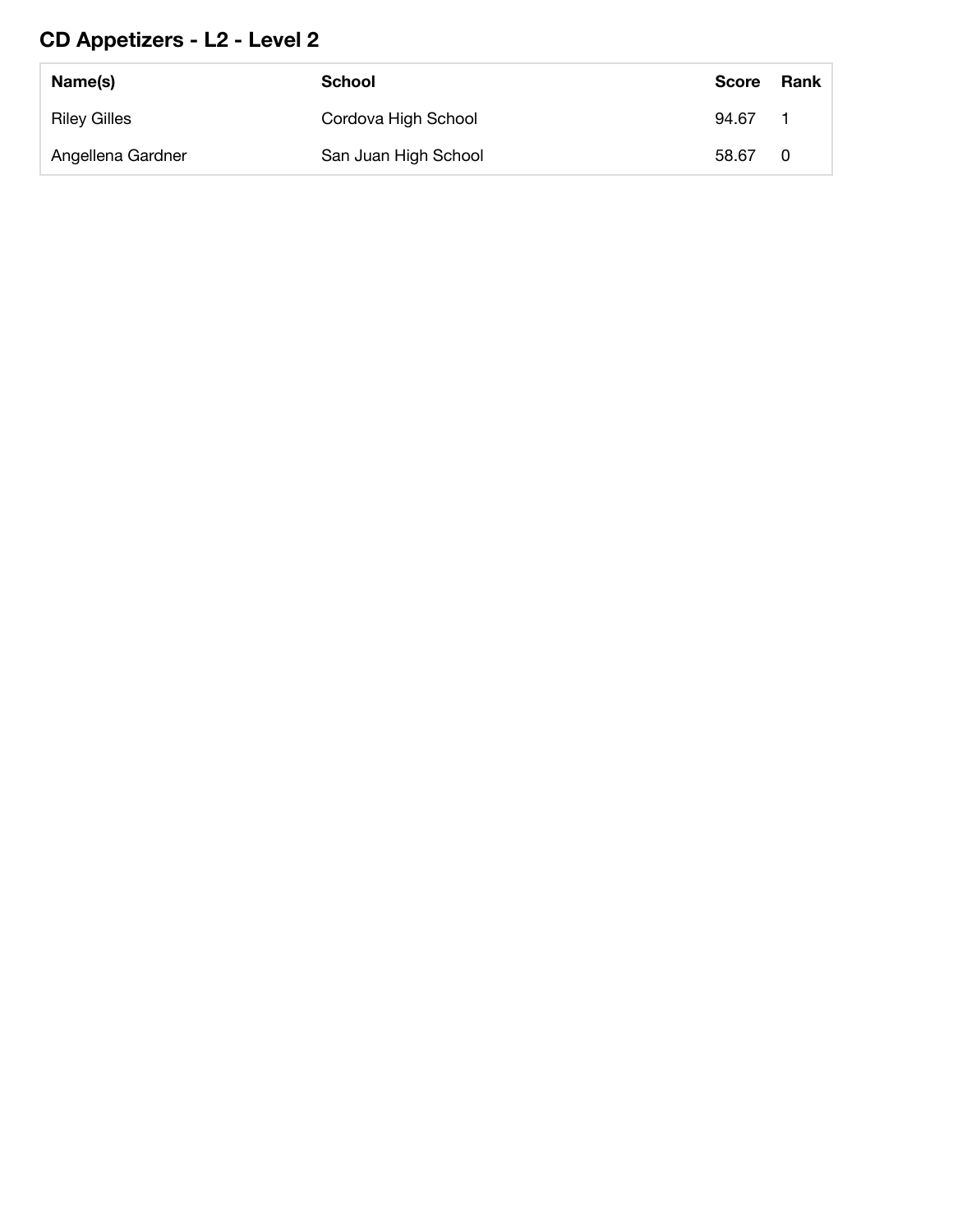## CD Appetizers - L2 - Level 2

| Name(s) | School | Score | Rank |
| --- | --- | --- | --- |
| Riley Gilles | Cordova High School | 94.67 | 1 |
| Angellena Gardner | San Juan High School | 58.67 | 0 |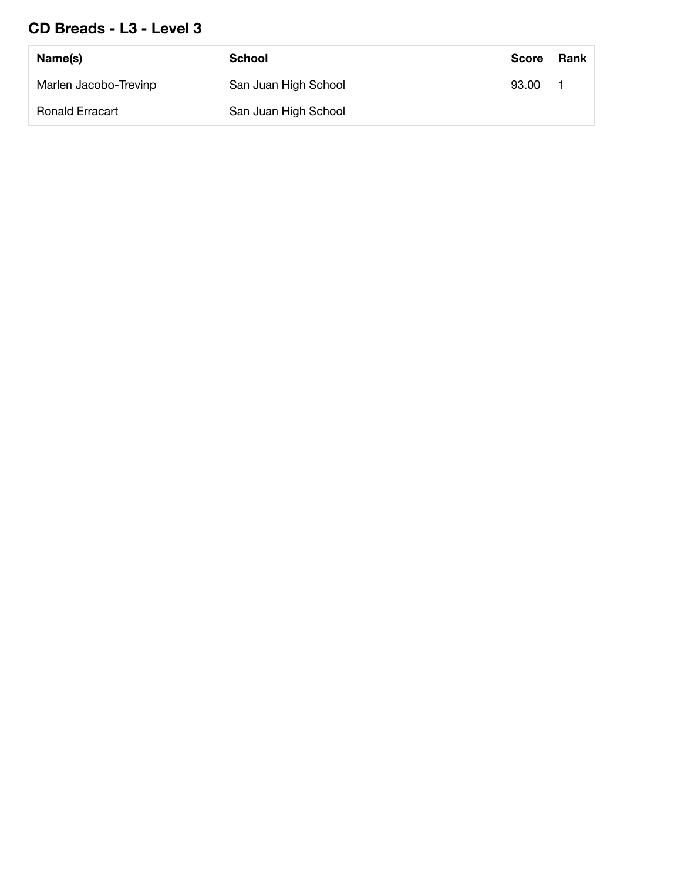## CD Breads - L3 - Level 3

| Name(s) | School | Score | Rank |
|---|---|---|---|
| Marlen Jacobo-Trevinp | San Juan High School | 93.00 | 1 |
| Ronald Erracart | San Juan High School | | |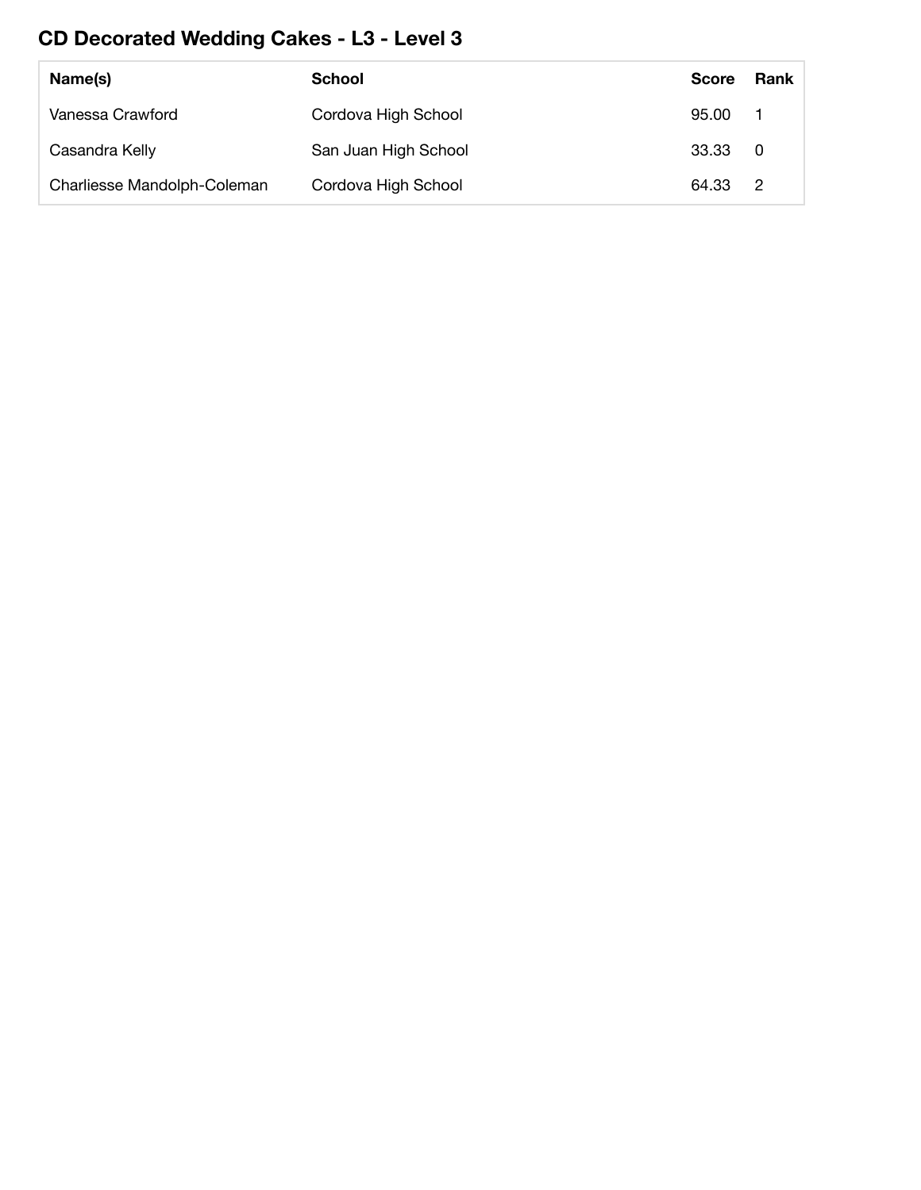## CD Decorated Wedding Cakes - L3 - Level 3

| Name(s) | School | Score | Rank |
|---|---|---|---|
| Vanessa Crawford | Cordova High School | 95.00 | 1 |
| Casandra Kelly | San Juan High School | 33.33 | 0 |
| Charliesse Mandolph-Coleman | Cordova High School | 64.33 | 2 |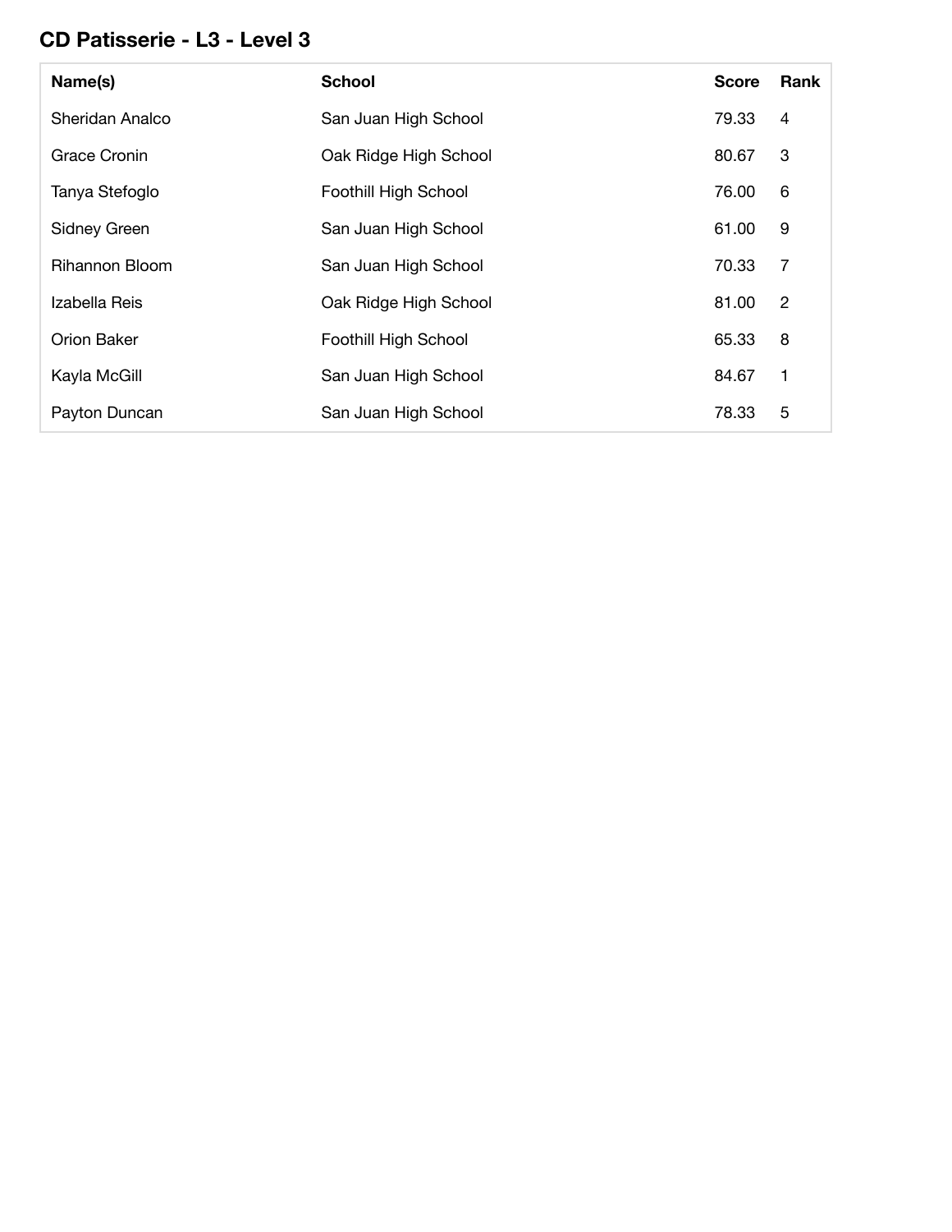## CD Patisserie - L3 - Level 3

| Name(s) | School | Score | Rank |
|---|---|---|---|
| Sheridan Analco | San Juan High School | 79.33 | 4 |
| Grace Cronin | Oak Ridge High School | 80.67 | 3 |
| Tanya Stefoglo | Foothill High School | 76.00 | 6 |
| Sidney Green | San Juan High School | 61.00 | 9 |
| Rihannon Bloom | San Juan High School | 70.33 | 7 |
| Izabella Reis | Oak Ridge High School | 81.00 | 2 |
| Orion Baker | Foothill High School | 65.33 | 8 |
| Kayla McGill | San Juan High School | 84.67 | 1 |
| Payton Duncan | San Juan High School | 78.33 | 5 |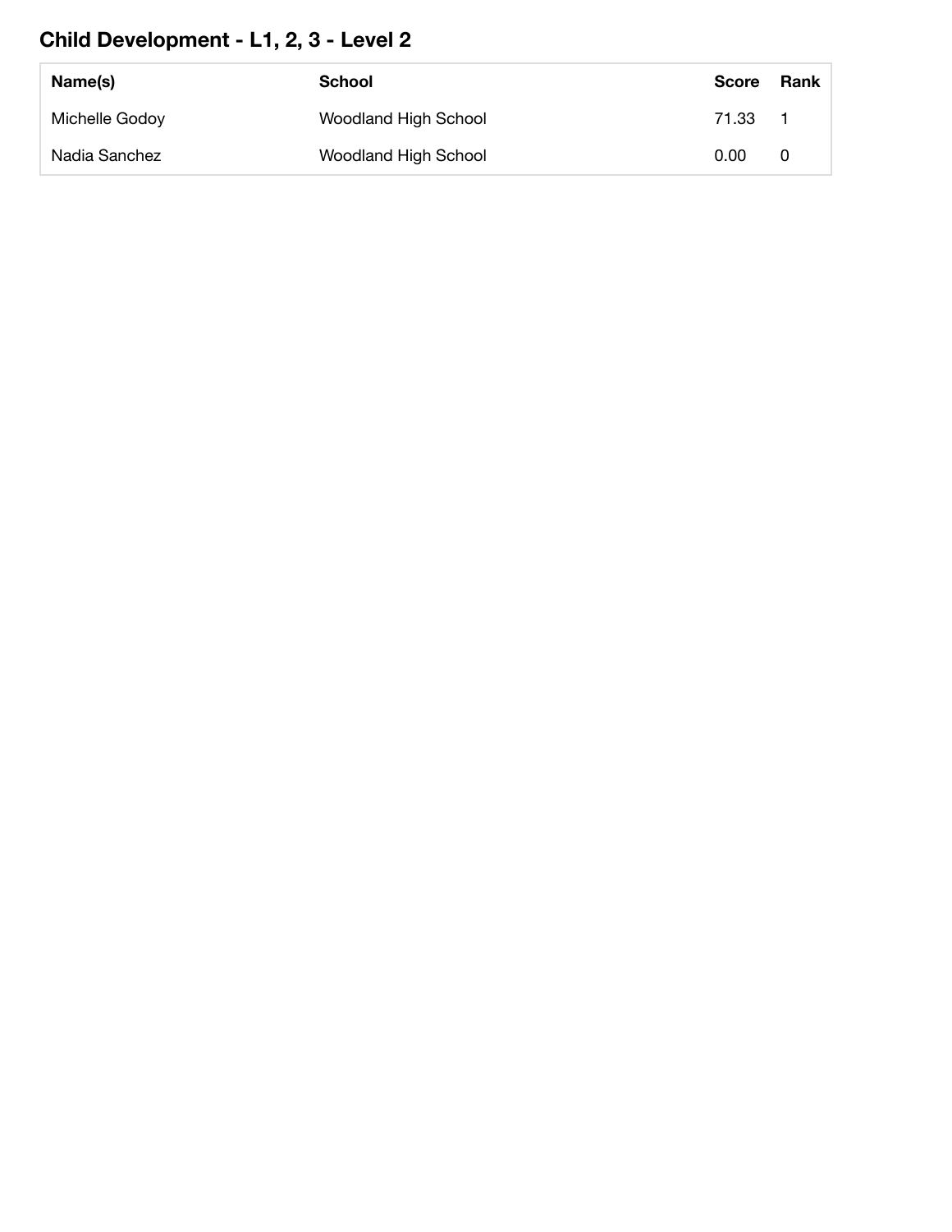## Child Development - L1, 2, 3 - Level 2

| Name(s) | School | Score | Rank |
|---|---|---|---|
| Michelle Godoy | Woodland High School | 71.33 | 1 |
| Nadia Sanchez | Woodland High School | 0.00 | 0 |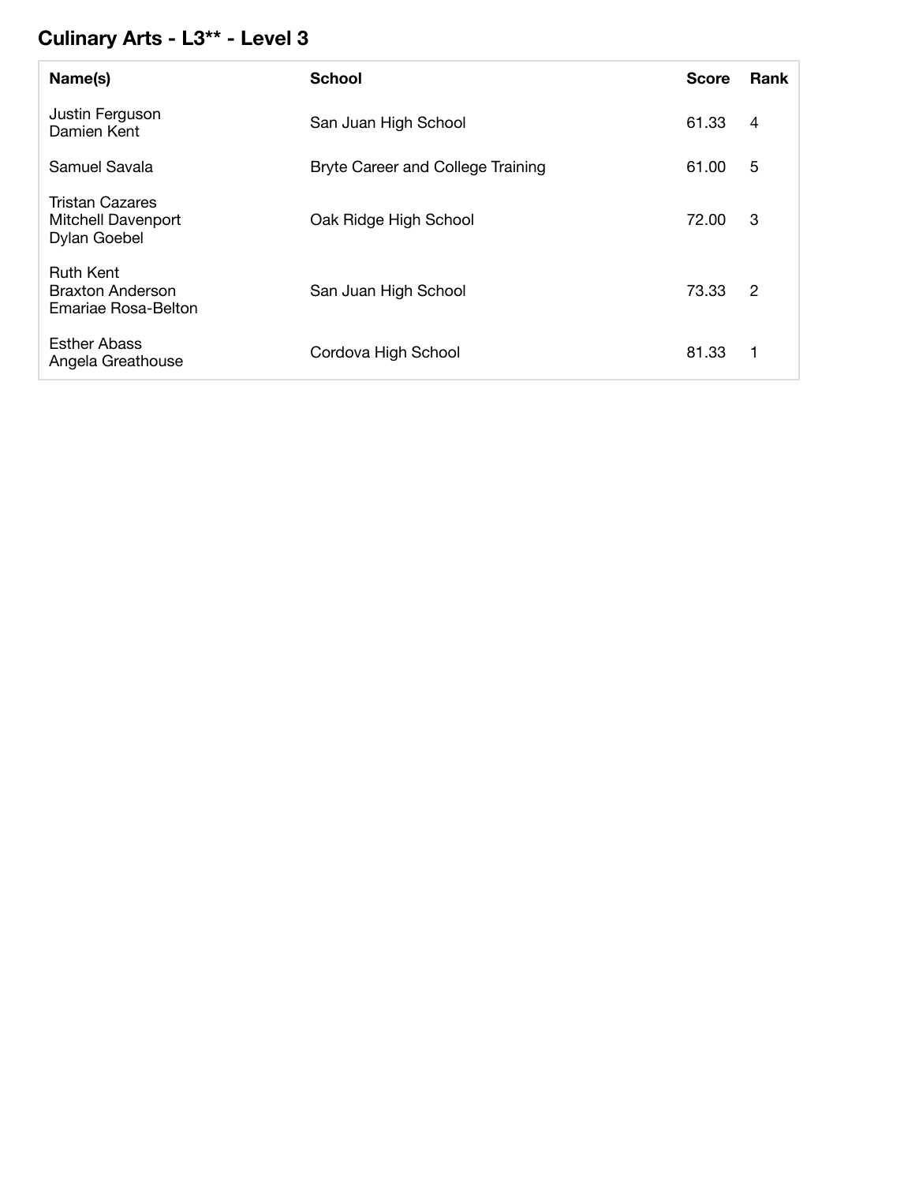## Culinary Arts - L3** - Level 3

| Name(s) | School | Score | Rank |
|---|---|---|---|
| Justin Ferguson<br>Damien Kent | San Juan High School | 61.33 | 4 |
| Samuel Savala | Bryte Career and College Training | 61.00 | 5 |
| Tristan Cazares<br>Mitchell Davenport<br>Dylan Goebel | Oak Ridge High School | 72.00 | 3 |
| Ruth Kent<br>Braxton Anderson<br>Emariae Rosa-Belton | San Juan High School | 73.33 | 2 |
| Esther Abass<br>Angela Greathouse | Cordova High School | 81.33 | 1 |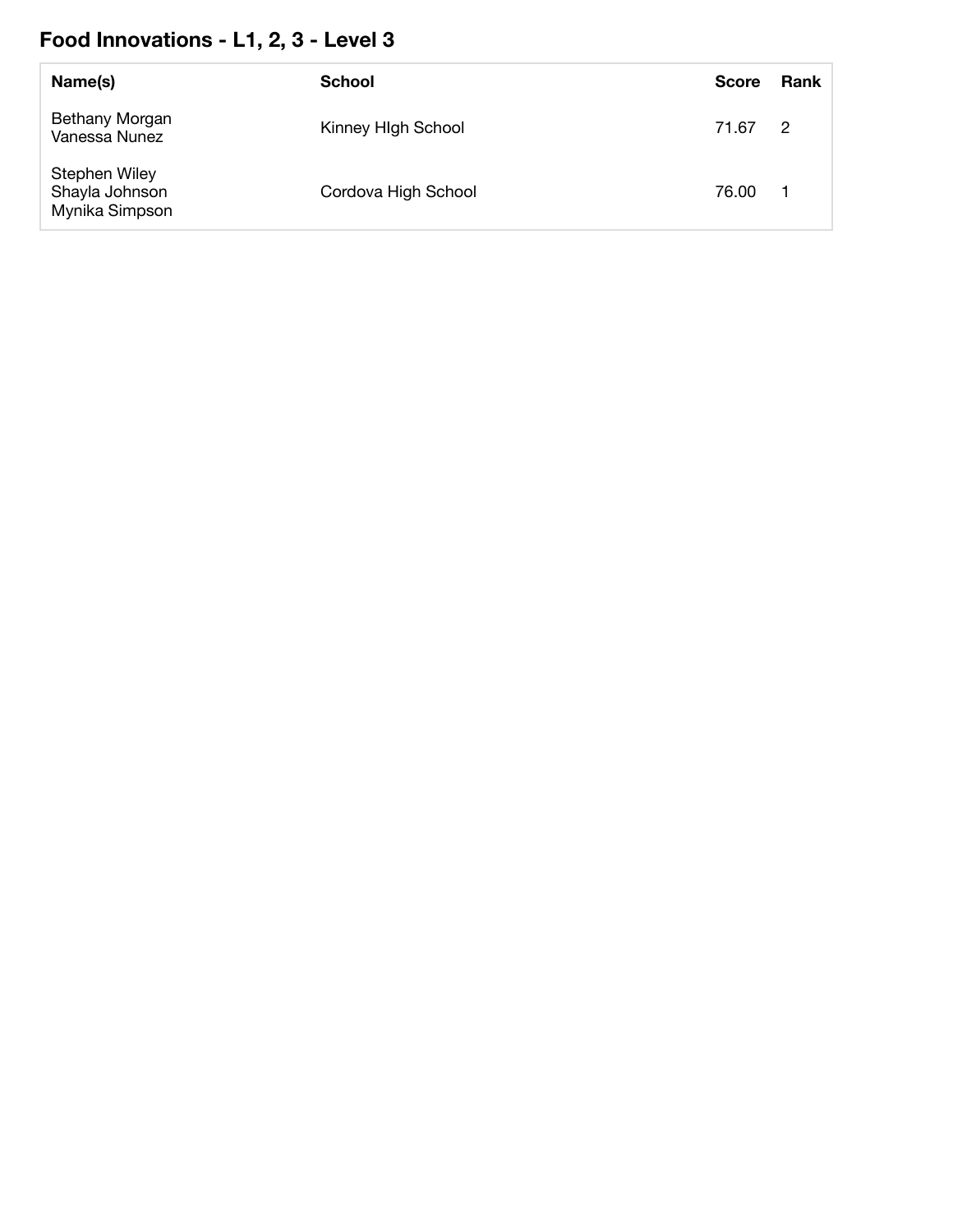## Food Innovations - L1, 2, 3 - Level 3

| Name(s) | School | Score | Rank |
| --- | --- | --- | --- |
| Bethany Morgan<br>Vanessa Nunez | Kinney HIgh School | 71.67 | 2 |
| Stephen Wiley<br>Shayla Johnson<br>Mynika Simpson | Cordova High School | 76.00 | 1 |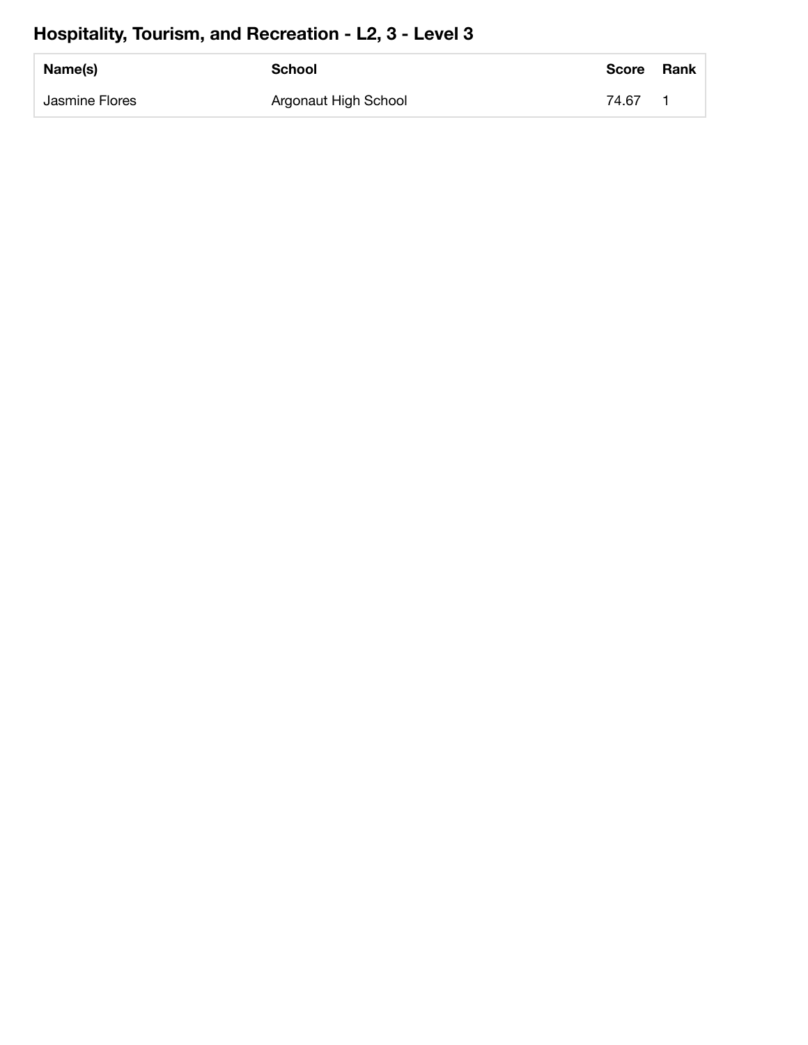## Hospitality, Tourism, and Recreation - L2, 3 - Level 3

| Name(s) | School | Score | Rank |
|---|---|---|---|
| Jasmine Flores | Argonaut High School | 74.67 | 1 |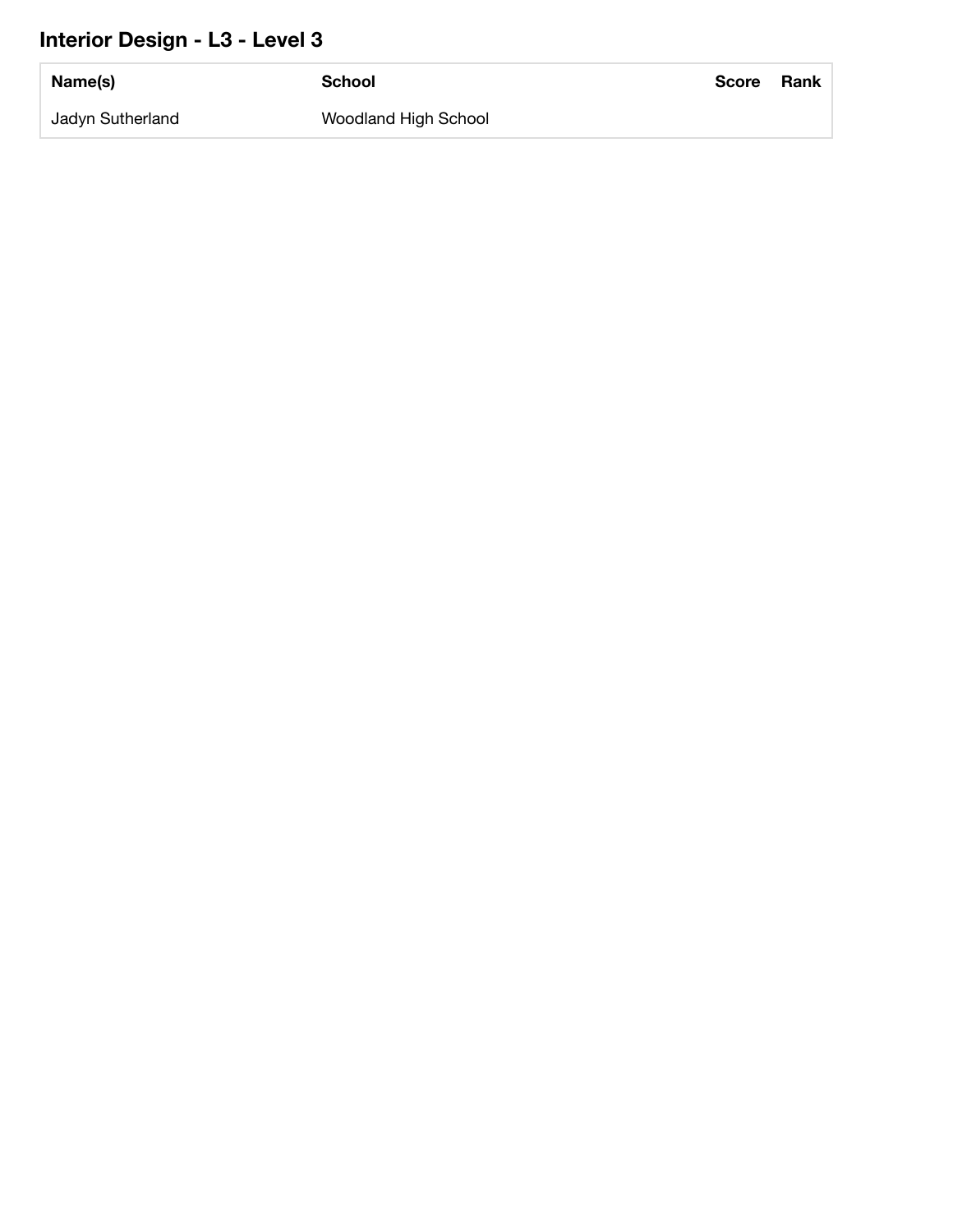## Interior Design - L3 - Level 3

| Name(s) | School | Score | Rank |
| --- | --- | --- | --- |
| Jadyn Sutherland | Woodland High School | | |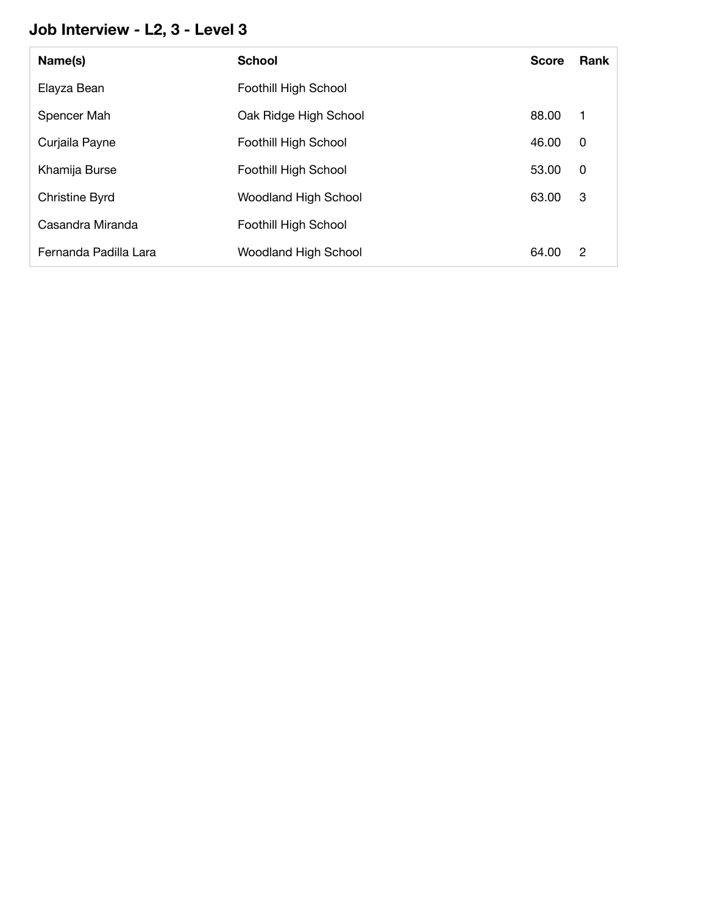## Job Interview - L2, 3 - Level 3

| Name(s) | School | Score | Rank |
| --- | --- | --- | --- |
| Elayza Bean | Foothill High School | | |
| Spencer Mah | Oak Ridge High School | 88.00 | 1 |
| Curjaila Payne | Foothill High School | 46.00 | 0 |
| Khamija Burse | Foothill High School | 53.00 | 0 |
| Christine Byrd | Woodland High School | 63.00 | 3 |
| Casandra Miranda | Foothill High School | | |
| Fernanda Padilla Lara | Woodland High School | 64.00 | 2 |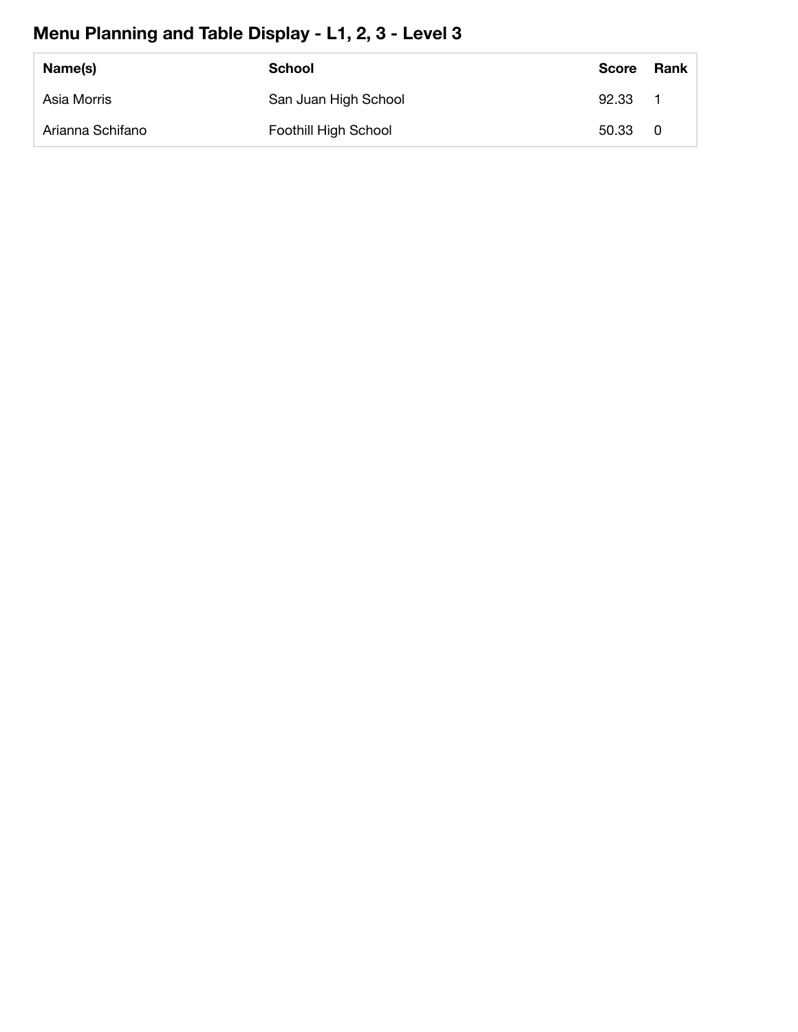## Menu Planning and Table Display - L1, 2, 3 - Level 3

| Name(s) | School | Score | Rank |
| --- | --- | --- | --- |
| Asia Morris | San Juan High School | 92.33 | 1 |
| Arianna Schifano | Foothill High School | 50.33 | 0 |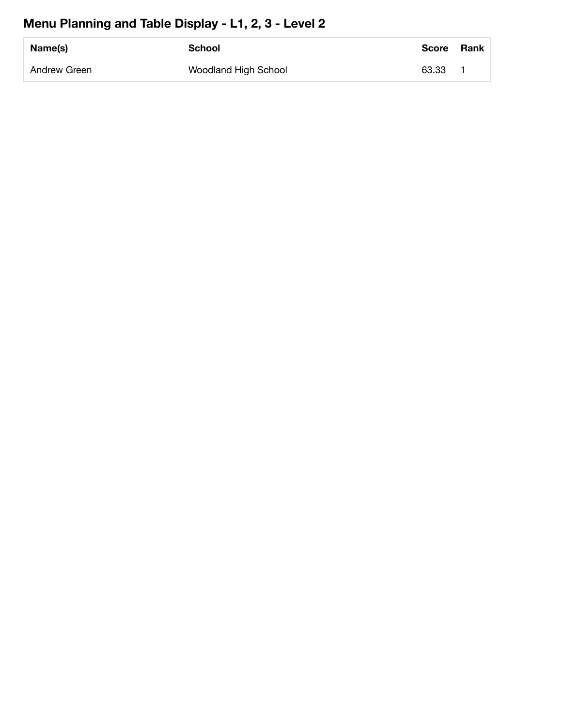## Menu Planning and Table Display - L1, 2, 3 - Level 2

| Name(s) | School | Score | Rank |
|---|---|---|---|
| Andrew Green | Woodland High School | 63.33 | 1 |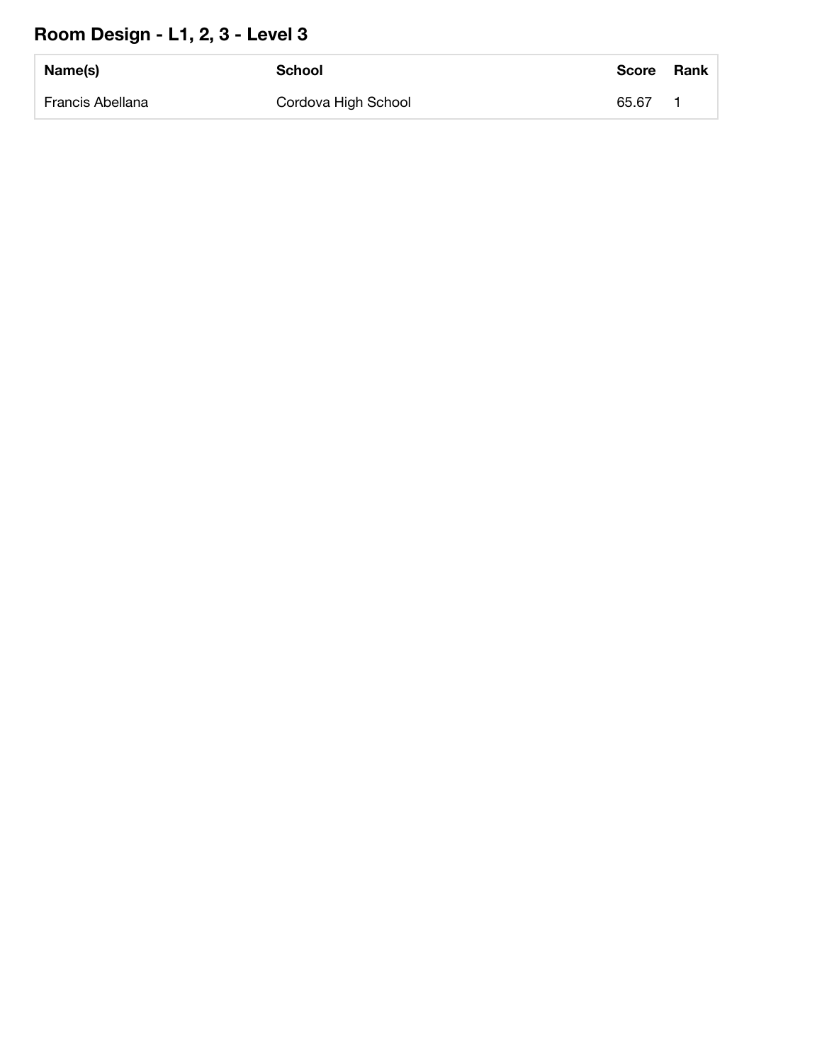## Room Design - L1, 2, 3 - Level 3

| Name(s) | School | Score | Rank |
|---|---|---|---|
| Francis Abellana | Cordova High School | 65.67 | 1 |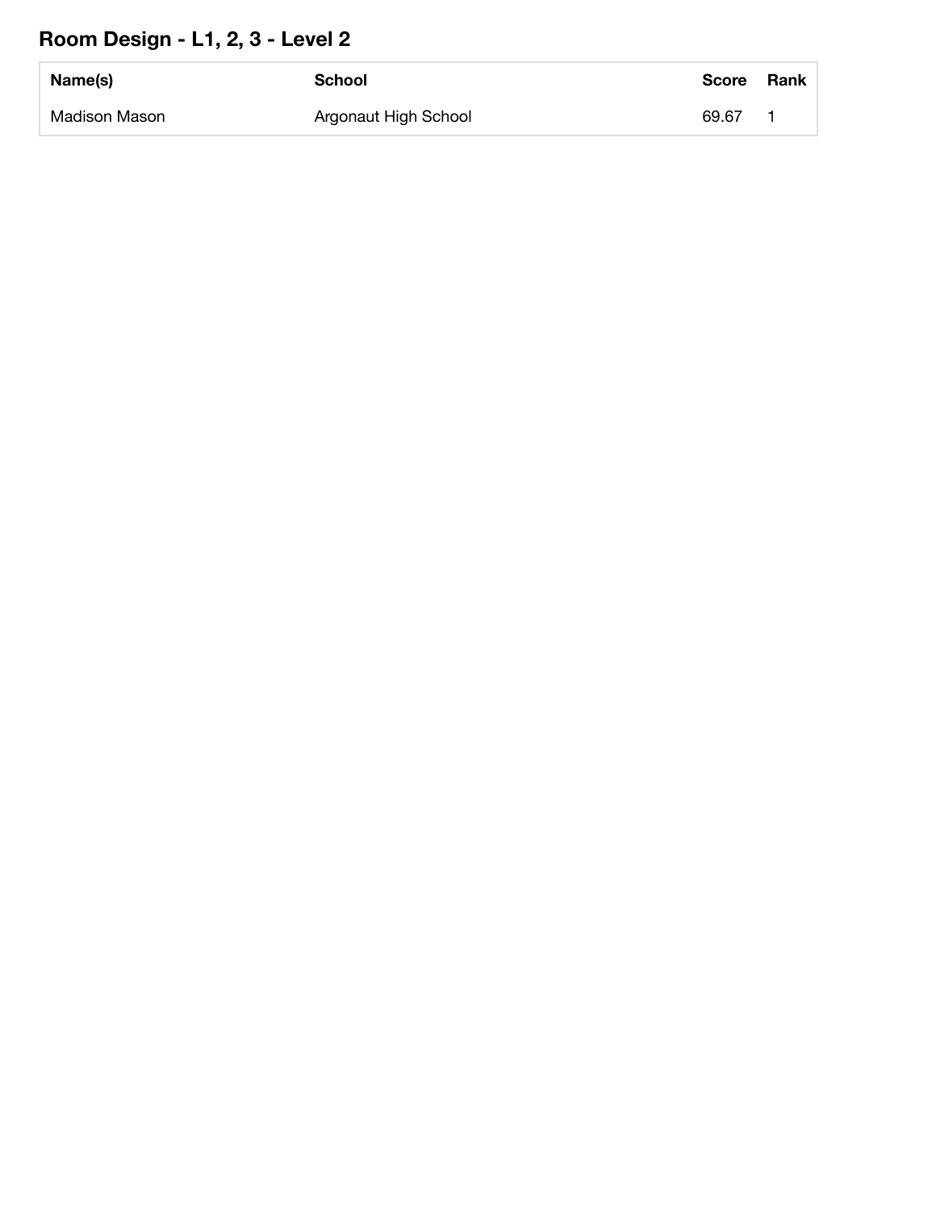## Room Design - L1, 2, 3 - Level 2

| Name(s) | School | Score | Rank |
| --- | --- | --- | --- |
| Madison Mason | Argonaut High School | 69.67 | 1 |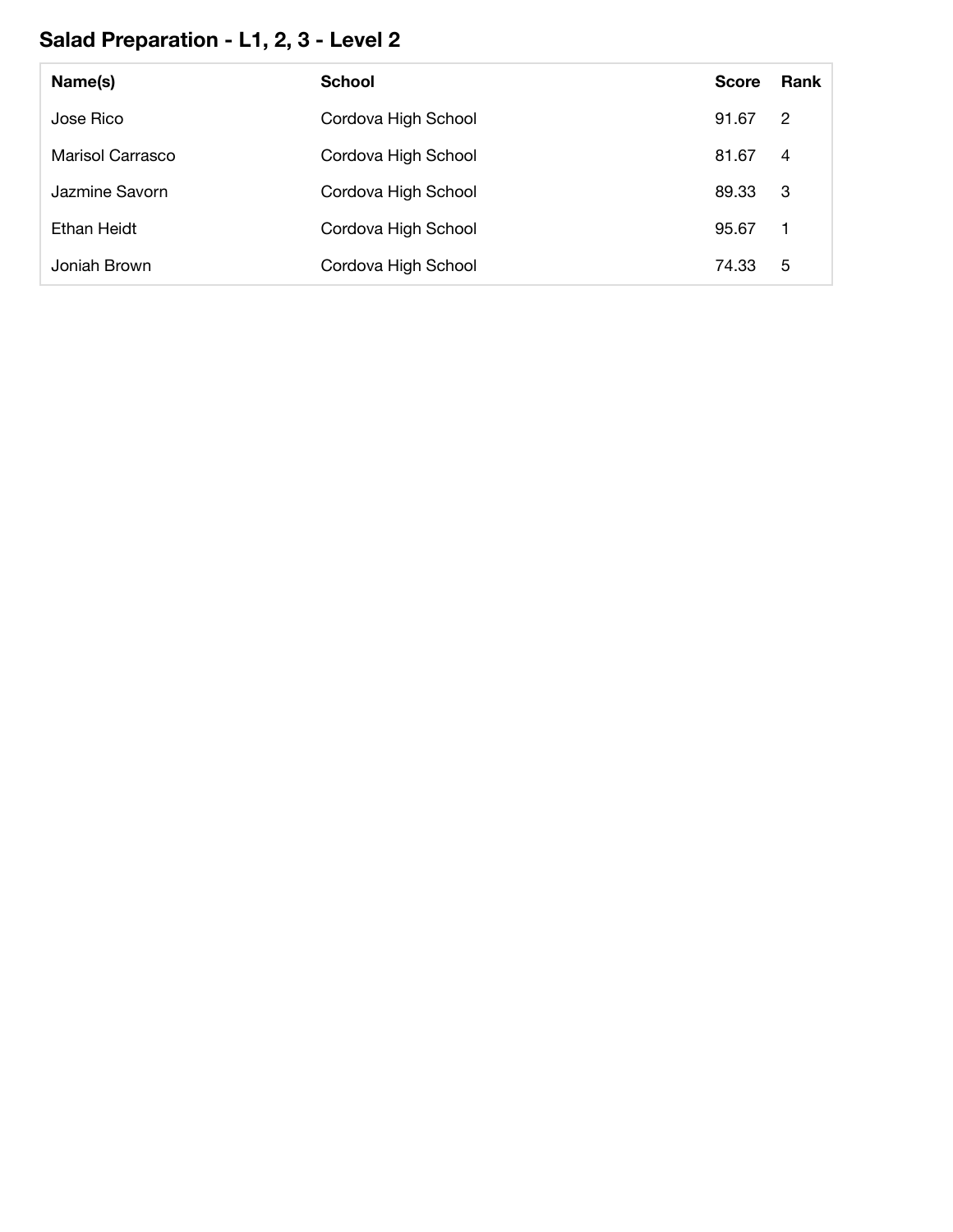## Salad Preparation - L1, 2, 3 - Level 2

| Name(s) | School | Score | Rank |
|---|---|---|---|
| Jose Rico | Cordova High School | 91.67 | 2 |
| Marisol Carrasco | Cordova High School | 81.67 | 4 |
| Jazmine Savorn | Cordova High School | 89.33 | 3 |
| Ethan Heidt | Cordova High School | 95.67 | 1 |
| Joniah Brown | Cordova High School | 74.33 | 5 |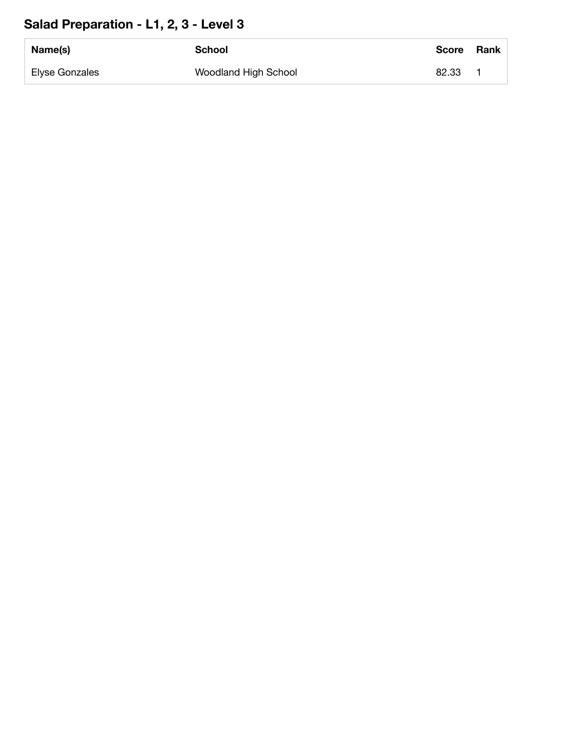## Salad Preparation - L1, 2, 3 - Level 3

| Name(s) | School | Score | Rank |
|---|---|---|---|
| Elyse Gonzales | Woodland High School | 82.33 | 1 |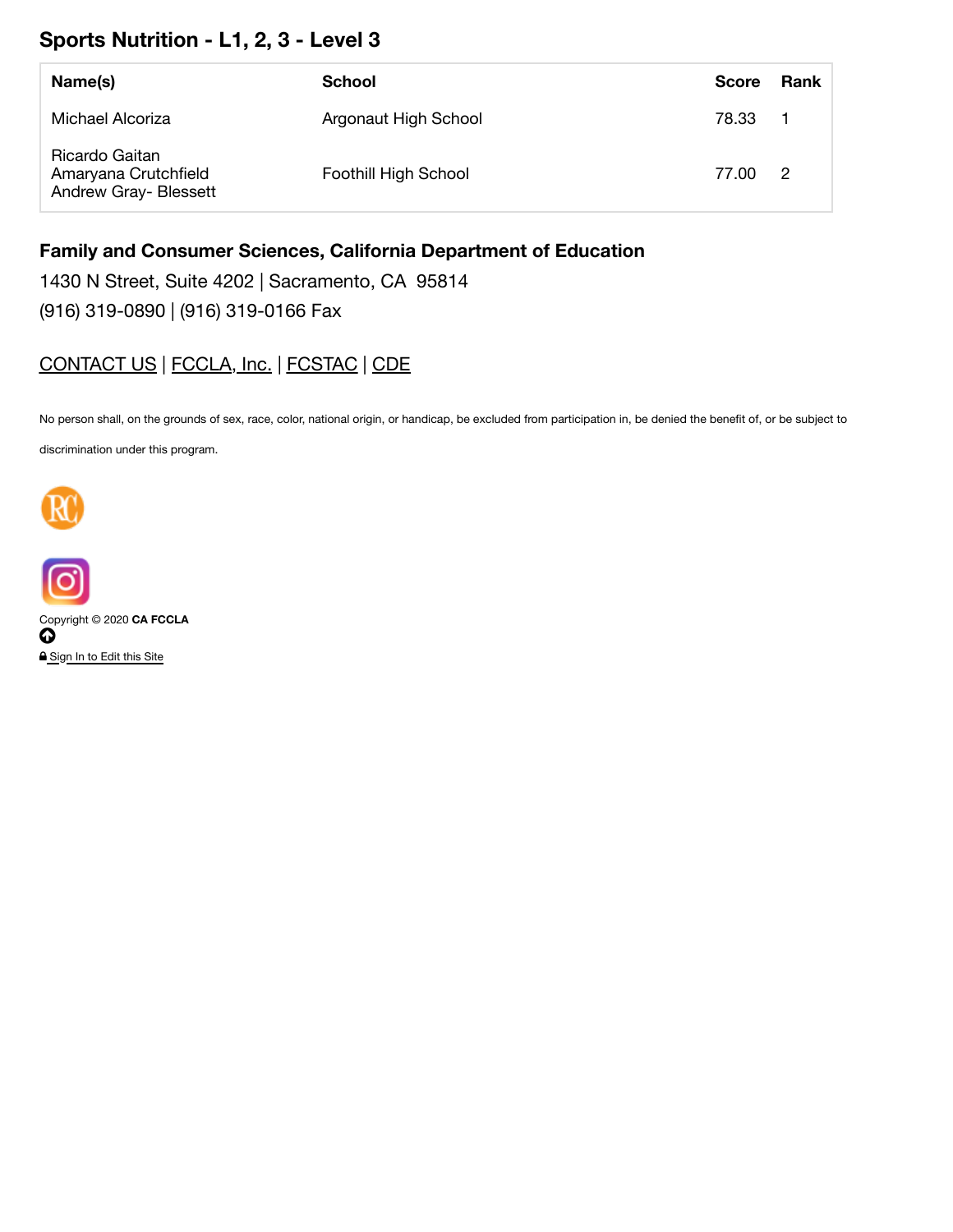## Sports Nutrition - L1, 2, 3 - Level 3

| Name(s) | School | Score | Rank |
|---|---|---|---|
| Michael Alcoriza | Argonaut High School | 78.33 | 1 |
| Ricardo Gaitan<br>Amaryana Crutchfield<br>Andrew Gray- Blessett | Foothill High School | 77.00 | 2 |

**Family and Consumer Sciences, California Department of Education**

1430 N Street, Suite 4202 | Sacramento, CA  95814

(916) 319-0890 | (916) 319-0166 Fax

CONTACT US | FCCLA, Inc. | FCSTAC | CDE

No person shall, on the grounds of sex, race, color, national origin, or handicap, be excluded from participation in, be denied the benefit of, or be subject to discrimination under this program.

Copyright © 2020 **CA FCCLA**

Sign In to Edit this Site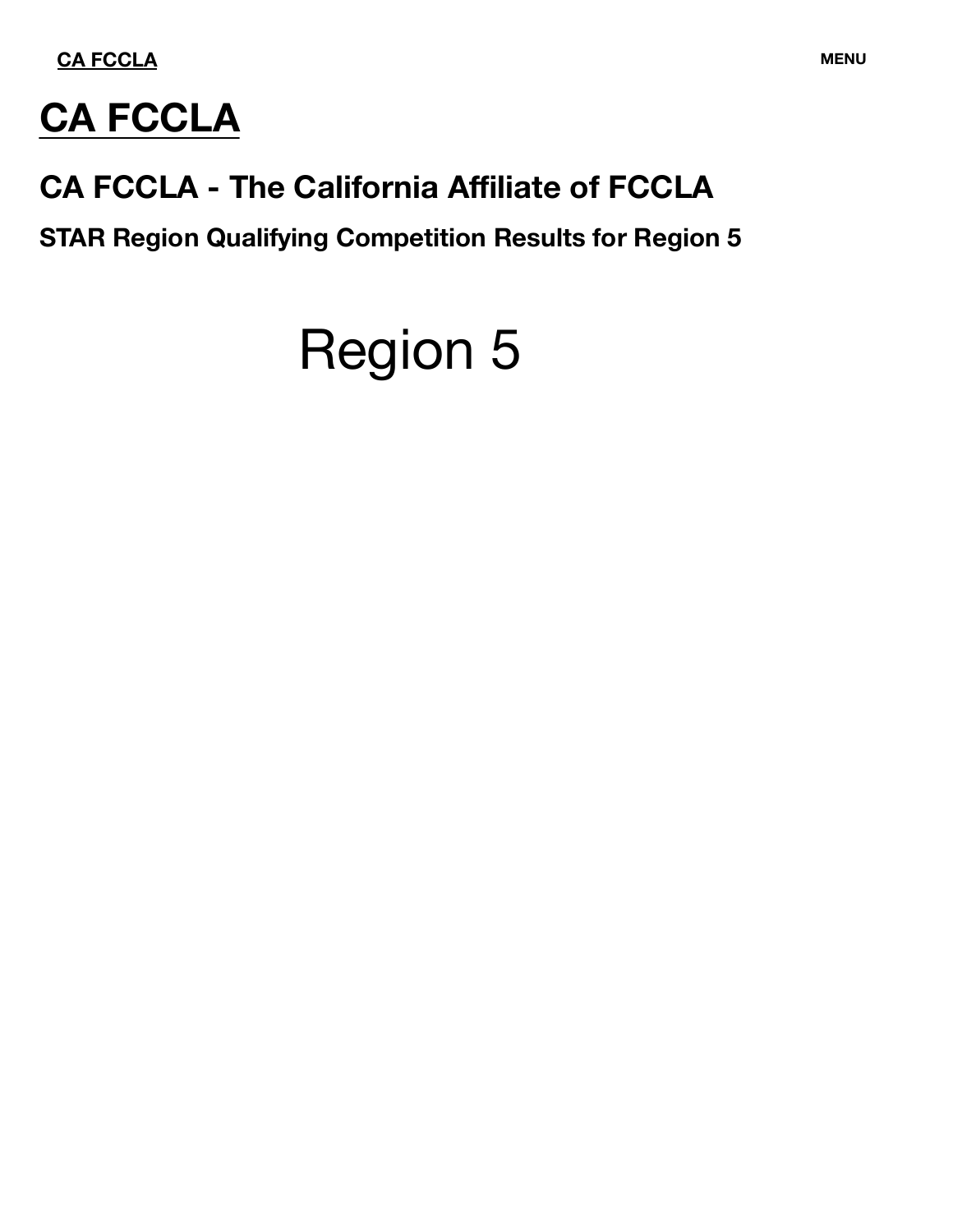CA FCCLA

MENU

# CA FCCLA

## CA FCCLA - The California Affiliate of FCCLA

### STAR Region Qualifying Competition Results for Region 5

Region 5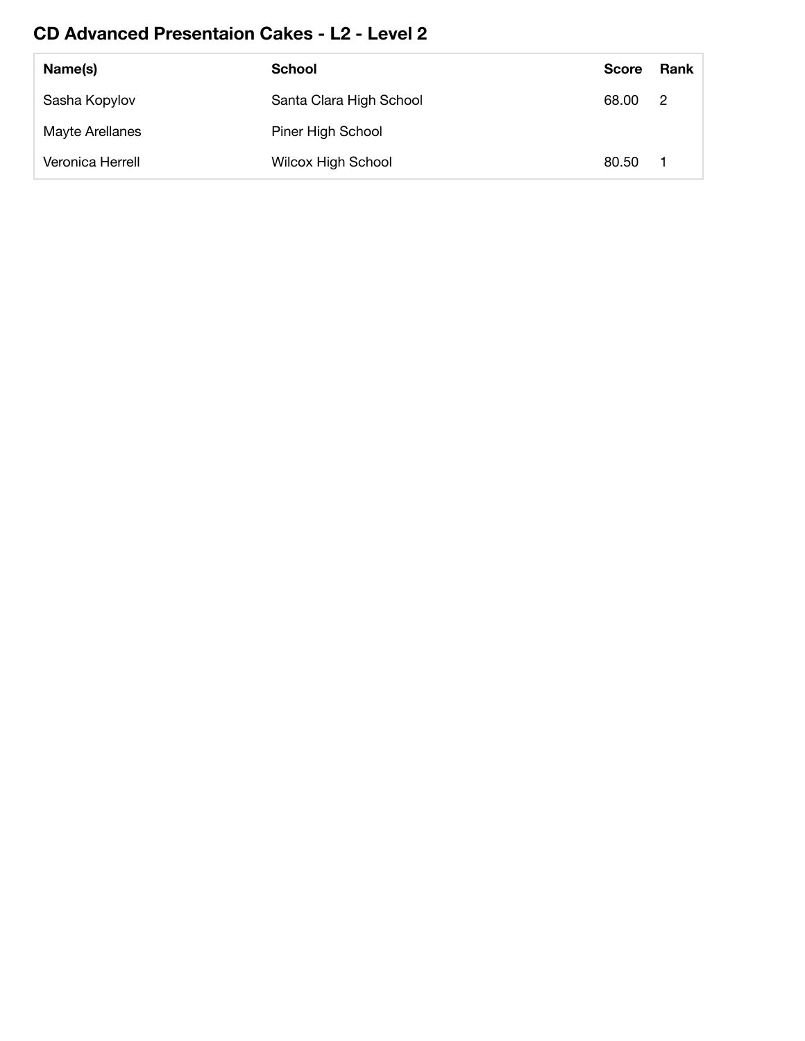## CD Advanced Presentaion Cakes - L2 - Level 2

| Name(s) | School | Score | Rank |
|---|---|---|---|
| Sasha Kopylov | Santa Clara High School | 68.00 | 2 |
| Mayte Arellanes | Piner High School | | |
| Veronica Herrell | Wilcox High School | 80.50 | 1 |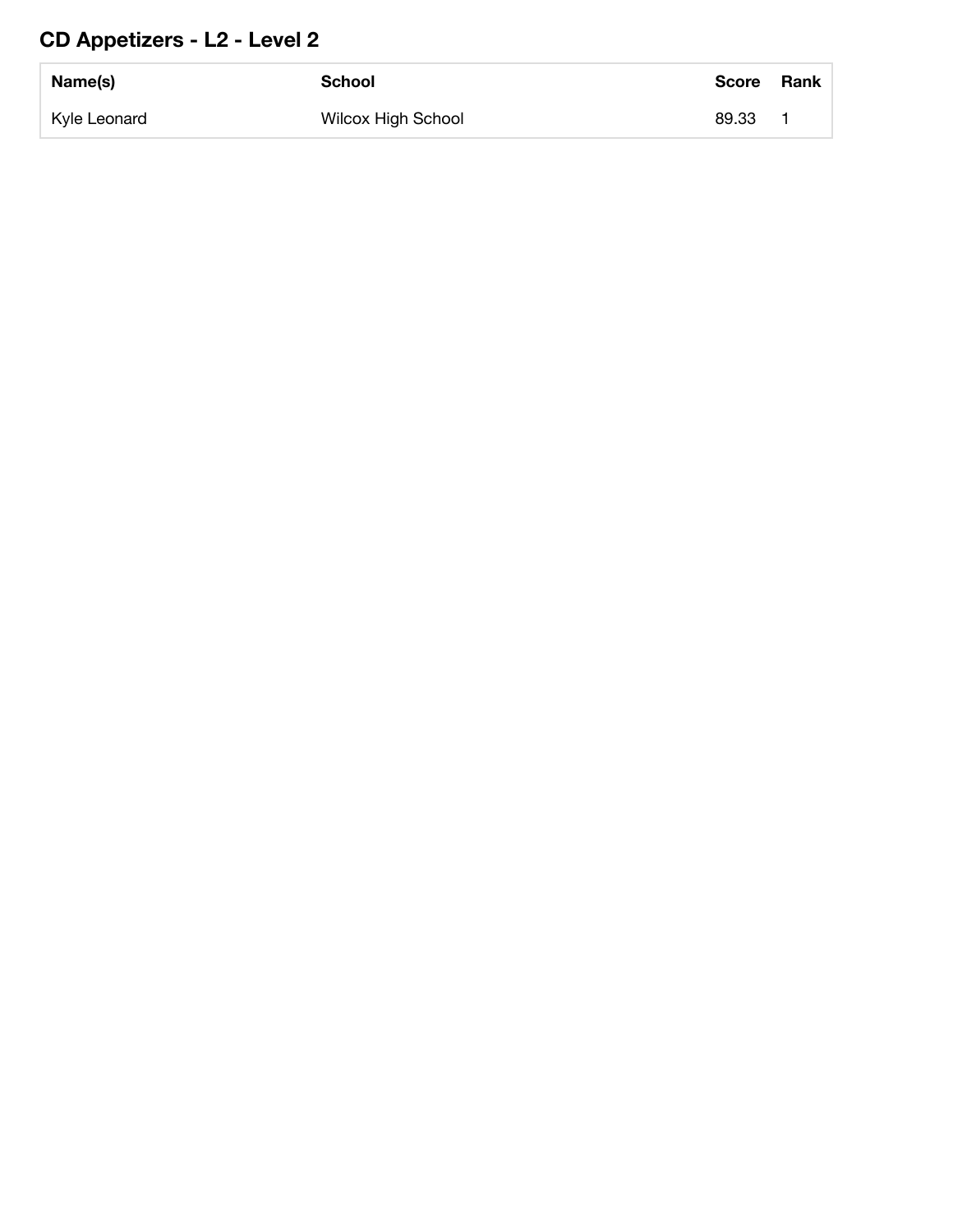## CD Appetizers - L2 - Level 2

| Name(s) | School | Score | Rank |
|---|---|---|---|
| Kyle Leonard | Wilcox High School | 89.33 | 1 |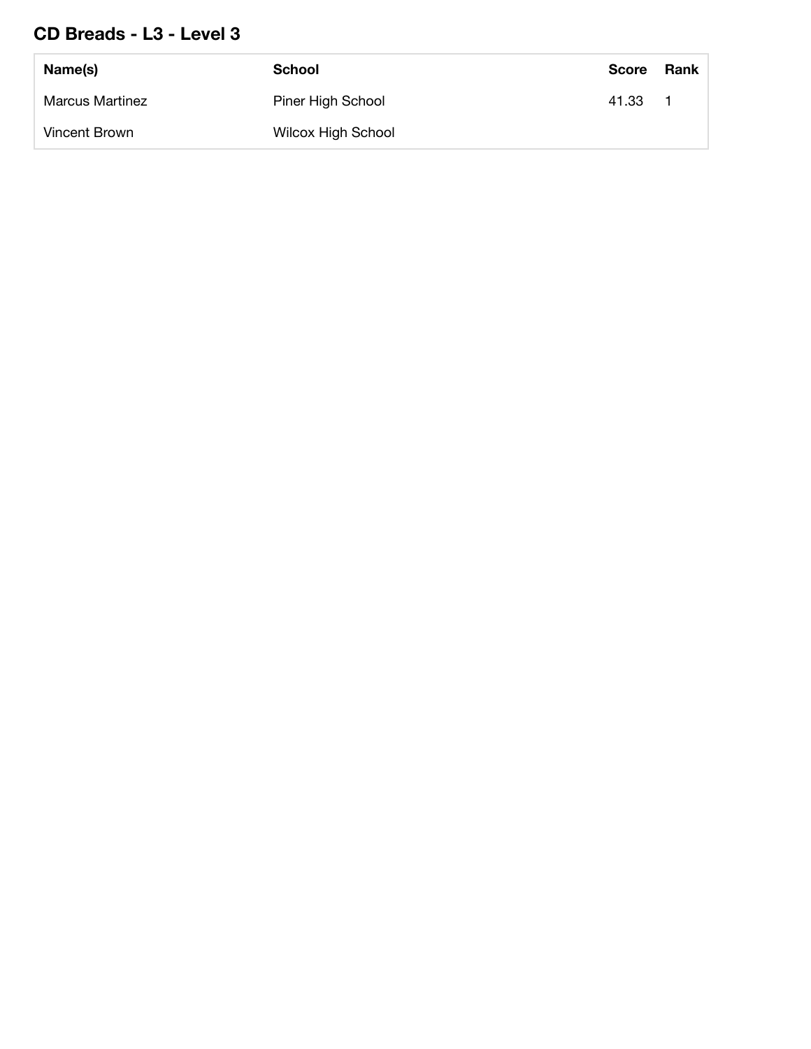## CD Breads - L3 - Level 3

| Name(s) | School | Score | Rank |
|---|---|---|---|
| Marcus Martinez | Piner High School | 41.33 | 1 |
| Vincent Brown | Wilcox High School | | |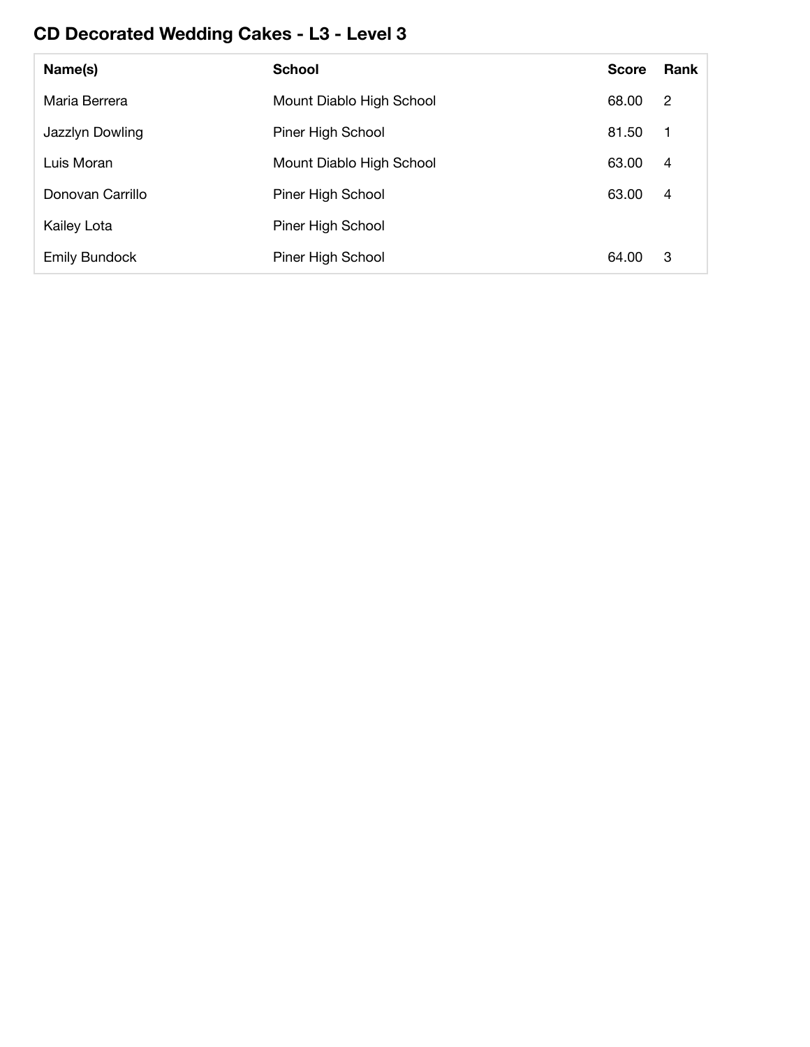## CD Decorated Wedding Cakes - L3 - Level 3

| Name(s) | School | Score | Rank |
| --- | --- | --- | --- |
| Maria Berrera | Mount Diablo High School | 68.00 | 2 |
| Jazzlyn Dowling | Piner High School | 81.50 | 1 |
| Luis Moran | Mount Diablo High School | 63.00 | 4 |
| Donovan Carrillo | Piner High School | 63.00 | 4 |
| Kailey Lota | Piner High School | | |
| Emily Bundock | Piner High School | 64.00 | 3 |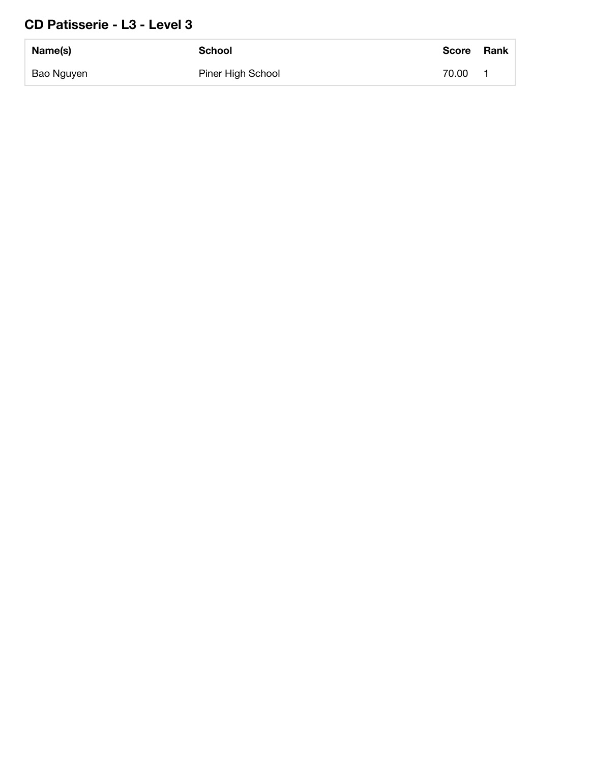## CD Patisserie - L3 - Level 3

| Name(s) | School | Score | Rank |
|---|---|---|---|
| Bao Nguyen | Piner High School | 70.00 | 1 |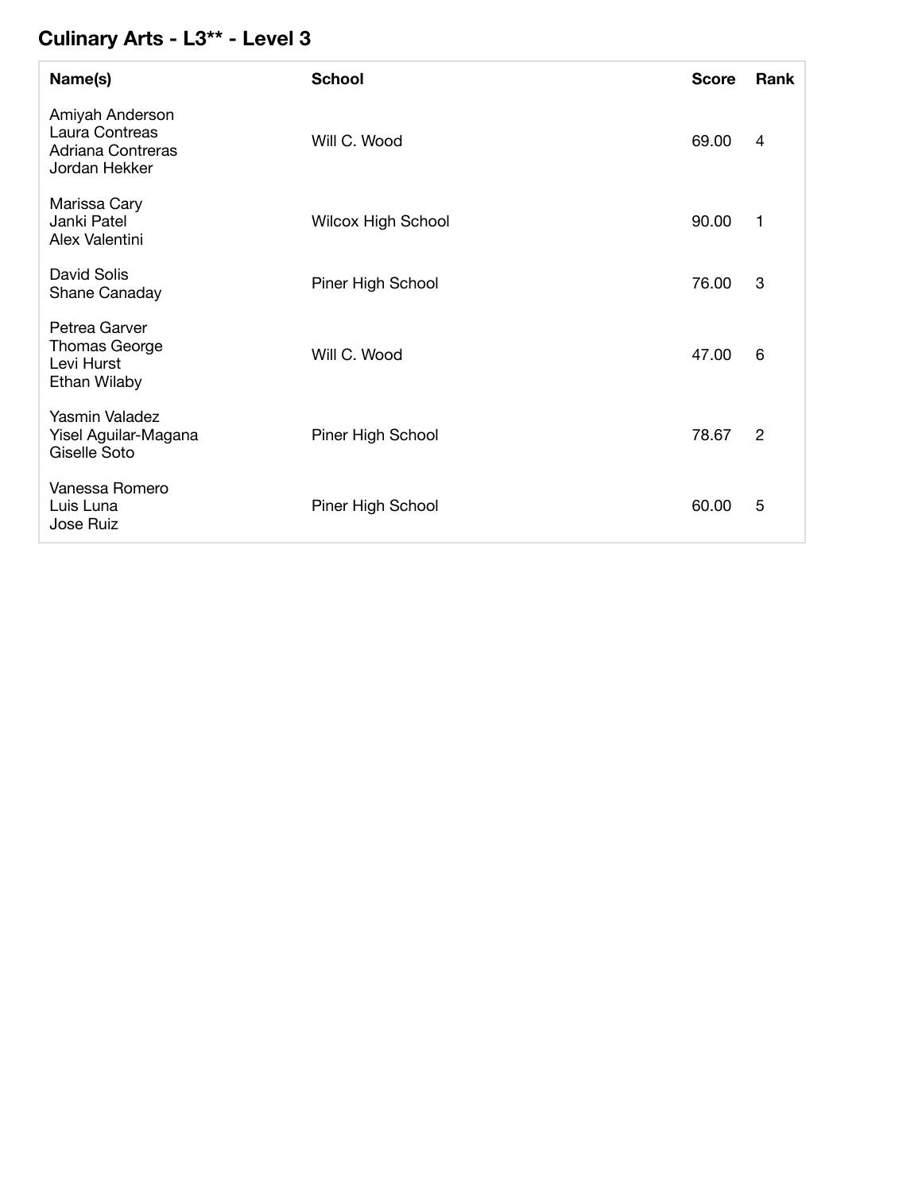## Culinary Arts - L3** - Level 3

| Name(s) | School | Score | Rank |
| --- | --- | --- | --- |
| Amiyah Anderson<br>Laura Contreas<br>Adriana Contreras<br>Jordan Hekker | Will C. Wood | 69.00 | 4 |
| Marissa Cary<br>Janki Patel<br>Alex Valentini | Wilcox High School | 90.00 | 1 |
| David Solis<br>Shane Canaday | Piner High School | 76.00 | 3 |
| Petrea Garver<br>Thomas George<br>Levi Hurst<br>Ethan Wilaby | Will C. Wood | 47.00 | 6 |
| Yasmin Valadez<br>Yisel Aguilar-Magana<br>Giselle Soto | Piner High School | 78.67 | 2 |
| Vanessa Romero<br>Luis Luna<br>Jose Ruiz | Piner High School | 60.00 | 5 |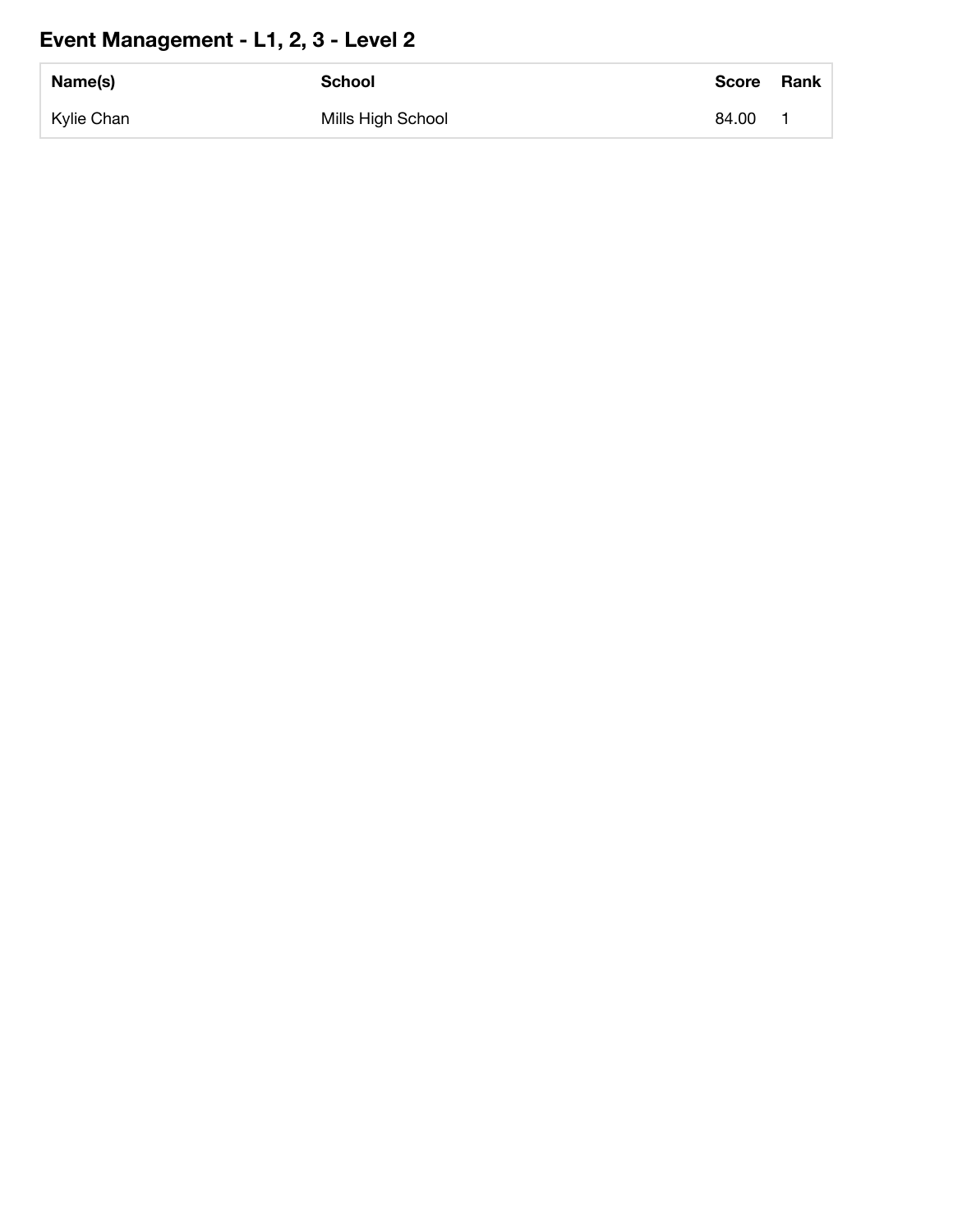## Event Management - L1, 2, 3 - Level 2

| Name(s) | School | Score | Rank |
|---|---|---|---|
| Kylie Chan | Mills High School | 84.00 | 1 |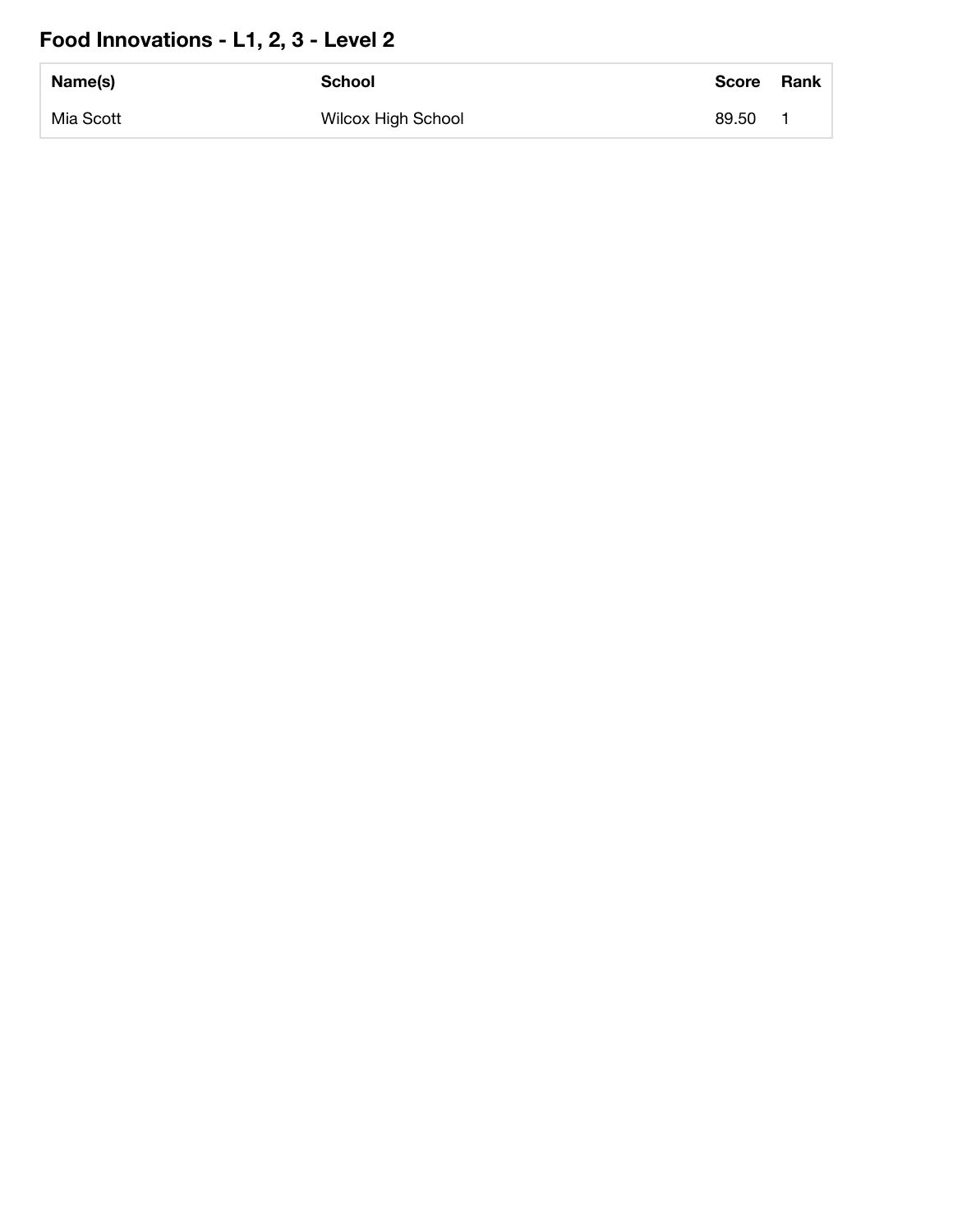## Food Innovations - L1, 2, 3 - Level 2

| Name(s) | School | Score | Rank |
| --- | --- | --- | --- |
| Mia Scott | Wilcox High School | 89.50 | 1 |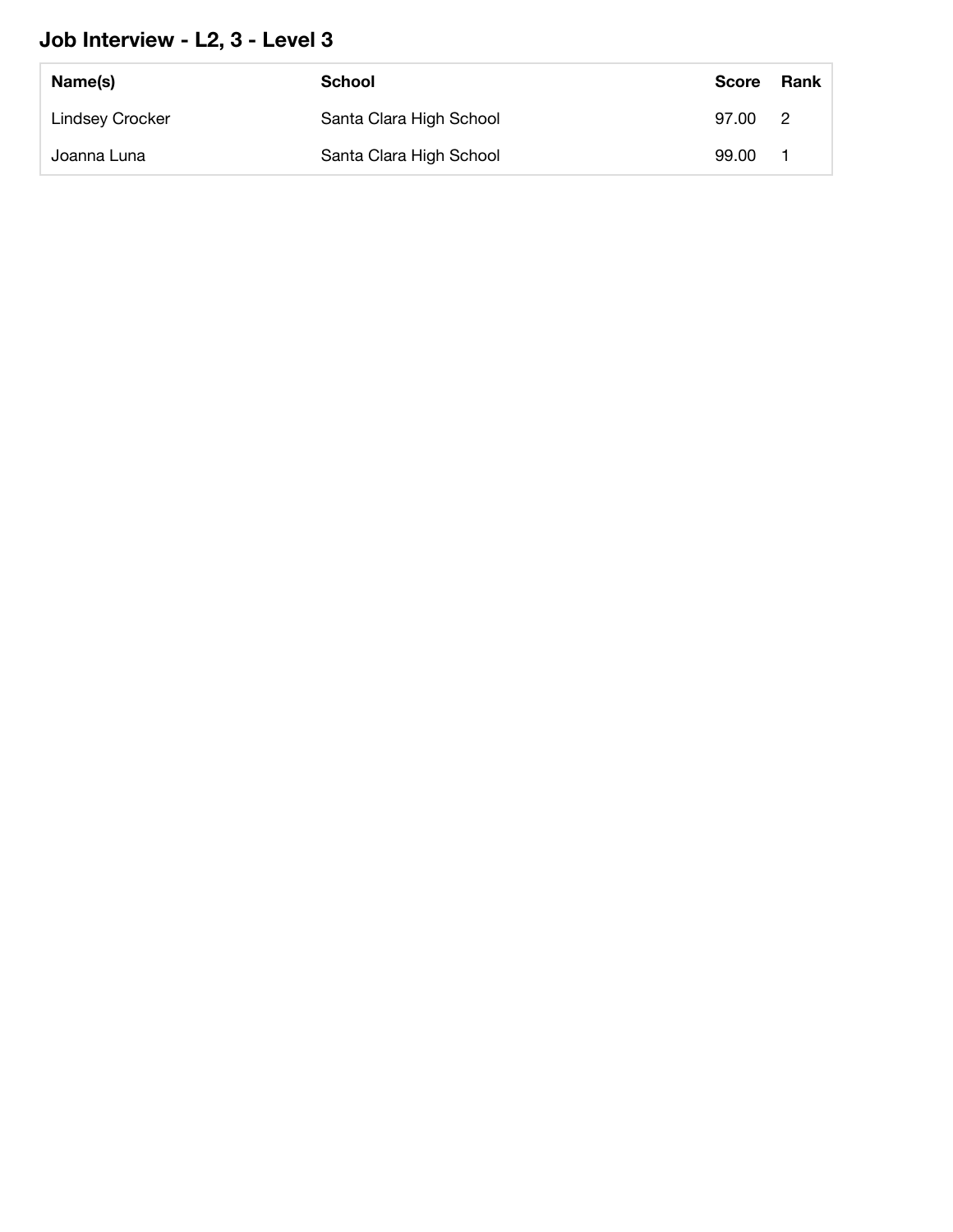## Job Interview - L2, 3 - Level 3

| Name(s) | School | Score | Rank |
| --- | --- | --- | --- |
| Lindsey Crocker | Santa Clara High School | 97.00 | 2 |
| Joanna Luna | Santa Clara High School | 99.00 | 1 |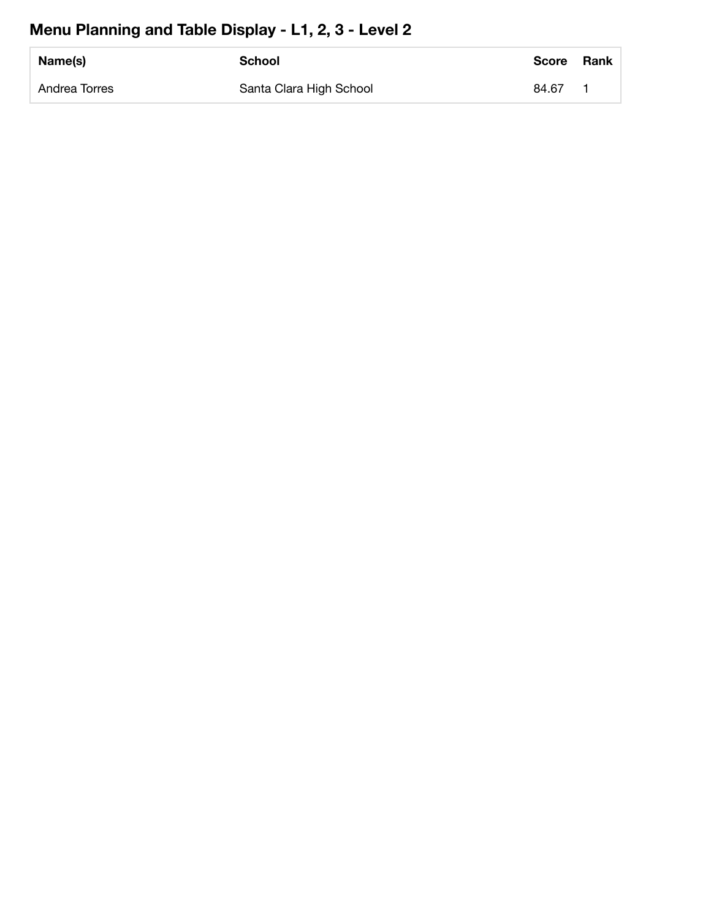## Menu Planning and Table Display - L1, 2, 3 - Level 2

| Name(s) | School | Score | Rank |
|---|---|---|---|
| Andrea Torres | Santa Clara High School | 84.67 | 1 |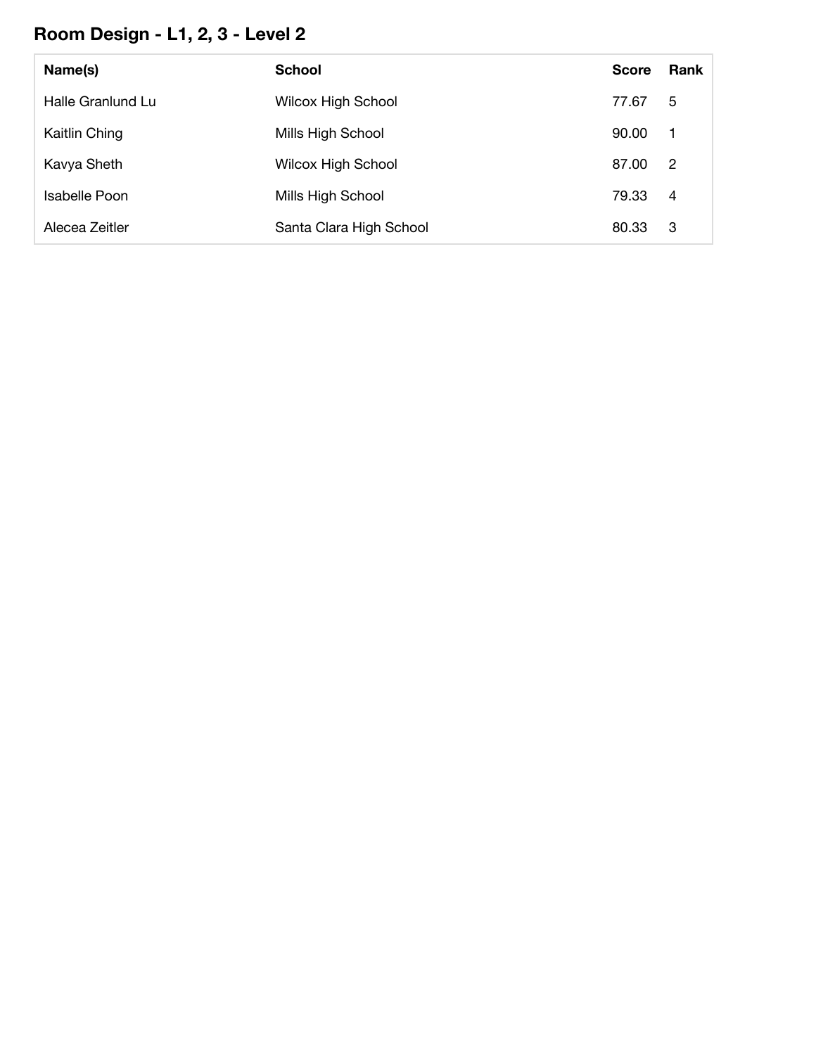## Room Design - L1, 2, 3 - Level 2

| Name(s) | School | Score | Rank |
| --- | --- | --- | --- |
| Halle Granlund Lu | Wilcox High School | 77.67 | 5 |
| Kaitlin Ching | Mills High School | 90.00 | 1 |
| Kavya Sheth | Wilcox High School | 87.00 | 2 |
| Isabelle Poon | Mills High School | 79.33 | 4 |
| Alecea Zeitler | Santa Clara High School | 80.33 | 3 |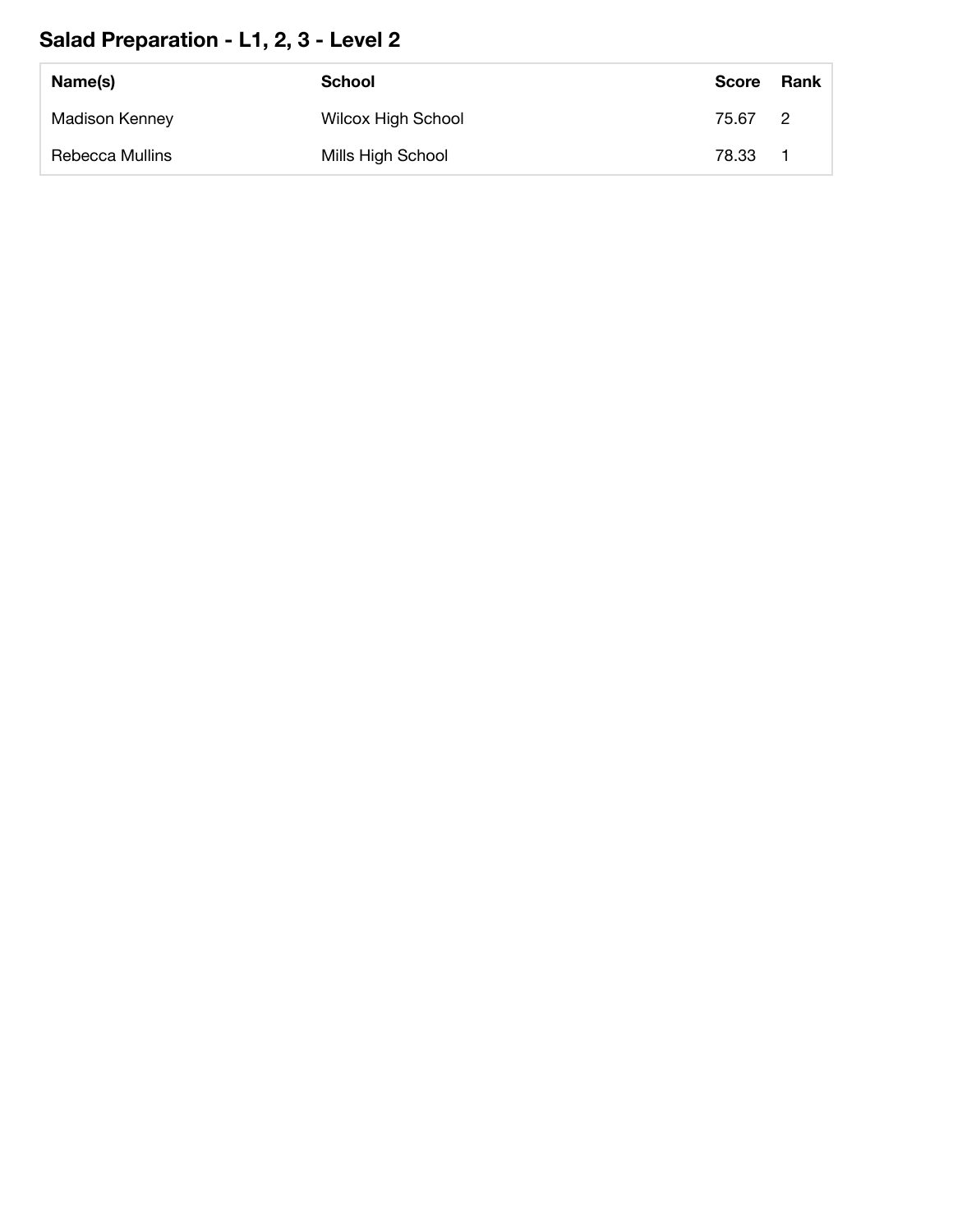## Salad Preparation - L1, 2, 3 - Level 2

| Name(s) | School | Score | Rank |
| --- | --- | --- | --- |
| Madison Kenney | Wilcox High School | 75.67 | 2 |
| Rebecca Mullins | Mills High School | 78.33 | 1 |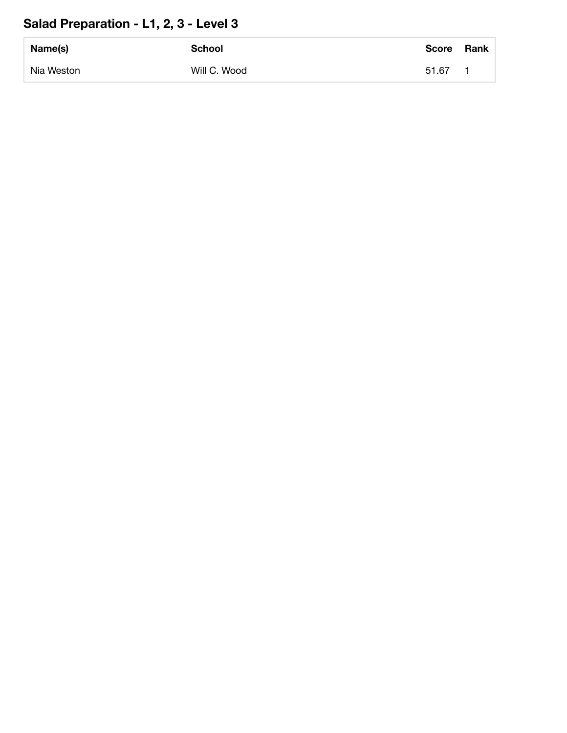## Salad Preparation - L1, 2, 3 - Level 3

| Name(s) | School | Score | Rank |
| --- | --- | --- | --- |
| Nia Weston | Will C. Wood | 51.67 | 1 |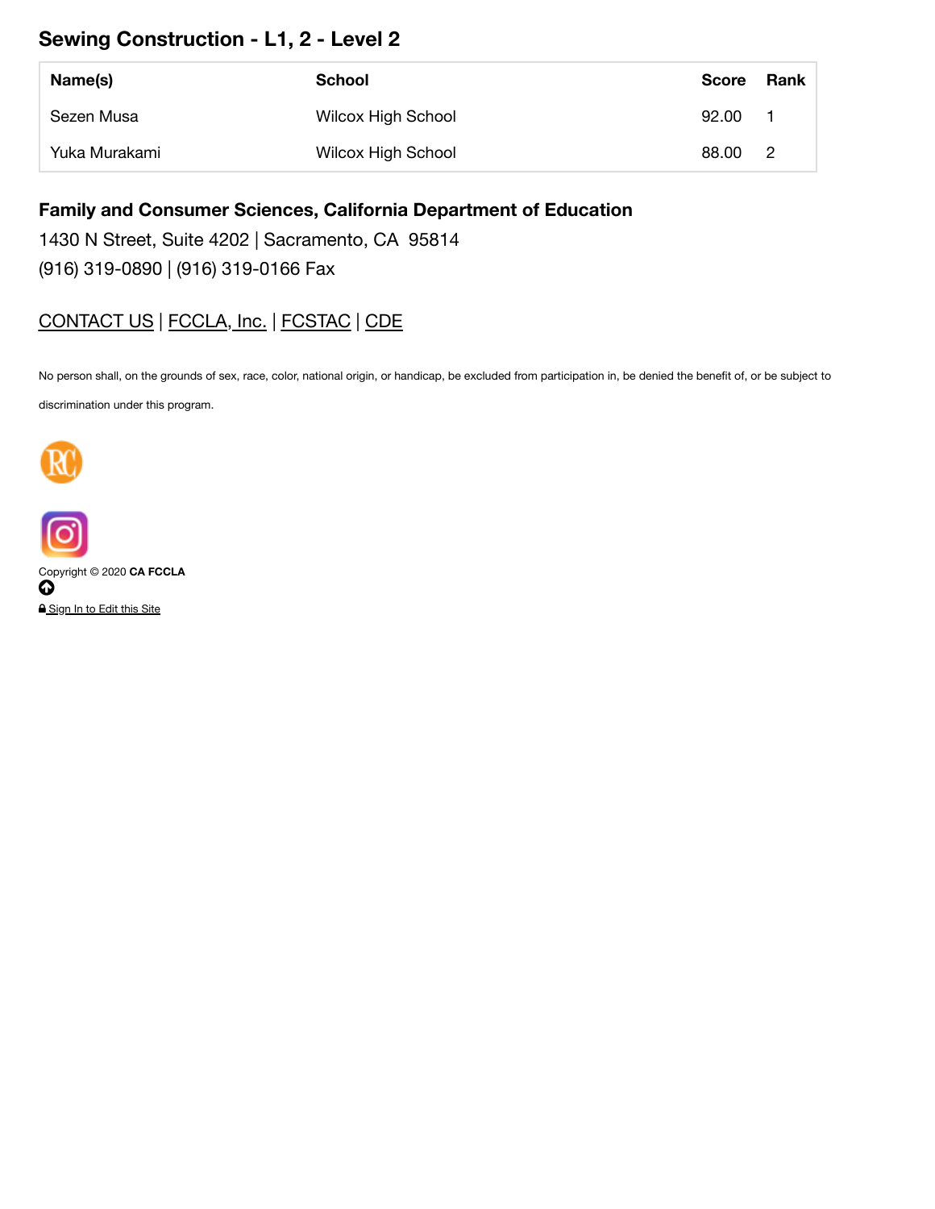## Sewing Construction - L1, 2 - Level 2

| Name(s) | School | Score | Rank |
|---|---|---|---|
| Sezen Musa | Wilcox High School | 92.00 | 1 |
| Yuka Murakami | Wilcox High School | 88.00 | 2 |

**Family and Consumer Sciences, California Department of Education**

1430 N Street, Suite 4202 | Sacramento, CA 95814

(916) 319-0890 | (916) 319-0166 Fax

CONTACT US | FCCLA, Inc. | FCSTAC | CDE

No person shall, on the grounds of sex, race, color, national origin, or handicap, be excluded from participation in, be denied the benefit of, or be subject to discrimination under this program.

Copyright © 2020 **CA FCCLA**

Sign In to Edit this Site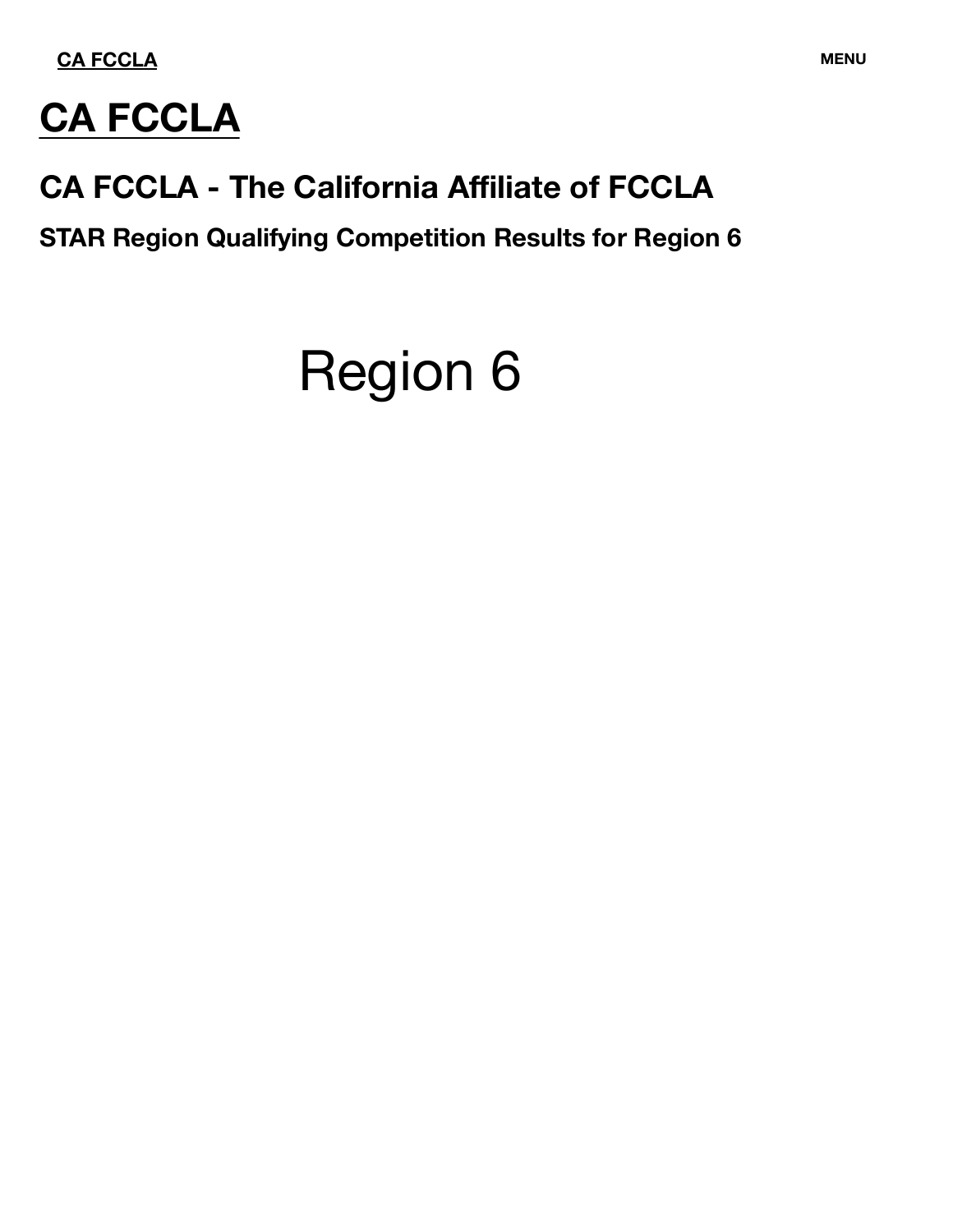CA FCCLA

MENU

# CA FCCLA

## CA FCCLA - The California Affiliate of FCCLA

### STAR Region Qualifying Competition Results for Region 6

# Region 6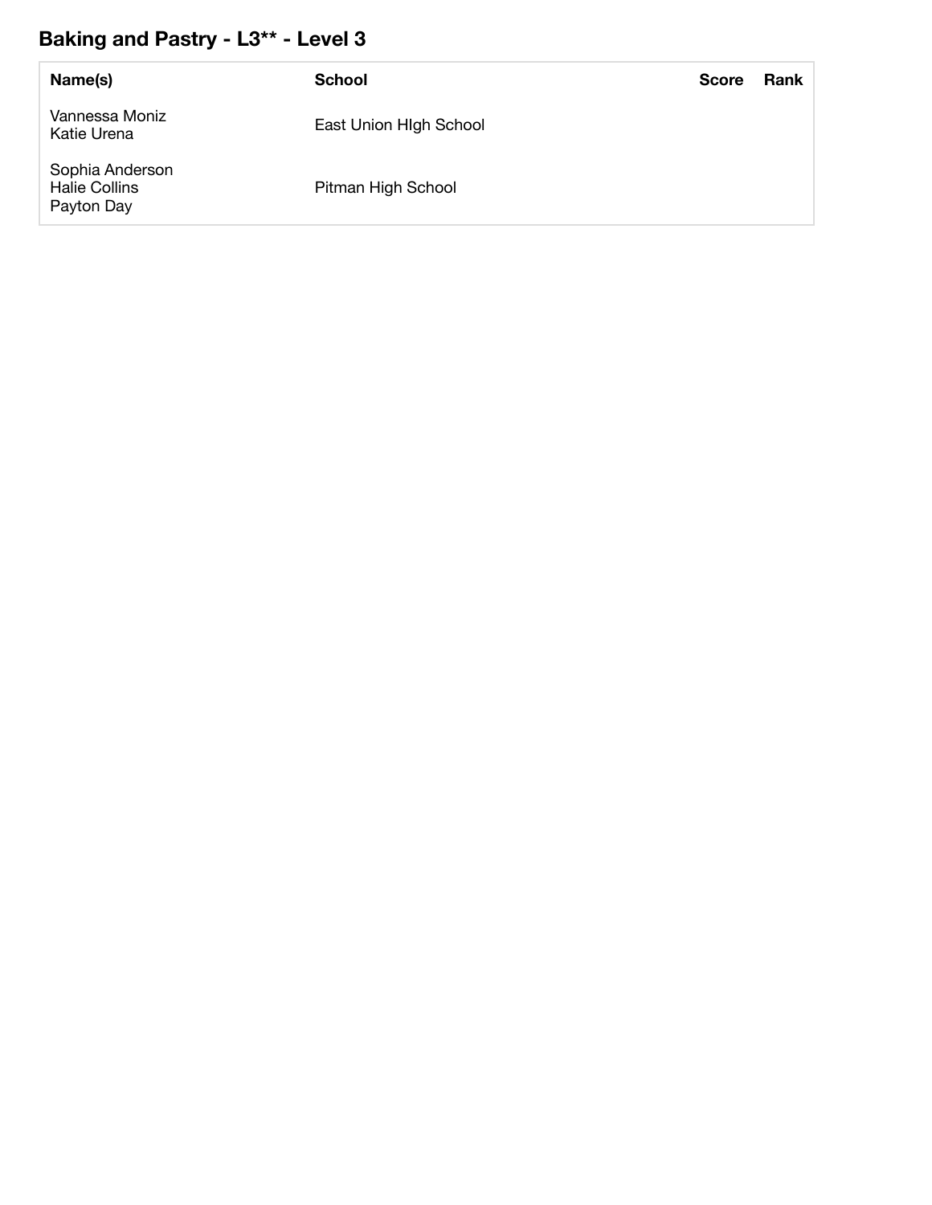## Baking and Pastry - L3** - Level 3

| Name(s) | School | Score | Rank |
|---|---|---|---|
| Vannessa Moniz<br>Katie Urena | East Union HIgh School | | |
| Sophia Anderson<br>Halie Collins<br>Payton Day | Pitman High School | | |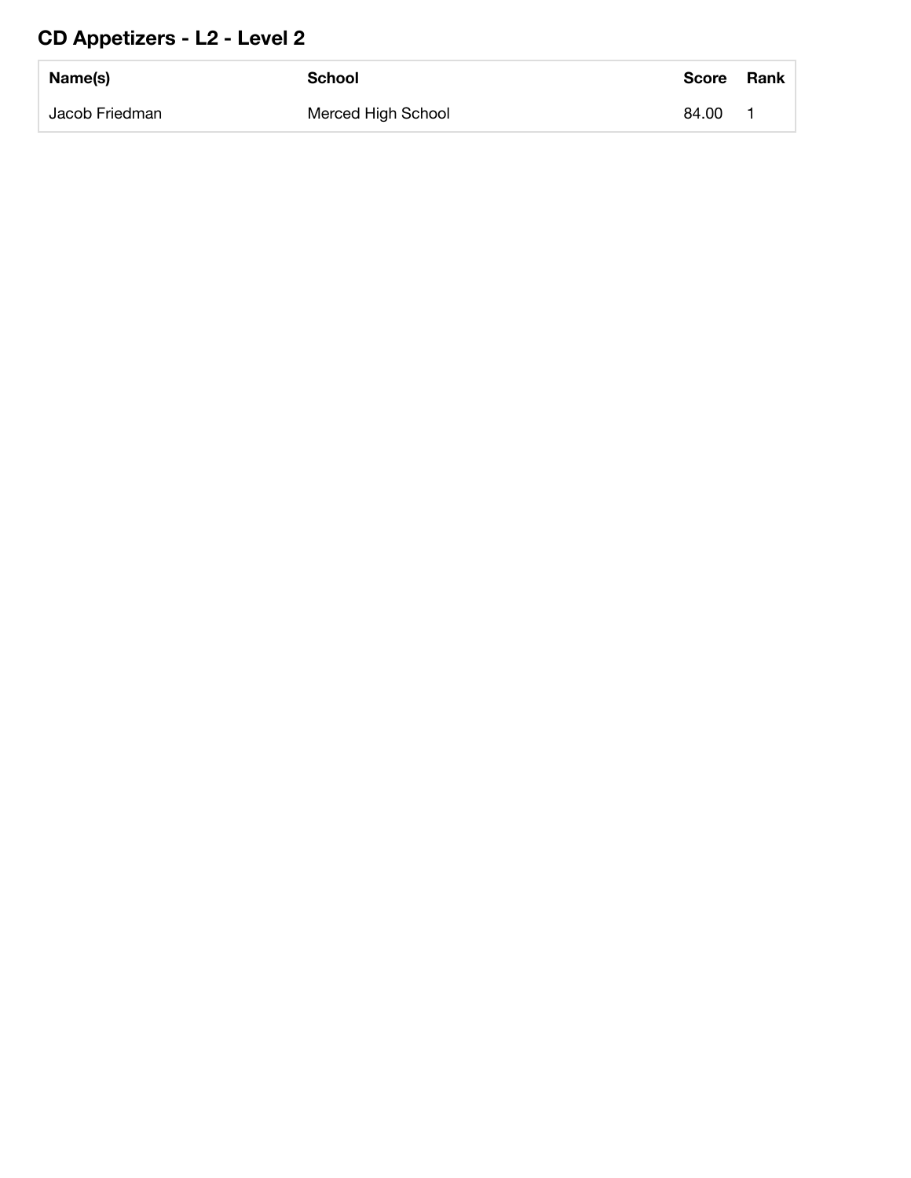## CD Appetizers - L2 - Level 2

| Name(s) | School | Score | Rank |
| --- | --- | --- | --- |
| Jacob Friedman | Merced High School | 84.00 | 1 |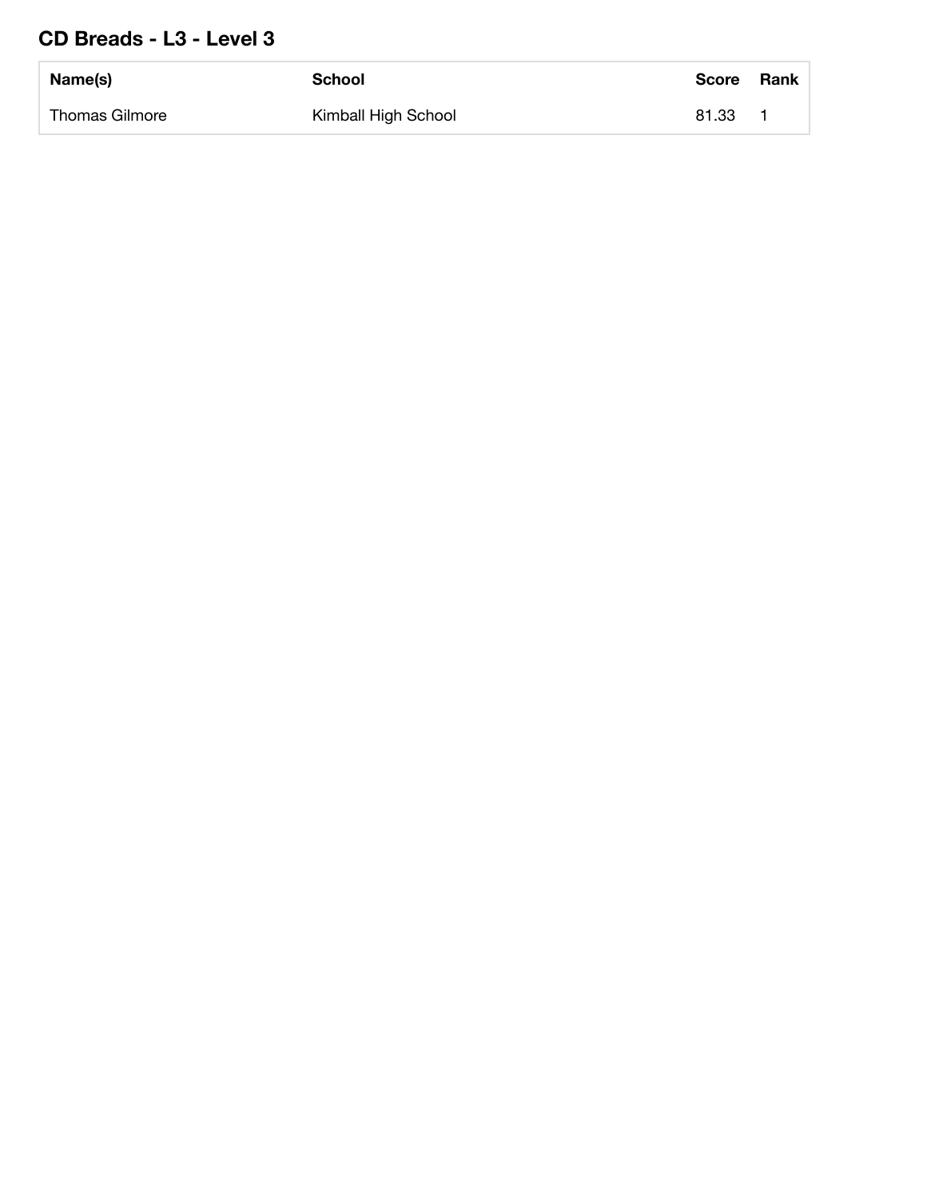## CD Breads - L3 - Level 3

| Name(s) | School | Score | Rank |
|---|---|---|---|
| Thomas Gilmore | Kimball High School | 81.33 | 1 |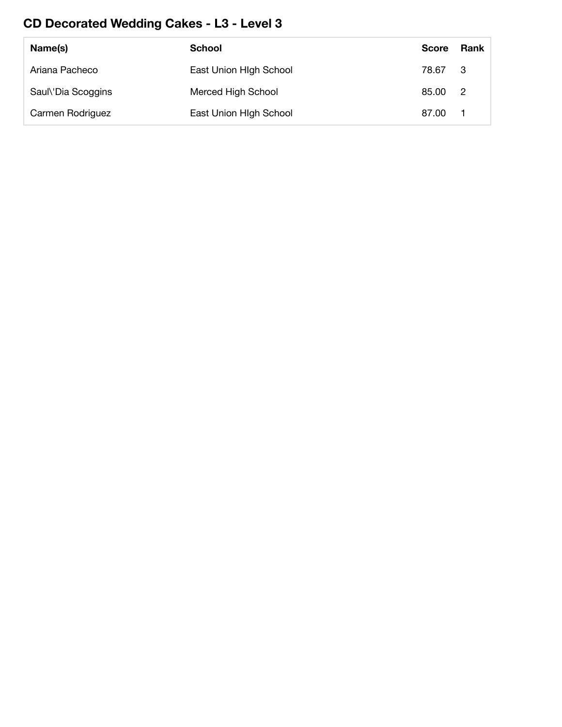## CD Decorated Wedding Cakes - L3 - Level 3

| Name(s) | School | Score | Rank |
|---|---|---|---|
| Ariana Pacheco | East Union HIgh School | 78.67 | 3 |
| Saul\'Dia Scoggins | Merced High School | 85.00 | 2 |
| Carmen Rodriguez | East Union HIgh School | 87.00 | 1 |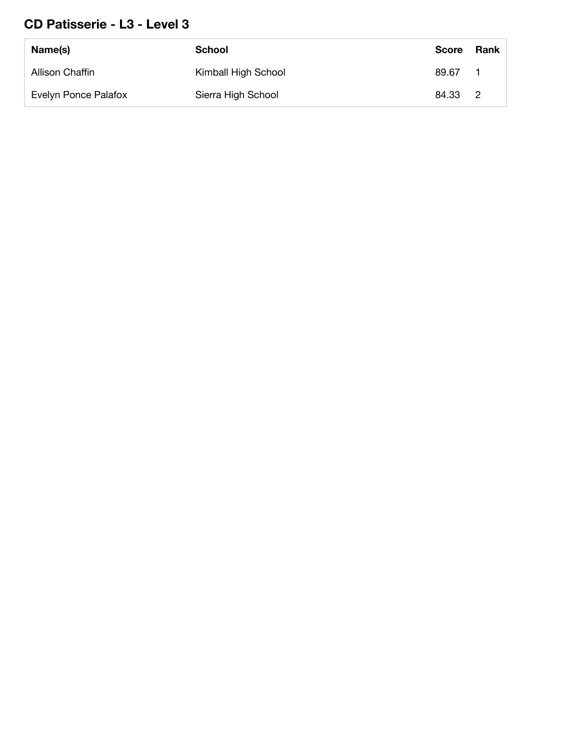## CD Patisserie - L3 - Level 3

| Name(s) | School | Score | Rank |
| --- | --- | --- | --- |
| Allison Chaffin | Kimball High School | 89.67 | 1 |
| Evelyn Ponce Palafox | Sierra High School | 84.33 | 2 |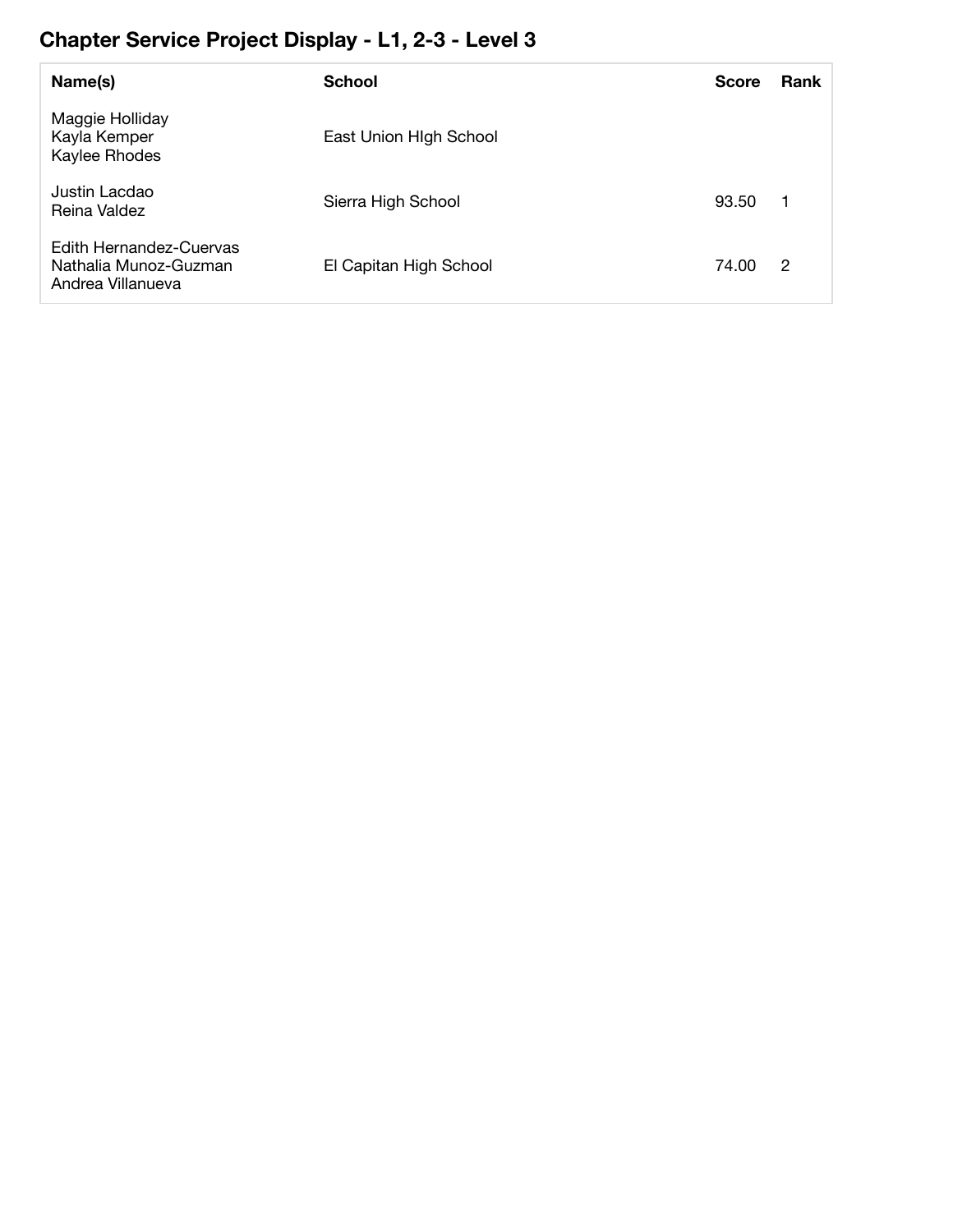## Chapter Service Project Display - L1, 2-3 - Level 3

| Name(s) | School | Score | Rank |
|---|---|---|---|
| Maggie Holliday<br>Kayla Kemper<br>Kaylee Rhodes | East Union HIgh School | | |
| Justin Lacdao<br>Reina Valdez | Sierra High School | 93.50 | 1 |
| Edith Hernandez-Cuervas<br>Nathalia Munoz-Guzman<br>Andrea Villanueva | El Capitan High School | 74.00 | 2 |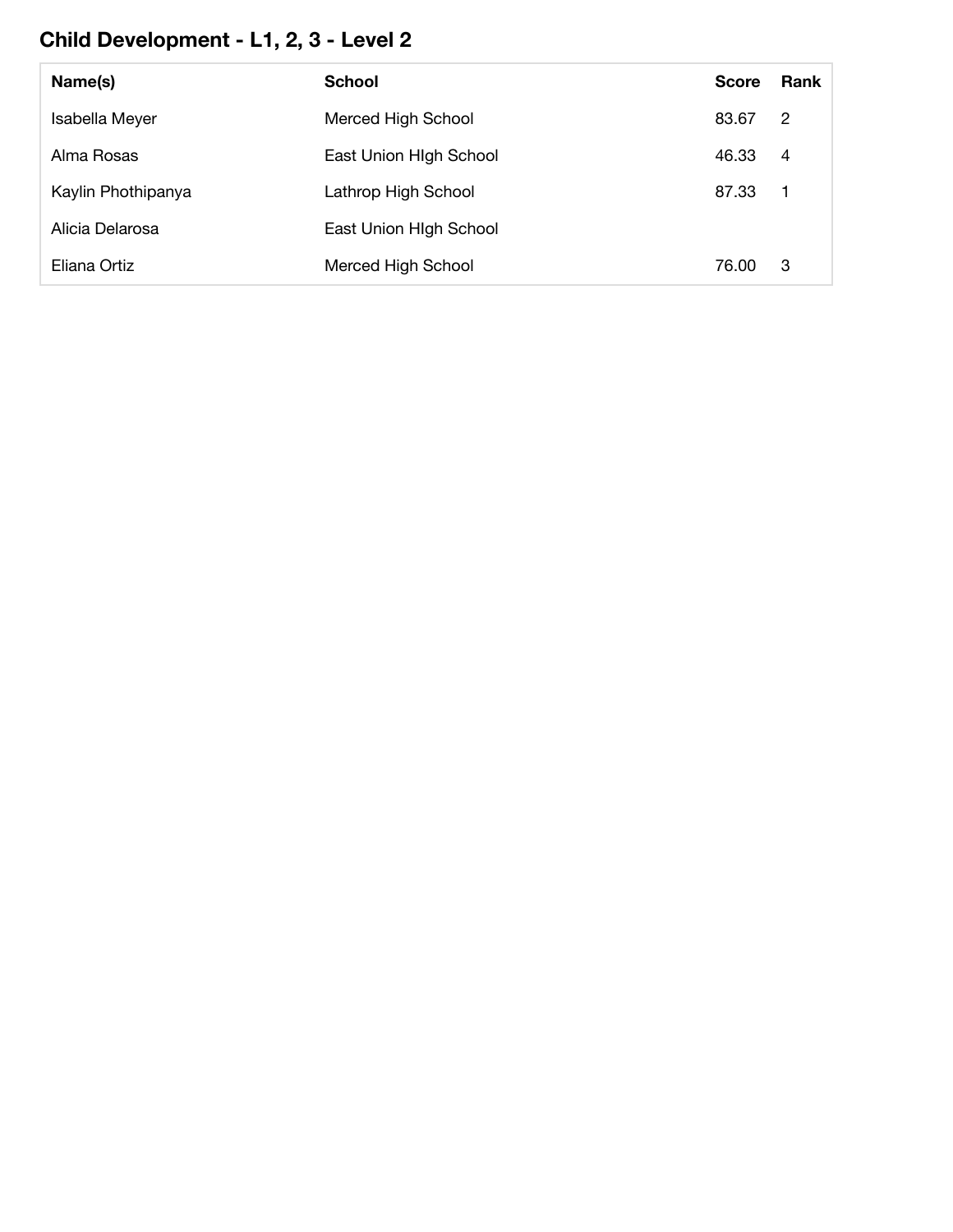## Child Development - L1, 2, 3 - Level 2

| Name(s) | School | Score | Rank |
|---|---|---|---|
| Isabella Meyer | Merced High School | 83.67 | 2 |
| Alma Rosas | East Union HIgh School | 46.33 | 4 |
| Kaylin Phothipanya | Lathrop High School | 87.33 | 1 |
| Alicia Delarosa | East Union HIgh School | | |
| Eliana Ortiz | Merced High School | 76.00 | 3 |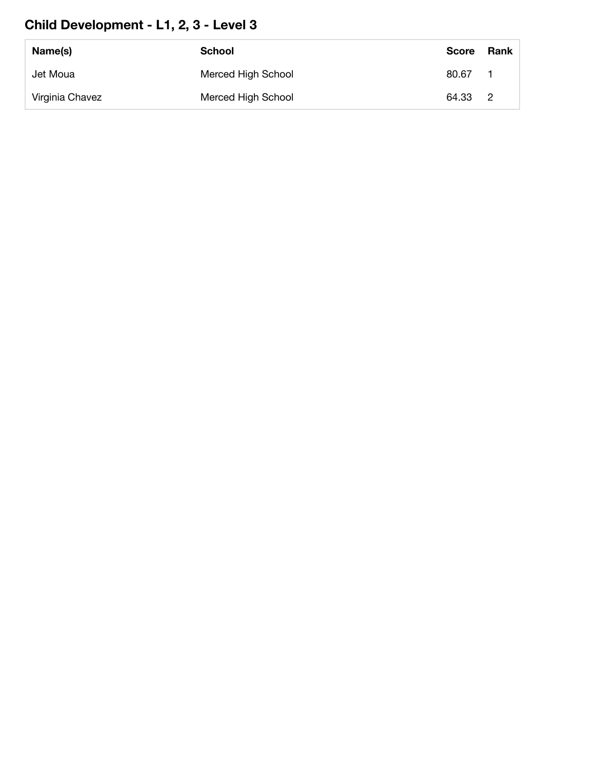## Child Development - L1, 2, 3 - Level 3

| Name(s) | School | Score | Rank |
| --- | --- | --- | --- |
| Jet Moua | Merced High School | 80.67 | 1 |
| Virginia Chavez | Merced High School | 64.33 | 2 |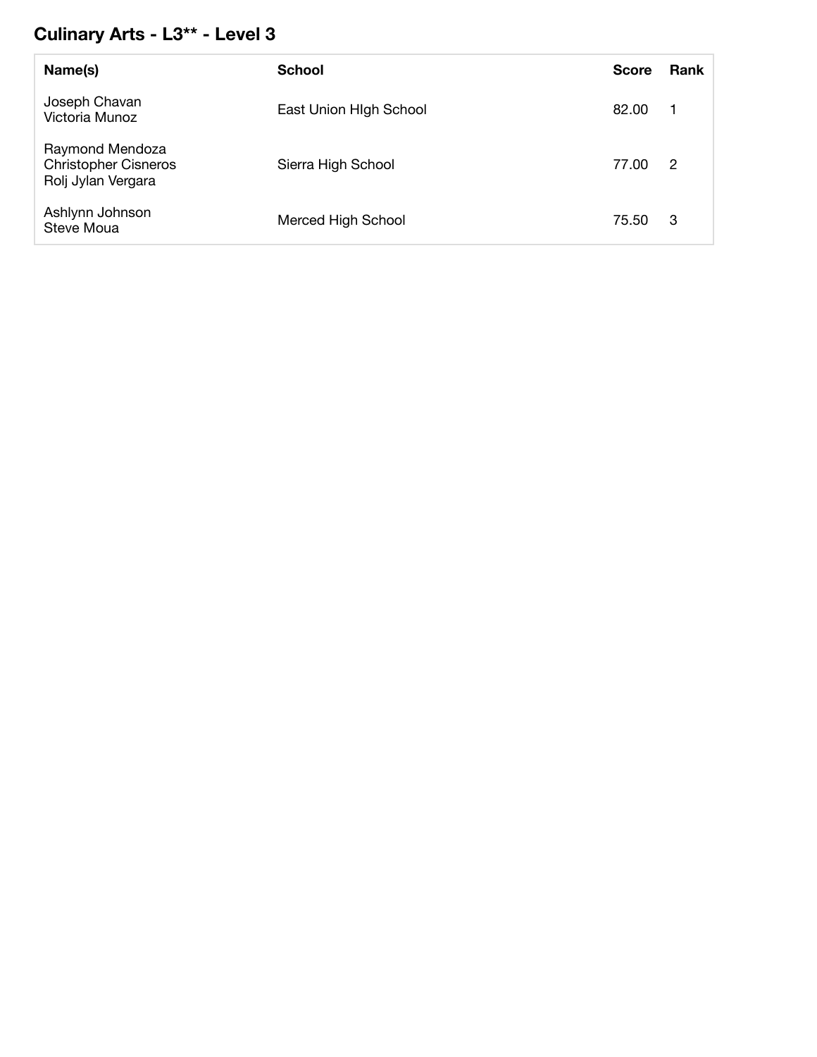## Culinary Arts - L3** - Level 3

| Name(s) | School | Score | Rank |
|---|---|---|---|
| Joseph Chavan<br>Victoria Munoz | East Union HIgh School | 82.00 | 1 |
| Raymond Mendoza<br>Christopher Cisneros<br>Rolj Jylan Vergara | Sierra High School | 77.00 | 2 |
| Ashlynn Johnson<br>Steve Moua | Merced High School | 75.50 | 3 |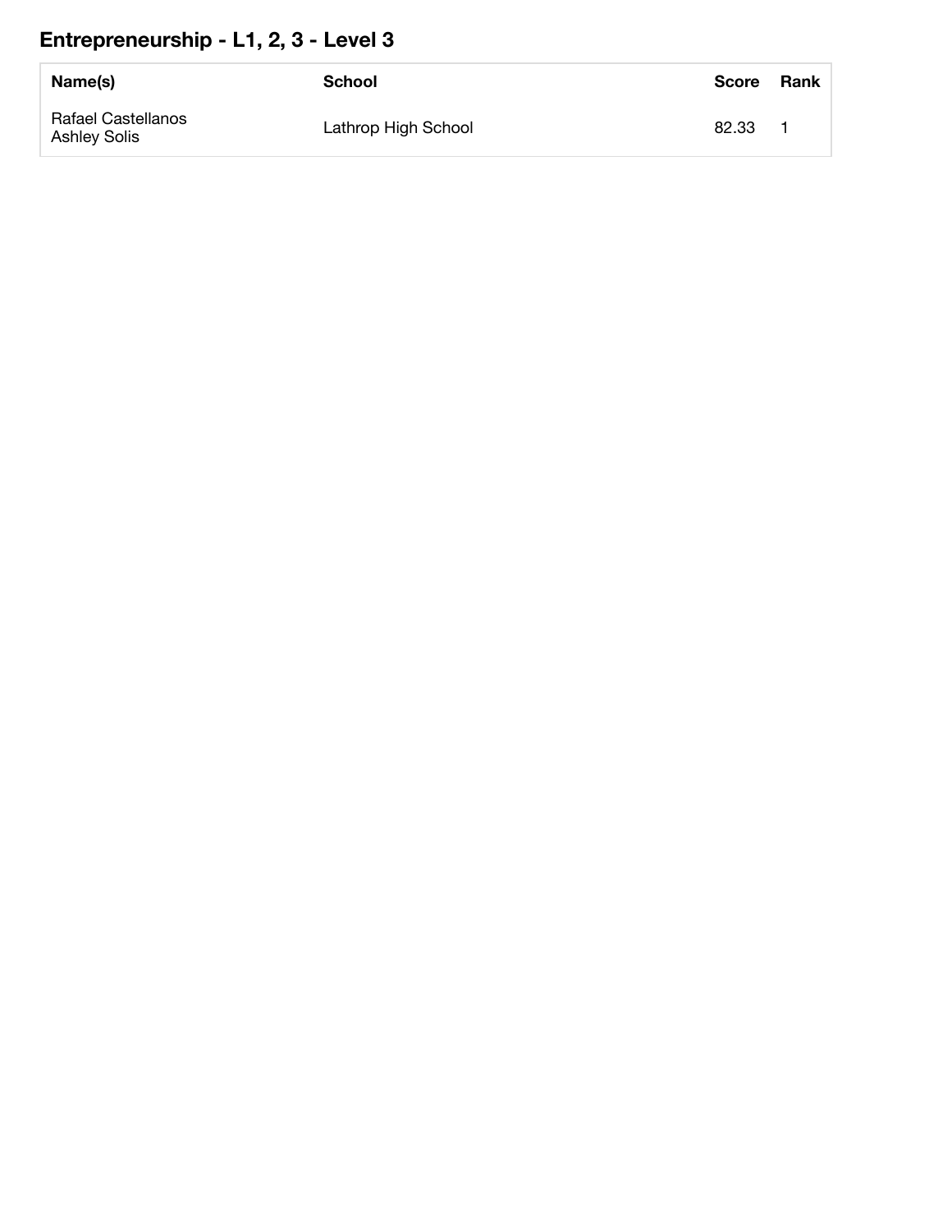## Entrepreneurship - L1, 2, 3 - Level 3

| Name(s) | School | Score | Rank |
| --- | --- | --- | --- |
| Rafael Castellanos<br>Ashley Solis | Lathrop High School | 82.33 | 1 |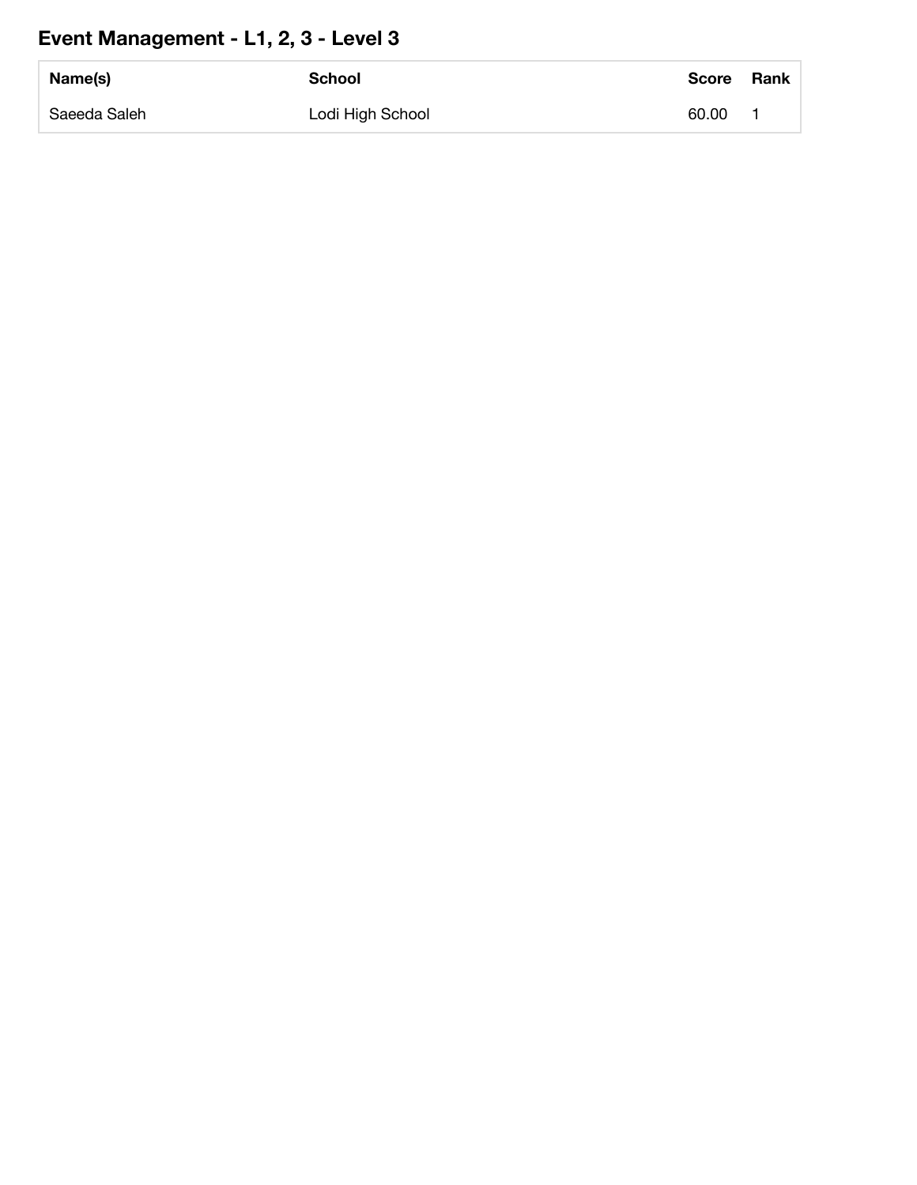## Event Management - L1, 2, 3 - Level 3

| Name(s) | School | Score | Rank |
|---|---|---|---|
| Saeeda Saleh | Lodi High School | 60.00 | 1 |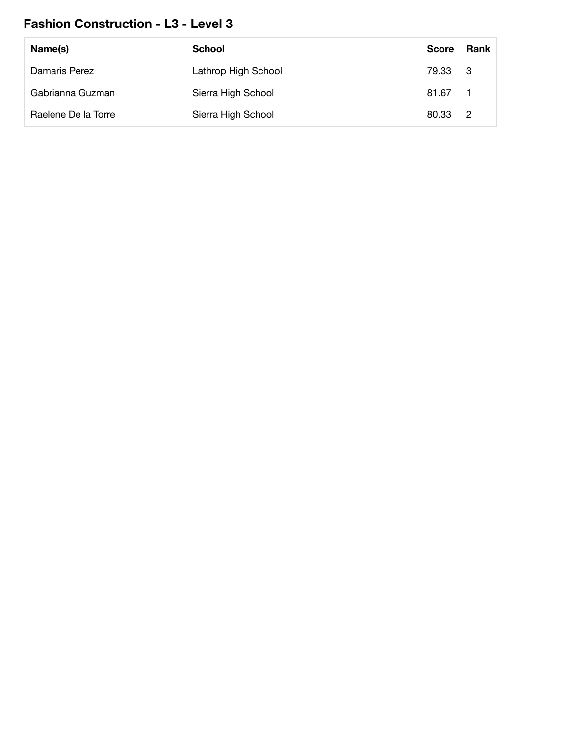## Fashion Construction - L3 - Level 3

| Name(s) | School | Score | Rank |
|---|---|---|---|
| Damaris Perez | Lathrop High School | 79.33 | 3 |
| Gabrianna Guzman | Sierra High School | 81.67 | 1 |
| Raelene De la Torre | Sierra High School | 80.33 | 2 |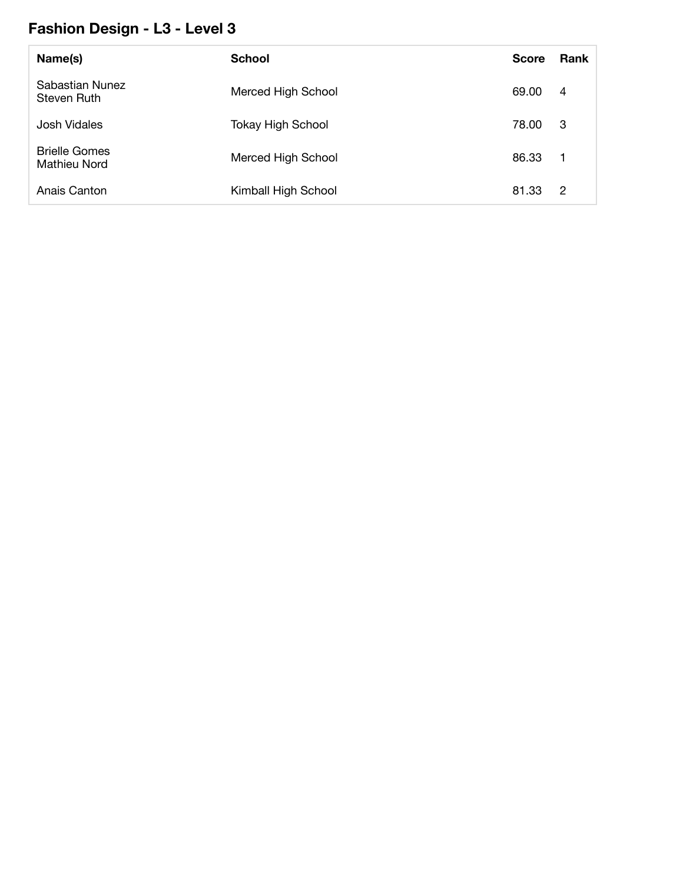## Fashion Design - L3 - Level 3

| Name(s) | School | Score | Rank |
|---|---|---|---|
| Sabastian Nunez<br>Steven Ruth | Merced High School | 69.00 | 4 |
| Josh Vidales | Tokay High School | 78.00 | 3 |
| Brielle Gomes<br>Mathieu Nord | Merced High School | 86.33 | 1 |
| Anais Canton | Kimball High School | 81.33 | 2 |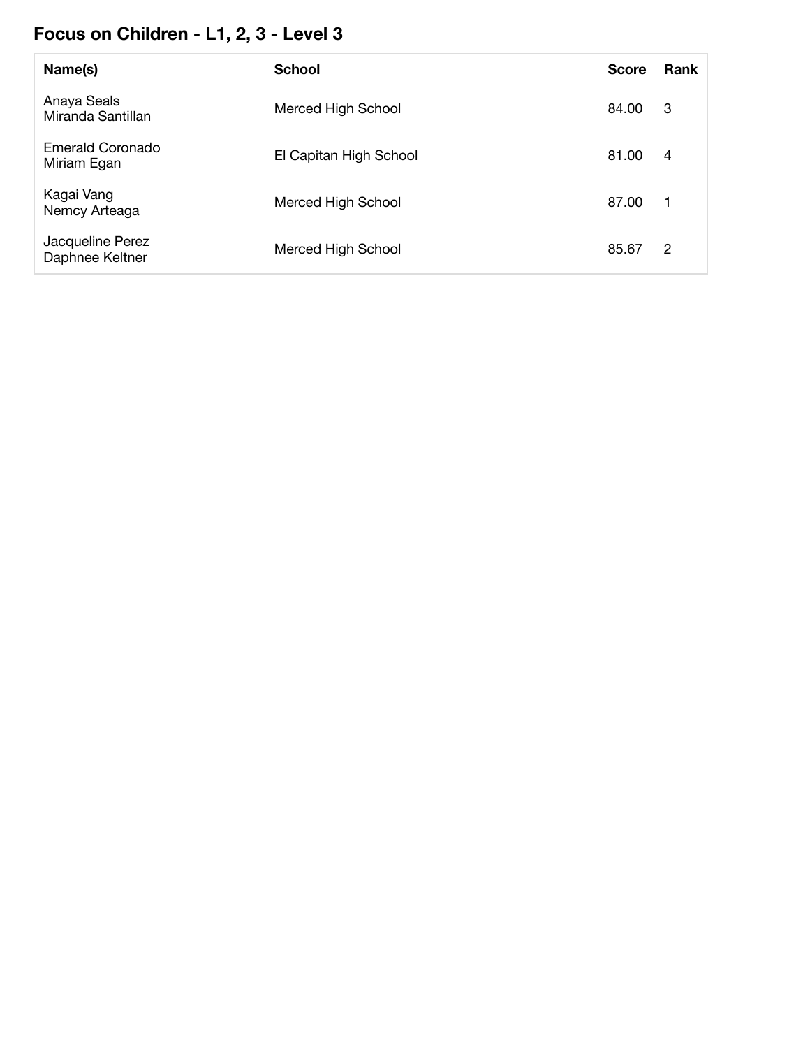## Focus on Children - L1, 2, 3 - Level 3

| Name(s) | School | Score | Rank |
|---|---|---|---|
| Anaya Seals<br>Miranda Santillan | Merced High School | 84.00 | 3 |
| Emerald Coronado<br>Miriam Egan | El Capitan High School | 81.00 | 4 |
| Kagai Vang<br>Nemcy Arteaga | Merced High School | 87.00 | 1 |
| Jacqueline Perez<br>Daphnee Keltner | Merced High School | 85.67 | 2 |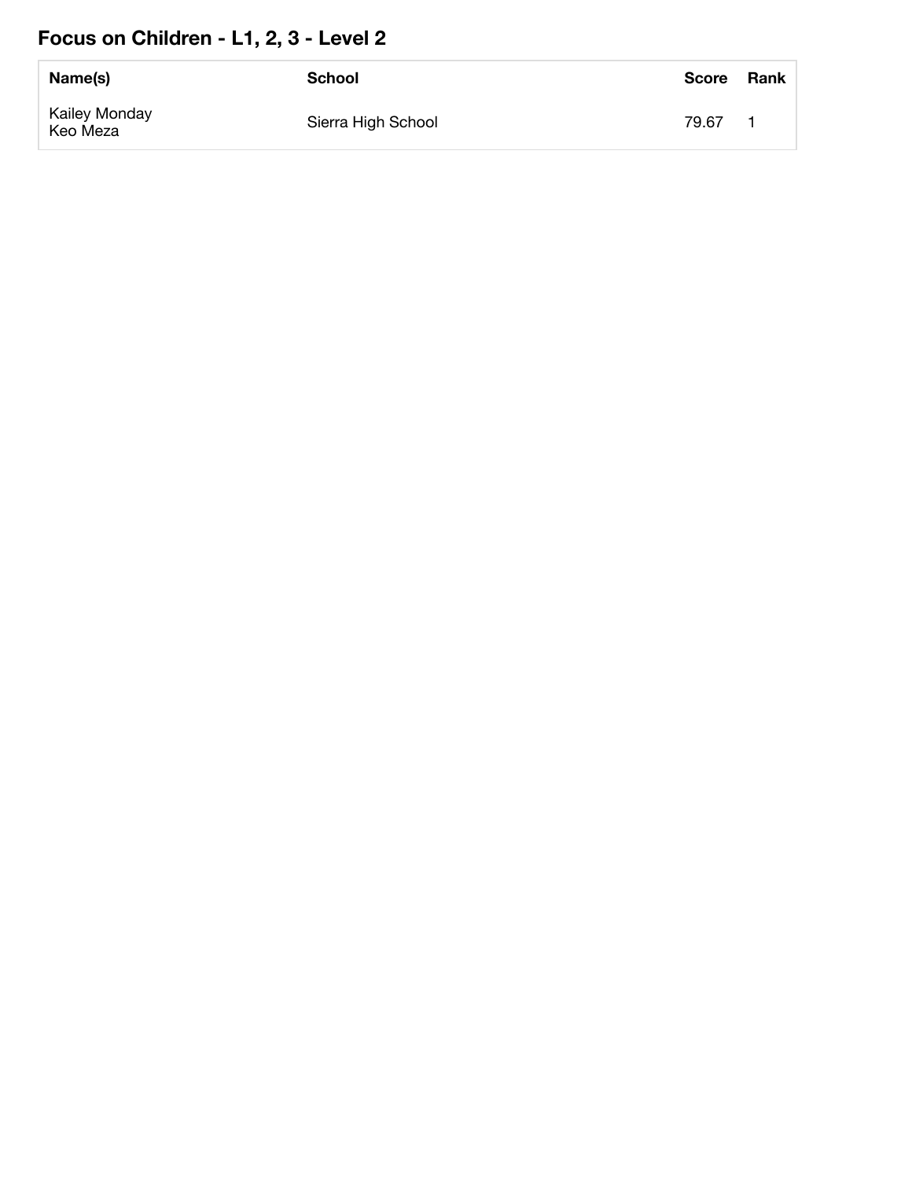## Focus on Children - L1, 2, 3 - Level 2

| Name(s) | School | Score | Rank |
|---|---|---|---|
| Kailey Monday<br>Keo Meza | Sierra High School | 79.67 | 1 |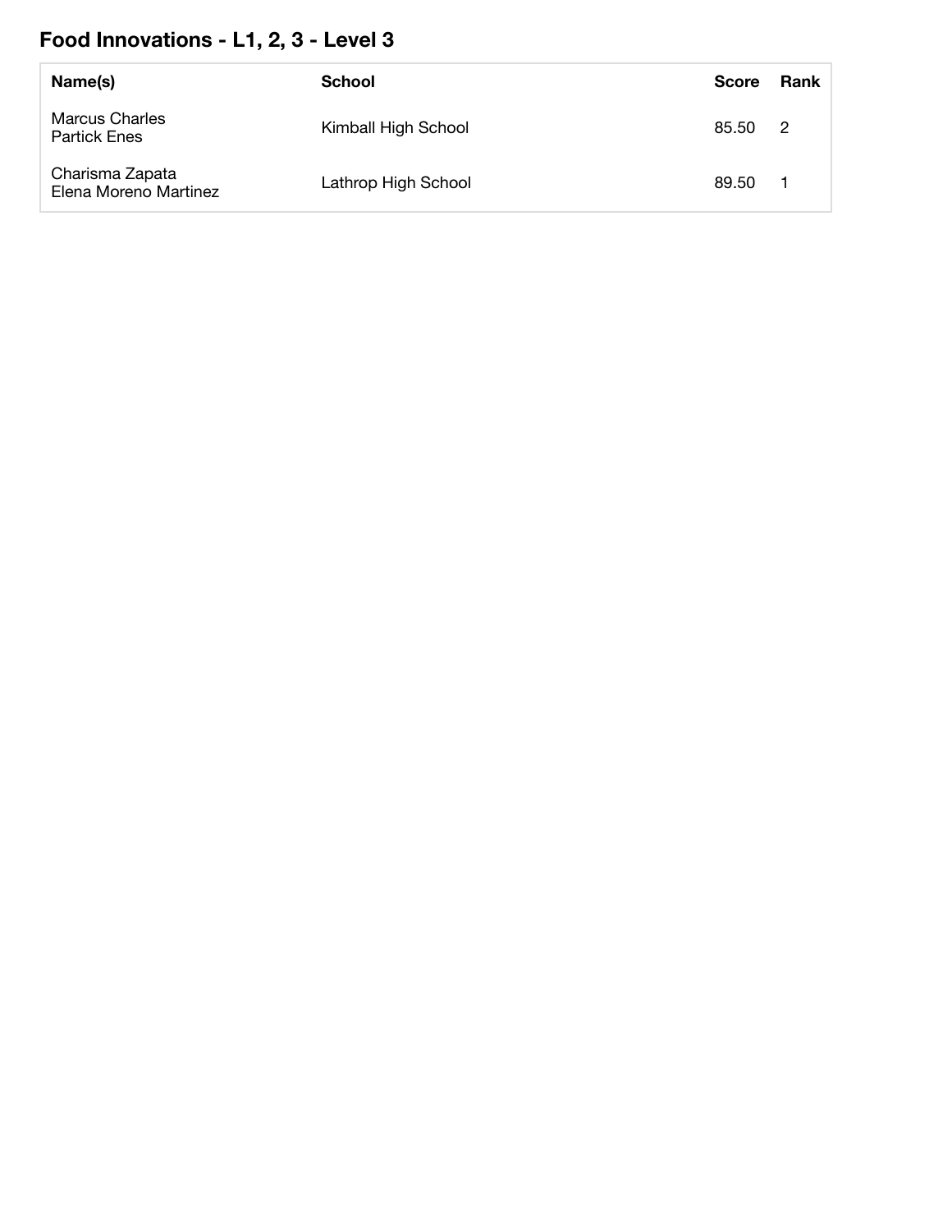## Food Innovations - L1, 2, 3 - Level 3

| Name(s) | School | Score | Rank |
|---|---|---|---|
| Marcus Charles<br>Partick Enes | Kimball High School | 85.50 | 2 |
| Charisma Zapata<br>Elena Moreno Martinez | Lathrop High School | 89.50 | 1 |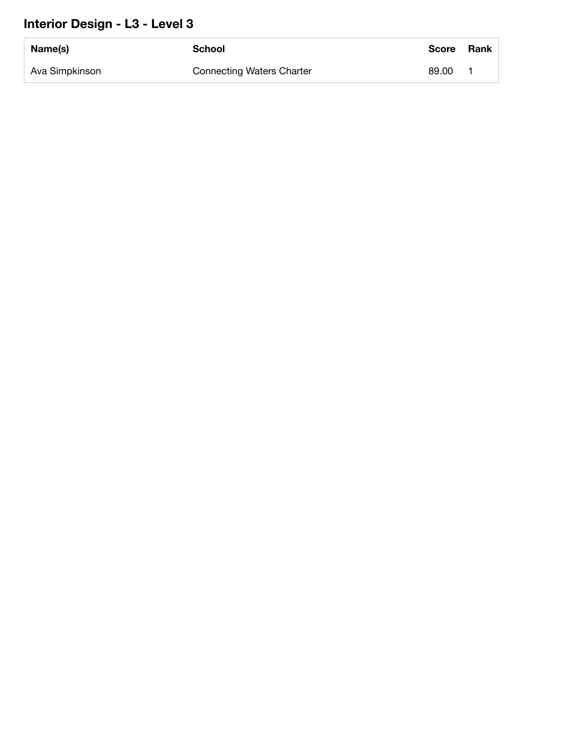## Interior Design - L3 - Level 3

| Name(s) | School | Score | Rank |
| --- | --- | --- | --- |
| Ava Simpkinson | Connecting Waters Charter | 89.00 | 1 |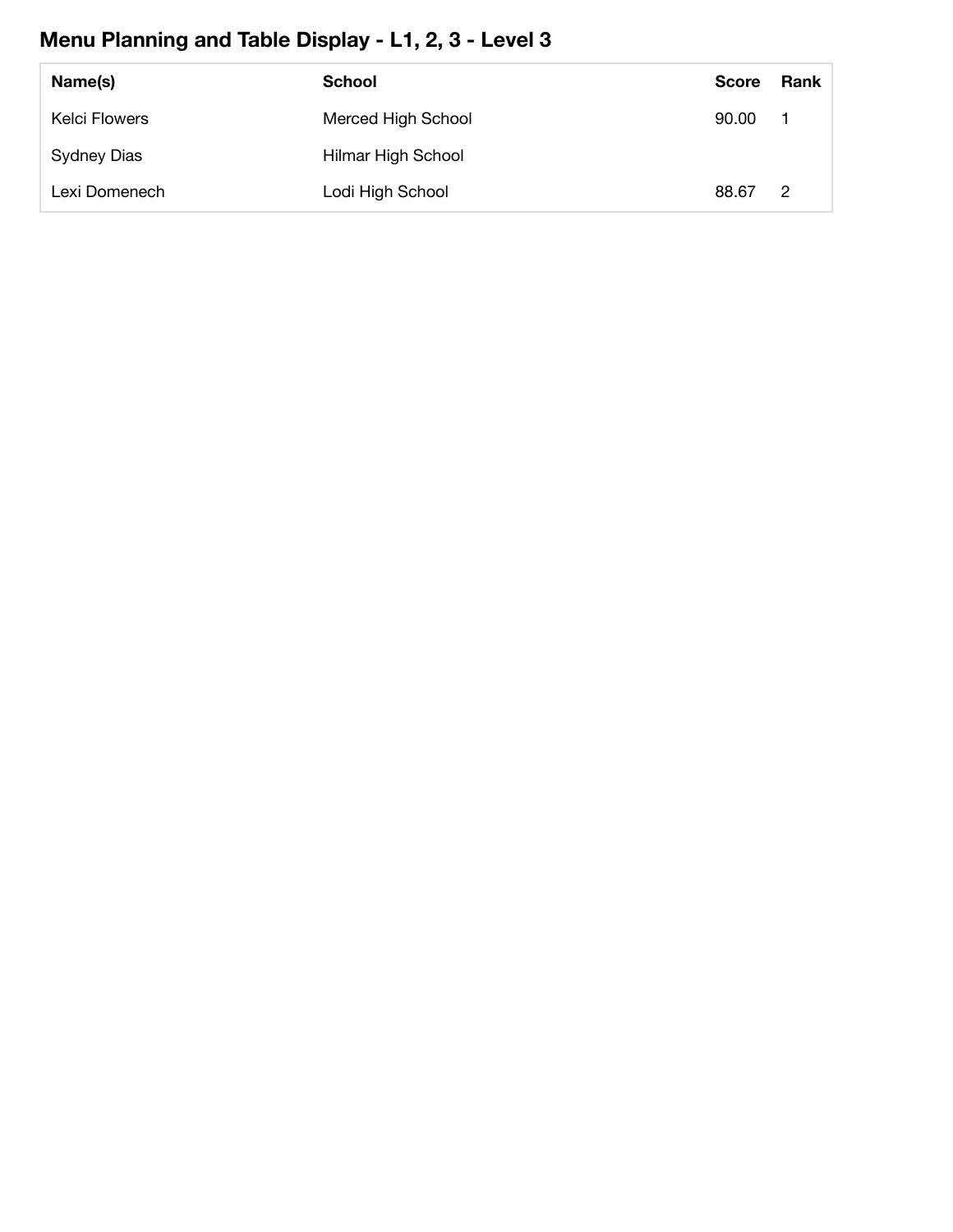## Menu Planning and Table Display - L1, 2, 3 - Level 3

| Name(s) | School | Score | Rank |
|---|---|---|---|
| Kelci Flowers | Merced High School | 90.00 | 1 |
| Sydney Dias | Hilmar High School | | |
| Lexi Domenech | Lodi High School | 88.67 | 2 |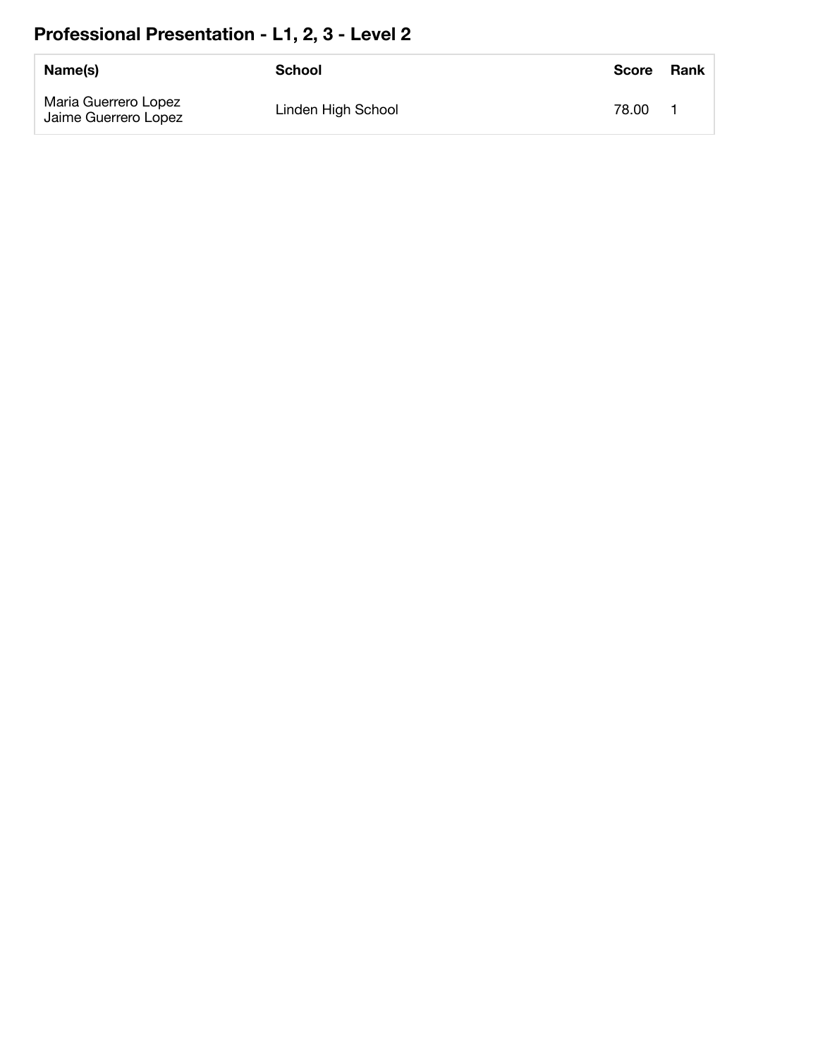## Professional Presentation - L1, 2, 3 - Level 2

| Name(s) | School | Score | Rank |
|---|---|---|---|
| Maria Guerrero Lopez<br>Jaime Guerrero Lopez | Linden High School | 78.00 | 1 |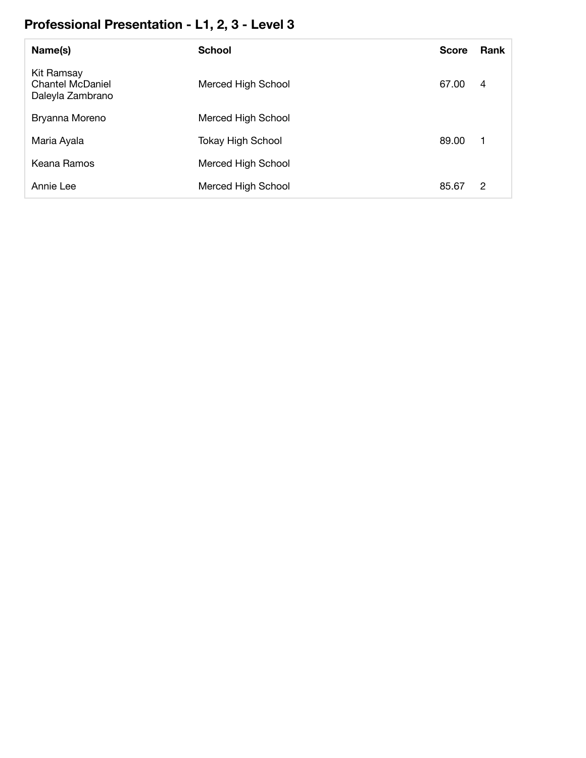## Professional Presentation - L1, 2, 3 - Level 3

| Name(s) | School | Score | Rank |
|---|---|---|---|
| Kit Ramsay<br>Chantel McDaniel<br>Daleyla Zambrano | Merced High School | 67.00 | 4 |
| Bryanna Moreno | Merced High School | | |
| Maria Ayala | Tokay High School | 89.00 | 1 |
| Keana Ramos | Merced High School | | |
| Annie Lee | Merced High School | 85.67 | 2 |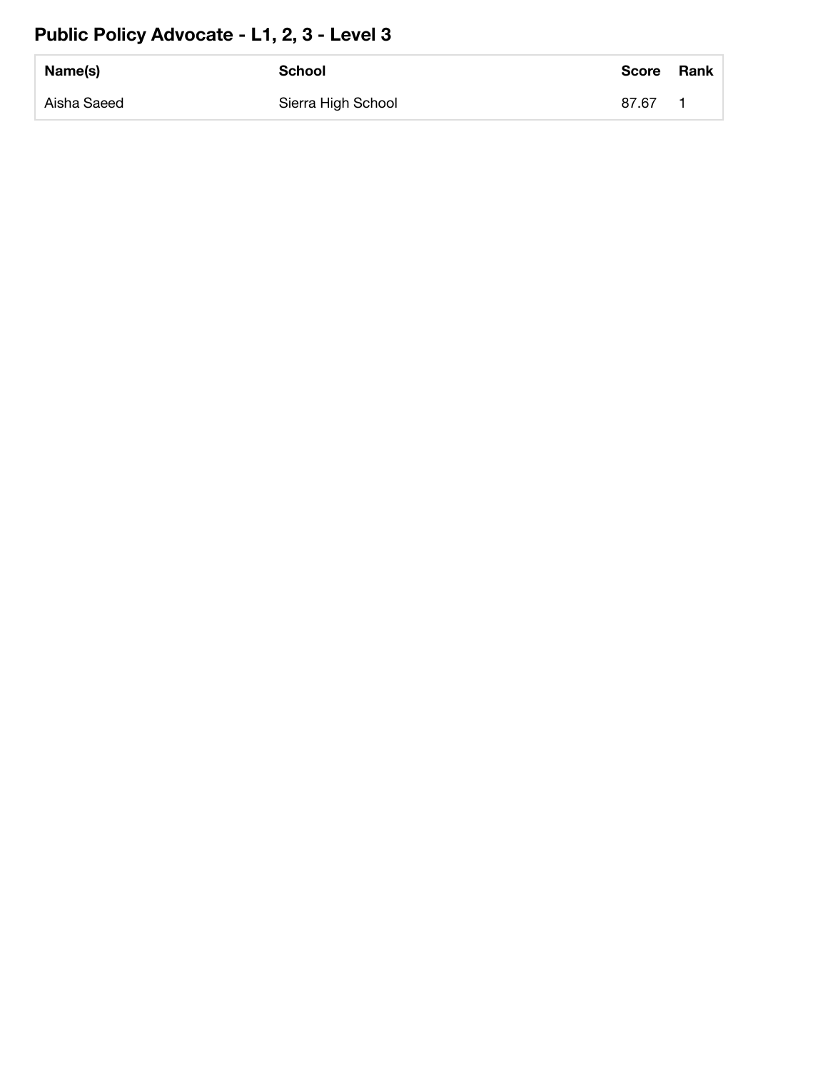## Public Policy Advocate - L1, 2, 3 - Level 3

| Name(s) | School | Score | Rank |
|---|---|---|---|
| Aisha Saeed | Sierra High School | 87.67 | 1 |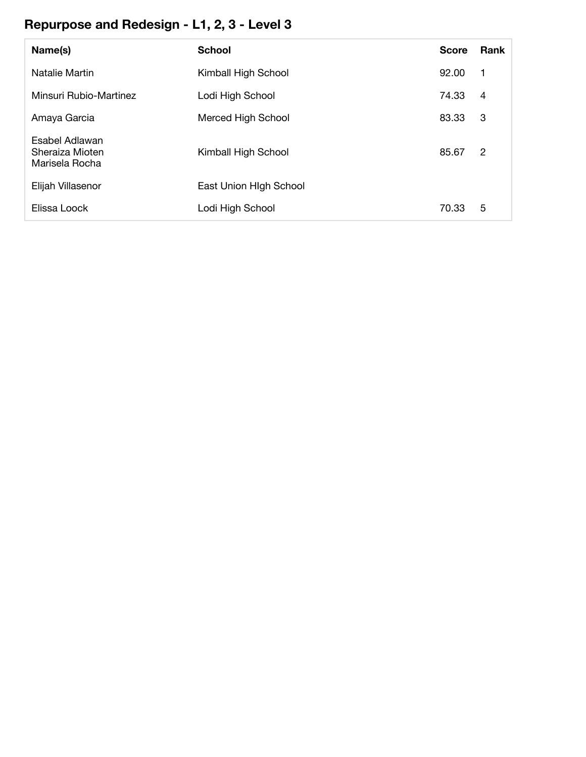## Repurpose and Redesign - L1, 2, 3 - Level 3

| Name(s) | School | Score | Rank |
|---|---|---|---|
| Natalie Martin | Kimball High School | 92.00 | 1 |
| Minsuri Rubio-Martinez | Lodi High School | 74.33 | 4 |
| Amaya Garcia | Merced High School | 83.33 | 3 |
| Esabel Adlawan<br>Sheraiza Mioten<br>Marisela Rocha | Kimball High School | 85.67 | 2 |
| Elijah Villasenor | East Union HIgh School | | |
| Elissa Loock | Lodi High School | 70.33 | 5 |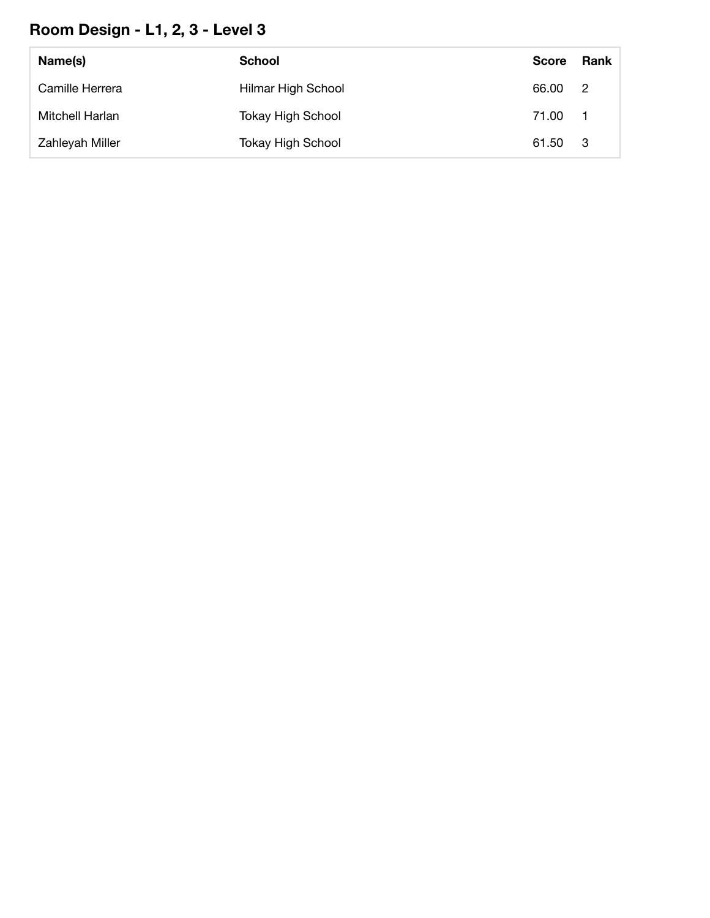## Room Design - L1, 2, 3 - Level 3

| Name(s) | School | Score | Rank |
|---|---|---|---|
| Camille Herrera | Hilmar High School | 66.00 | 2 |
| Mitchell Harlan | Tokay High School | 71.00 | 1 |
| Zahleyah Miller | Tokay High School | 61.50 | 3 |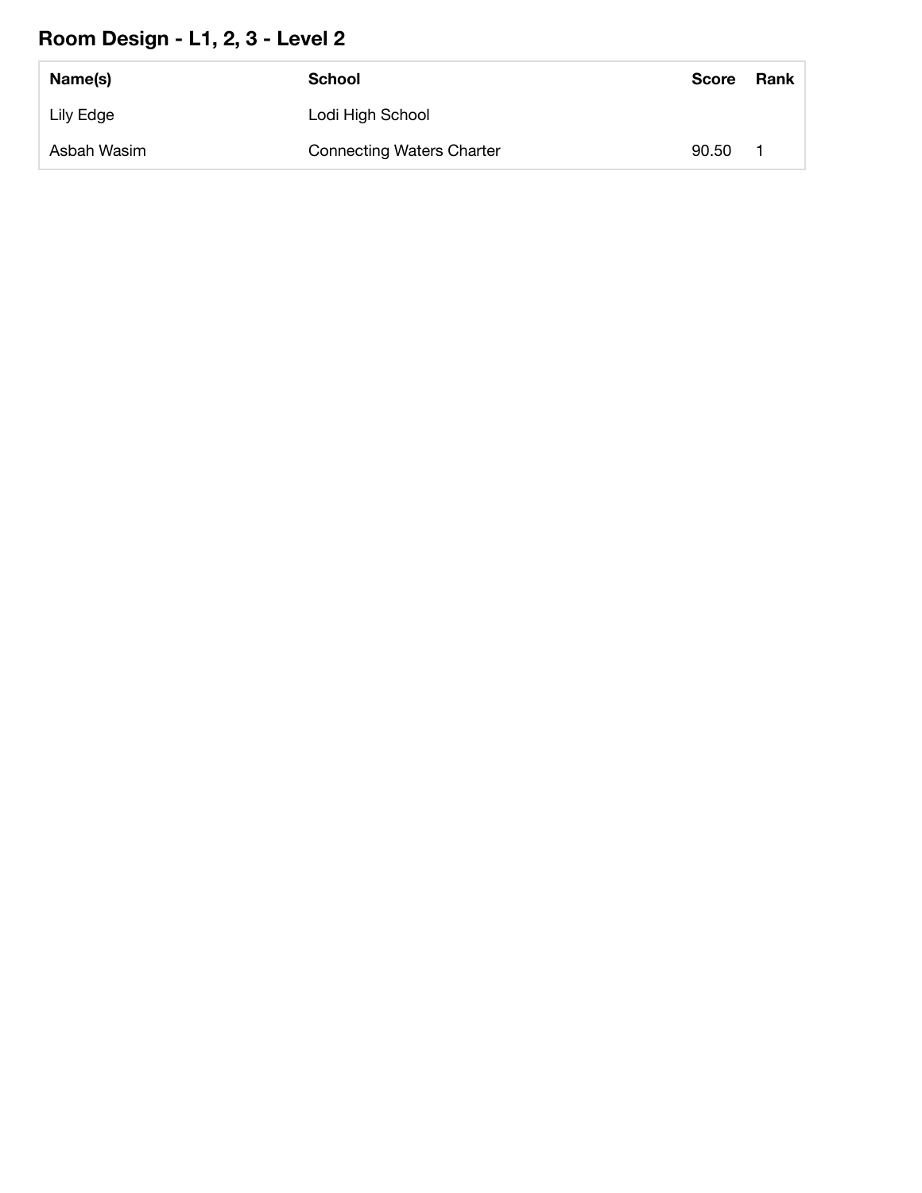## Room Design - L1, 2, 3 - Level 2

| Name(s) | School | Score | Rank |
| --- | --- | --- | --- |
| Lily Edge | Lodi High School | | |
| Asbah Wasim | Connecting Waters Charter | 90.50 | 1 |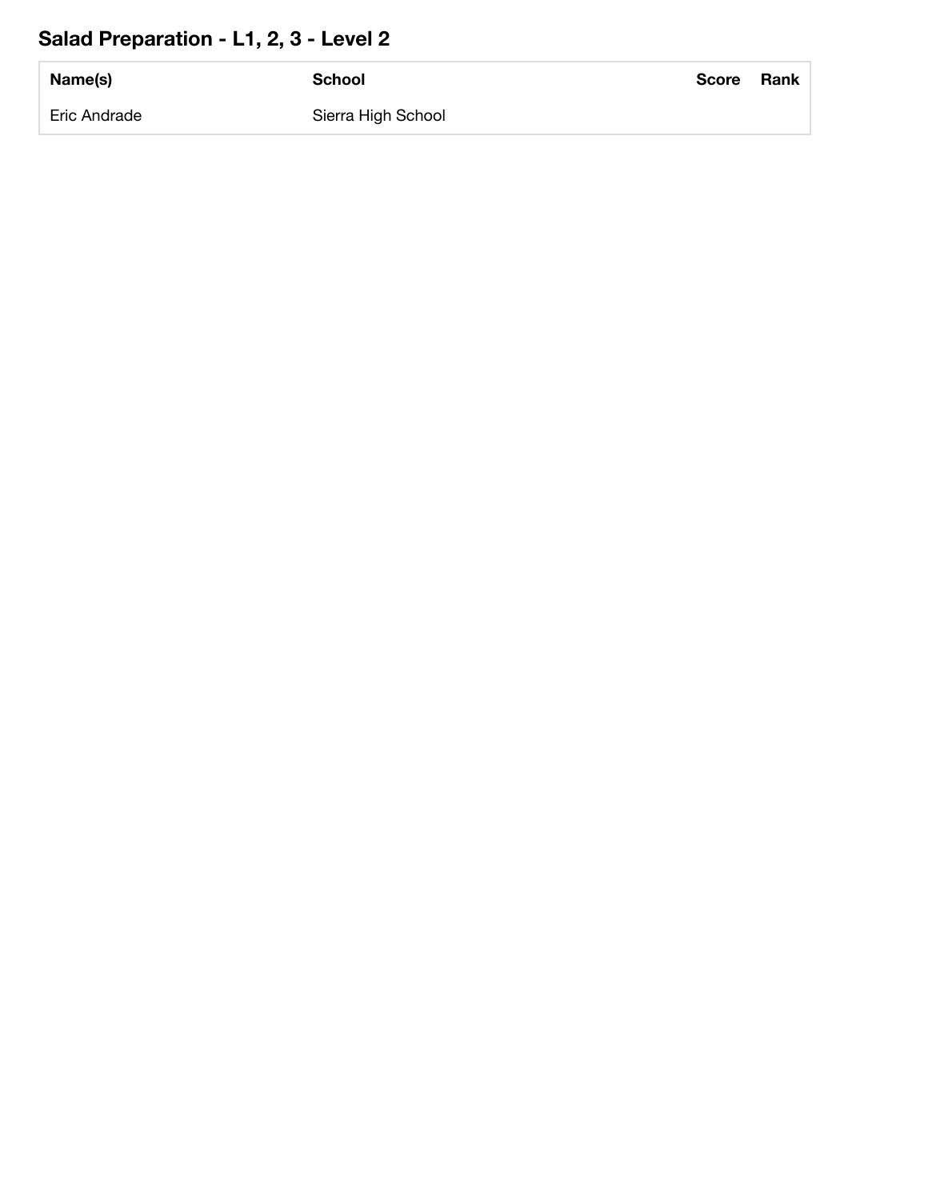## Salad Preparation - L1, 2, 3 - Level 2

| Name(s) | School | Score | Rank |
| --- | --- | --- | --- |
| Eric Andrade | Sierra High School | | |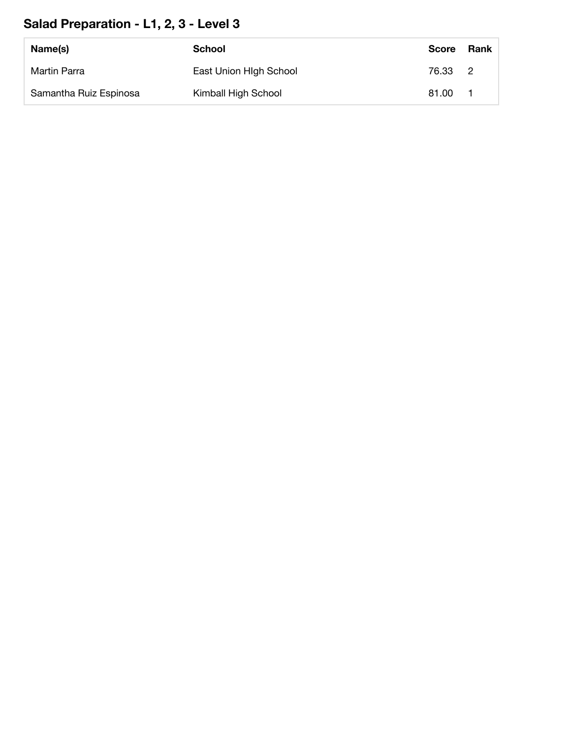## Salad Preparation - L1, 2, 3 - Level 3

| Name(s) | School | Score | Rank |
|---|---|---|---|
| Martin Parra | East Union HIgh School | 76.33 | 2 |
| Samantha Ruiz Espinosa | Kimball High School | 81.00 | 1 |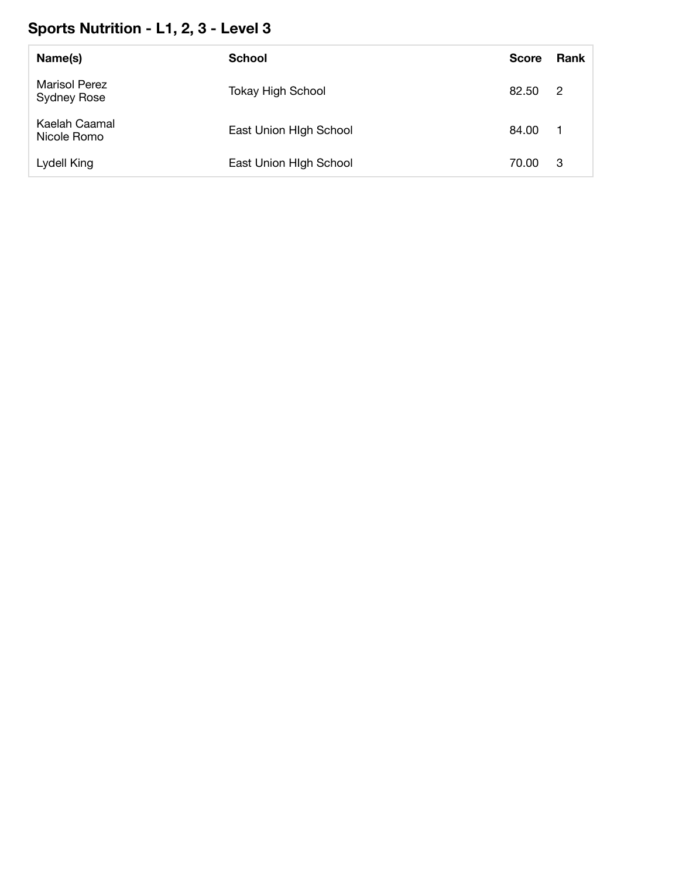## Sports Nutrition - L1, 2, 3 - Level 3

| Name(s) | School | Score | Rank |
|---|---|---|---|
| Marisol Perez<br>Sydney Rose | Tokay High School | 82.50 | 2 |
| Kaelah Caamal<br>Nicole Romo | East Union HIgh School | 84.00 | 1 |
| Lydell King | East Union HIgh School | 70.00 | 3 |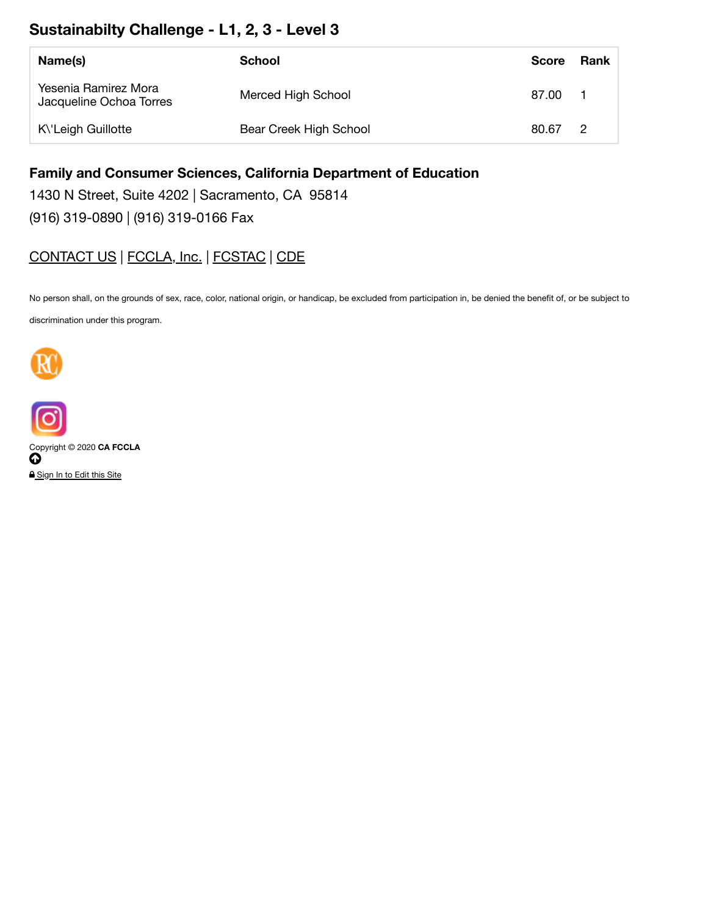## Sustainabilty Challenge - L1, 2, 3 - Level 3

| Name(s) | School | Score | Rank |
|---|---|---|---|
| Yesenia Ramirez Mora<br>Jacqueline Ochoa Torres | Merced High School | 87.00 | 1 |
| K\'Leigh Guillotte | Bear Creek High School | 80.67 | 2 |

### Family and Consumer Sciences, California Department of Education

1430 N Street, Suite 4202 | Sacramento, CA 95814

(916) 319-0890 | (916) 319-0166 Fax

CONTACT US | FCCLA, Inc. | FCSTAC | CDE

No person shall, on the grounds of sex, race, color, national origin, or handicap, be excluded from participation in, be denied the benefit of, or be subject to discrimination under this program.

Copyright © 2020 **CA FCCLA**

Sign In to Edit this Site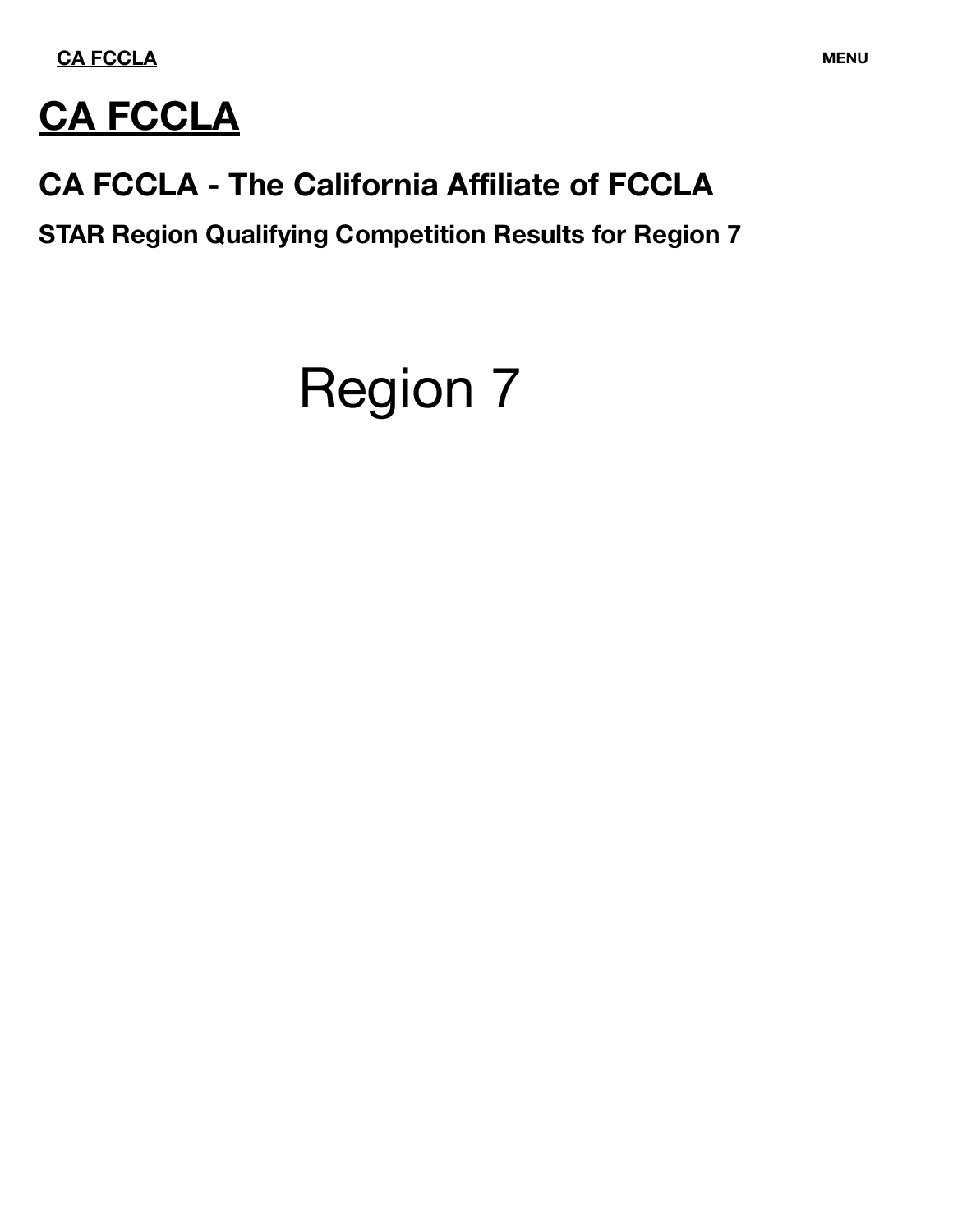# CA FCCLA

## CA FCCLA - The California Affiliate of FCCLA

### STAR Region Qualifying Competition Results for Region 7

Region 7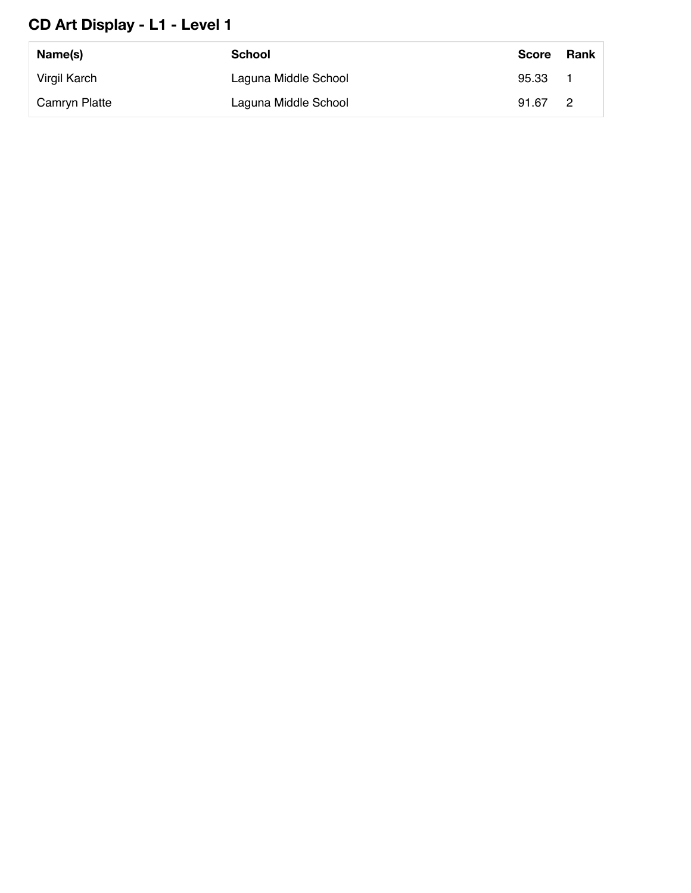## CD Art Display - L1 - Level 1

| Name(s) | School | Score | Rank |
|---|---|---|---|
| Virgil Karch | Laguna Middle School | 95.33 | 1 |
| Camryn Platte | Laguna Middle School | 91.67 | 2 |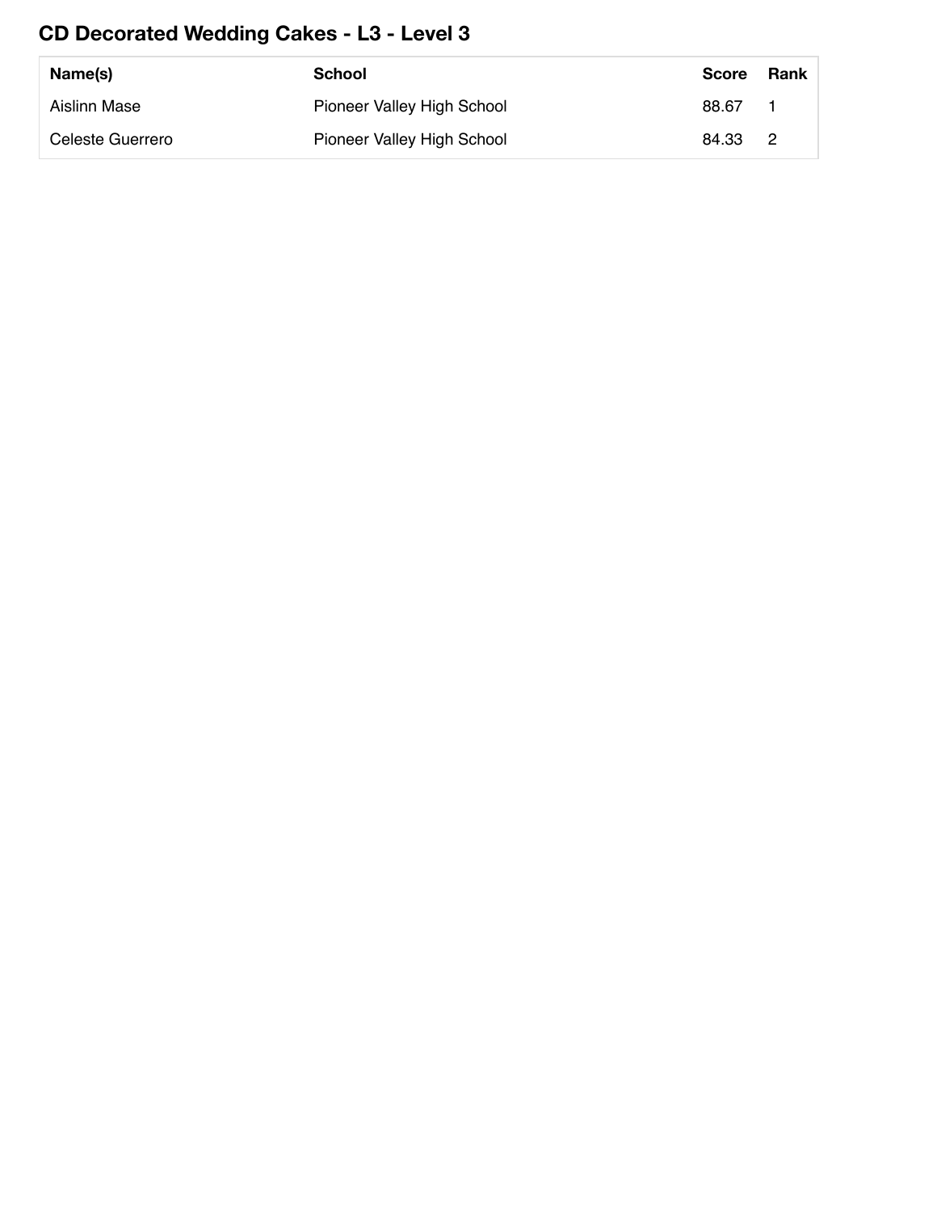## CD Decorated Wedding Cakes - L3 - Level 3

| Name(s) | School | Score | Rank |
|---|---|---|---|
| Aislinn Mase | Pioneer Valley High School | 88.67 | 1 |
| Celeste Guerrero | Pioneer Valley High School | 84.33 | 2 |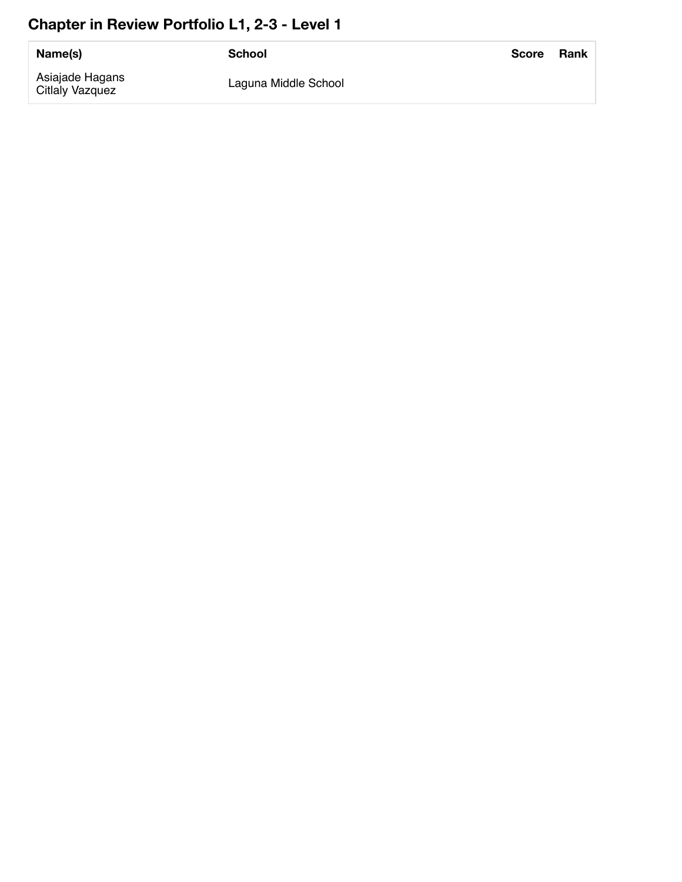## Chapter in Review Portfolio L1, 2-3 - Level 1

| Name(s) | School | Score | Rank |
|---|---|---|---|
| Asiajade Hagans<br>Citlaly Vazquez | Laguna Middle School | | |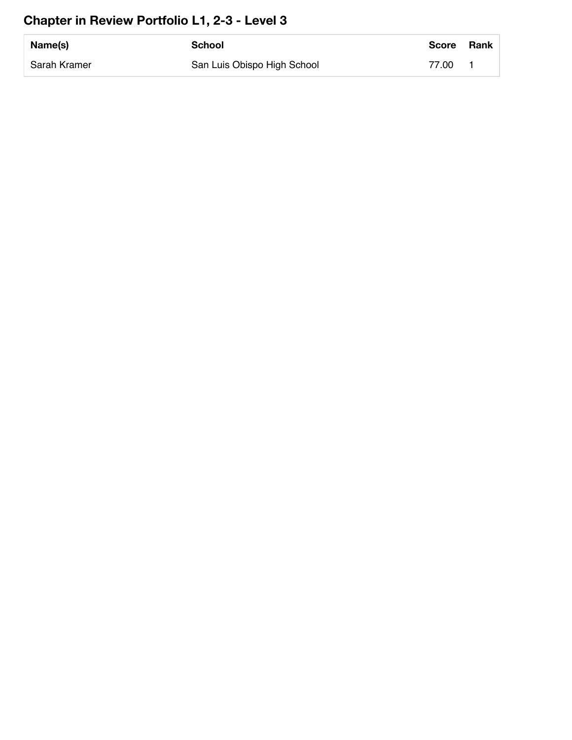## Chapter in Review Portfolio L1, 2-3 - Level 3

| Name(s) | School | Score | Rank |
|---|---|---|---|
| Sarah Kramer | San Luis Obispo High School | 77.00 | 1 |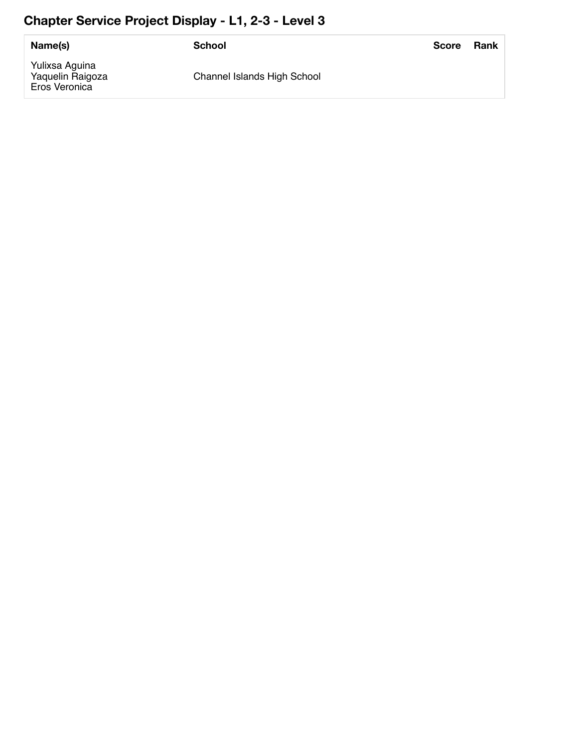## Chapter Service Project Display - L1, 2-3 - Level 3

| Name(s) | School | Score | Rank |
|---|---|---|---|
| Yulixsa Aguina<br>Yaquelin Raigoza<br>Eros Veronica | Channel Islands High School | | |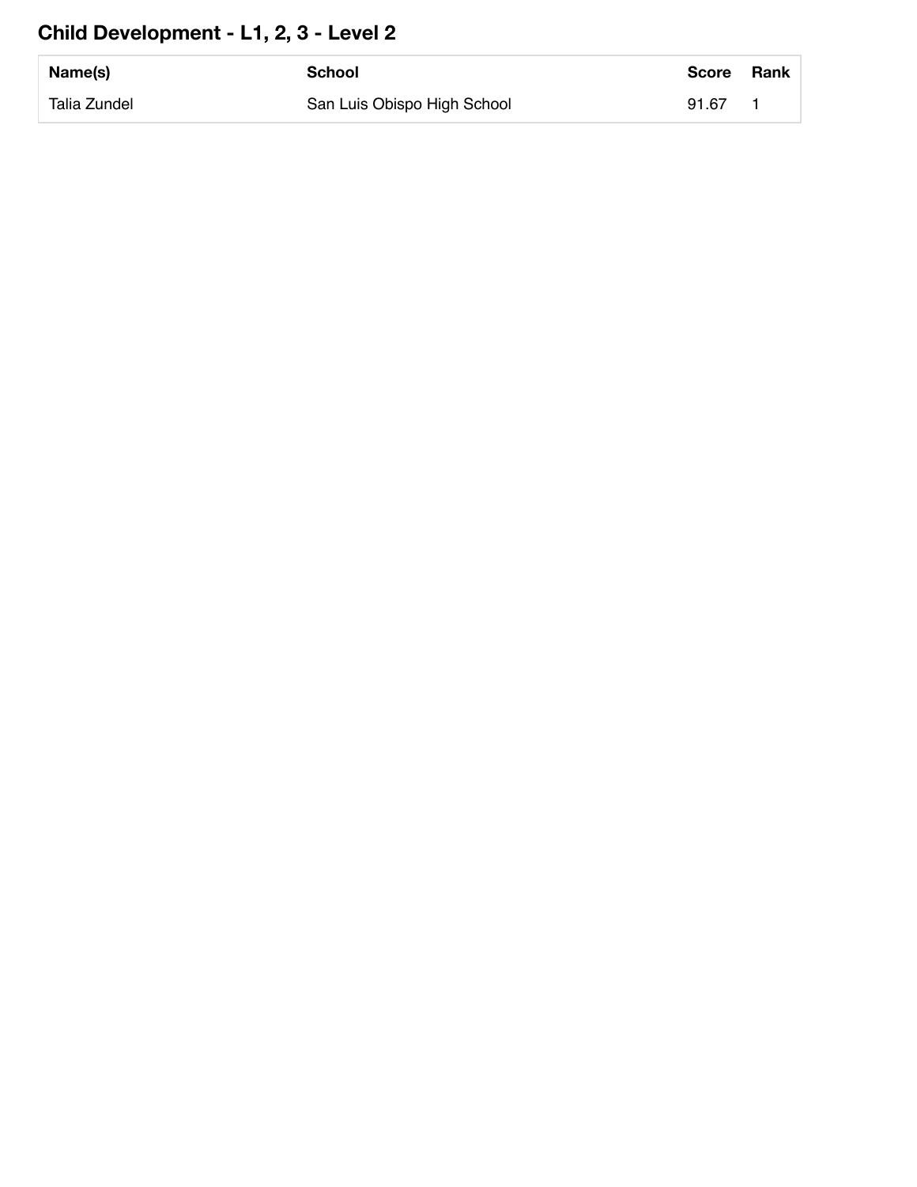## Child Development - L1, 2, 3 - Level 2

| Name(s) | School | Score | Rank |
|---|---|---|---|
| Talia Zundel | San Luis Obispo High School | 91.67 | 1 |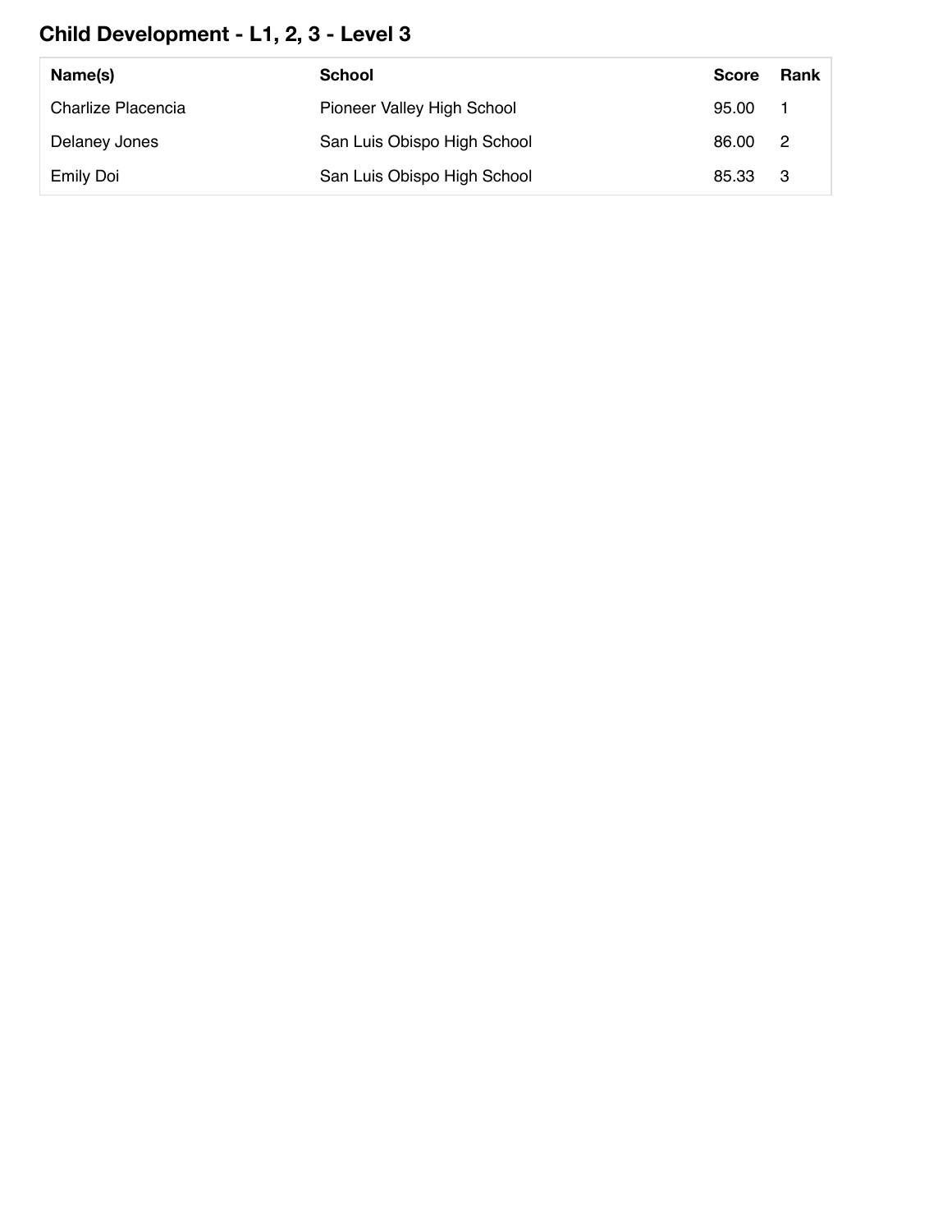## Child Development - L1, 2, 3 - Level 3

| Name(s) | School | Score | Rank |
|---|---|---|---|
| Charlize Placencia | Pioneer Valley High School | 95.00 | 1 |
| Delaney Jones | San Luis Obispo High School | 86.00 | 2 |
| Emily Doi | San Luis Obispo High School | 85.33 | 3 |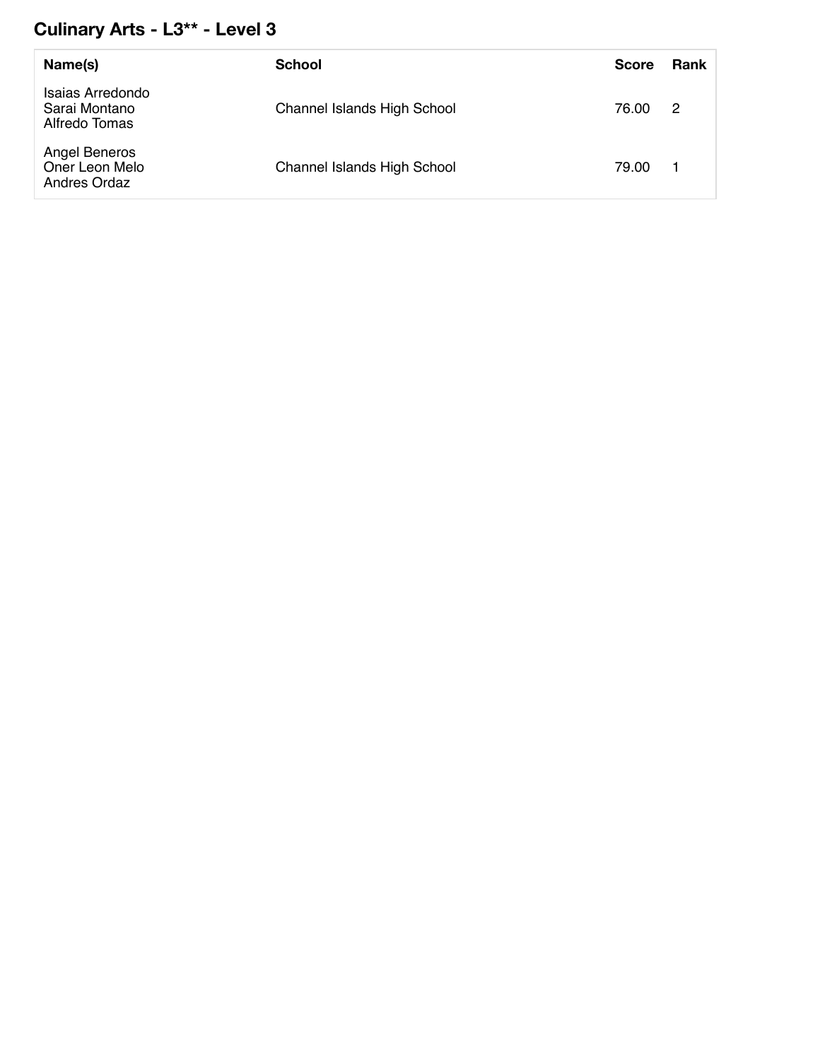## Culinary Arts - L3** - Level 3

| Name(s) | School | Score | Rank |
|---|---|---|---|
| Isaias Arredondo<br>Sarai Montano<br>Alfredo Tomas | Channel Islands High School | 76.00 | 2 |
| Angel Beneros<br>Oner Leon Melo<br>Andres Ordaz | Channel Islands High School | 79.00 | 1 |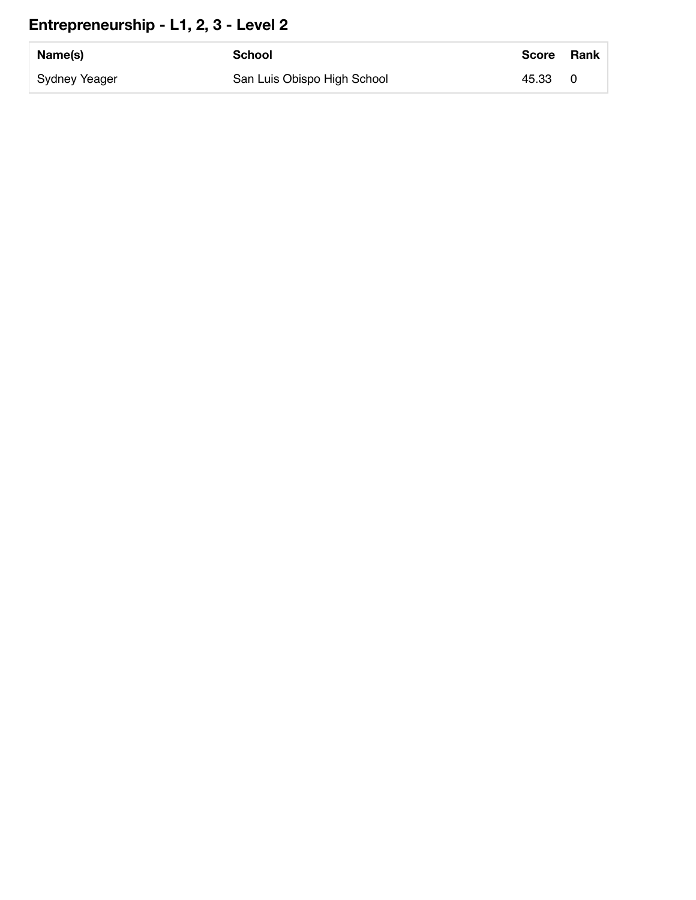## Entrepreneurship - L1, 2, 3 - Level 2

| Name(s) | School | Score | Rank |
|---|---|---|---|
| Sydney Yeager | San Luis Obispo High School | 45.33 | 0 |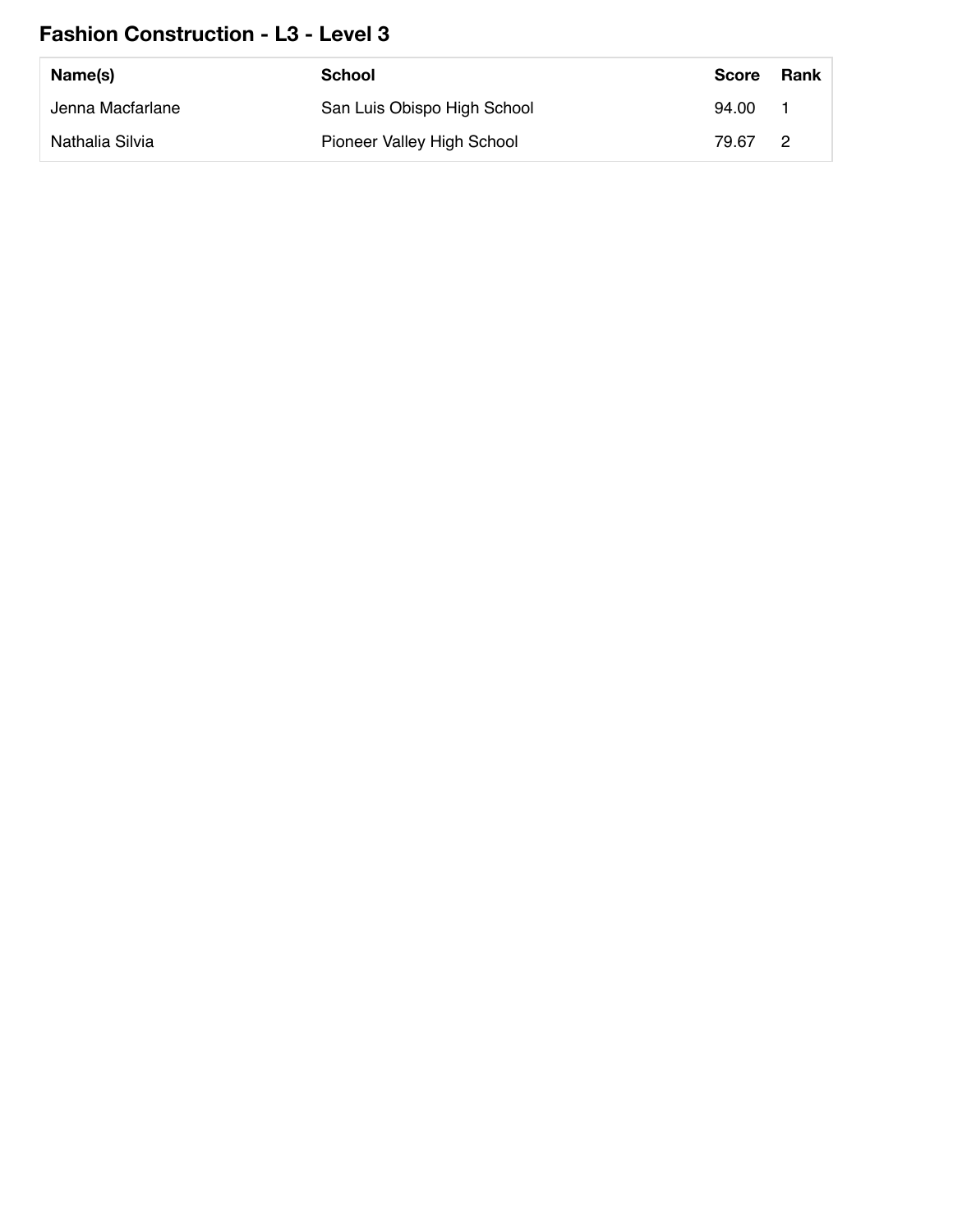## Fashion Construction - L3 - Level 3

| Name(s) | School | Score | Rank |
| --- | --- | --- | --- |
| Jenna Macfarlane | San Luis Obispo High School | 94.00 | 1 |
| Nathalia Silvia | Pioneer Valley High School | 79.67 | 2 |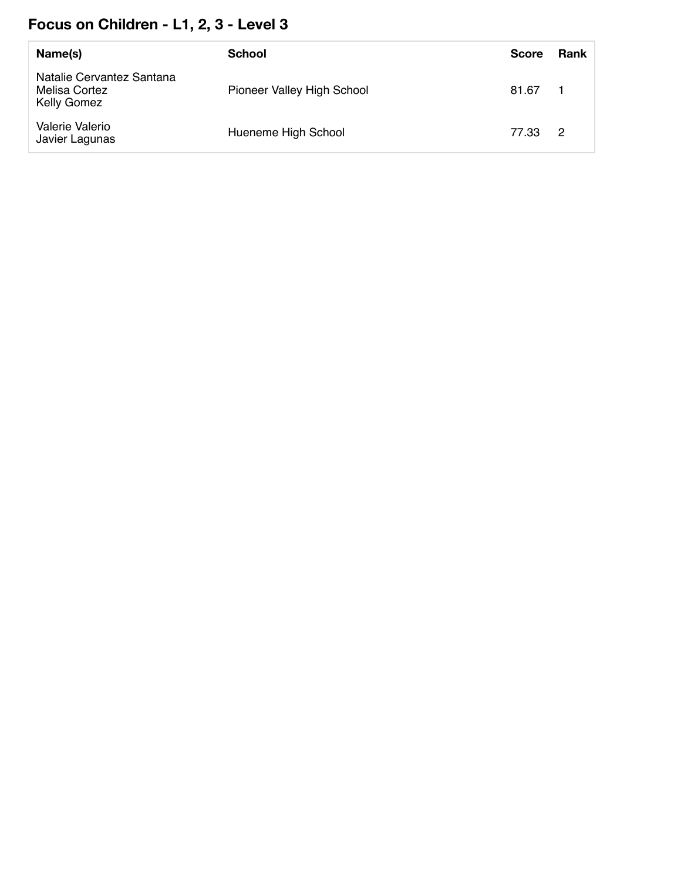## Focus on Children - L1, 2, 3 - Level 3

| Name(s) | School | Score | Rank |
|---|---|---|---|
| Natalie Cervantez Santana<br>Melisa Cortez<br>Kelly Gomez | Pioneer Valley High School | 81.67 | 1 |
| Valerie Valerio<br>Javier Lagunas | Hueneme High School | 77.33 | 2 |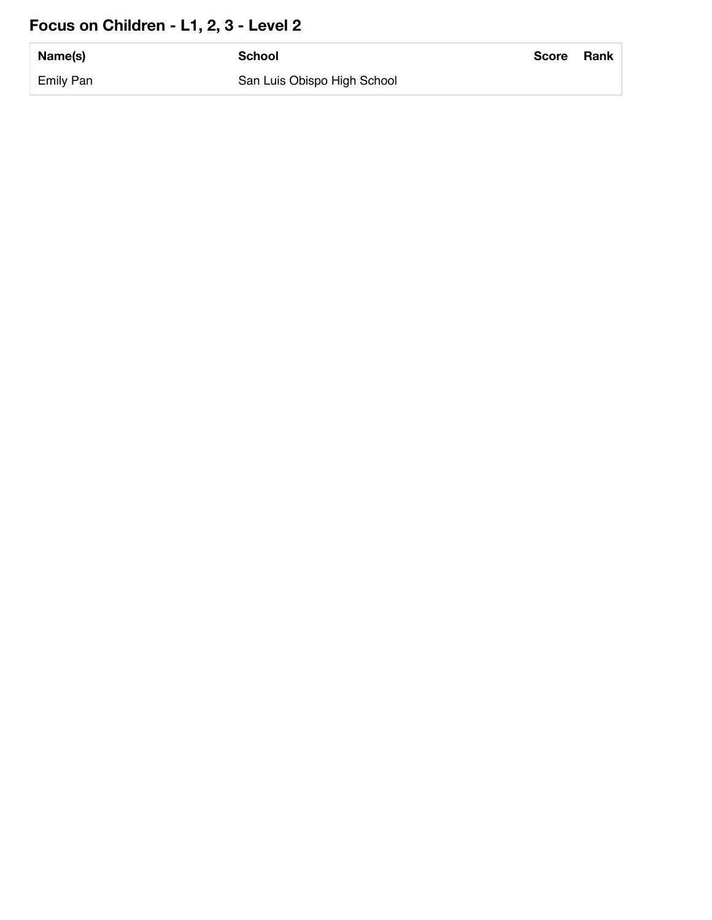## Focus on Children - L1, 2, 3 - Level 2

| Name(s) | School | Score | Rank |
|---|---|---|---|
| Emily Pan | San Luis Obispo High School | | |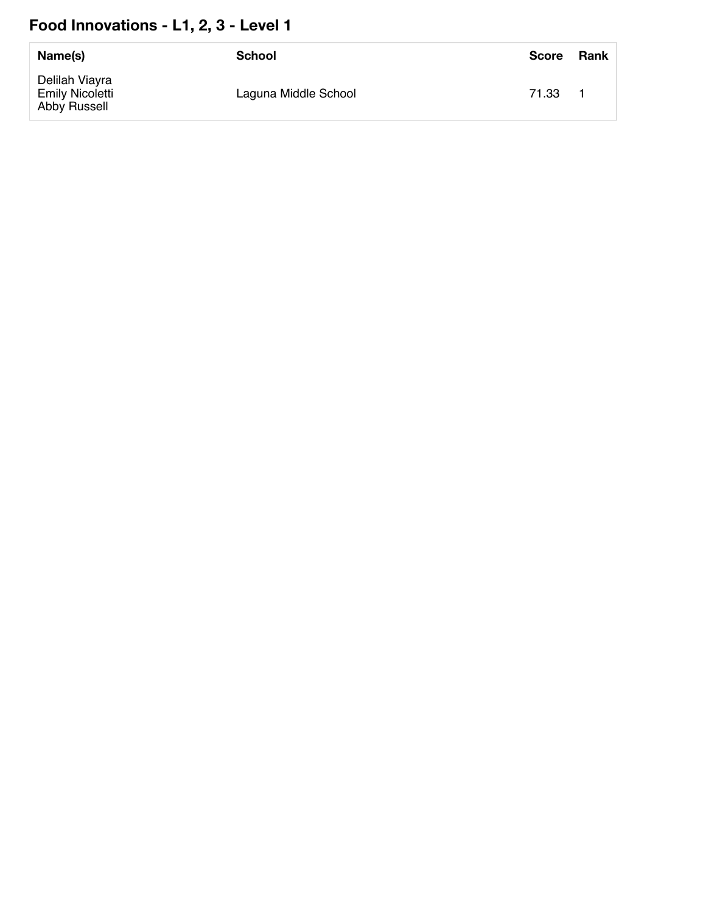## Food Innovations - L1, 2, 3 - Level 1

| Name(s) | School | Score | Rank |
|---|---|---|---|
| Delilah Viayra<br>Emily Nicoletti<br>Abby Russell | Laguna Middle School | 71.33 | 1 |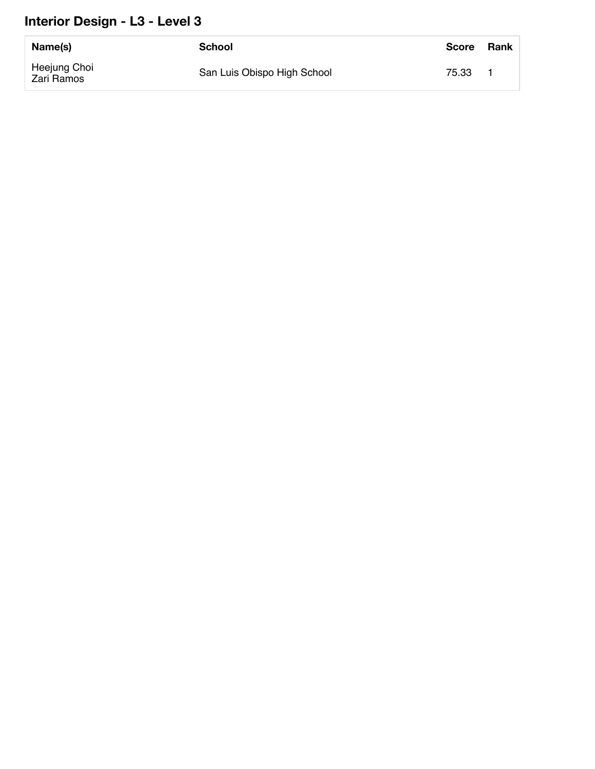## Interior Design - L3 - Level 3

| Name(s) | School | Score | Rank |
|---|---|---|---|
| Heejung Choi<br>Zari Ramos | San Luis Obispo High School | 75.33 | 1 |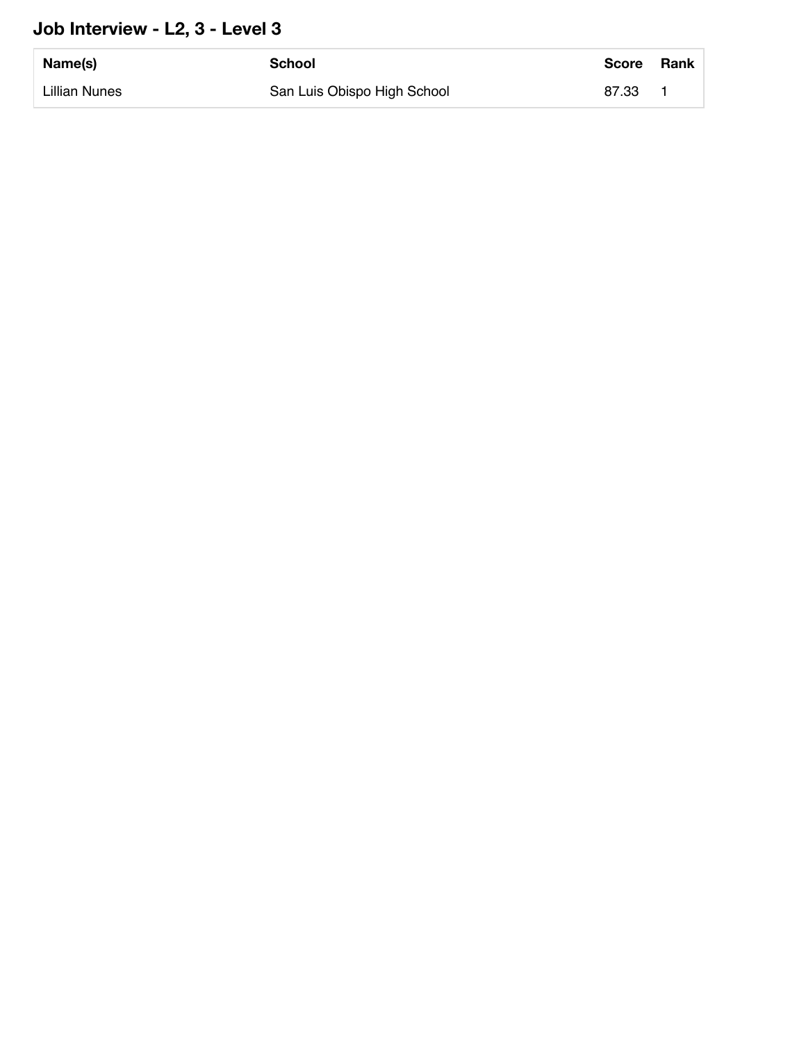## Job Interview - L2, 3 - Level 3

| Name(s) | School | Score | Rank |
| --- | --- | --- | --- |
| Lillian Nunes | San Luis Obispo High School | 87.33 | 1 |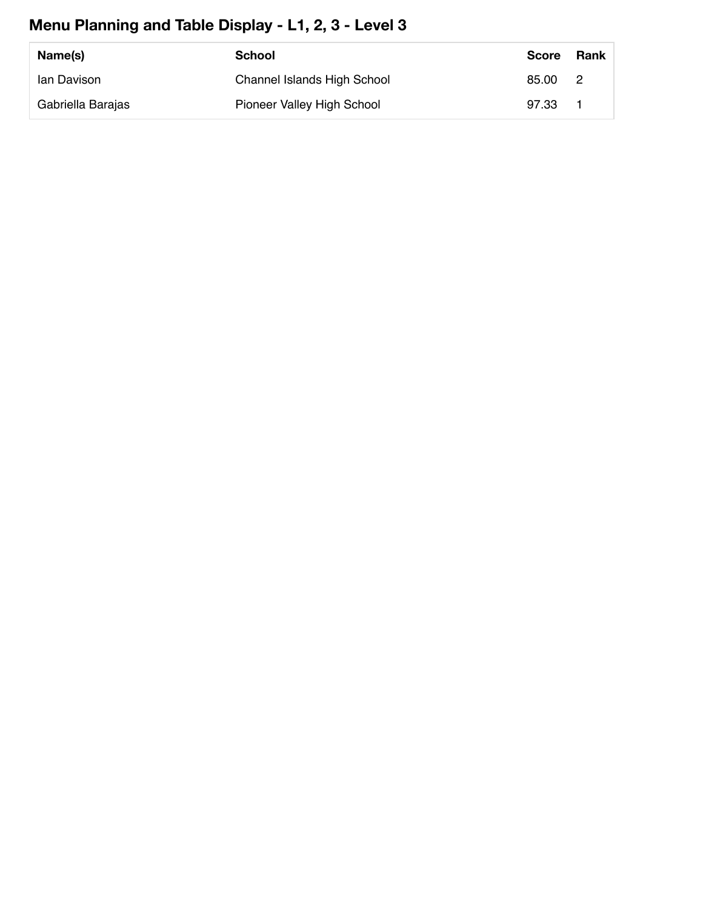## Menu Planning and Table Display - L1, 2, 3 - Level 3

| Name(s) | School | Score | Rank |
|---|---|---|---|
| Ian Davison | Channel Islands High School | 85.00 | 2 |
| Gabriella Barajas | Pioneer Valley High School | 97.33 | 1 |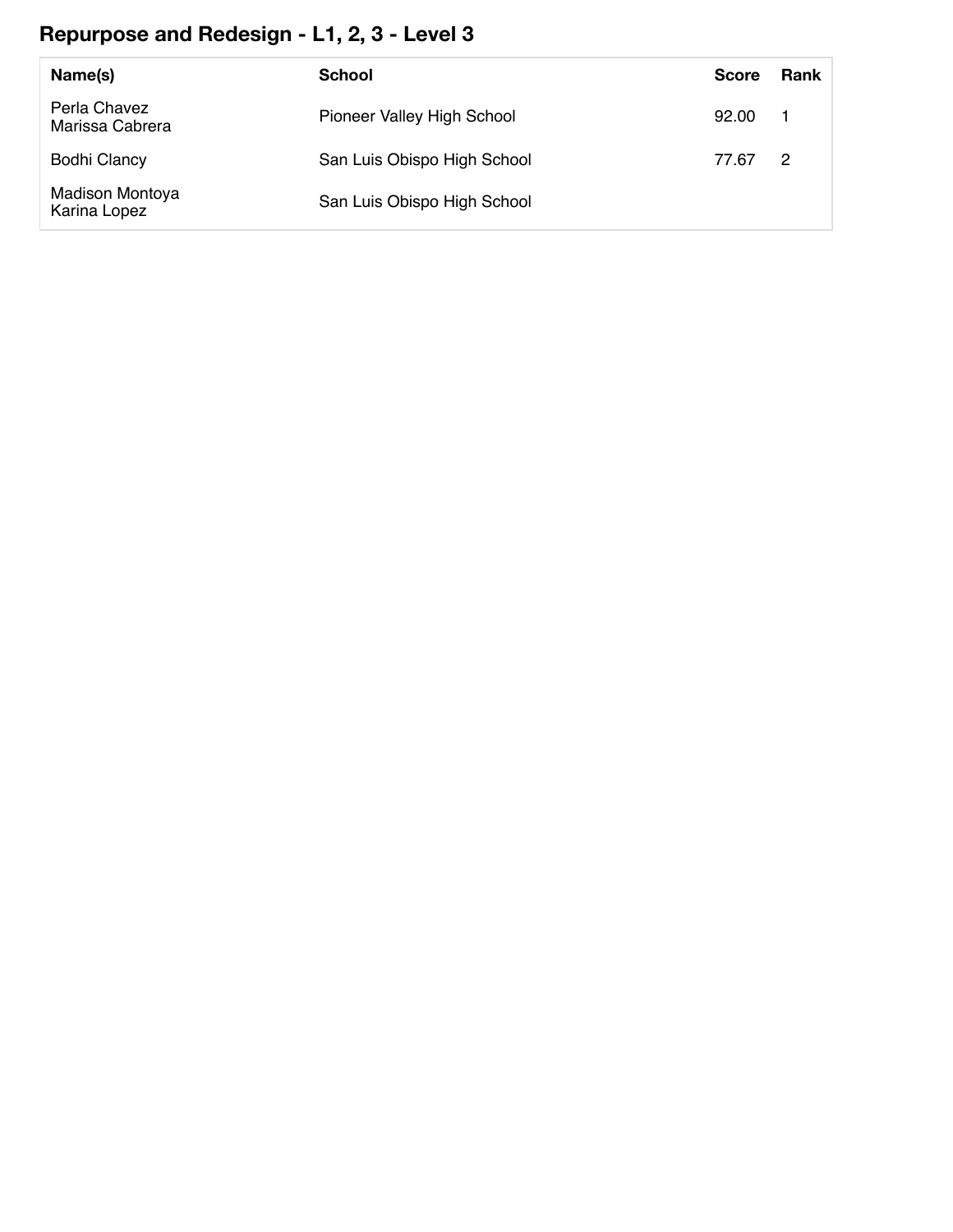## Repurpose and Redesign - L1, 2, 3 - Level 3

| Name(s) | School | Score | Rank |
|---|---|---|---|
| Perla Chavez<br>Marissa Cabrera | Pioneer Valley High School | 92.00 | 1 |
| Bodhi Clancy | San Luis Obispo High School | 77.67 | 2 |
| Madison Montoya<br>Karina Lopez | San Luis Obispo High School | | |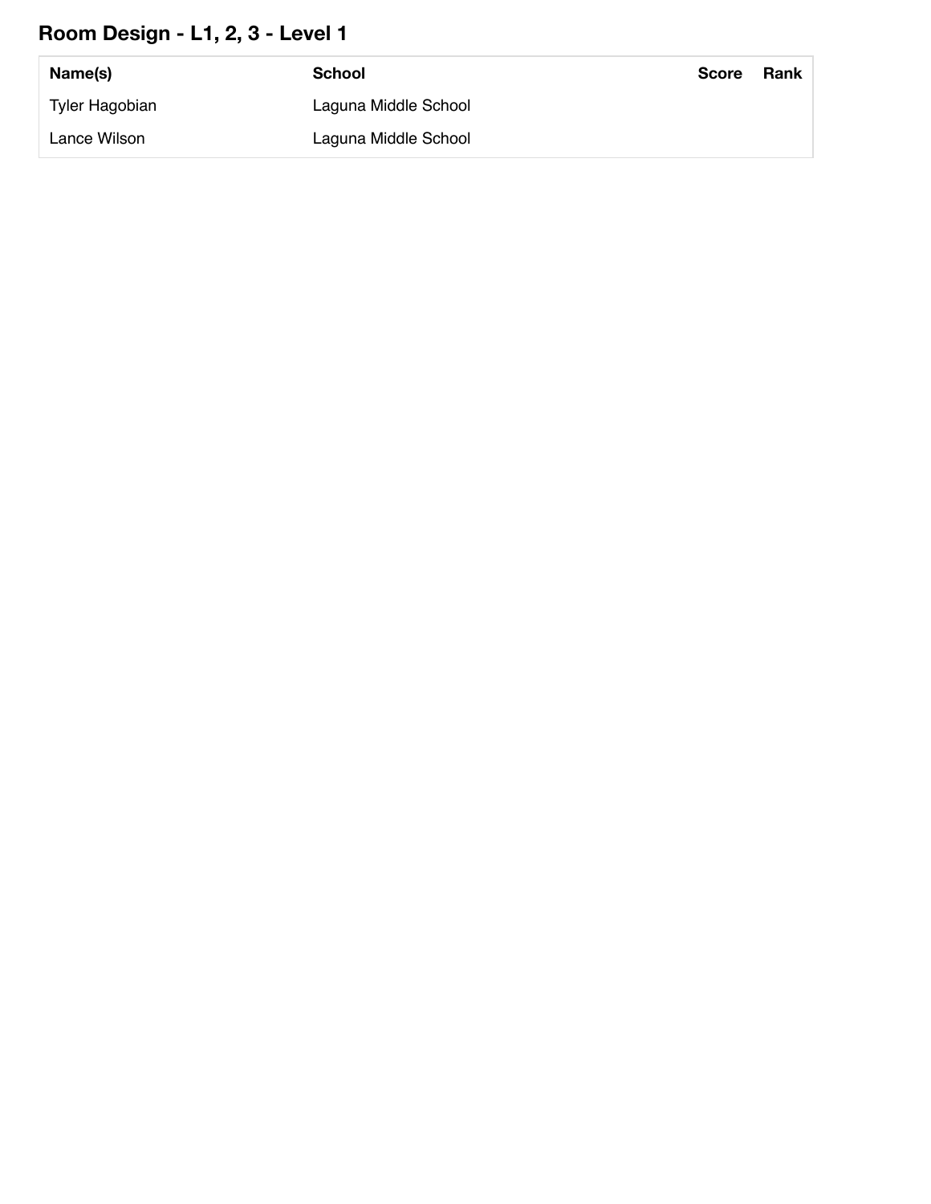## Room Design - L1, 2, 3 - Level 1

| Name(s) | School | Score | Rank |
|---|---|---|---|
| Tyler Hagobian | Laguna Middle School | | |
| Lance Wilson | Laguna Middle School | | |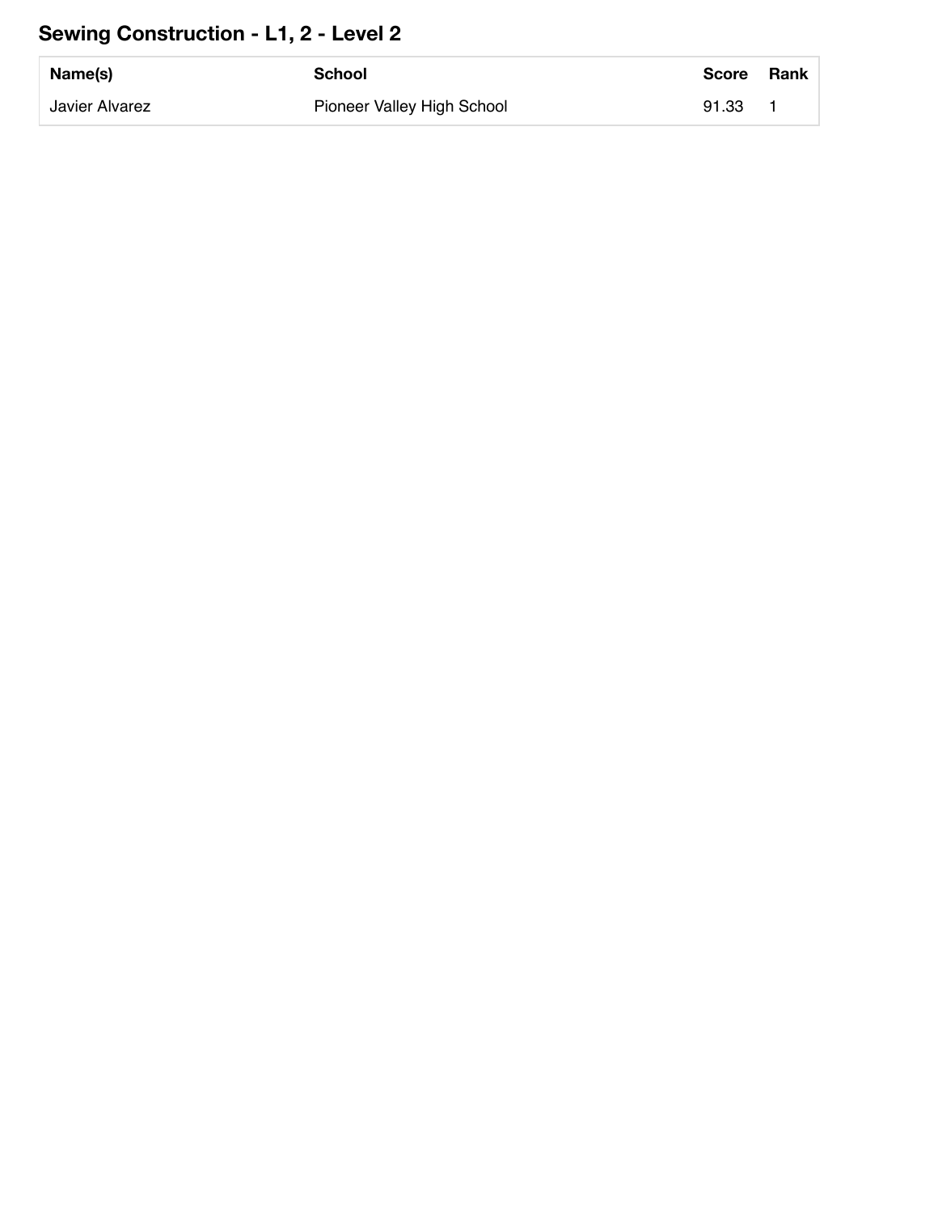## Sewing Construction - L1, 2 - Level 2

| Name(s) | School | Score | Rank |
| --- | --- | --- | --- |
| Javier Alvarez | Pioneer Valley High School | 91.33 | 1 |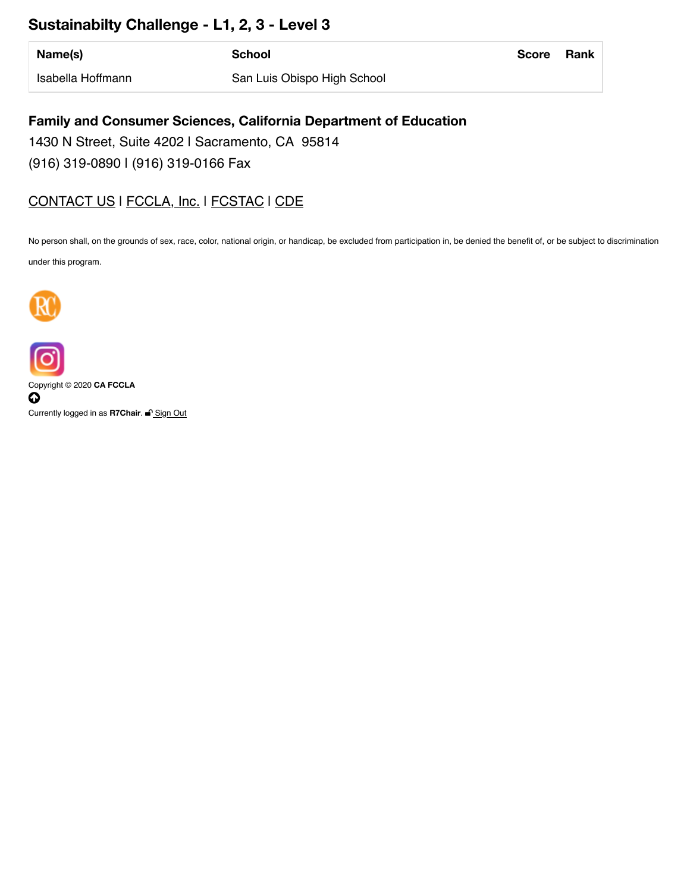## Sustainabilty Challenge - L1, 2, 3 - Level 3

| Name(s) | School | Score | Rank |
|---|---|---|---|
| Isabella Hoffmann | San Luis Obispo High School | | |

### Family and Consumer Sciences, California Department of Education

1430 N Street, Suite 4202 | Sacramento, CA 95814

(916) 319-0890 | (916) 319-0166 Fax

CONTACT US | FCCLA, Inc. | FCSTAC | CDE

No person shall, on the grounds of sex, race, color, national origin, or handicap, be excluded from participation in, be denied the benefit of, or be subject to discrimination under this program.

Copyright © 2020 **CA FCCLA**

Currently logged in as **R7Chair**. Sign Out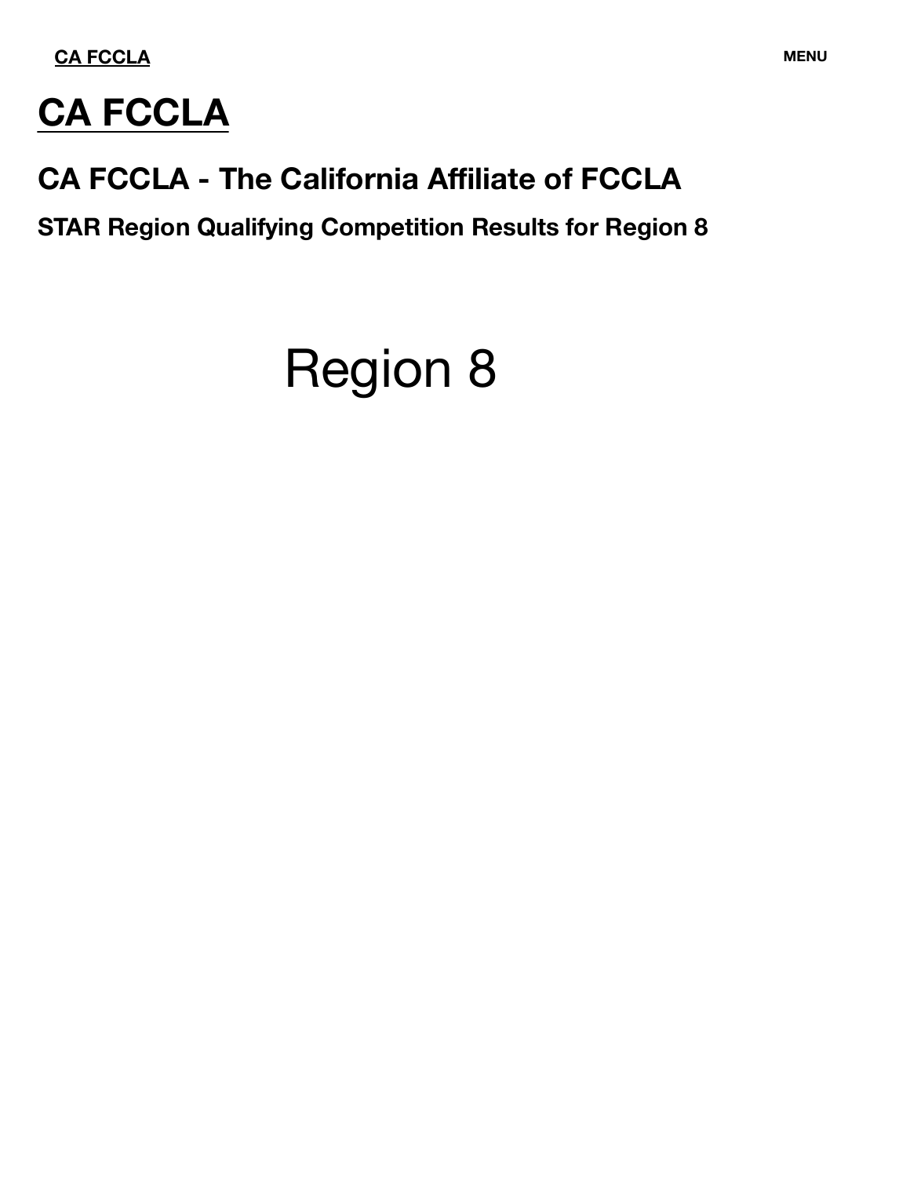CA FCCLA

MENU

# CA FCCLA

## CA FCCLA - The California Affiliate of FCCLA

### STAR Region Qualifying Competition Results for Region 8

Region 8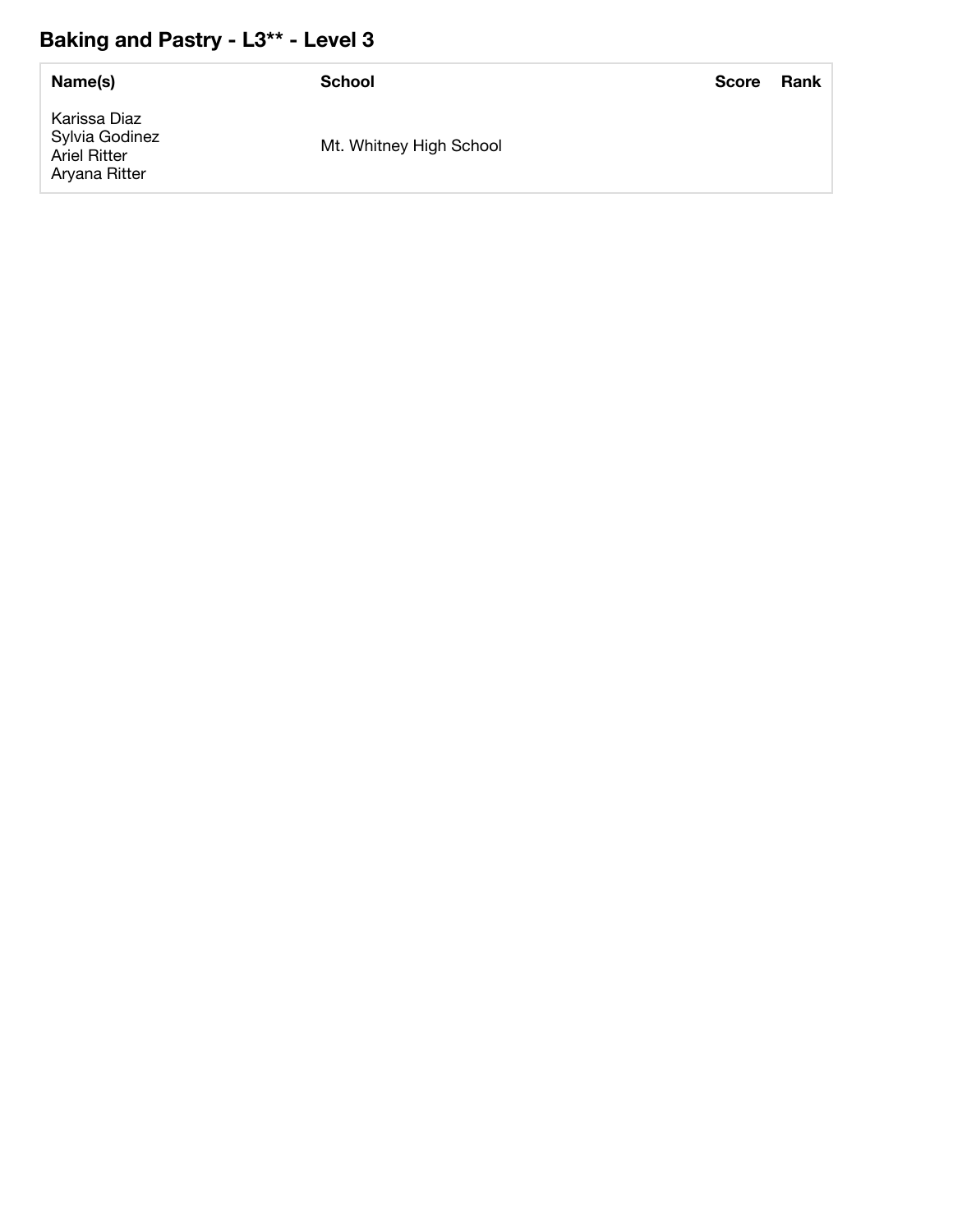## Baking and Pastry - L3** - Level 3

| Name(s) | School | Score | Rank |
|---|---|---|---|
| Karissa Diaz<br>Sylvia Godinez<br>Ariel Ritter<br>Aryana Ritter | Mt. Whitney High School | | |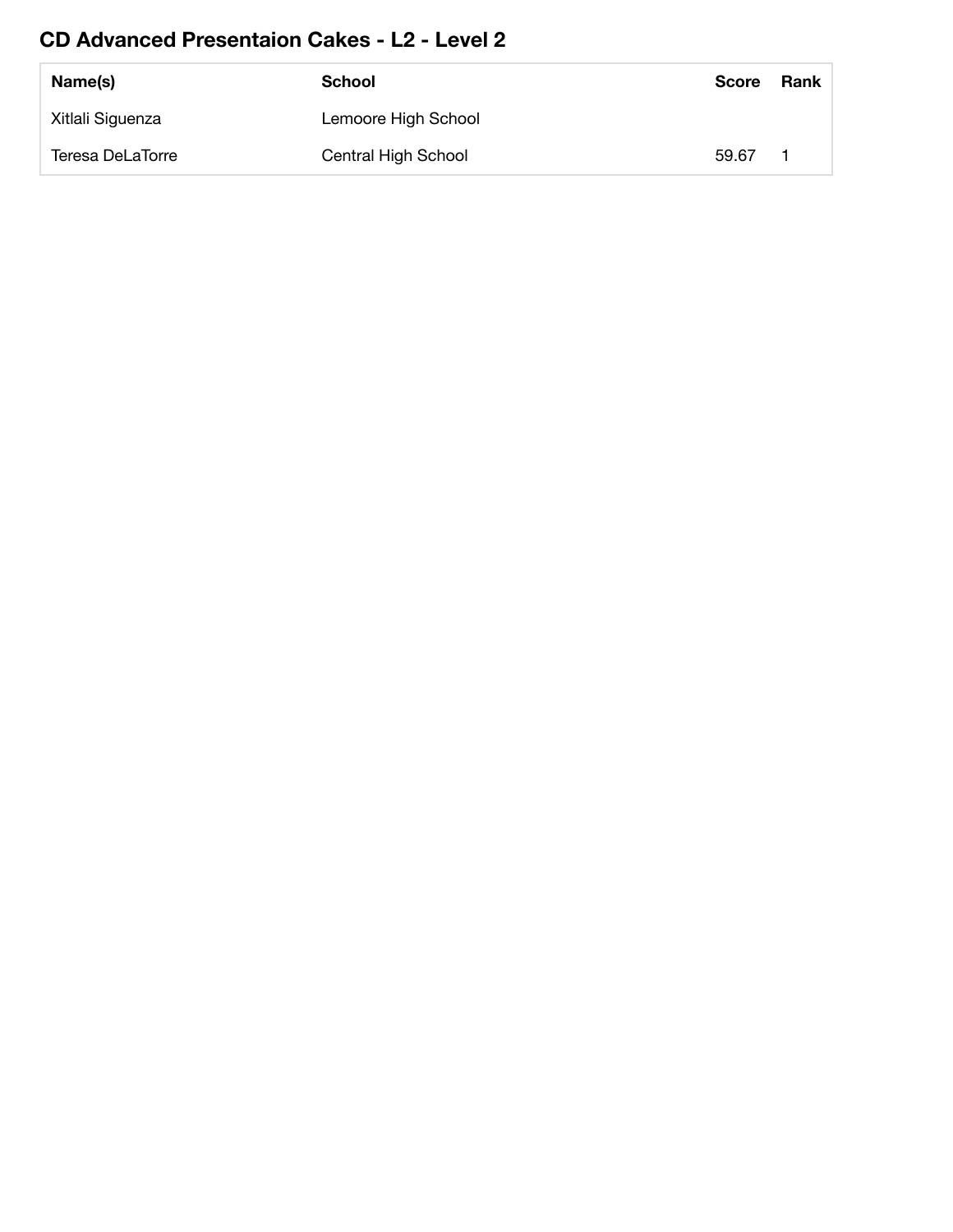## CD Advanced Presentaion Cakes - L2 - Level 2

| Name(s) | School | Score | Rank |
| --- | --- | --- | --- |
| Xitlali Siguenza | Lemoore High School | | |
| Teresa DeLaTorre | Central High School | 59.67 | 1 |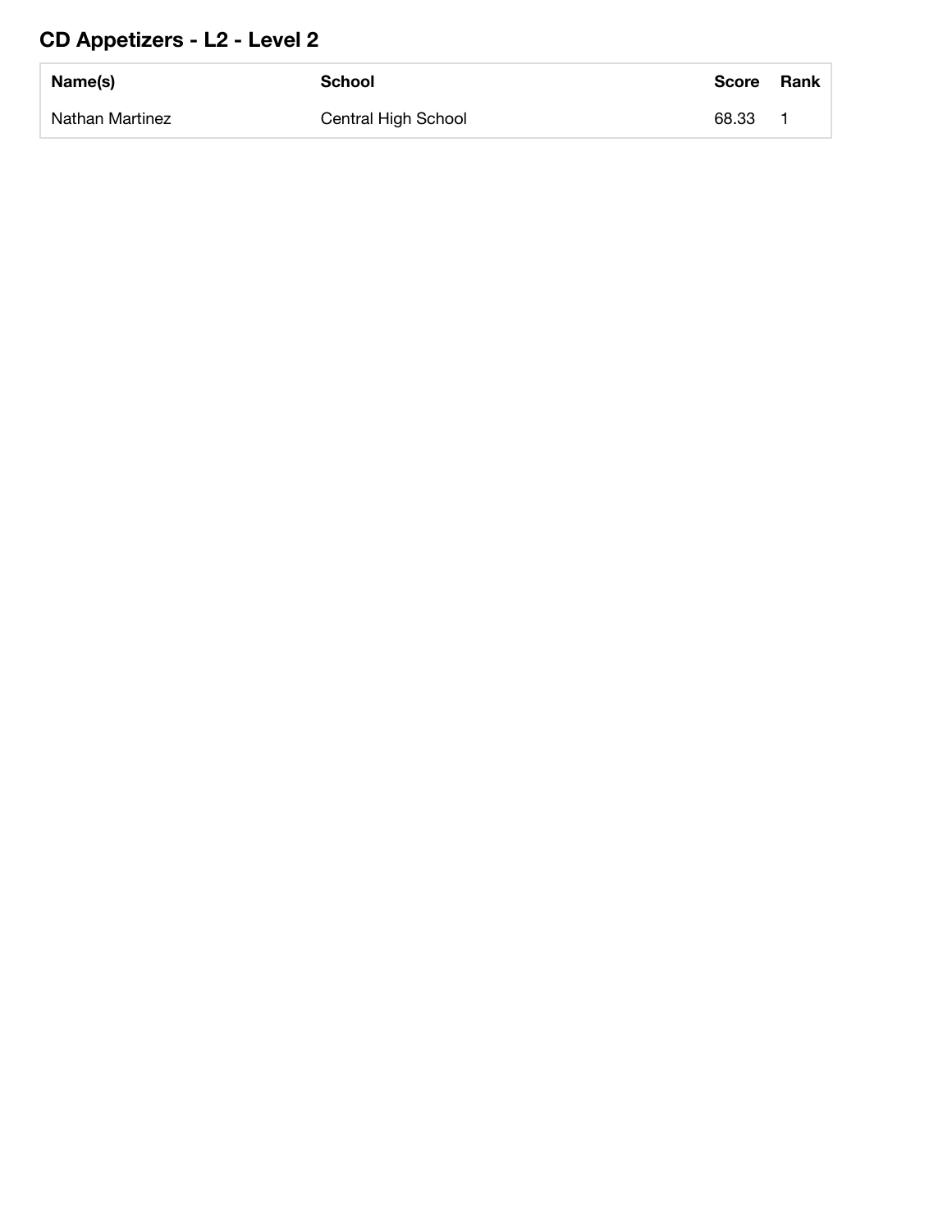## CD Appetizers - L2 - Level 2

| Name(s) | School | Score | Rank |
|---|---|---|---|
| Nathan Martinez | Central High School | 68.33 | 1 |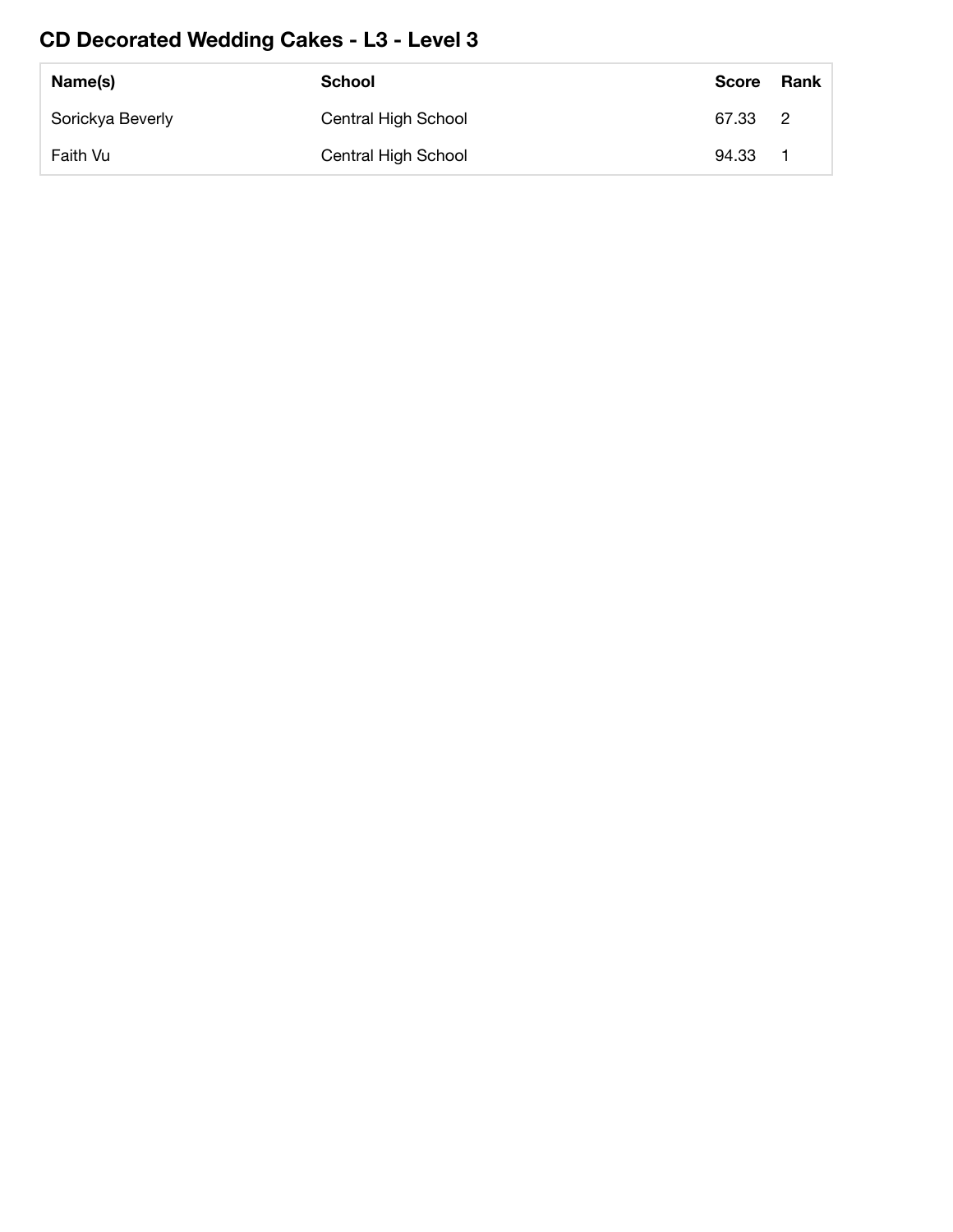## CD Decorated Wedding Cakes - L3 - Level 3

| Name(s) | School | Score | Rank |
|---|---|---|---|
| Sorickya Beverly | Central High School | 67.33 | 2 |
| Faith Vu | Central High School | 94.33 | 1 |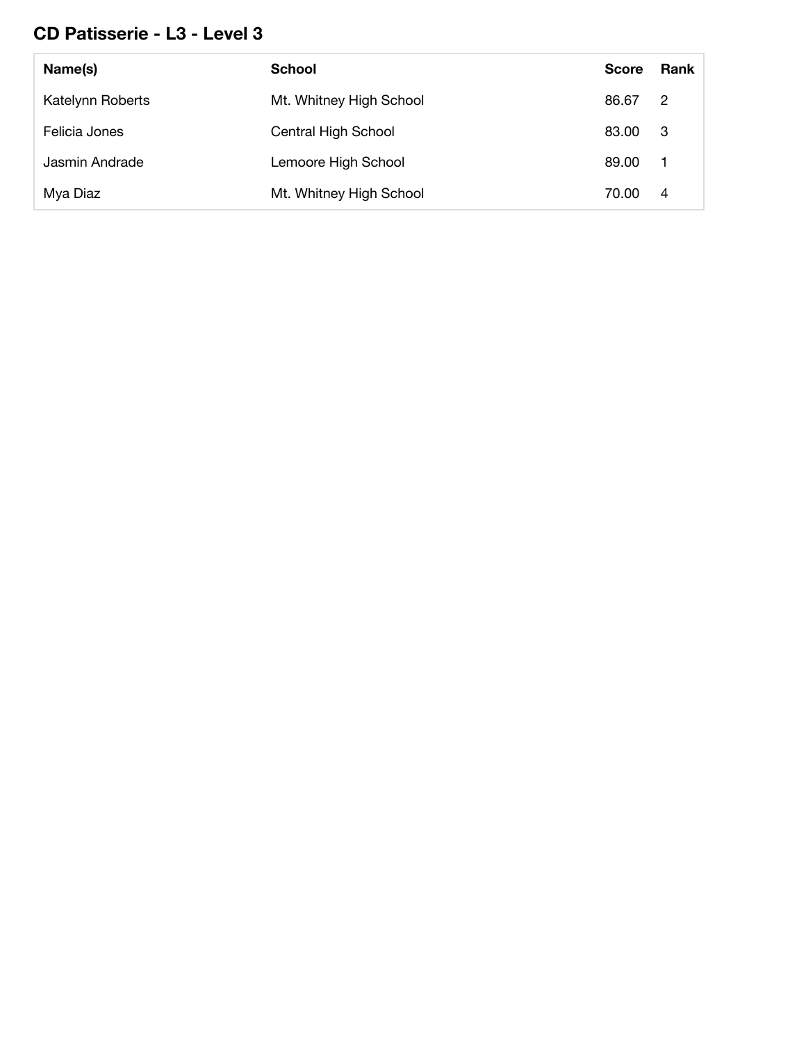## CD Patisserie - L3 - Level 3

| Name(s) | School | Score | Rank |
| --- | --- | --- | --- |
| Katelynn Roberts | Mt. Whitney High School | 86.67 | 2 |
| Felicia Jones | Central High School | 83.00 | 3 |
| Jasmin Andrade | Lemoore High School | 89.00 | 1 |
| Mya Diaz | Mt. Whitney High School | 70.00 | 4 |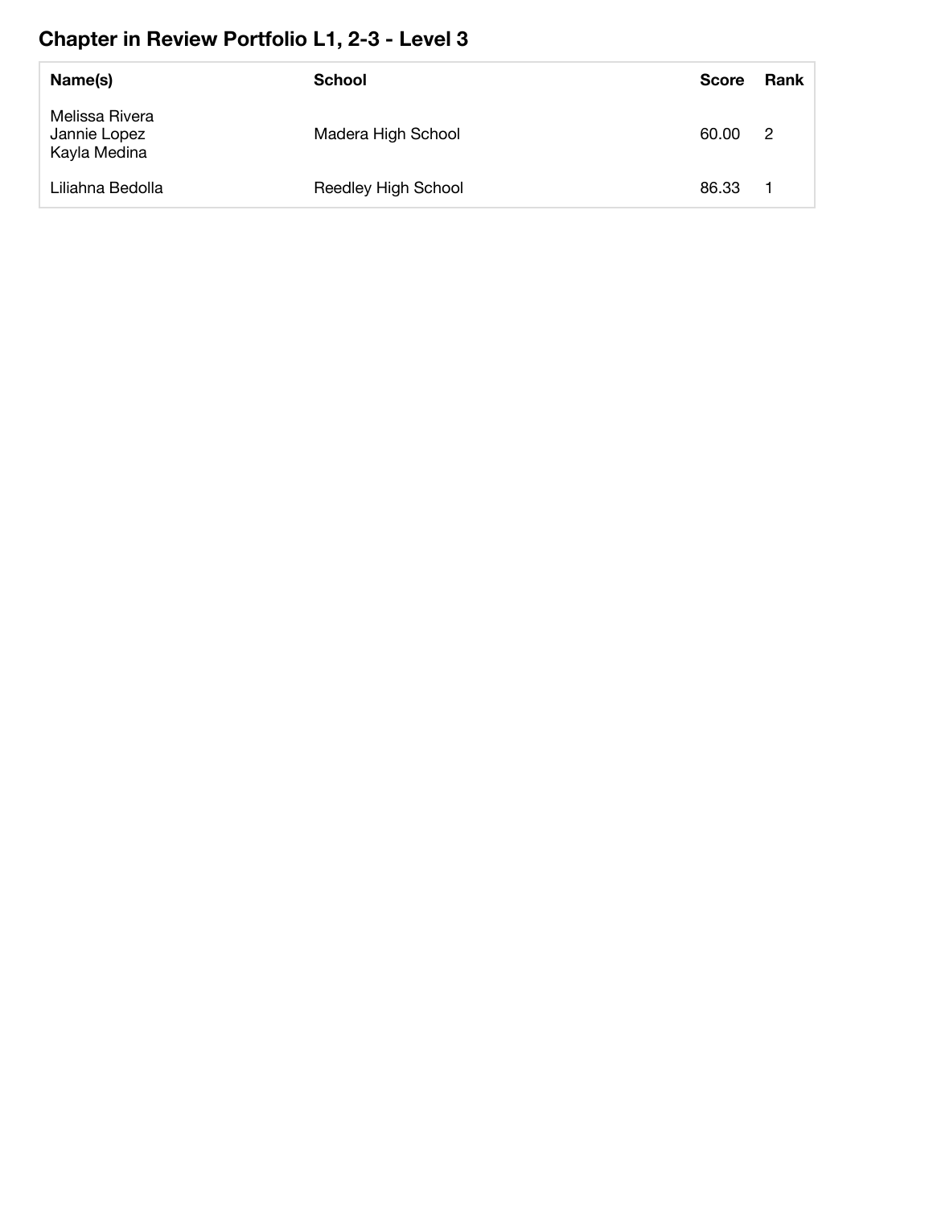## Chapter in Review Portfolio L1, 2-3 - Level 3

| Name(s) | School | Score | Rank |
| --- | --- | --- | --- |
| Melissa Rivera<br>Jannie Lopez<br>Kayla Medina | Madera High School | 60.00 | 2 |
| Liliahna Bedolla | Reedley High School | 86.33 | 1 |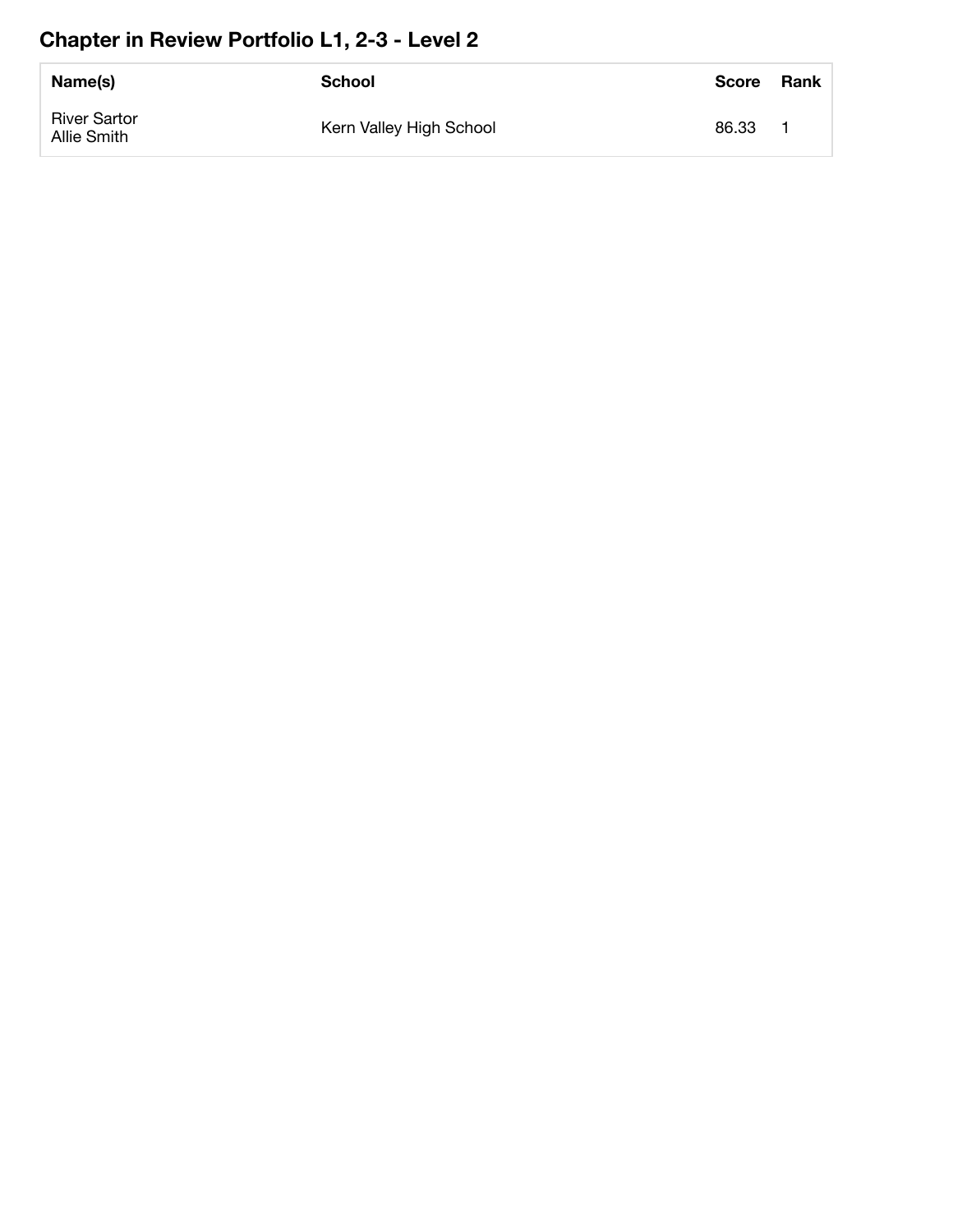## Chapter in Review Portfolio L1, 2-3 - Level 2

| Name(s) | School | Score | Rank |
|---|---|---|---|
| River Sartor<br>Allie Smith | Kern Valley High School | 86.33 | 1 |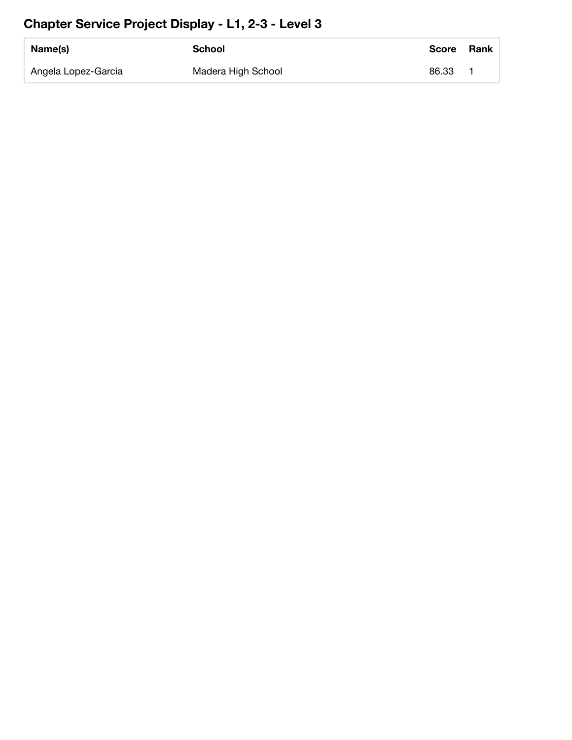## Chapter Service Project Display - L1, 2-3 - Level 3

| Name(s) | School | Score | Rank |
|---|---|---|---|
| Angela Lopez-Garcia | Madera High School | 86.33 | 1 |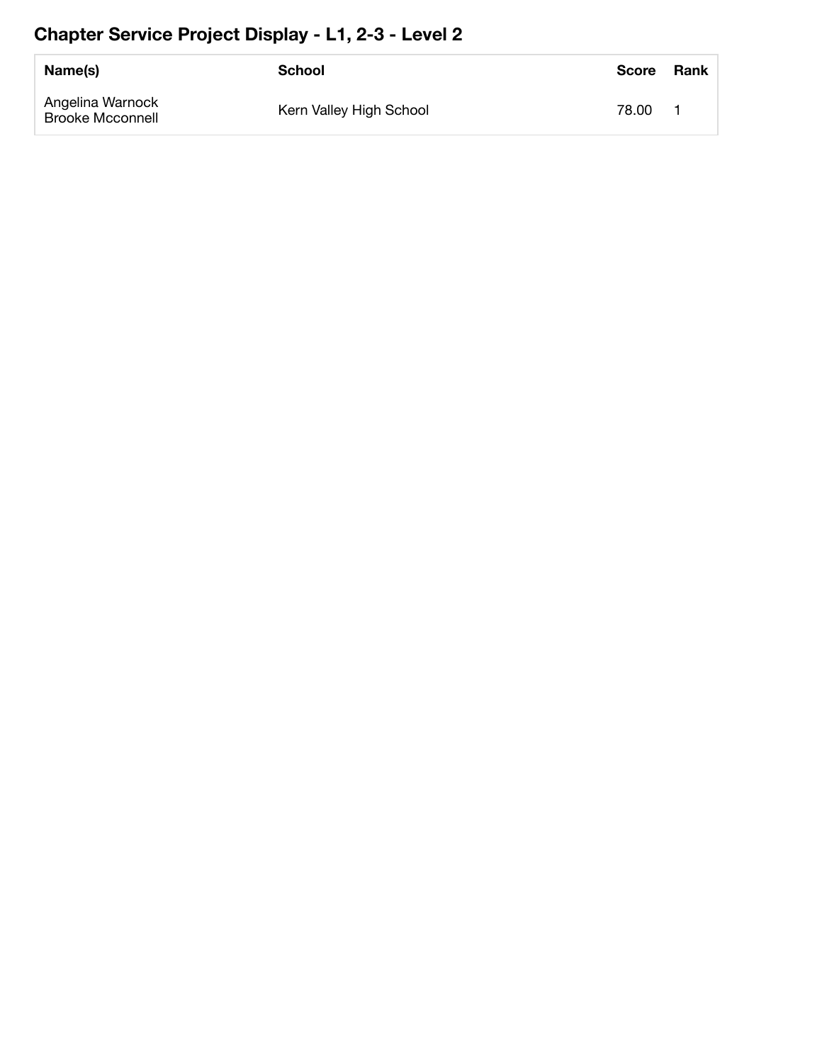## Chapter Service Project Display - L1, 2-3 - Level 2

| Name(s) | School | Score | Rank |
|---|---|---|---|
| Angelina Warnock<br>Brooke Mcconnell | Kern Valley High School | 78.00 | 1 |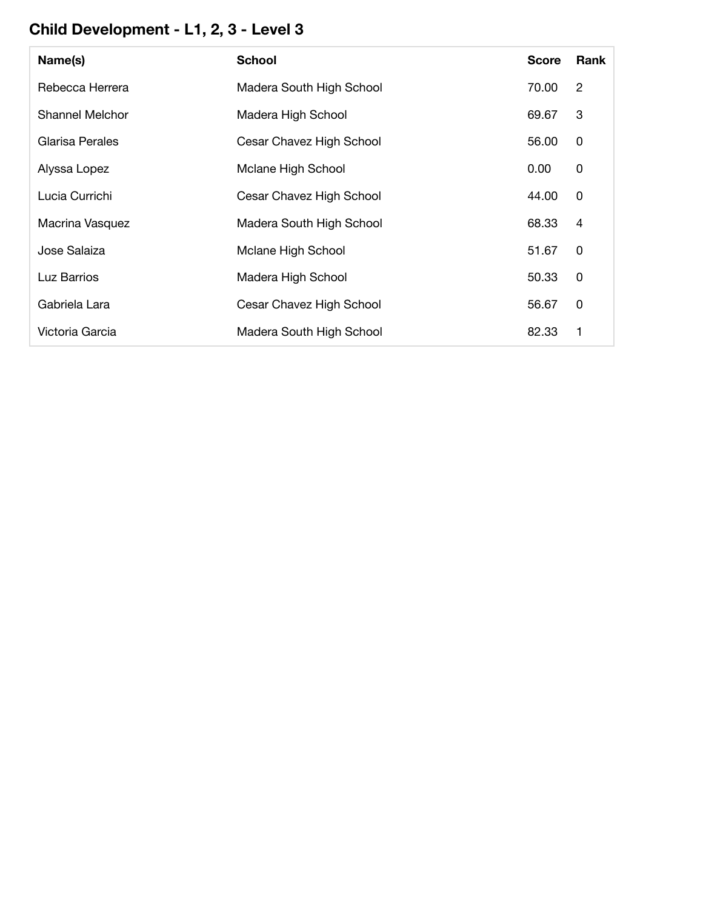## Child Development - L1, 2, 3 - Level 3

| Name(s) | School | Score | Rank |
|---|---|---|---|
| Rebecca Herrera | Madera South High School | 70.00 | 2 |
| Shannel Melchor | Madera High School | 69.67 | 3 |
| Glarisa Perales | Cesar Chavez High School | 56.00 | 0 |
| Alyssa Lopez | Mclane High School | 0.00 | 0 |
| Lucia Currichi | Cesar Chavez High School | 44.00 | 0 |
| Macrina Vasquez | Madera South High School | 68.33 | 4 |
| Jose Salaiza | Mclane High School | 51.67 | 0 |
| Luz Barrios | Madera High School | 50.33 | 0 |
| Gabriela Lara | Cesar Chavez High School | 56.67 | 0 |
| Victoria Garcia | Madera South High School | 82.33 | 1 |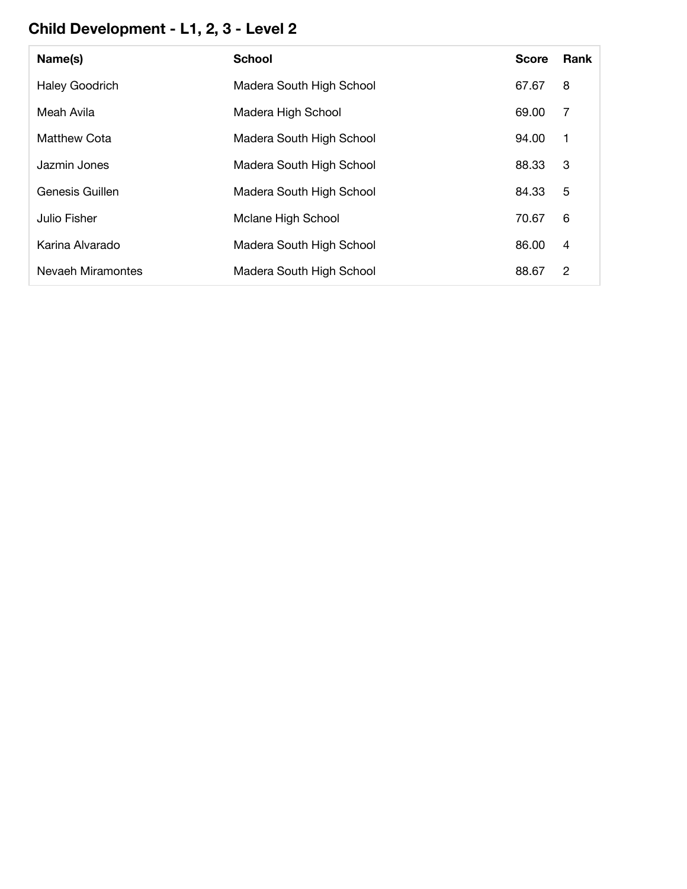## Child Development - L1, 2, 3 - Level 2

| Name(s) | School | Score | Rank |
|---|---|---|---|
| Haley Goodrich | Madera South High School | 67.67 | 8 |
| Meah Avila | Madera High School | 69.00 | 7 |
| Matthew Cota | Madera South High School | 94.00 | 1 |
| Jazmin Jones | Madera South High School | 88.33 | 3 |
| Genesis Guillen | Madera South High School | 84.33 | 5 |
| Julio Fisher | Mclane High School | 70.67 | 6 |
| Karina Alvarado | Madera South High School | 86.00 | 4 |
| Nevaeh Miramontes | Madera South High School | 88.67 | 2 |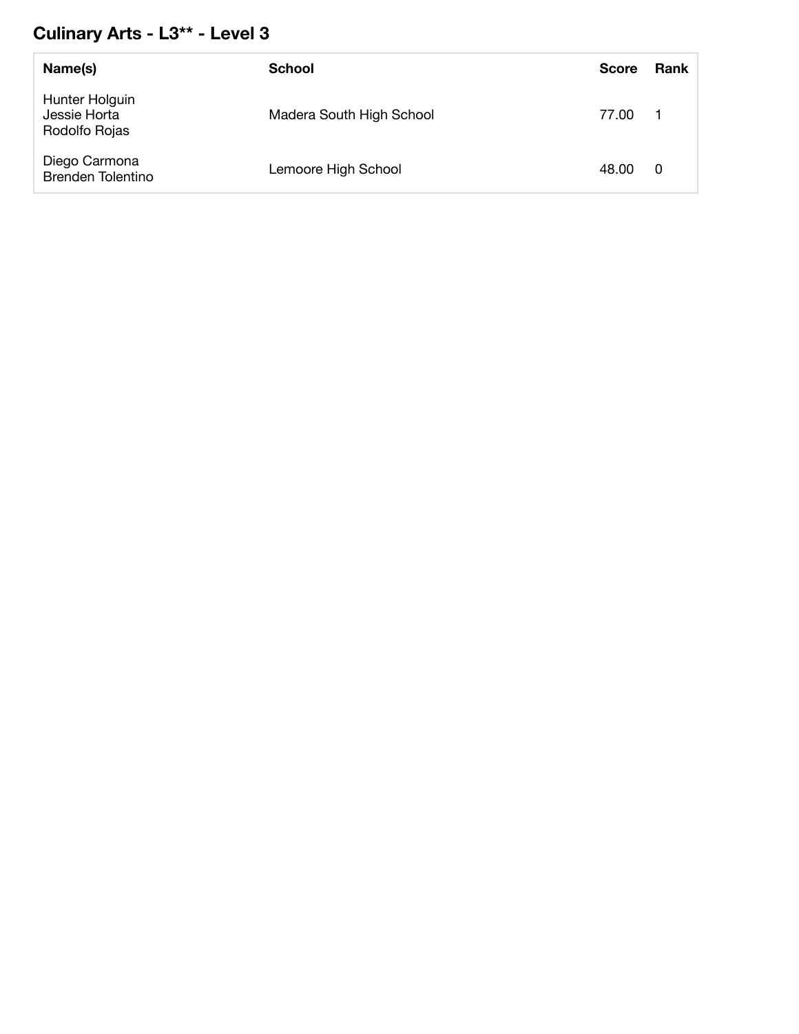## Culinary Arts - L3** - Level 3

| Name(s) | School | Score | Rank |
|---|---|---|---|
| Hunter Holguin<br>Jessie Horta<br>Rodolfo Rojas | Madera South High School | 77.00 | 1 |
| Diego Carmona<br>Brenden Tolentino | Lemoore High School | 48.00 | 0 |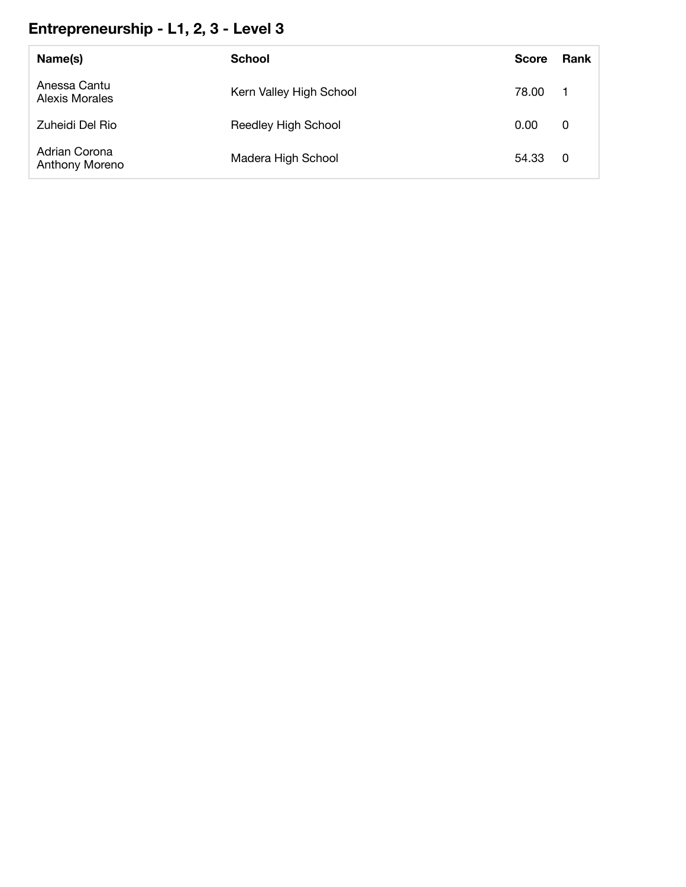## Entrepreneurship - L1, 2, 3 - Level 3

| Name(s) | School | Score | Rank |
|---|---|---|---|
| Anessa Cantu<br>Alexis Morales | Kern Valley High School | 78.00 | 1 |
| Zuheidi Del Rio | Reedley High School | 0.00 | 0 |
| Adrian Corona<br>Anthony Moreno | Madera High School | 54.33 | 0 |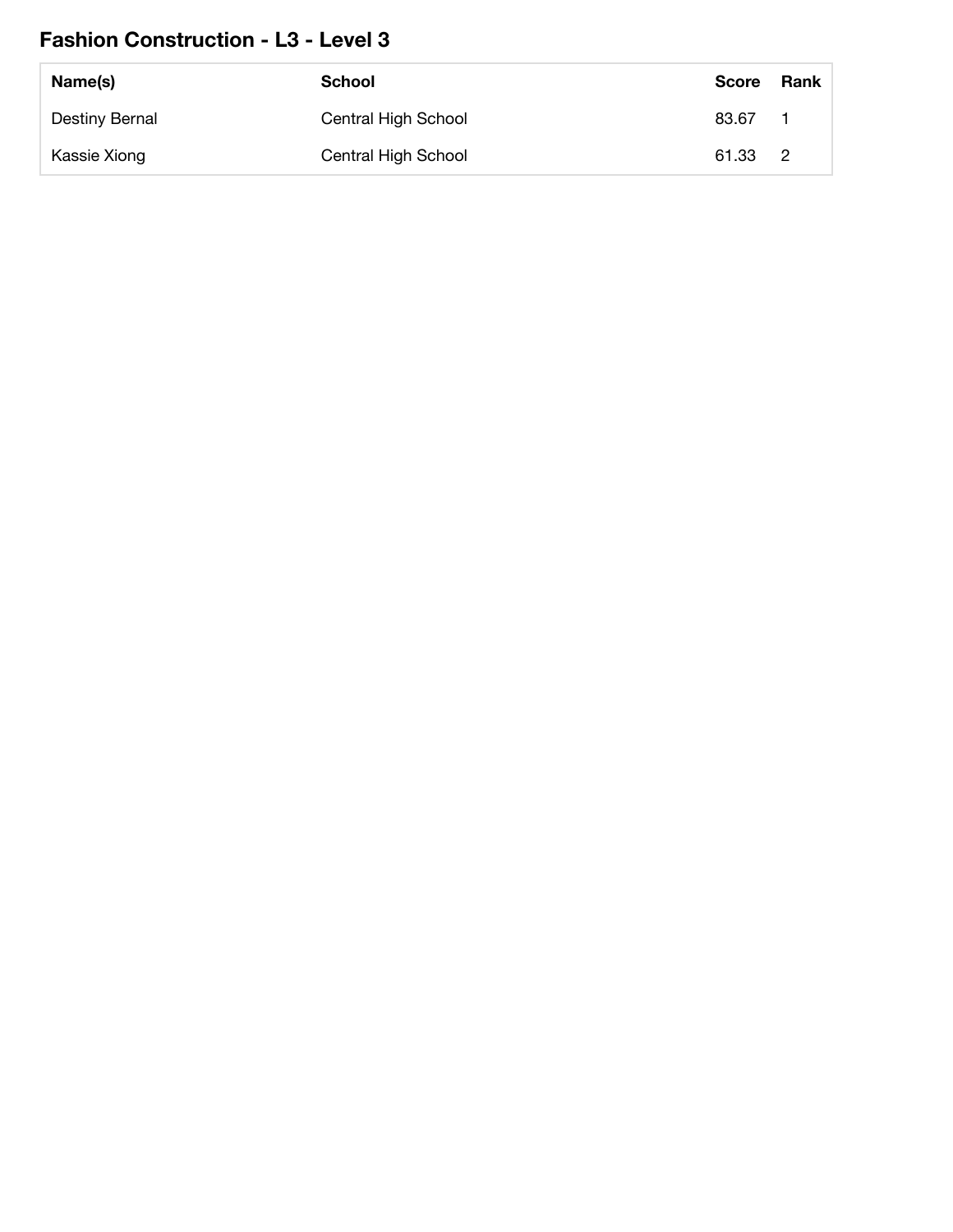## Fashion Construction - L3 - Level 3

| Name(s) | School | Score | Rank |
|---|---|---|---|
| Destiny Bernal | Central High School | 83.67 | 1 |
| Kassie Xiong | Central High School | 61.33 | 2 |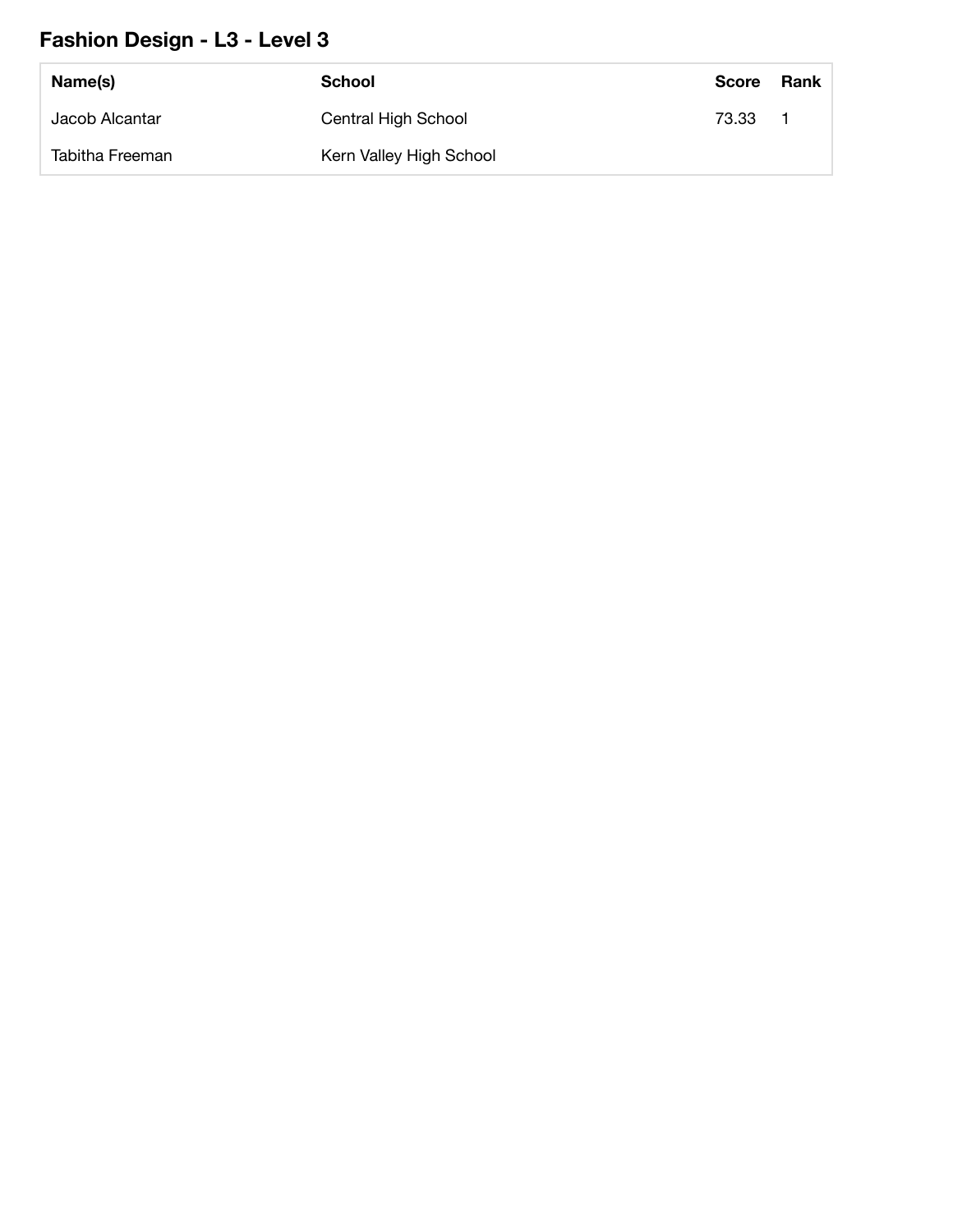## Fashion Design - L3 - Level 3

| Name(s) | School | Score | Rank |
|---|---|---|---|
| Jacob Alcantar | Central High School | 73.33 | 1 |
| Tabitha Freeman | Kern Valley High School | | |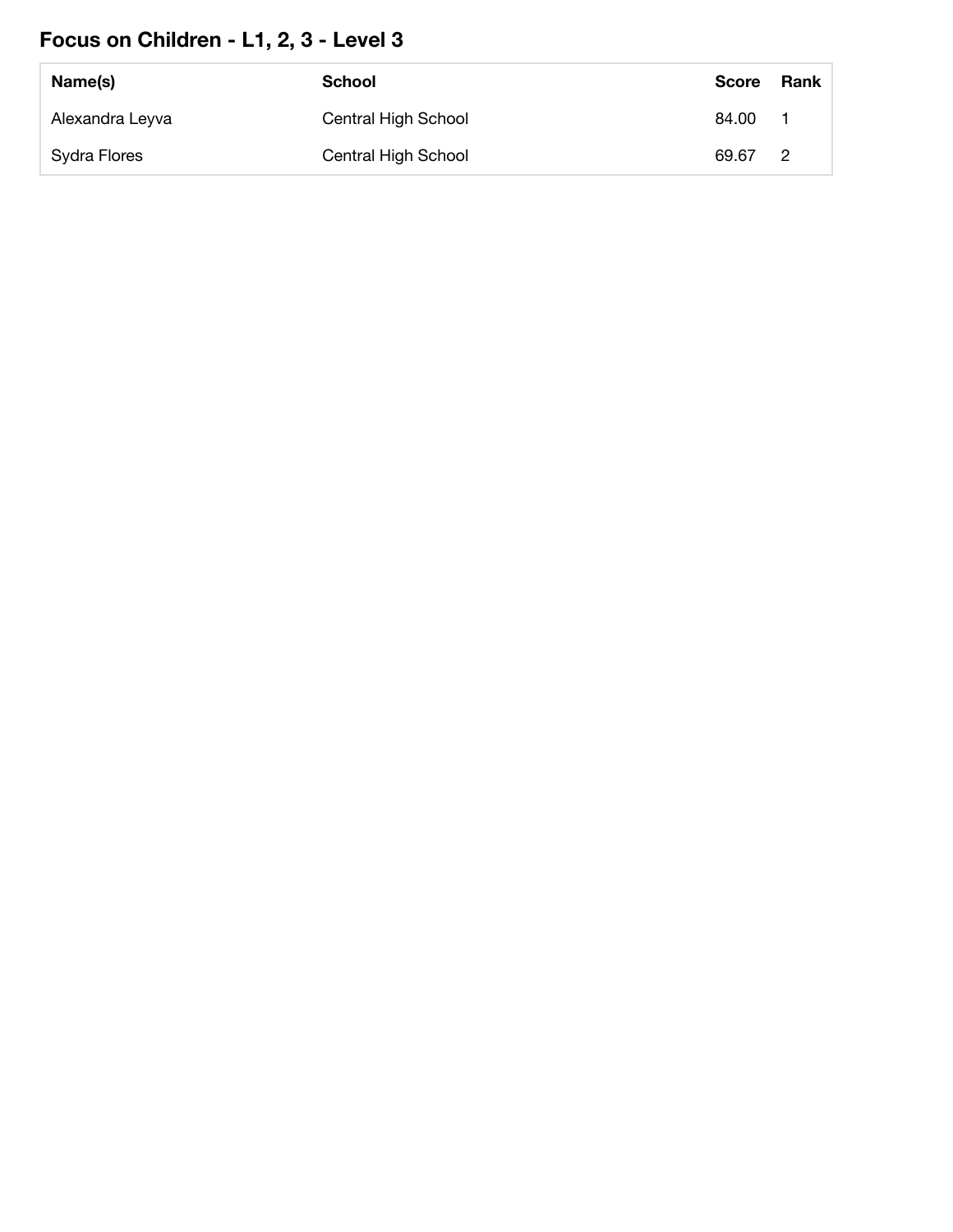## Focus on Children - L1, 2, 3 - Level 3

| Name(s) | School | Score | Rank |
|---|---|---|---|
| Alexandra Leyva | Central High School | 84.00 | 1 |
| Sydra Flores | Central High School | 69.67 | 2 |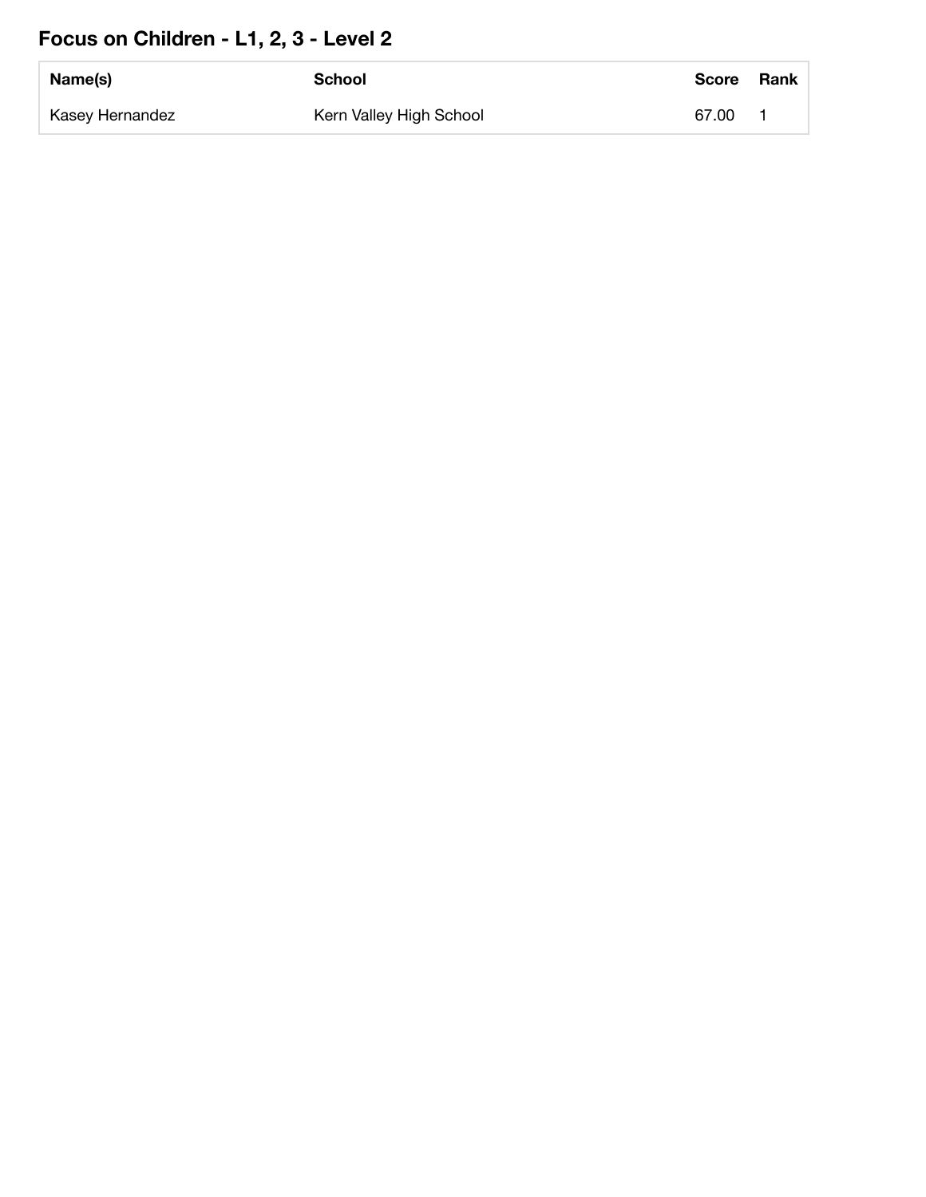## Focus on Children - L1, 2, 3 - Level 2

| Name(s) | School | Score | Rank |
| --- | --- | --- | --- |
| Kasey Hernandez | Kern Valley High School | 67.00 | 1 |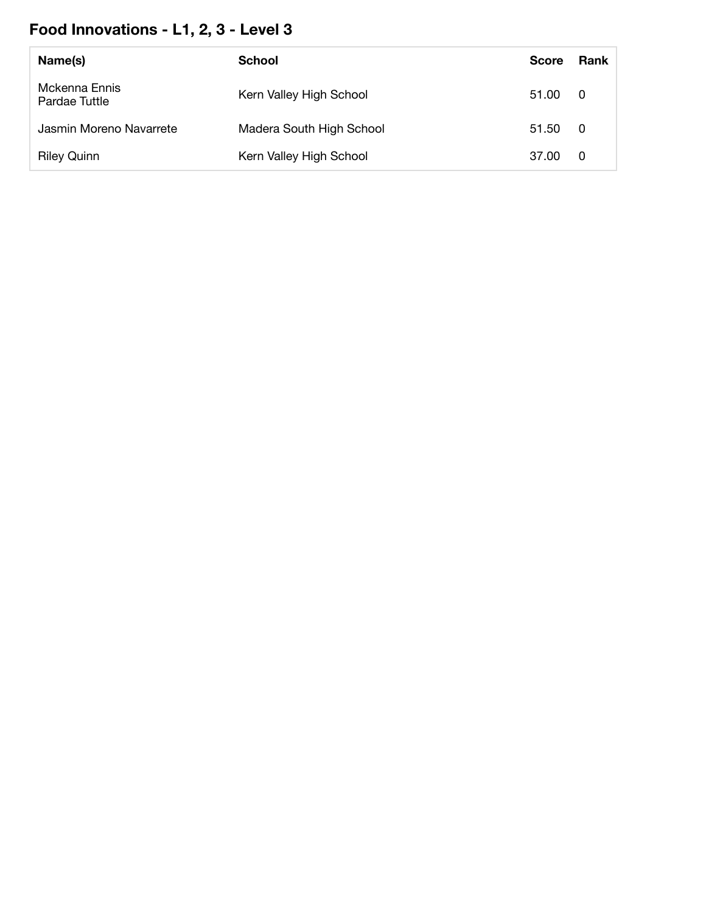## Food Innovations - L1, 2, 3 - Level 3

| Name(s) | School | Score | Rank |
|---|---|---|---|
| Mckenna Ennis<br>Pardae Tuttle | Kern Valley High School | 51.00 | 0 |
| Jasmin Moreno Navarrete | Madera South High School | 51.50 | 0 |
| Riley Quinn | Kern Valley High School | 37.00 | 0 |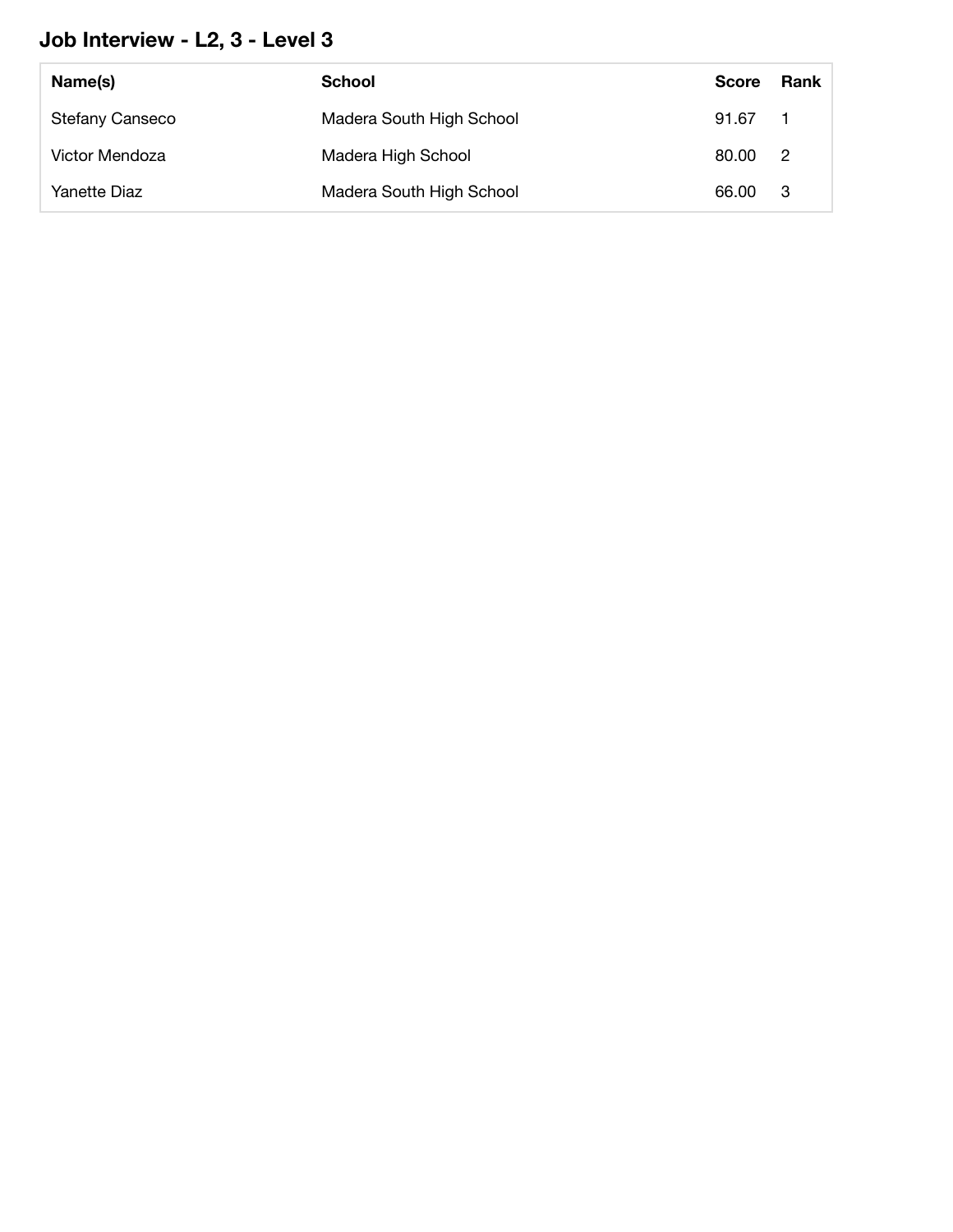## Job Interview - L2, 3 - Level 3

| Name(s) | School | Score | Rank |
| --- | --- | --- | --- |
| Stefany Canseco | Madera South High School | 91.67 | 1 |
| Victor Mendoza | Madera High School | 80.00 | 2 |
| Yanette Diaz | Madera South High School | 66.00 | 3 |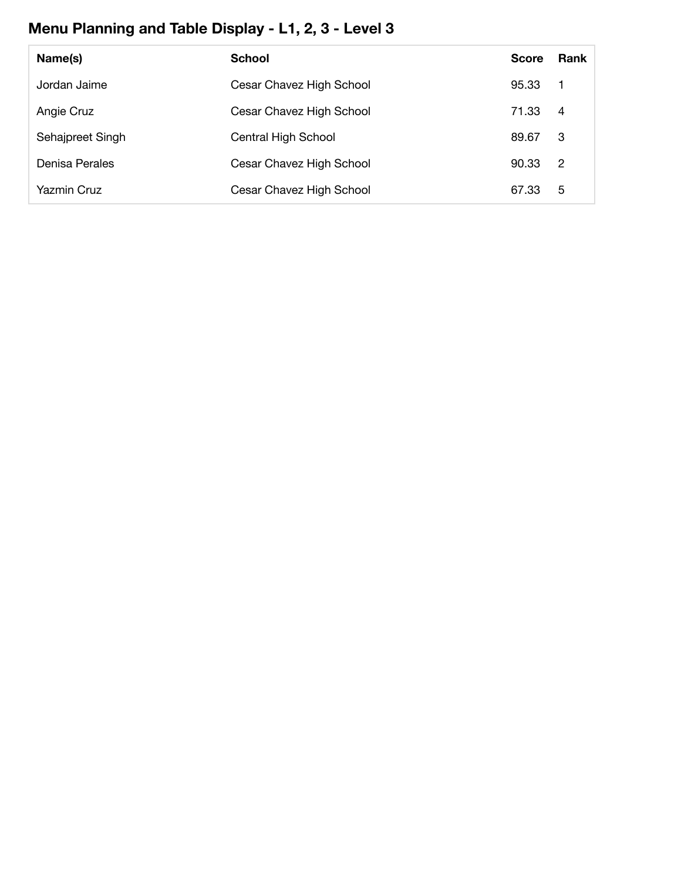## Menu Planning and Table Display - L1, 2, 3 - Level 3

| Name(s) | School | Score | Rank |
|---|---|---|---|
| Jordan Jaime | Cesar Chavez High School | 95.33 | 1 |
| Angie Cruz | Cesar Chavez High School | 71.33 | 4 |
| Sehajpreet Singh | Central High School | 89.67 | 3 |
| Denisa Perales | Cesar Chavez High School | 90.33 | 2 |
| Yazmin Cruz | Cesar Chavez High School | 67.33 | 5 |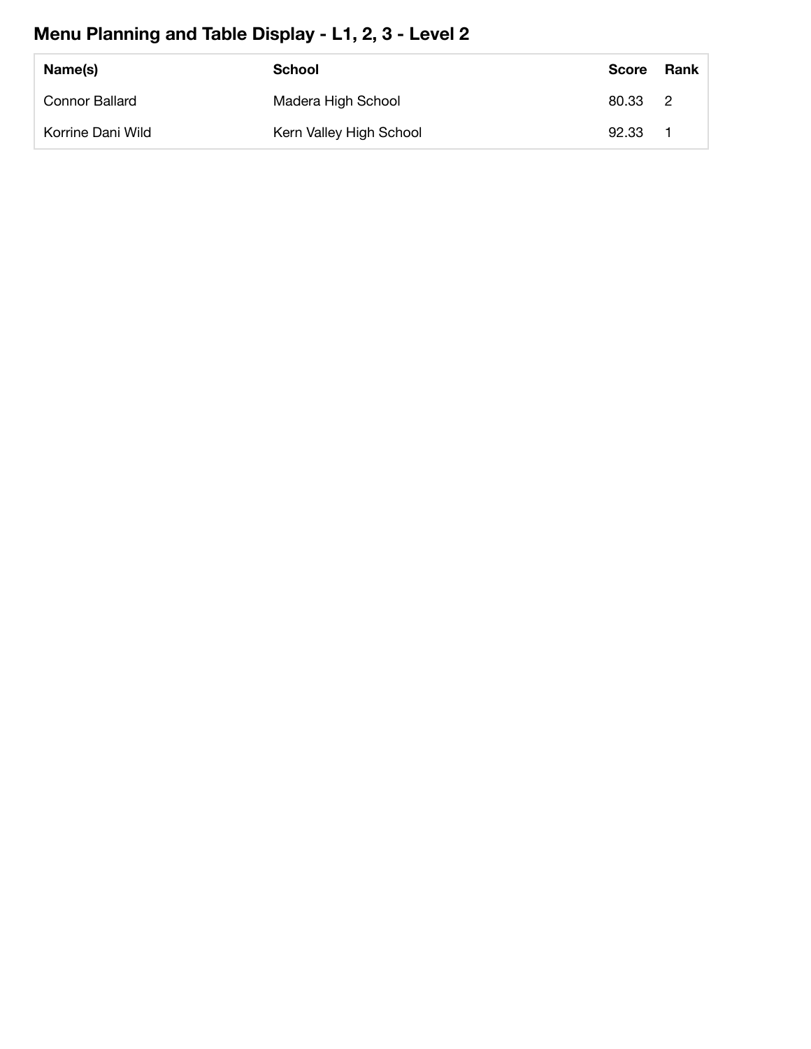## Menu Planning and Table Display - L1, 2, 3 - Level 2

| Name(s) | School | Score | Rank |
|---|---|---|---|
| Connor Ballard | Madera High School | 80.33 | 2 |
| Korrine Dani Wild | Kern Valley High School | 92.33 | 1 |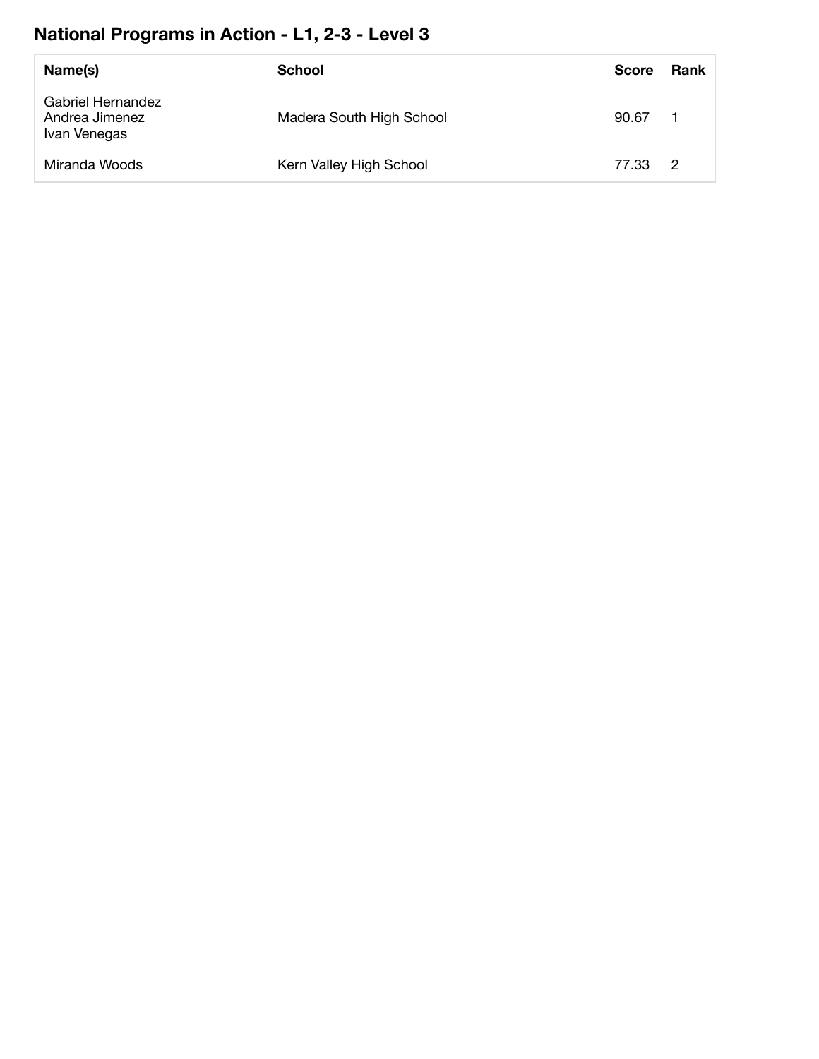## National Programs in Action - L1, 2-3 - Level 3

| Name(s) | School | Score | Rank |
|---|---|---|---|
| Gabriel Hernandez<br>Andrea Jimenez<br>Ivan Venegas | Madera South High School | 90.67 | 1 |
| Miranda Woods | Kern Valley High School | 77.33 | 2 |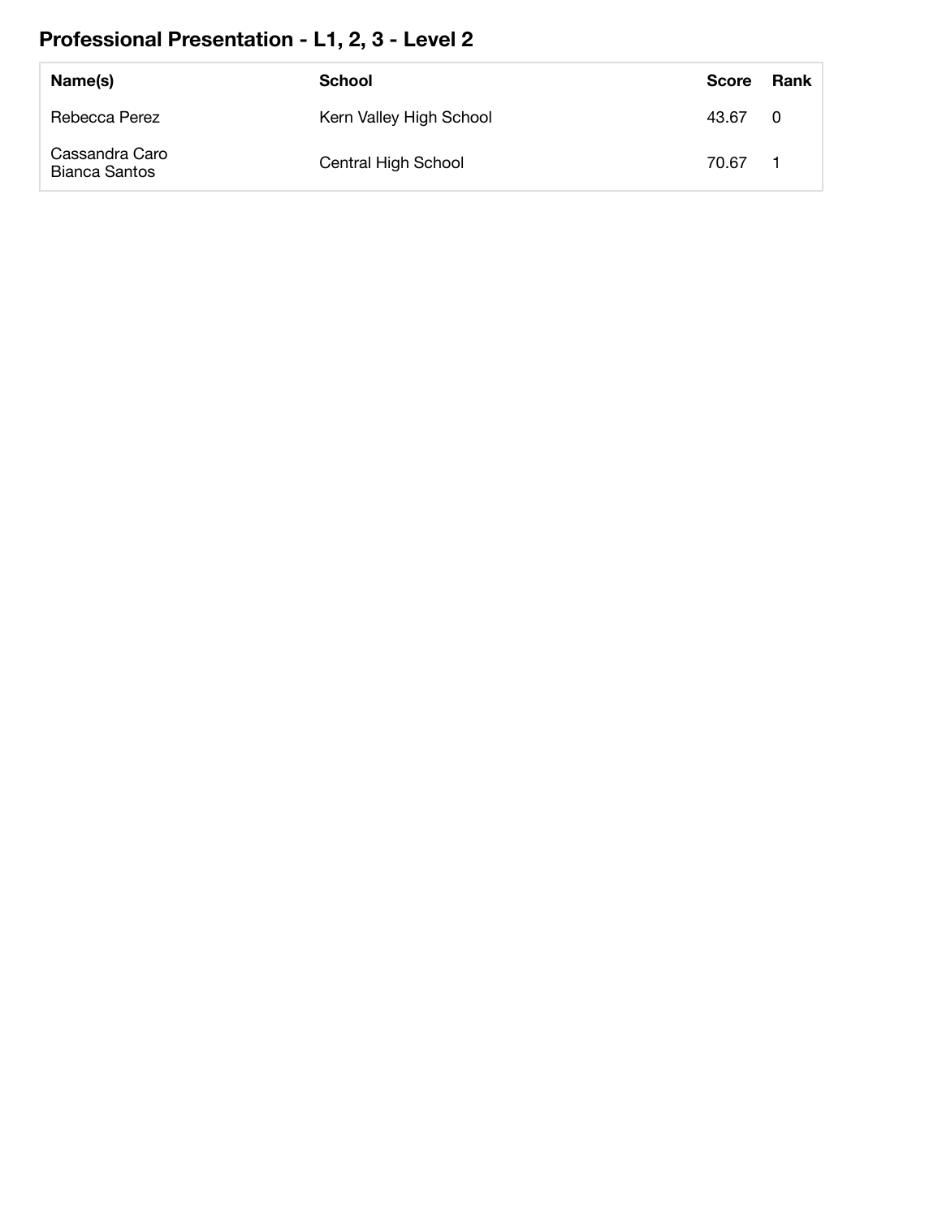## Professional Presentation - L1, 2, 3 - Level 2

| Name(s) | School | Score | Rank |
|---|---|---|---|
| Rebecca Perez | Kern Valley High School | 43.67 | 0 |
| Cassandra Caro<br>Bianca Santos | Central High School | 70.67 | 1 |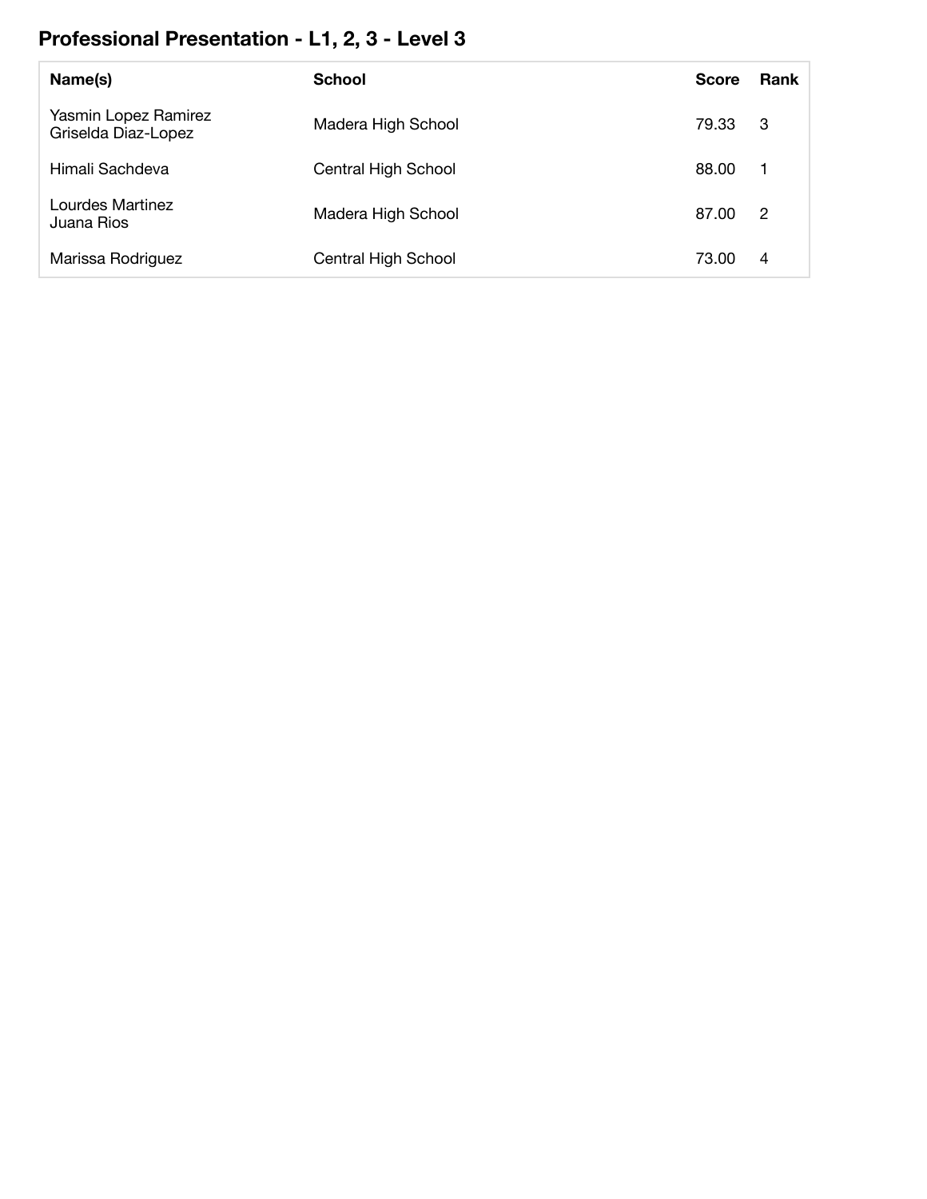## Professional Presentation - L1, 2, 3 - Level 3

| Name(s) | School | Score | Rank |
| --- | --- | --- | --- |
| Yasmin Lopez Ramirez<br>Griselda Diaz-Lopez | Madera High School | 79.33 | 3 |
| Himali Sachdeva | Central High School | 88.00 | 1 |
| Lourdes Martinez<br>Juana Rios | Madera High School | 87.00 | 2 |
| Marissa Rodriguez | Central High School | 73.00 | 4 |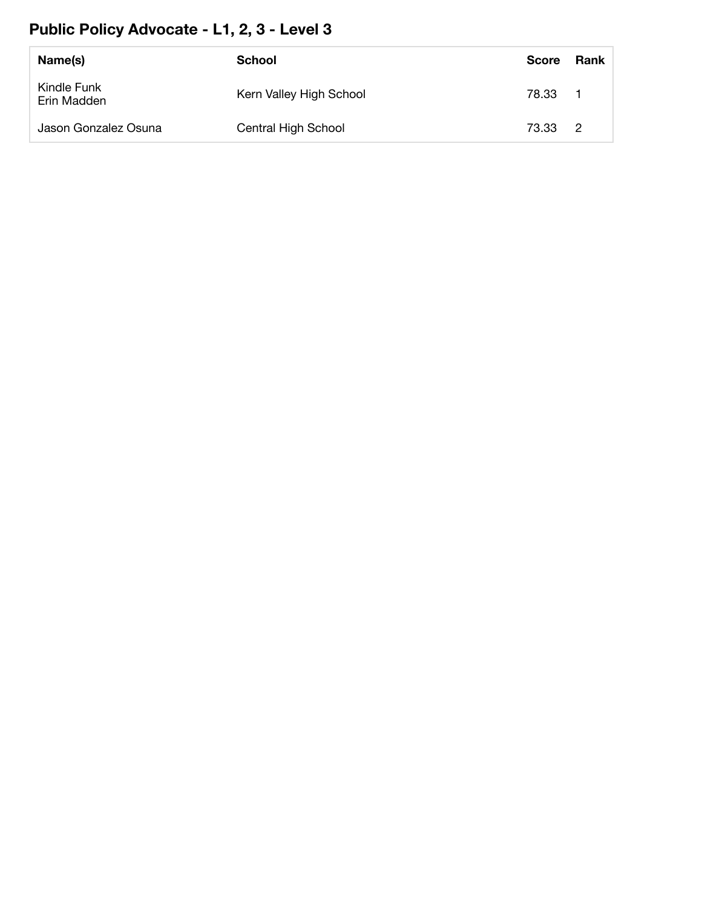## Public Policy Advocate - L1, 2, 3 - Level 3

| Name(s) | School | Score | Rank |
|---|---|---|---|
| Kindle Funk<br>Erin Madden | Kern Valley High School | 78.33 | 1 |
| Jason Gonzalez Osuna | Central High School | 73.33 | 2 |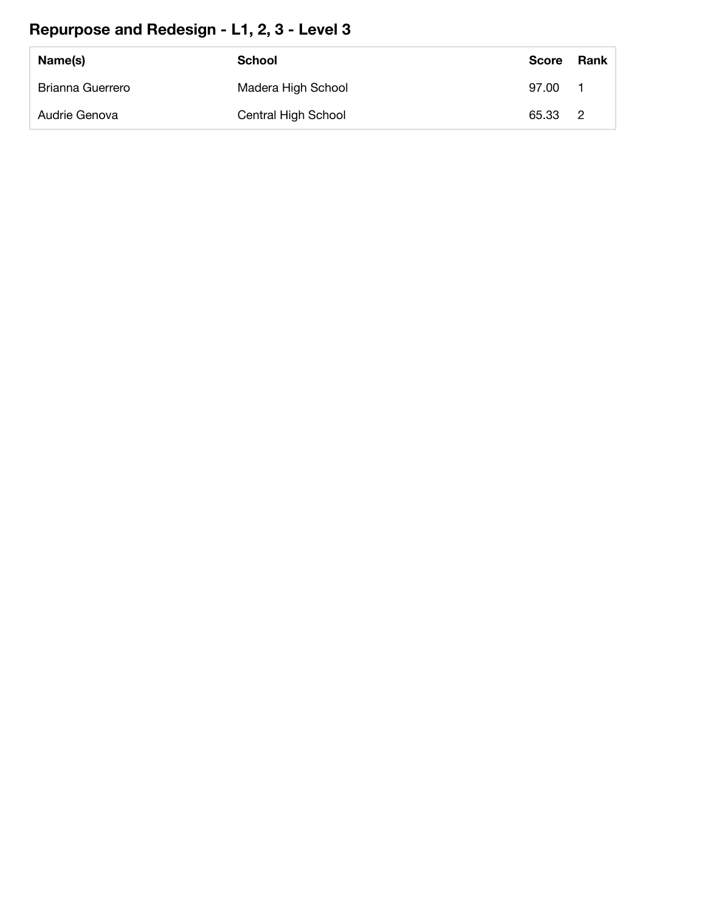## Repurpose and Redesign - L1, 2, 3 - Level 3

| Name(s) | School | Score | Rank |
| --- | --- | --- | --- |
| Brianna Guerrero | Madera High School | 97.00 | 1 |
| Audrie Genova | Central High School | 65.33 | 2 |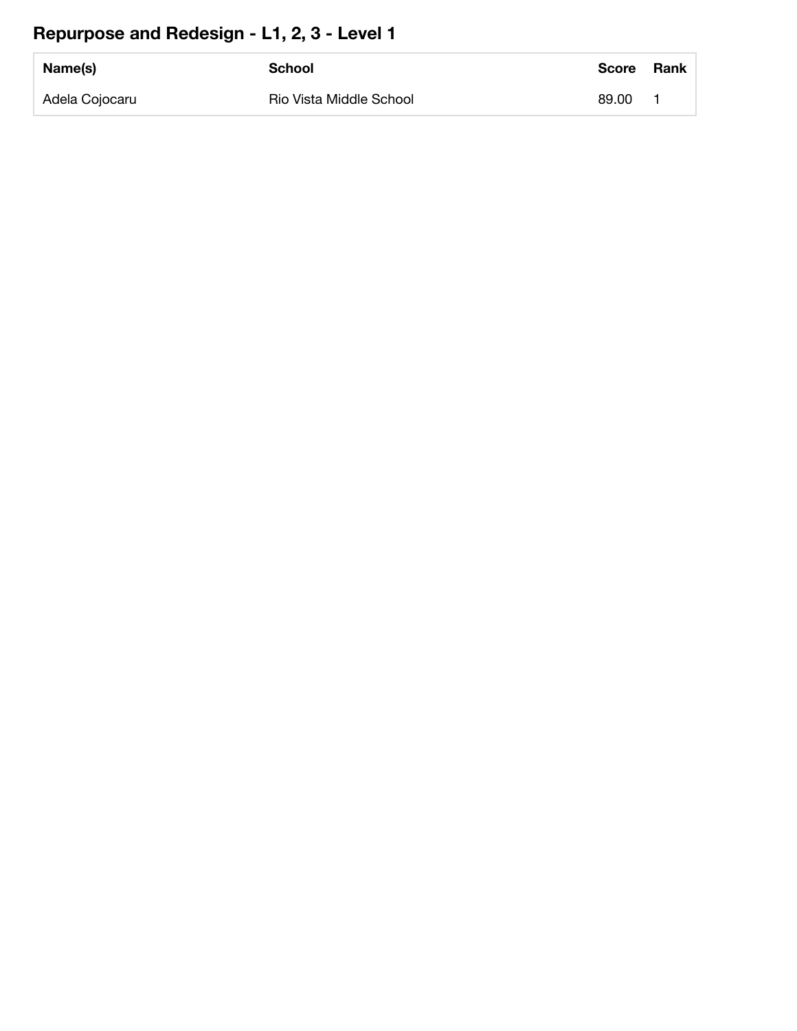## Repurpose and Redesign - L1, 2, 3 - Level 1

| Name(s) | School | Score | Rank |
|---|---|---|---|
| Adela Cojocaru | Rio Vista Middle School | 89.00 | 1 |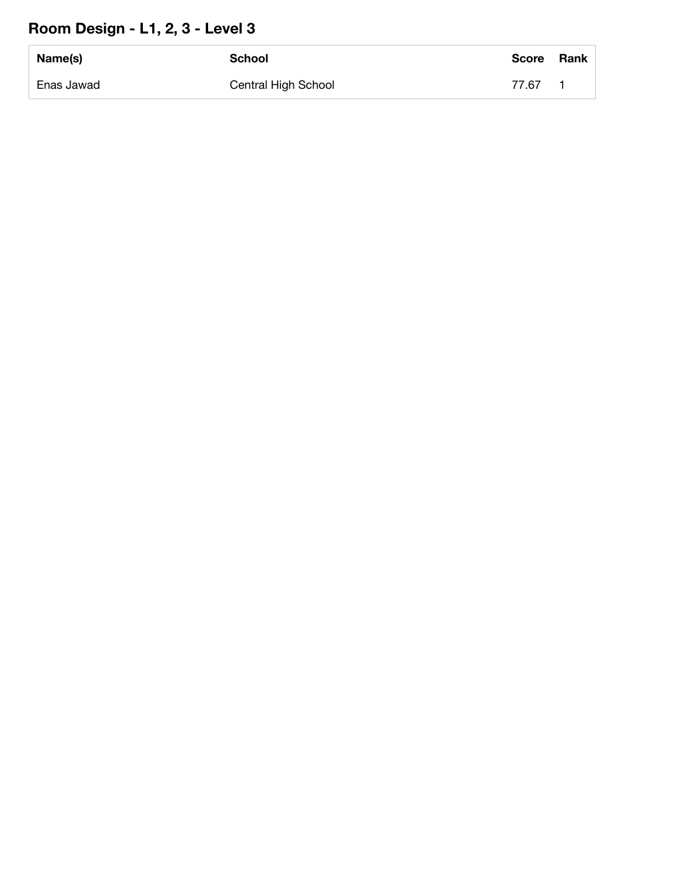## Room Design - L1, 2, 3 - Level 3

| Name(s) | School | Score | Rank |
|---|---|---|---|
| Enas Jawad | Central High School | 77.67 | 1 |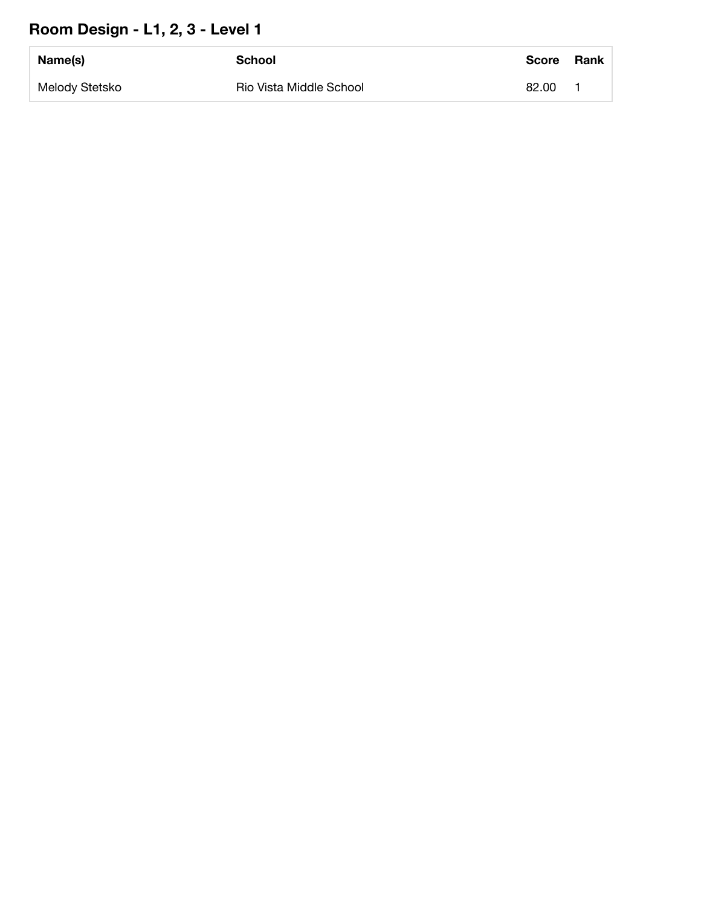## Room Design - L1, 2, 3 - Level 1

| Name(s) | School | Score | Rank |
| --- | --- | --- | --- |
| Melody Stetsko | Rio Vista Middle School | 82.00 | 1 |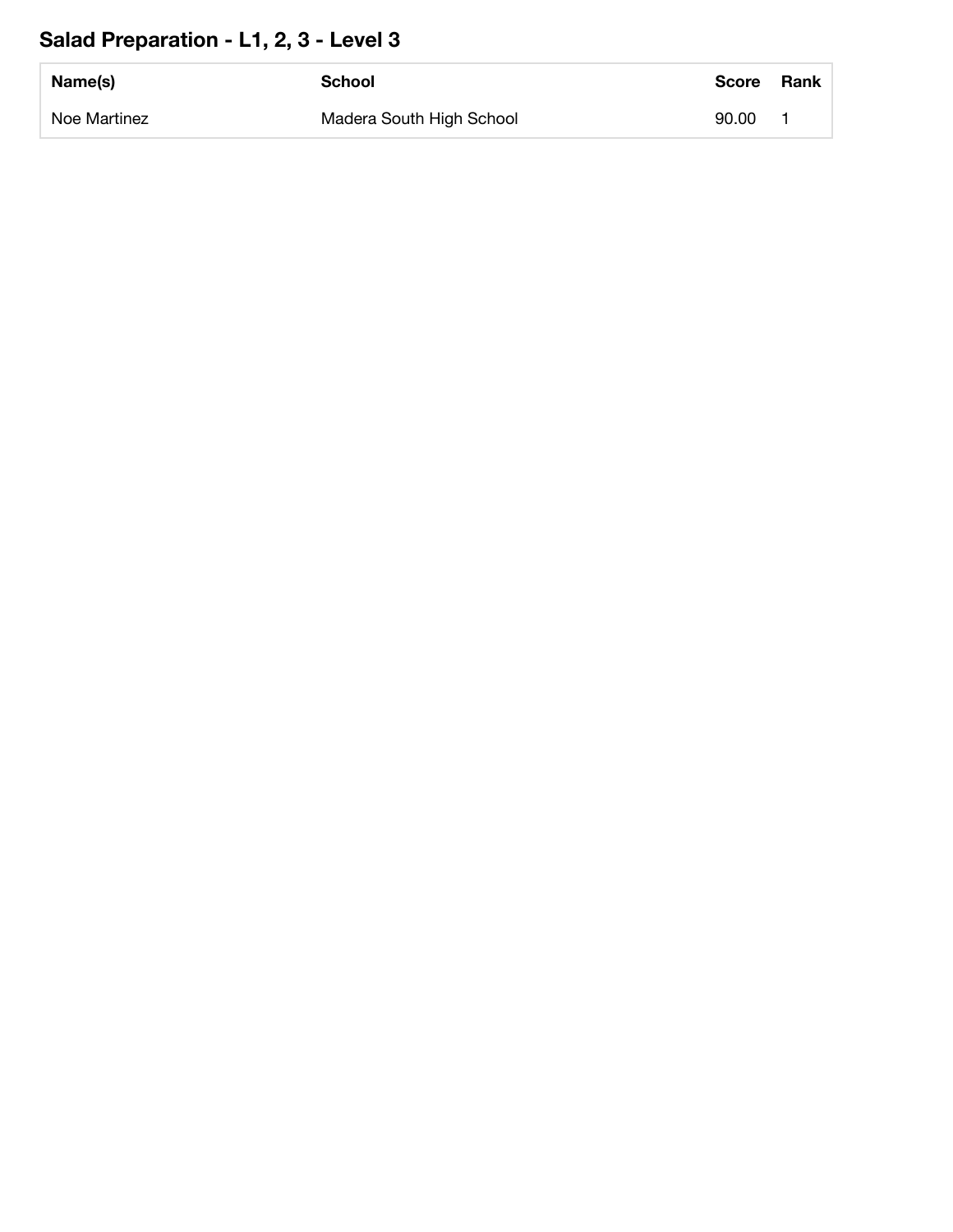## Salad Preparation - L1, 2, 3 - Level 3

| Name(s) | School | Score | Rank |
|---|---|---|---|
| Noe Martinez | Madera South High School | 90.00 | 1 |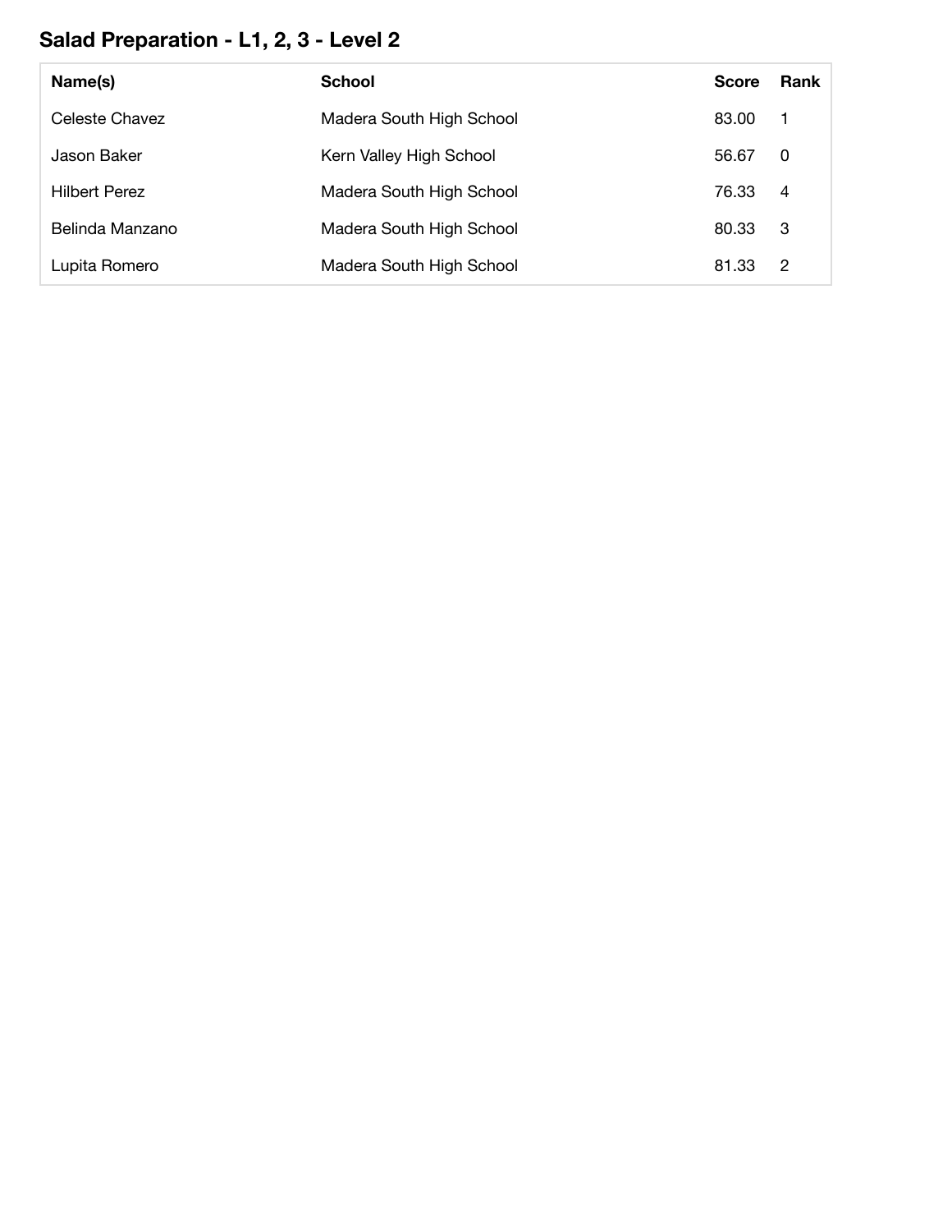## Salad Preparation - L1, 2, 3 - Level 2

| Name(s) | School | Score | Rank |
| --- | --- | --- | --- |
| Celeste Chavez | Madera South High School | 83.00 | 1 |
| Jason Baker | Kern Valley High School | 56.67 | 0 |
| Hilbert Perez | Madera South High School | 76.33 | 4 |
| Belinda Manzano | Madera South High School | 80.33 | 3 |
| Lupita Romero | Madera South High School | 81.33 | 2 |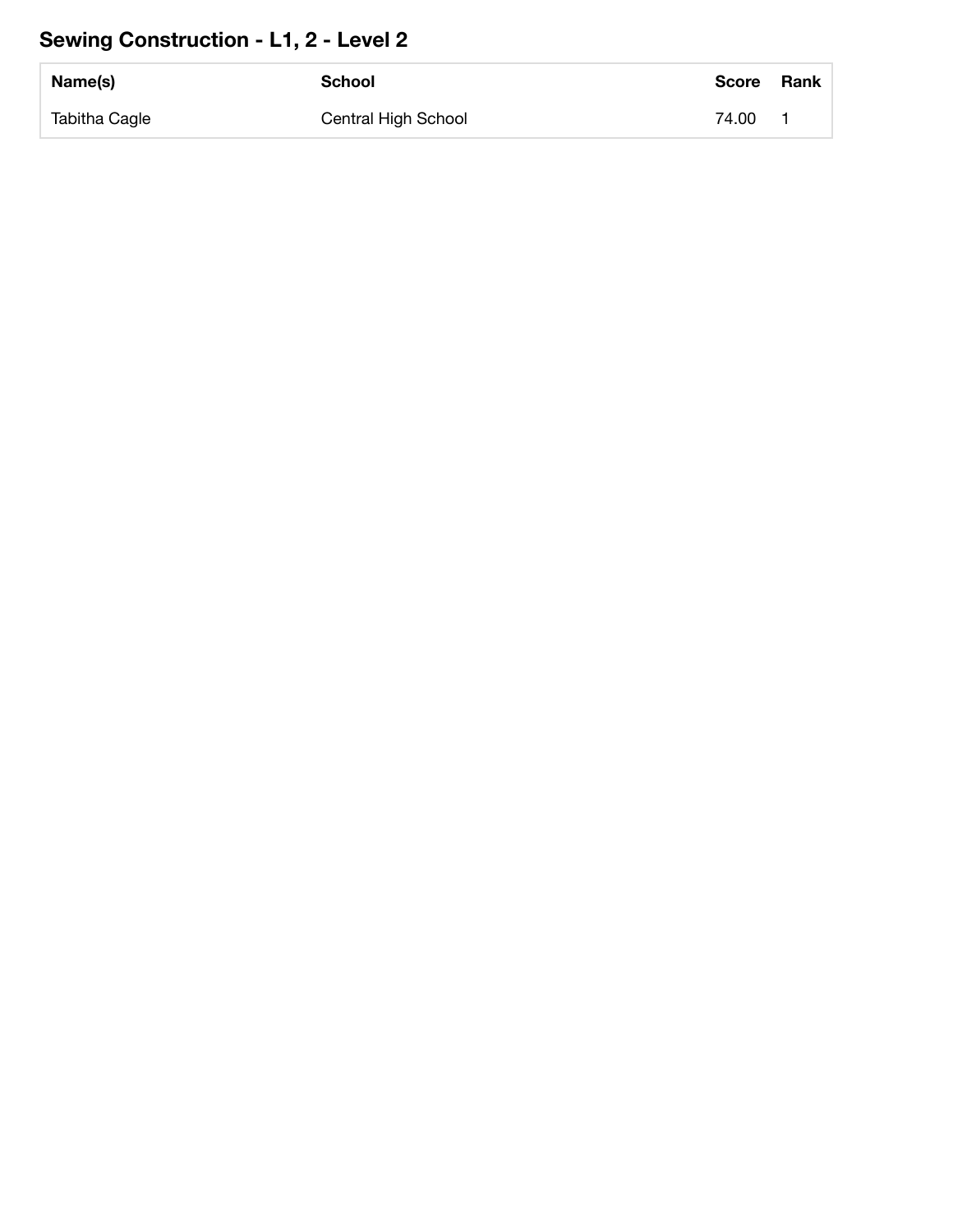## Sewing Construction - L1, 2 - Level 2

| Name(s) | School | Score | Rank |
|---|---|---|---|
| Tabitha Cagle | Central High School | 74.00 | 1 |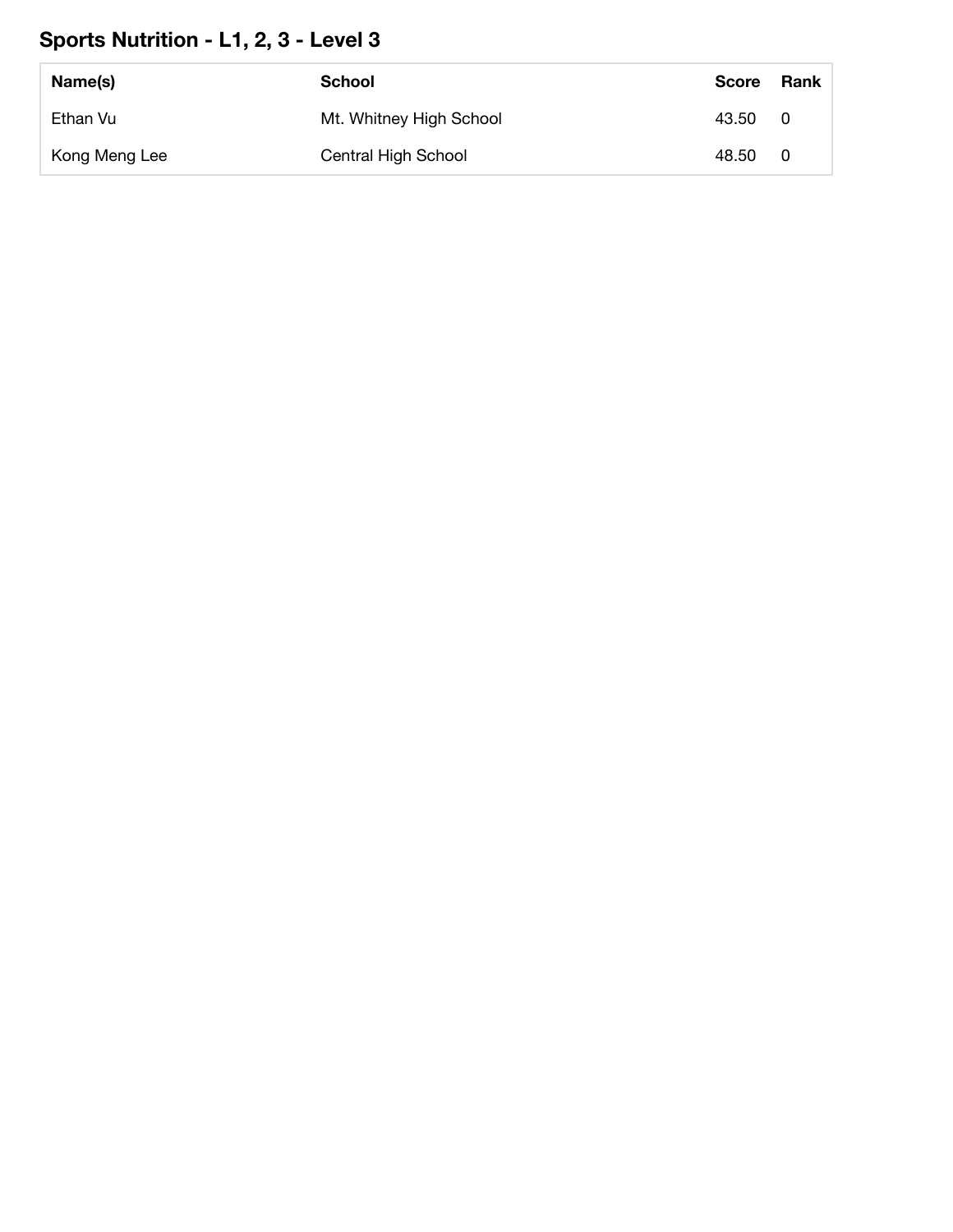## Sports Nutrition - L1, 2, 3 - Level 3

| Name(s) | School | Score | Rank |
| --- | --- | --- | --- |
| Ethan Vu | Mt. Whitney High School | 43.50 | 0 |
| Kong Meng Lee | Central High School | 48.50 | 0 |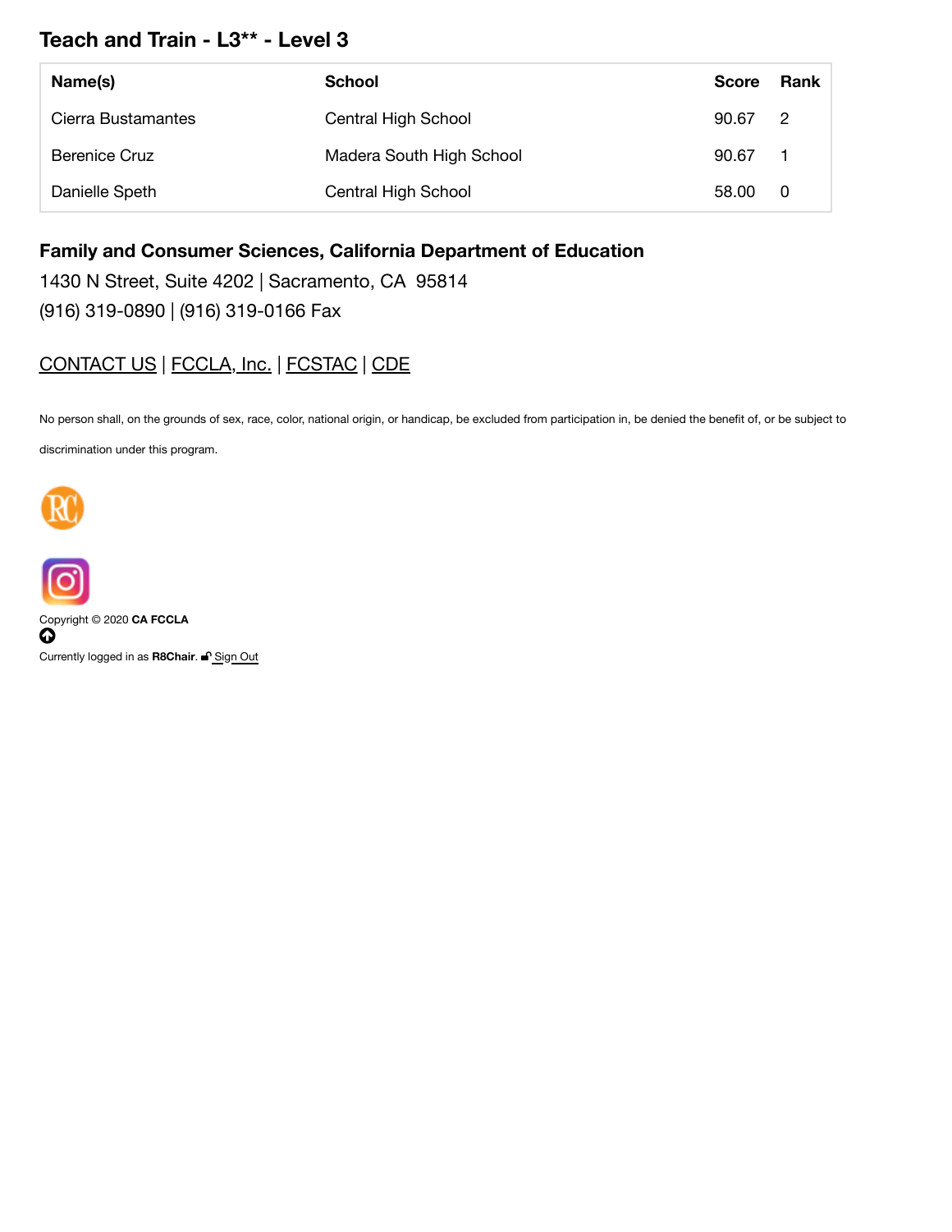## Teach and Train - L3** - Level 3

| Name(s) | School | Score | Rank |
|---|---|---|---|
| Cierra Bustamantes | Central High School | 90.67 | 2 |
| Berenice Cruz | Madera South High School | 90.67 | 1 |
| Danielle Speth | Central High School | 58.00 | 0 |

**Family and Consumer Sciences, California Department of Education**

1430 N Street, Suite 4202 | Sacramento, CA 95814

(916) 319-0890 | (916) 319-0166 Fax

CONTACT US | FCCLA, Inc. | FCSTAC | CDE

No person shall, on the grounds of sex, race, color, national origin, or handicap, be excluded from participation in, be denied the benefit of, or be subject to discrimination under this program.

Copyright © 2020 **CA FCCLA**

Currently logged in as **R8Chair**. Sign Out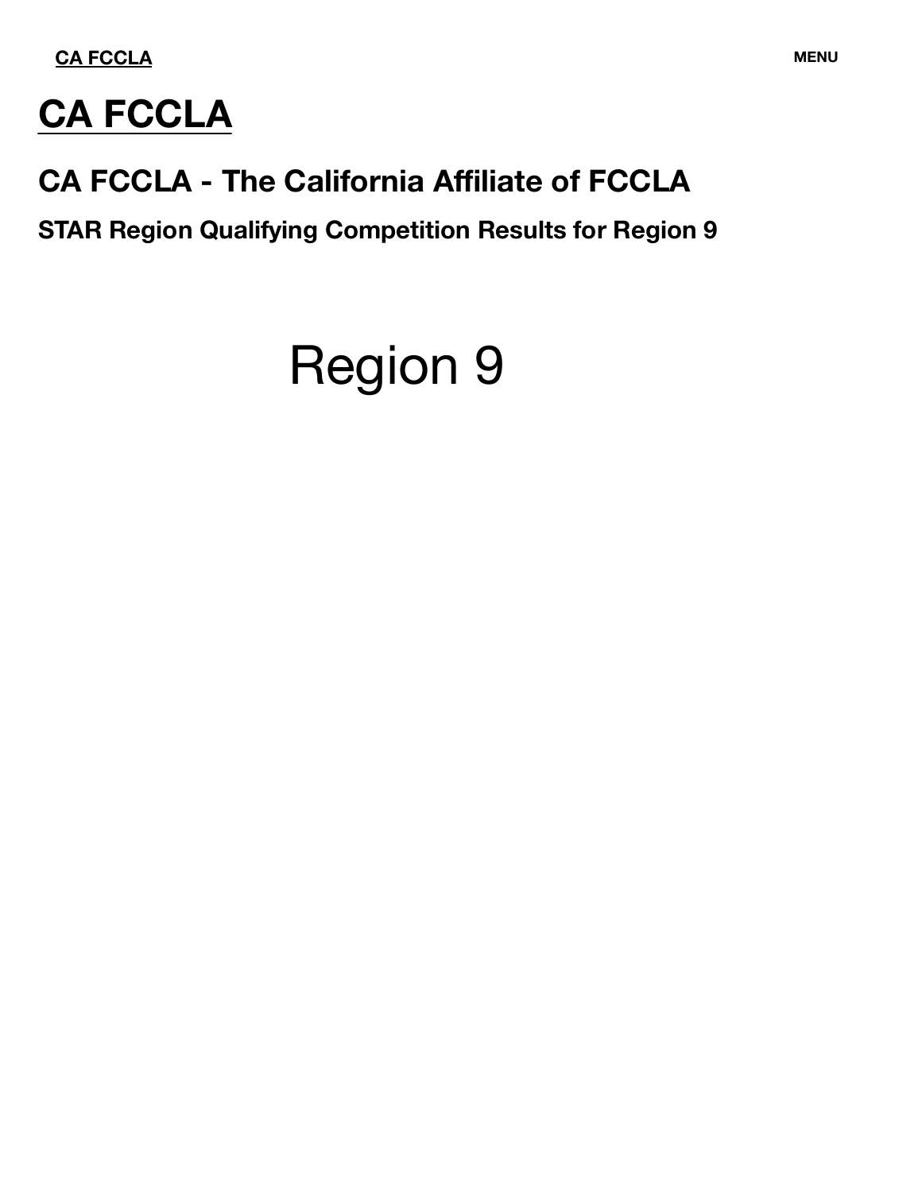CA FCCLA

MENU

# CA FCCLA

## CA FCCLA - The California Affiliate of FCCLA

### STAR Region Qualifying Competition Results for Region 9

Region 9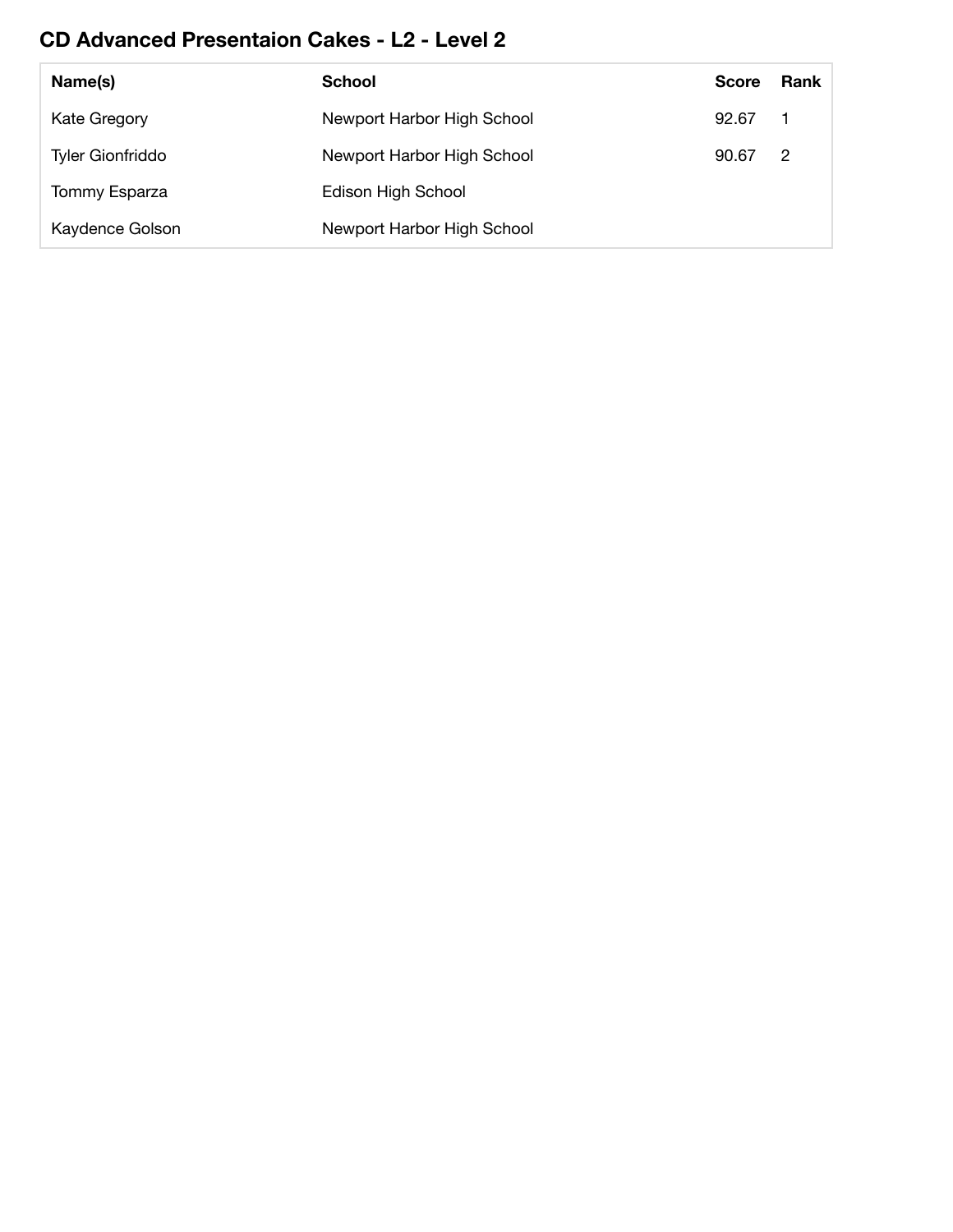## CD Advanced Presentaion Cakes - L2 - Level 2

| Name(s) | School | Score | Rank |
| --- | --- | --- | --- |
| Kate Gregory | Newport Harbor High School | 92.67 | 1 |
| Tyler Gionfriddo | Newport Harbor High School | 90.67 | 2 |
| Tommy Esparza | Edison High School | | |
| Kaydence Golson | Newport Harbor High School | | |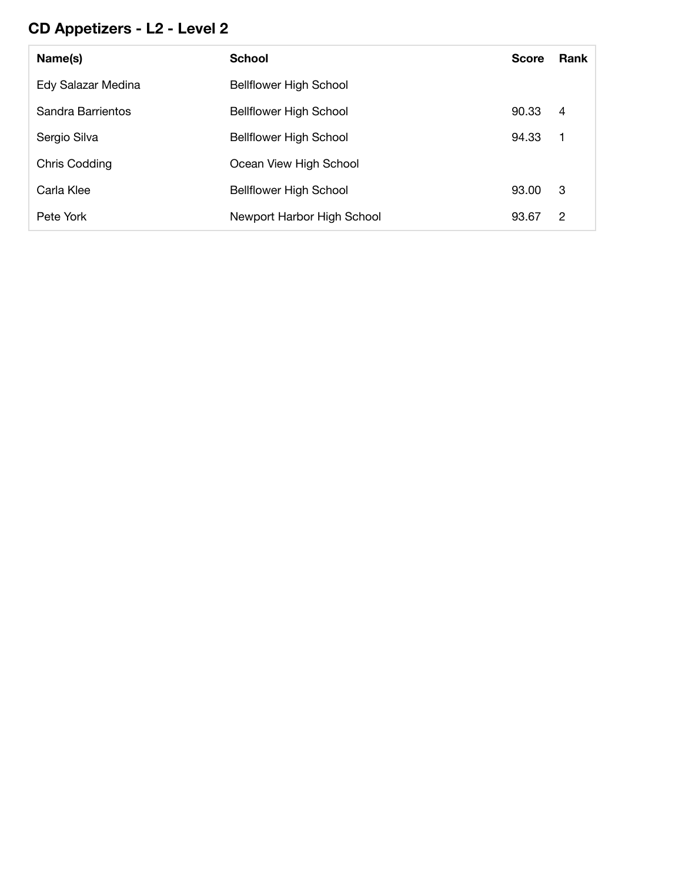## CD Appetizers - L2 - Level 2

| Name(s) | School | Score | Rank |
|---|---|---|---|
| Edy Salazar Medina | Bellflower High School | | |
| Sandra Barrientos | Bellflower High School | 90.33 | 4 |
| Sergio Silva | Bellflower High School | 94.33 | 1 |
| Chris Codding | Ocean View High School | | |
| Carla Klee | Bellflower High School | 93.00 | 3 |
| Pete York | Newport Harbor High School | 93.67 | 2 |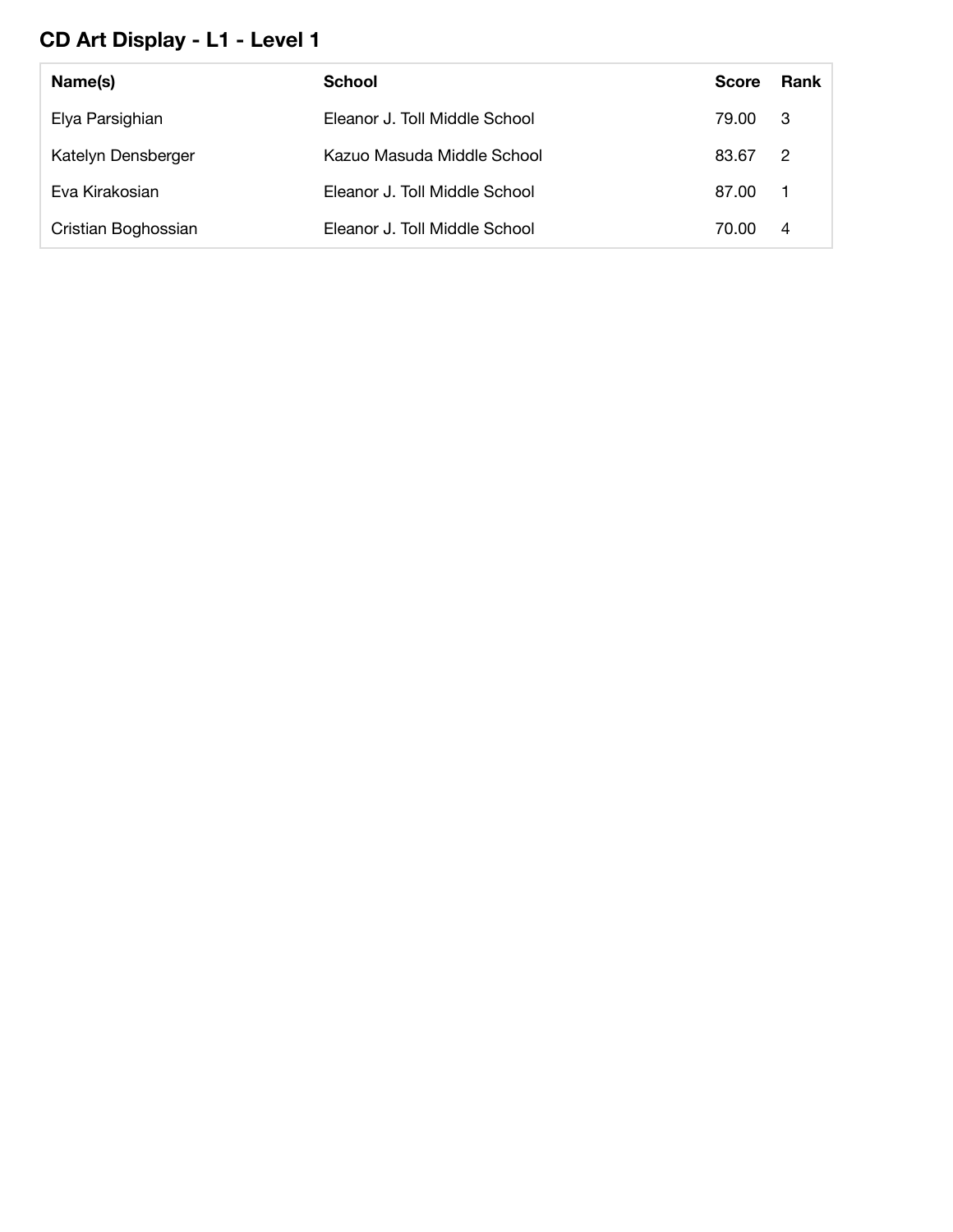## CD Art Display - L1 - Level 1

| Name(s) | School | Score | Rank |
|---|---|---|---|
| Elya Parsighian | Eleanor J. Toll Middle School | 79.00 | 3 |
| Katelyn Densberger | Kazuo Masuda Middle School | 83.67 | 2 |
| Eva Kirakosian | Eleanor J. Toll Middle School | 87.00 | 1 |
| Cristian Boghossian | Eleanor J. Toll Middle School | 70.00 | 4 |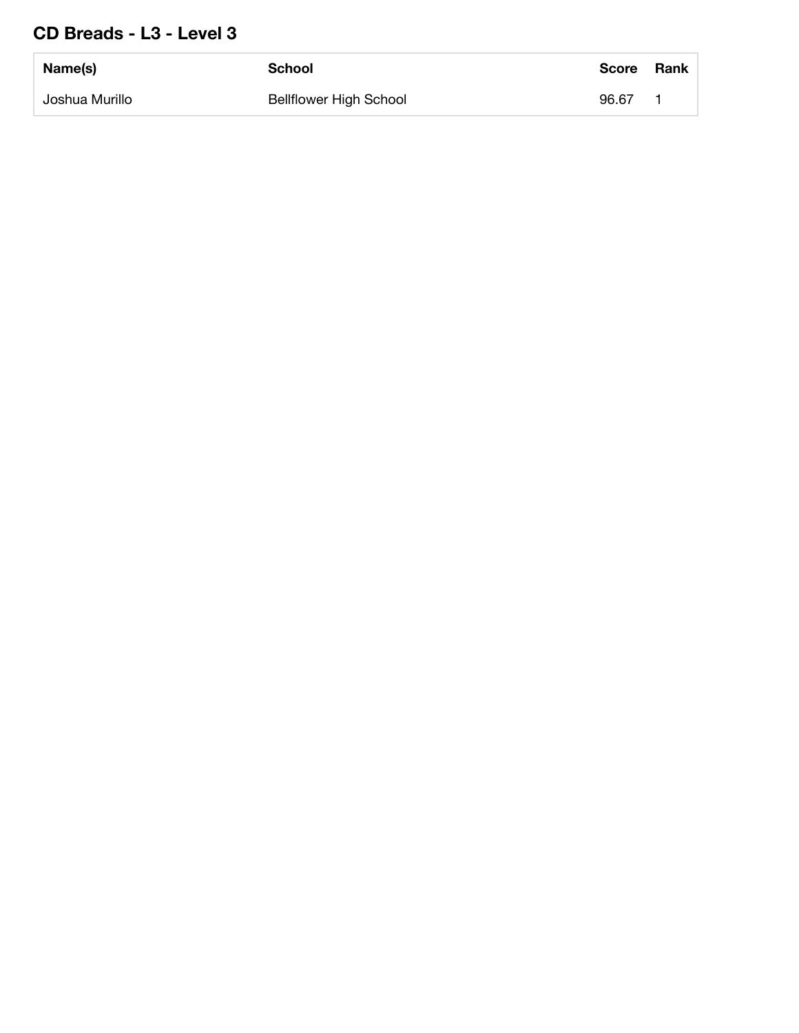## CD Breads - L3 - Level 3

| Name(s) | School | Score | Rank |
|---|---|---|---|
| Joshua Murillo | Bellflower High School | 96.67 | 1 |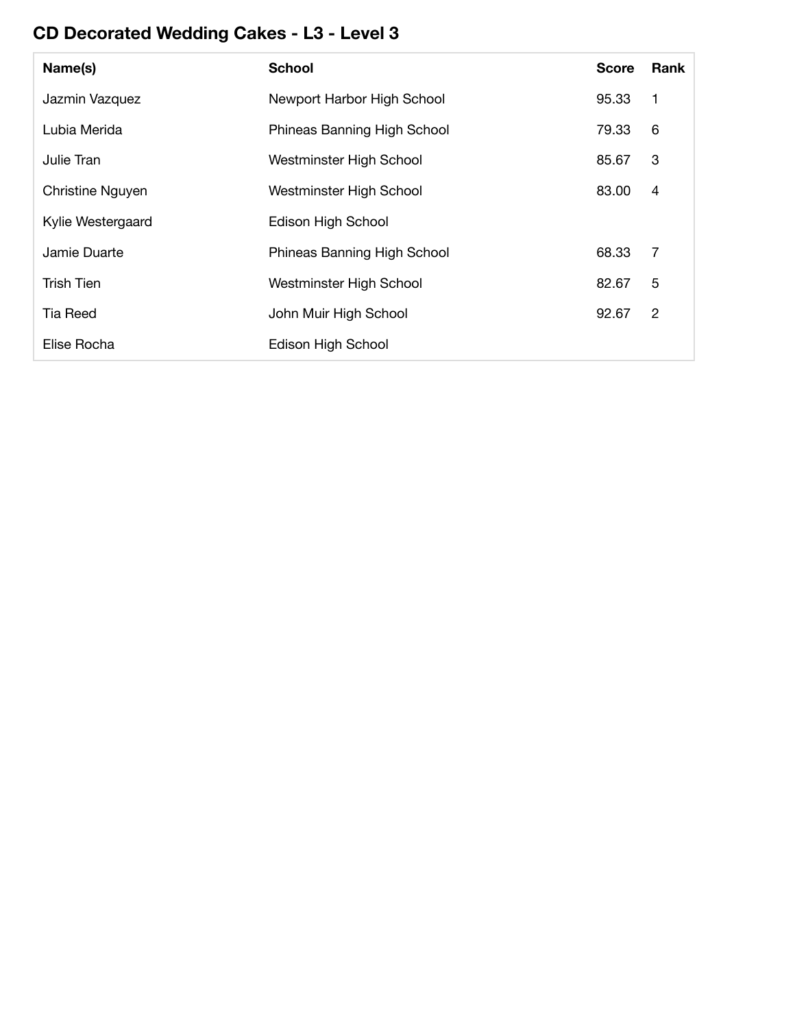## CD Decorated Wedding Cakes - L3 - Level 3

| Name(s) | School | Score | Rank |
| --- | --- | --- | --- |
| Jazmin Vazquez | Newport Harbor High School | 95.33 | 1 |
| Lubia Merida | Phineas Banning High School | 79.33 | 6 |
| Julie Tran | Westminster High School | 85.67 | 3 |
| Christine Nguyen | Westminster High School | 83.00 | 4 |
| Kylie Westergaard | Edison High School | | |
| Jamie Duarte | Phineas Banning High School | 68.33 | 7 |
| Trish Tien | Westminster High School | 82.67 | 5 |
| Tia Reed | John Muir High School | 92.67 | 2 |
| Elise Rocha | Edison High School | | |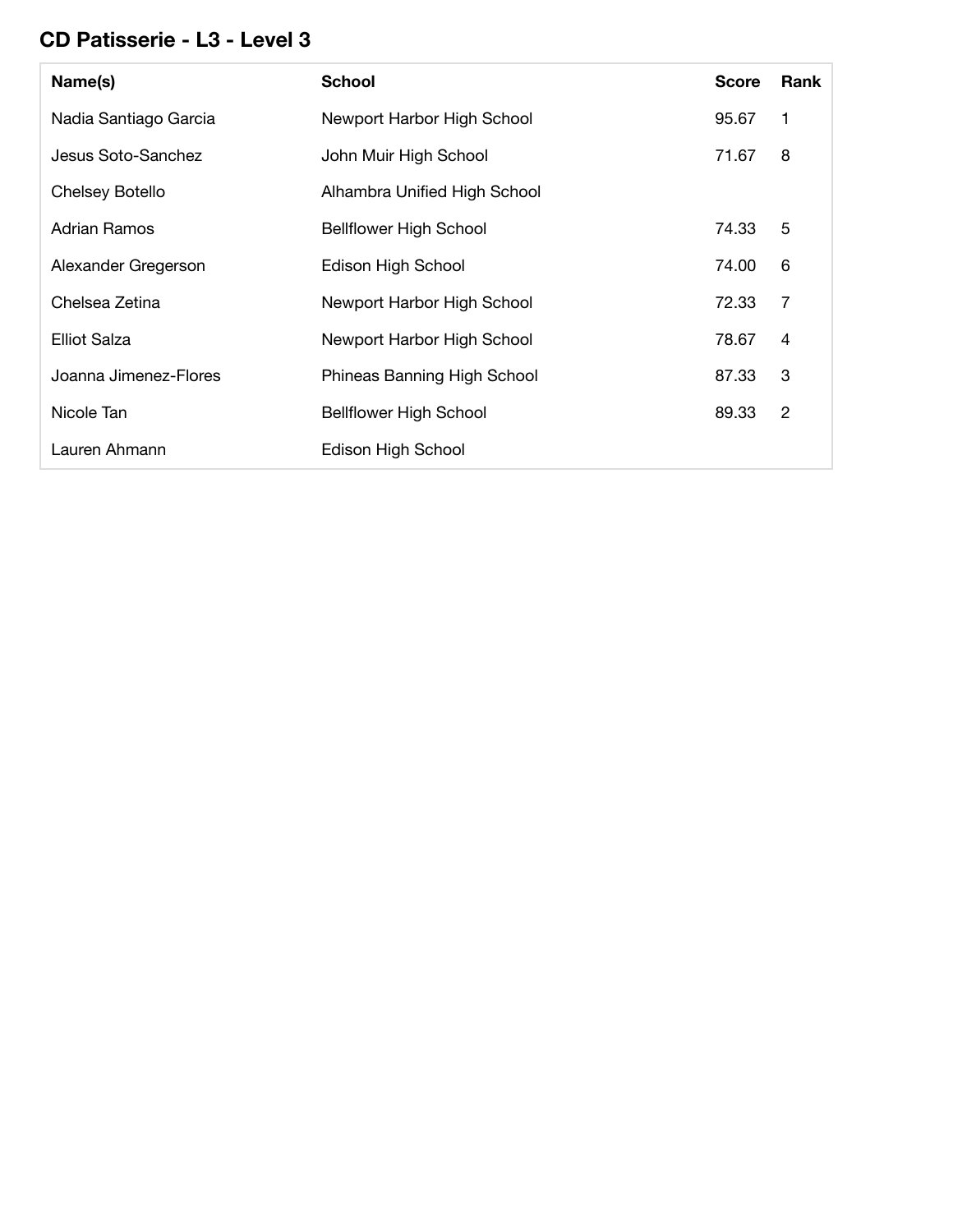## CD Patisserie - L3 - Level 3

| Name(s) | School | Score | Rank |
| --- | --- | --- | --- |
| Nadia Santiago Garcia | Newport Harbor High School | 95.67 | 1 |
| Jesus Soto-Sanchez | John Muir High School | 71.67 | 8 |
| Chelsey Botello | Alhambra Unified High School | | |
| Adrian Ramos | Bellflower High School | 74.33 | 5 |
| Alexander Gregerson | Edison High School | 74.00 | 6 |
| Chelsea Zetina | Newport Harbor High School | 72.33 | 7 |
| Elliot Salza | Newport Harbor High School | 78.67 | 4 |
| Joanna Jimenez-Flores | Phineas Banning High School | 87.33 | 3 |
| Nicole Tan | Bellflower High School | 89.33 | 2 |
| Lauren Ahmann | Edison High School | | |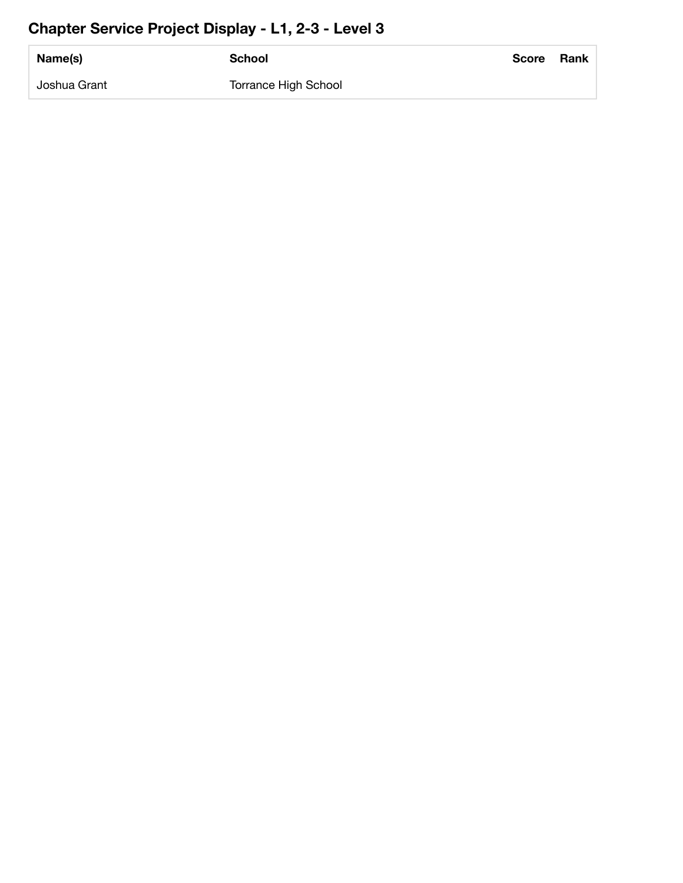## Chapter Service Project Display - L1, 2-3 - Level 3

| Name(s) | School | Score | Rank |
|---|---|---|---|
| Joshua Grant | Torrance High School | | |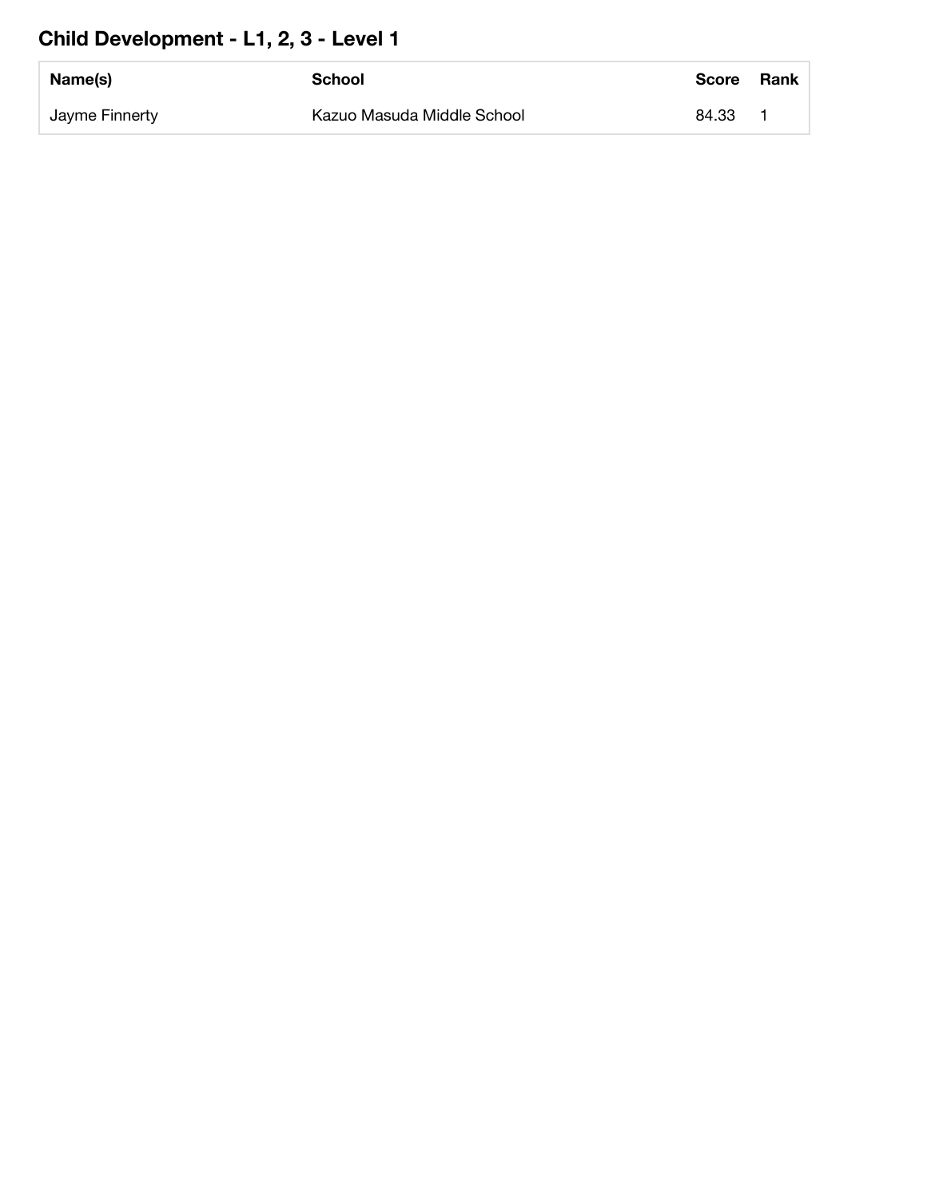## Child Development - L1, 2, 3 - Level 1

| Name(s) | School | Score | Rank |
|---|---|---|---|
| Jayme Finnerty | Kazuo Masuda Middle School | 84.33 | 1 |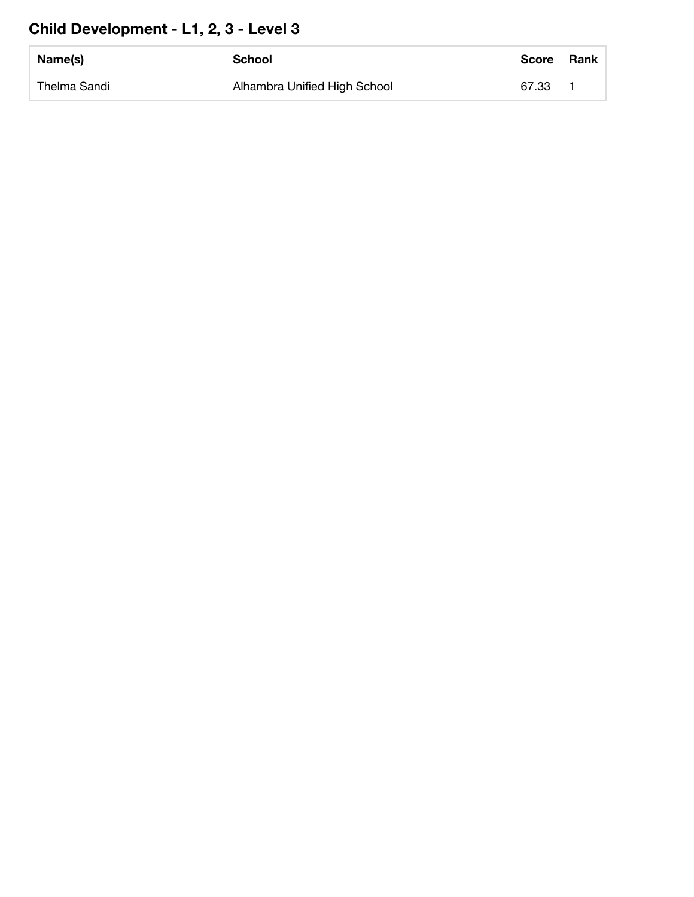## Child Development - L1, 2, 3 - Level 3

| Name(s) | School | Score | Rank |
| --- | --- | --- | --- |
| Thelma Sandi | Alhambra Unified High School | 67.33 | 1 |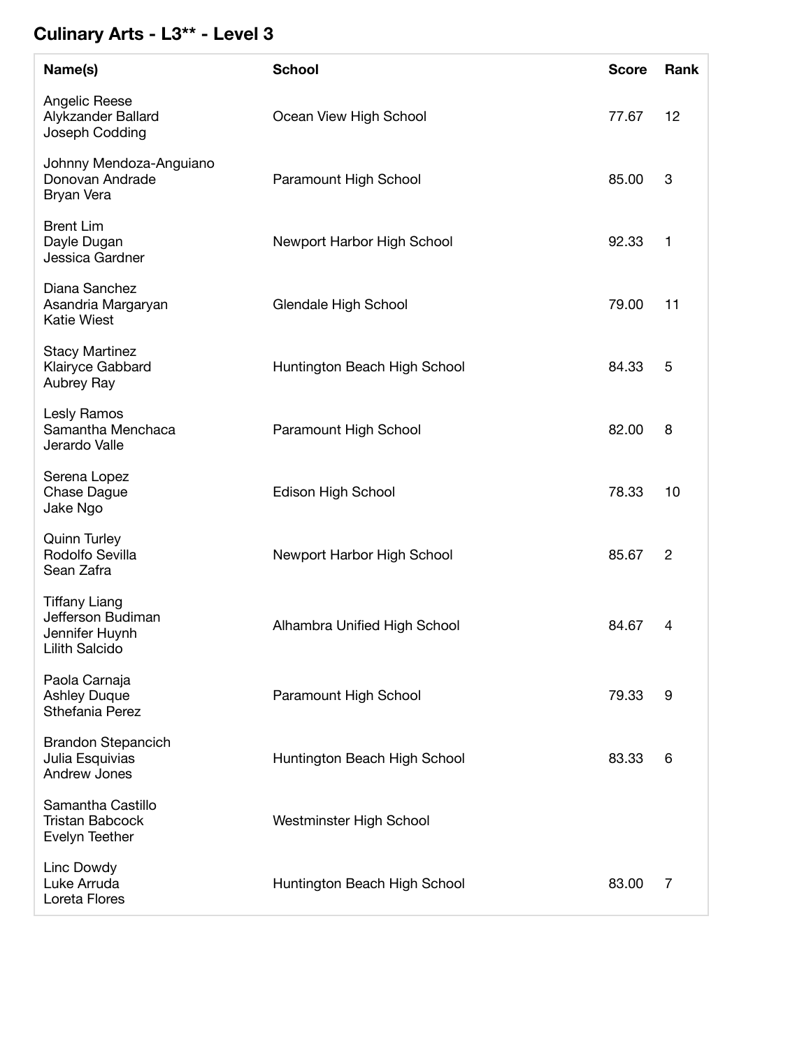## Culinary Arts - L3** - Level 3

| Name(s) | School | Score | Rank |
|---|---|---|---|
| Angelic Reese<br>Alykzander Ballard<br>Joseph Codding | Ocean View High School | 77.67 | 12 |
| Johnny Mendoza-Anguiano<br>Donovan Andrade<br>Bryan Vera | Paramount High School | 85.00 | 3 |
| Brent Lim<br>Dayle Dugan<br>Jessica Gardner | Newport Harbor High School | 92.33 | 1 |
| Diana Sanchez<br>Asandria Margaryan<br>Katie Wiest | Glendale High School | 79.00 | 11 |
| Stacy Martinez<br>Klairyce Gabbard<br>Aubrey Ray | Huntington Beach High School | 84.33 | 5 |
| Lesly Ramos<br>Samantha Menchaca<br>Jerardo Valle | Paramount High School | 82.00 | 8 |
| Serena Lopez<br>Chase Dague<br>Jake Ngo | Edison High School | 78.33 | 10 |
| Quinn Turley<br>Rodolfo Sevilla<br>Sean Zafra | Newport Harbor High School | 85.67 | 2 |
| Tiffany Liang<br>Jefferson Budiman<br>Jennifer Huynh<br>Lilith Salcido | Alhambra Unified High School | 84.67 | 4 |
| Paola Carnaja<br>Ashley Duque<br>Sthefania Perez | Paramount High School | 79.33 | 9 |
| Brandon Stepancich<br>Julia Esquivias<br>Andrew Jones | Huntington Beach High School | 83.33 | 6 |
| Samantha Castillo<br>Tristan Babcock<br>Evelyn Teether | Westminster High School | | |
| Linc Dowdy<br>Luke Arruda<br>Loreta Flores | Huntington Beach High School | 83.00 | 7 |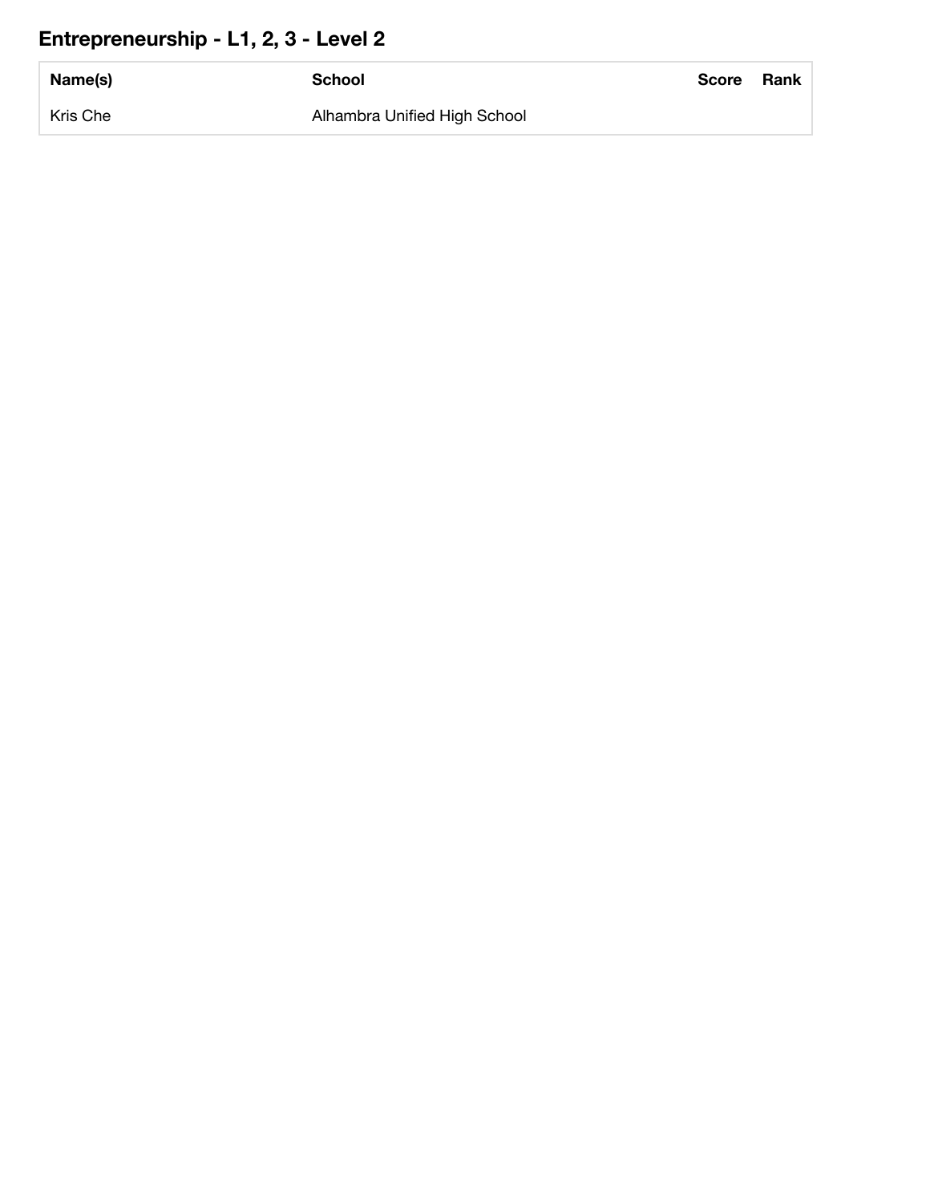## Entrepreneurship - L1, 2, 3 - Level 2

| Name(s) | School | Score | Rank |
| --- | --- | --- | --- |
| Kris Che | Alhambra Unified High School | | |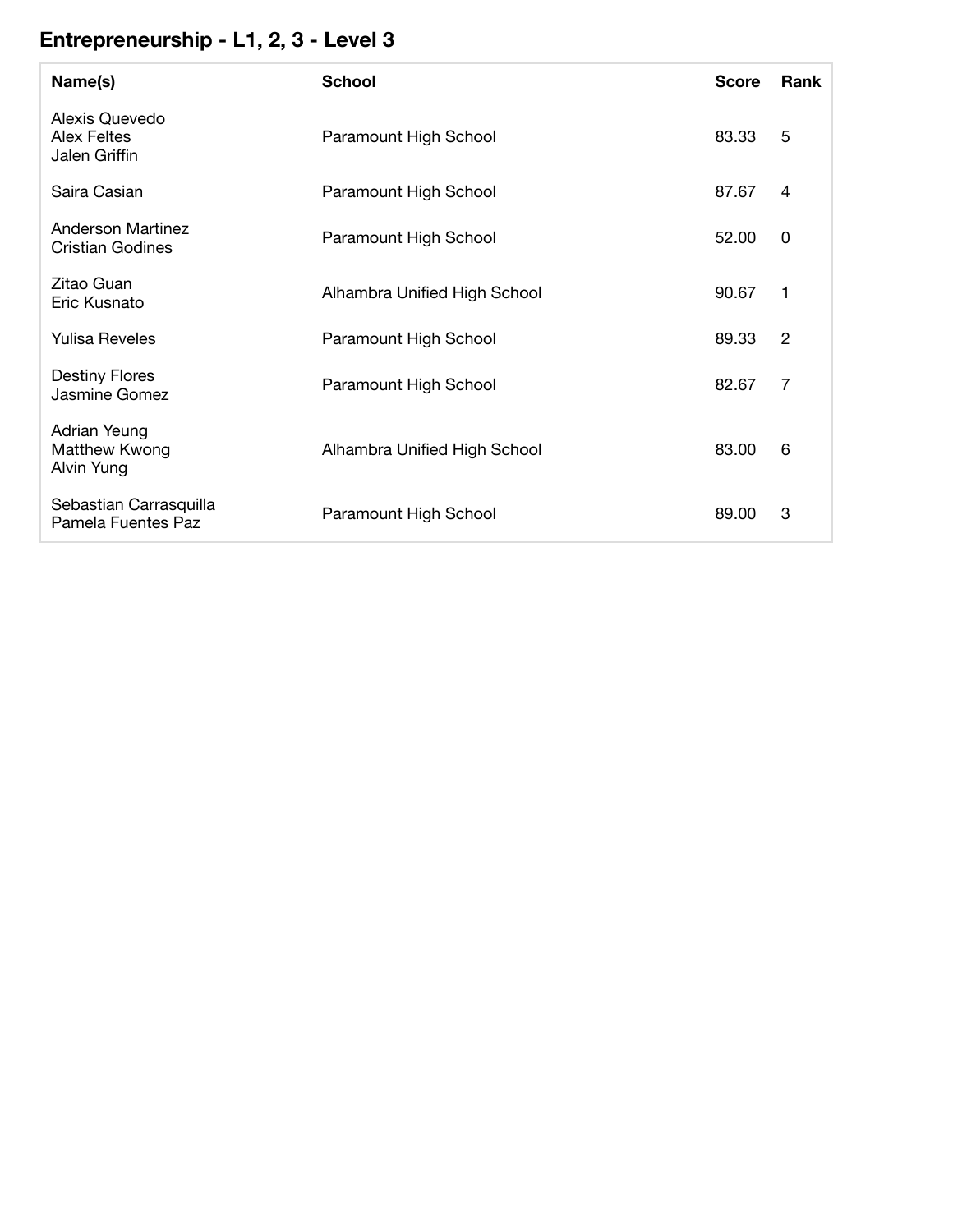## Entrepreneurship - L1, 2, 3 - Level 3

| Name(s) | School | Score | Rank |
|---|---|---|---|
| Alexis Quevedo<br>Alex Feltes<br>Jalen Griffin | Paramount High School | 83.33 | 5 |
| Saira Casian | Paramount High School | 87.67 | 4 |
| Anderson Martinez<br>Cristian Godines | Paramount High School | 52.00 | 0 |
| Zitao Guan<br>Eric Kusnato | Alhambra Unified High School | 90.67 | 1 |
| Yulisa Reveles | Paramount High School | 89.33 | 2 |
| Destiny Flores<br>Jasmine Gomez | Paramount High School | 82.67 | 7 |
| Adrian Yeung<br>Matthew Kwong<br>Alvin Yung | Alhambra Unified High School | 83.00 | 6 |
| Sebastian Carrasquilla<br>Pamela Fuentes Paz | Paramount High School | 89.00 | 3 |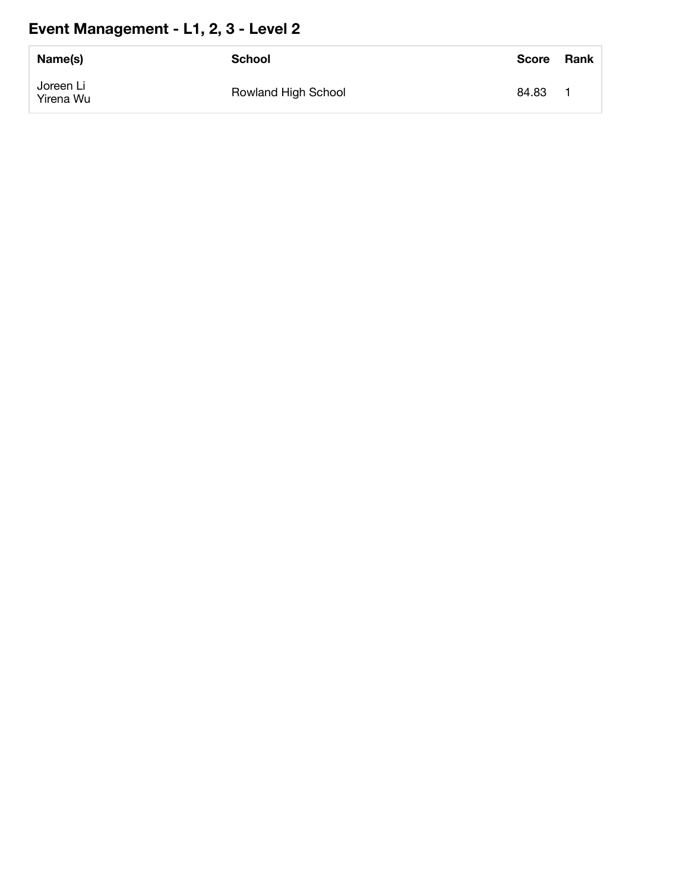## Event Management - L1, 2, 3 - Level 2

| Name(s) | School | Score | Rank |
|---|---|---|---|
| Joreen Li<br>Yirena Wu | Rowland High School | 84.83 | 1 |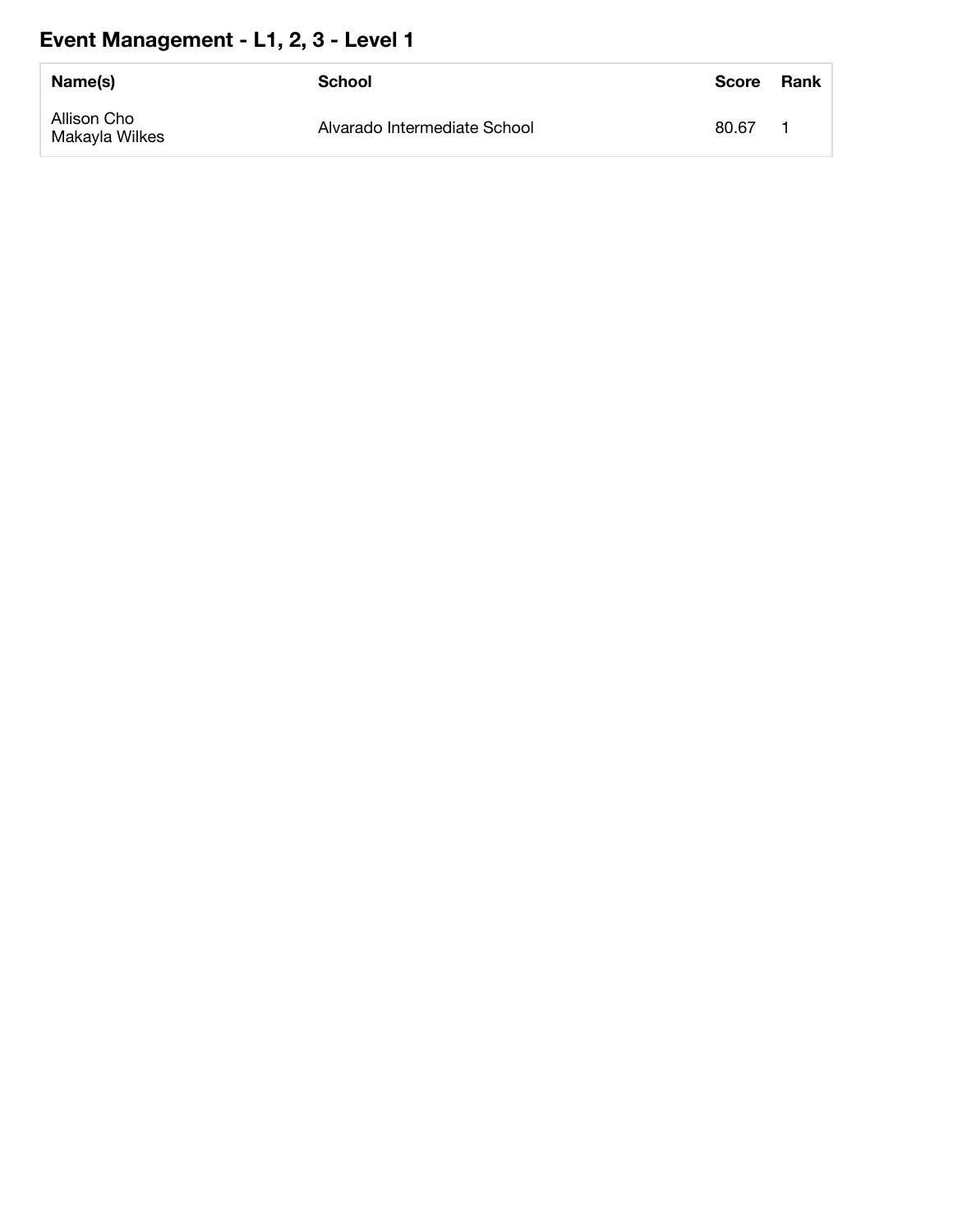## Event Management - L1, 2, 3 - Level 1

| Name(s) | School | Score | Rank |
|---|---|---|---|
| Allison Cho<br>Makayla Wilkes | Alvarado Intermediate School | 80.67 | 1 |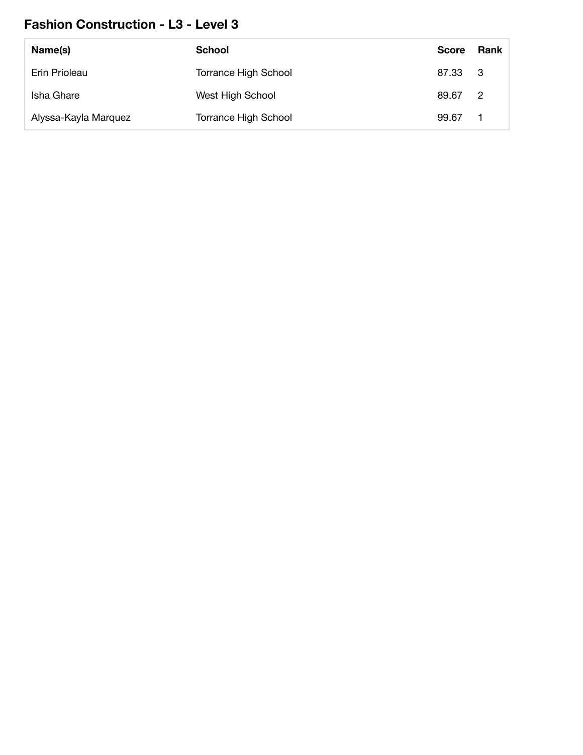## Fashion Construction - L3 - Level 3

| Name(s) | School | Score | Rank |
|---|---|---|---|
| Erin Prioleau | Torrance High School | 87.33 | 3 |
| Isha Ghare | West High School | 89.67 | 2 |
| Alyssa-Kayla Marquez | Torrance High School | 99.67 | 1 |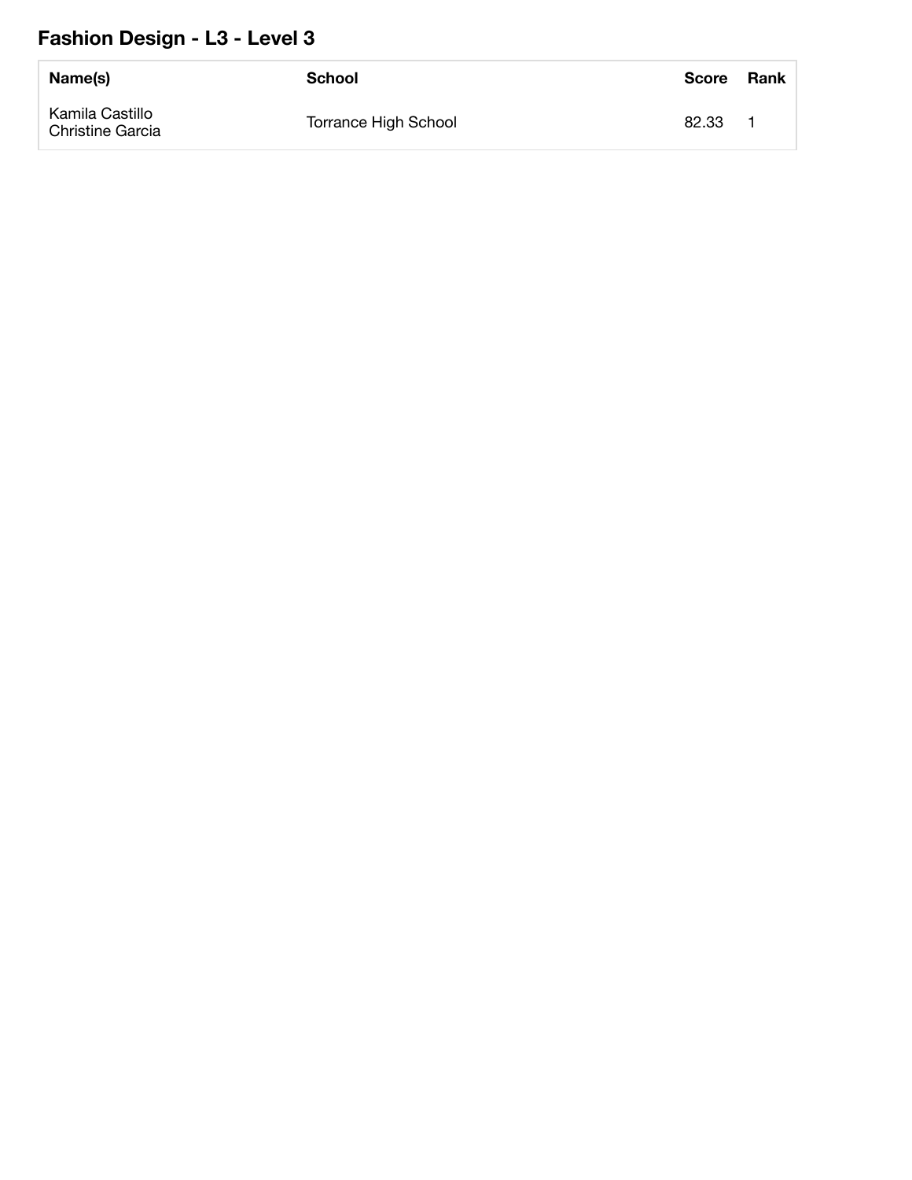## Fashion Design - L3 - Level 3

| Name(s) | School | Score | Rank |
| --- | --- | --- | --- |
| Kamila Castillo<br>Christine Garcia | Torrance High School | 82.33 | 1 |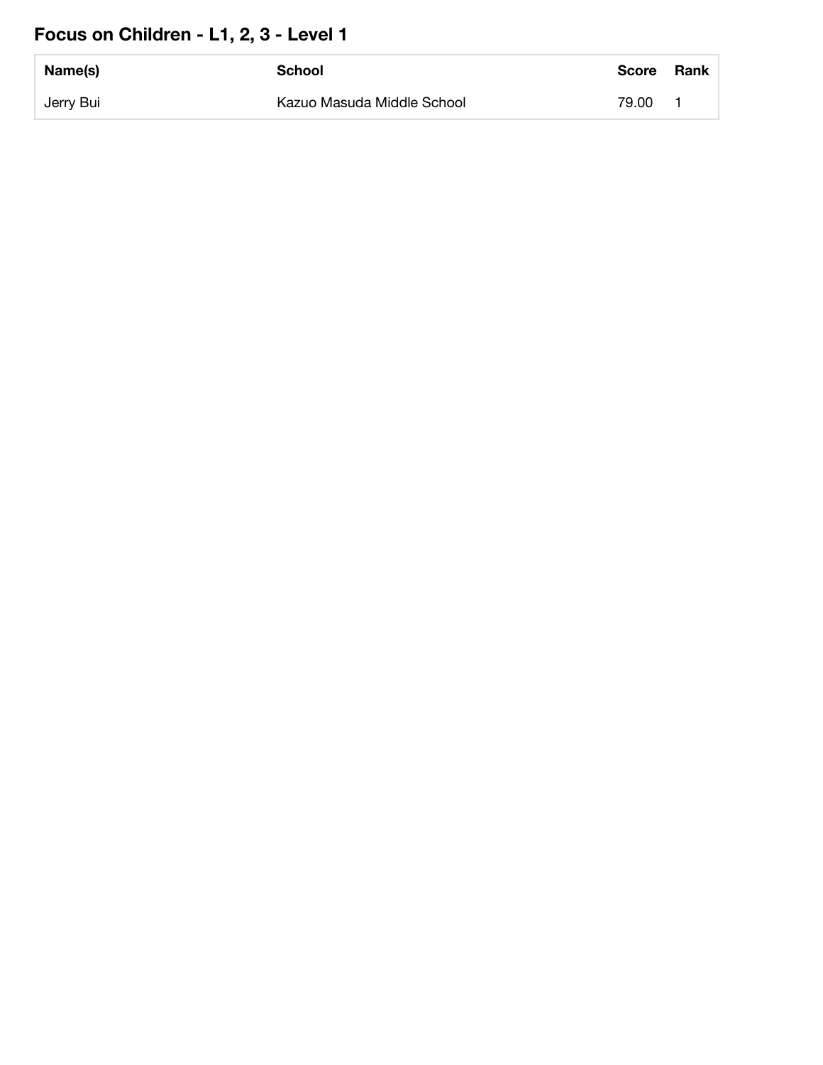## Focus on Children - L1, 2, 3 - Level 1

| Name(s) | School | Score | Rank |
|---|---|---|---|
| Jerry Bui | Kazuo Masuda Middle School | 79.00 | 1 |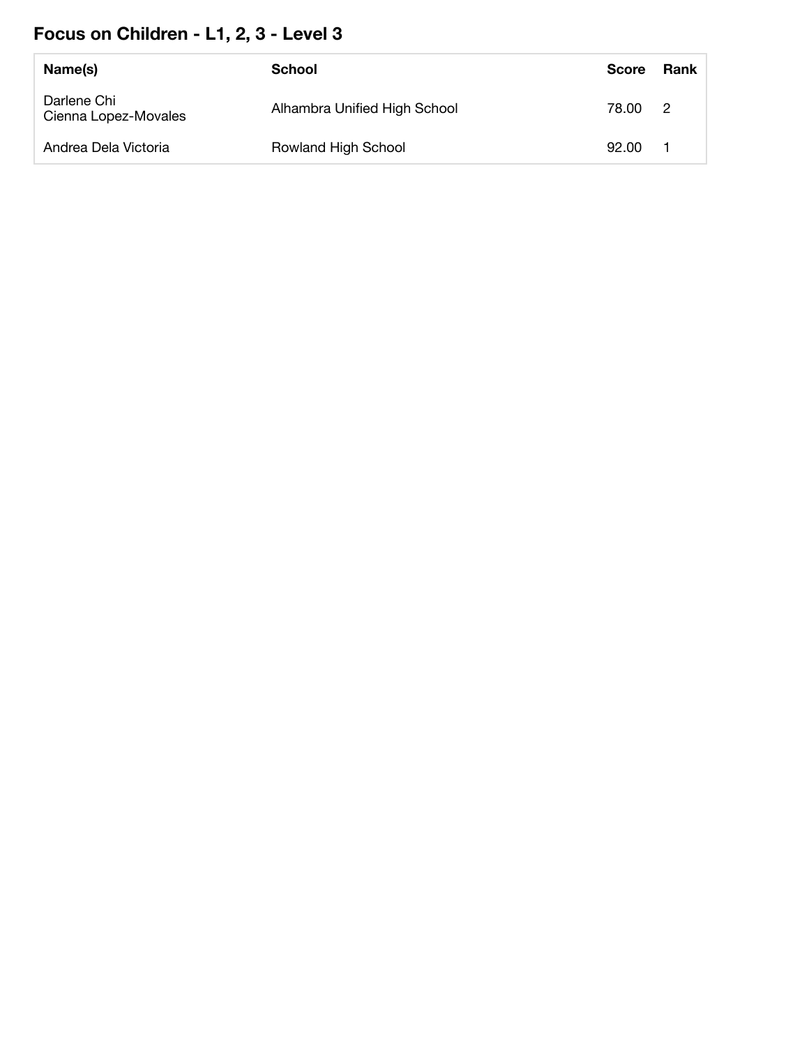## Focus on Children - L1, 2, 3 - Level 3

| Name(s) | School | Score | Rank |
| --- | --- | --- | --- |
| Darlene Chi<br>Cienna Lopez-Movales | Alhambra Unified High School | 78.00 | 2 |
| Andrea Dela Victoria | Rowland High School | 92.00 | 1 |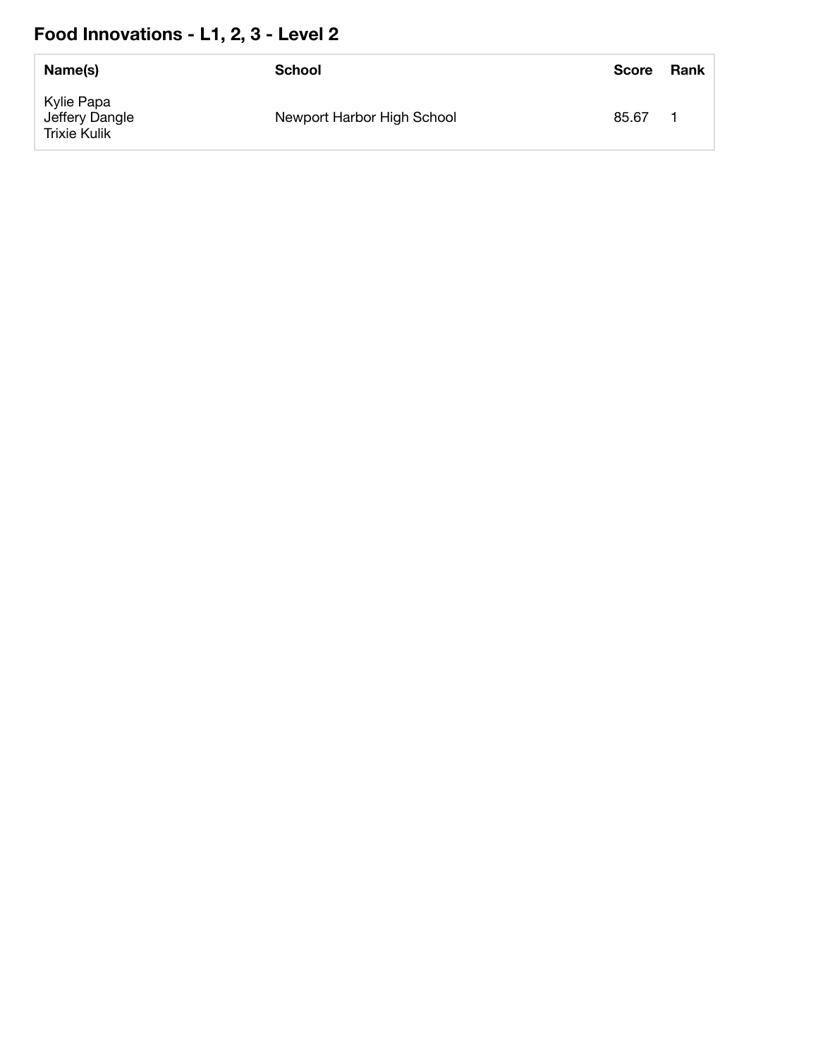## Food Innovations - L1, 2, 3 - Level 2

| Name(s) | School | Score | Rank |
|---|---|---|---|
| Kylie Papa<br>Jeffery Dangle<br>Trixie Kulik | Newport Harbor High School | 85.67 | 1 |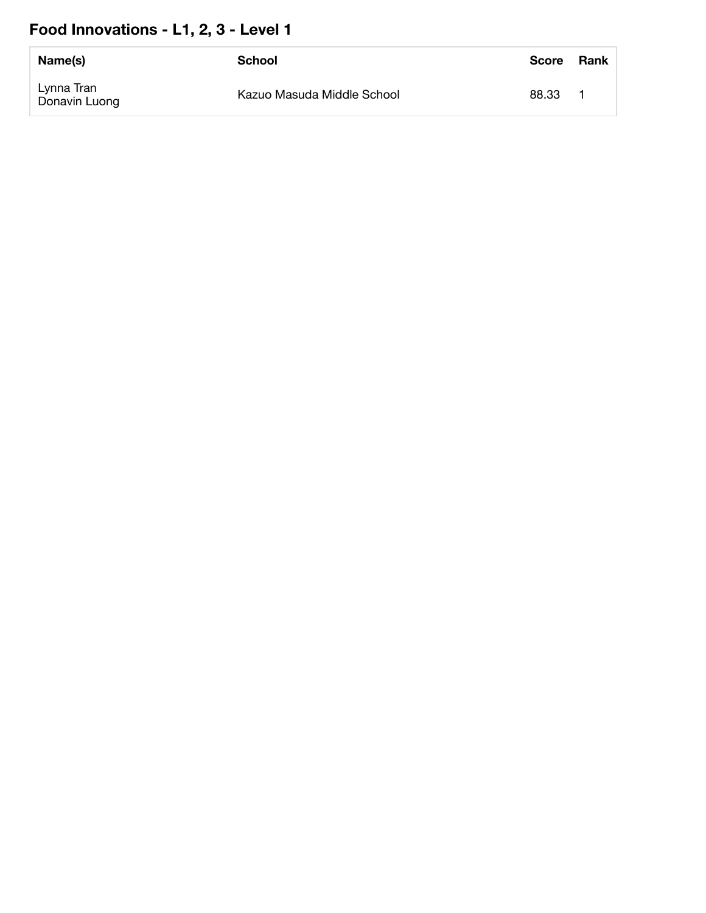## Food Innovations - L1, 2, 3 - Level 1

| Name(s) | School | Score | Rank |
|---|---|---|---|
| Lynna Tran<br>Donavin Luong | Kazuo Masuda Middle School | 88.33 | 1 |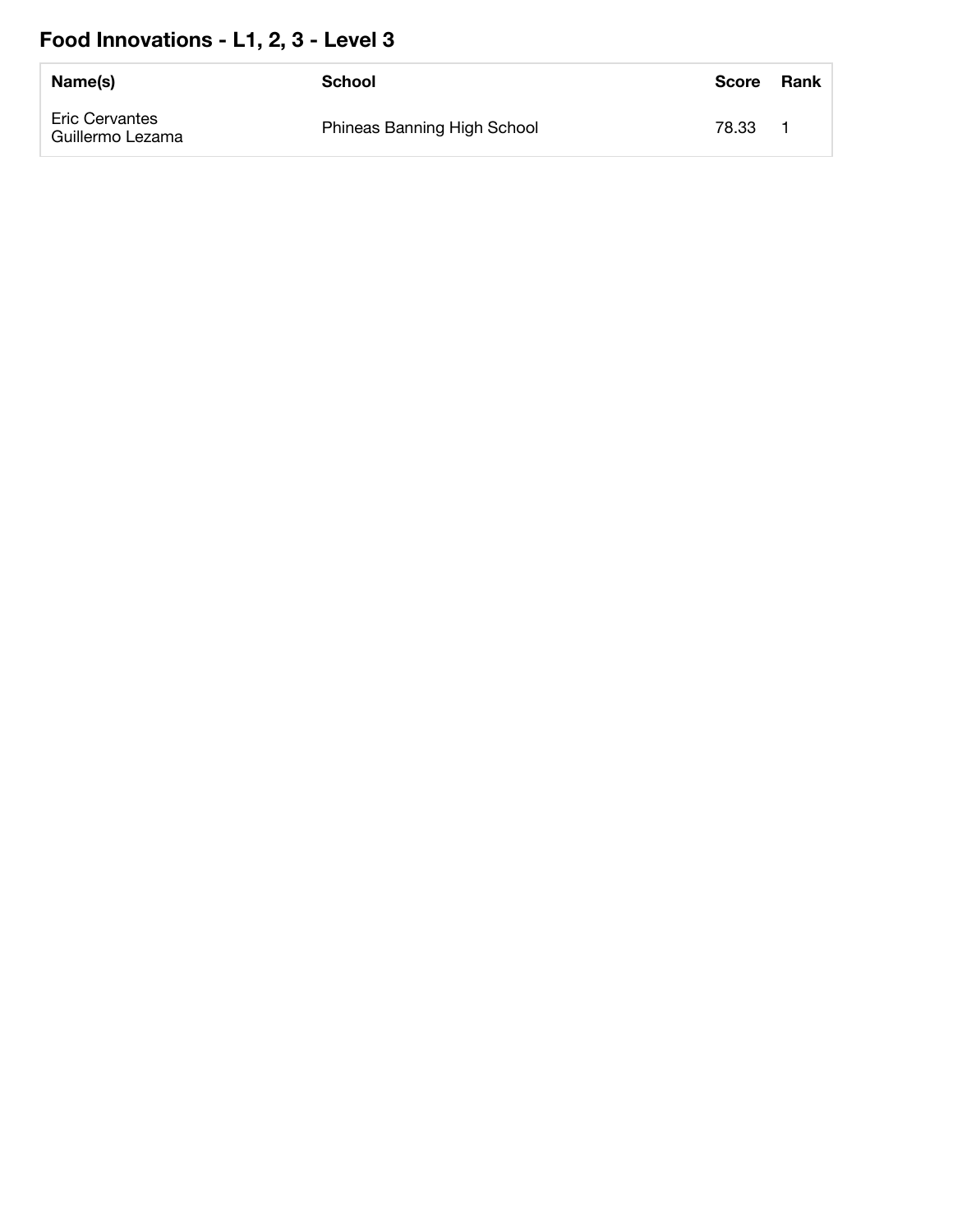## Food Innovations - L1, 2, 3 - Level 3

| Name(s) | School | Score | Rank |
|---|---|---|---|
| Eric Cervantes<br>Guillermo Lezama | Phineas Banning High School | 78.33 | 1 |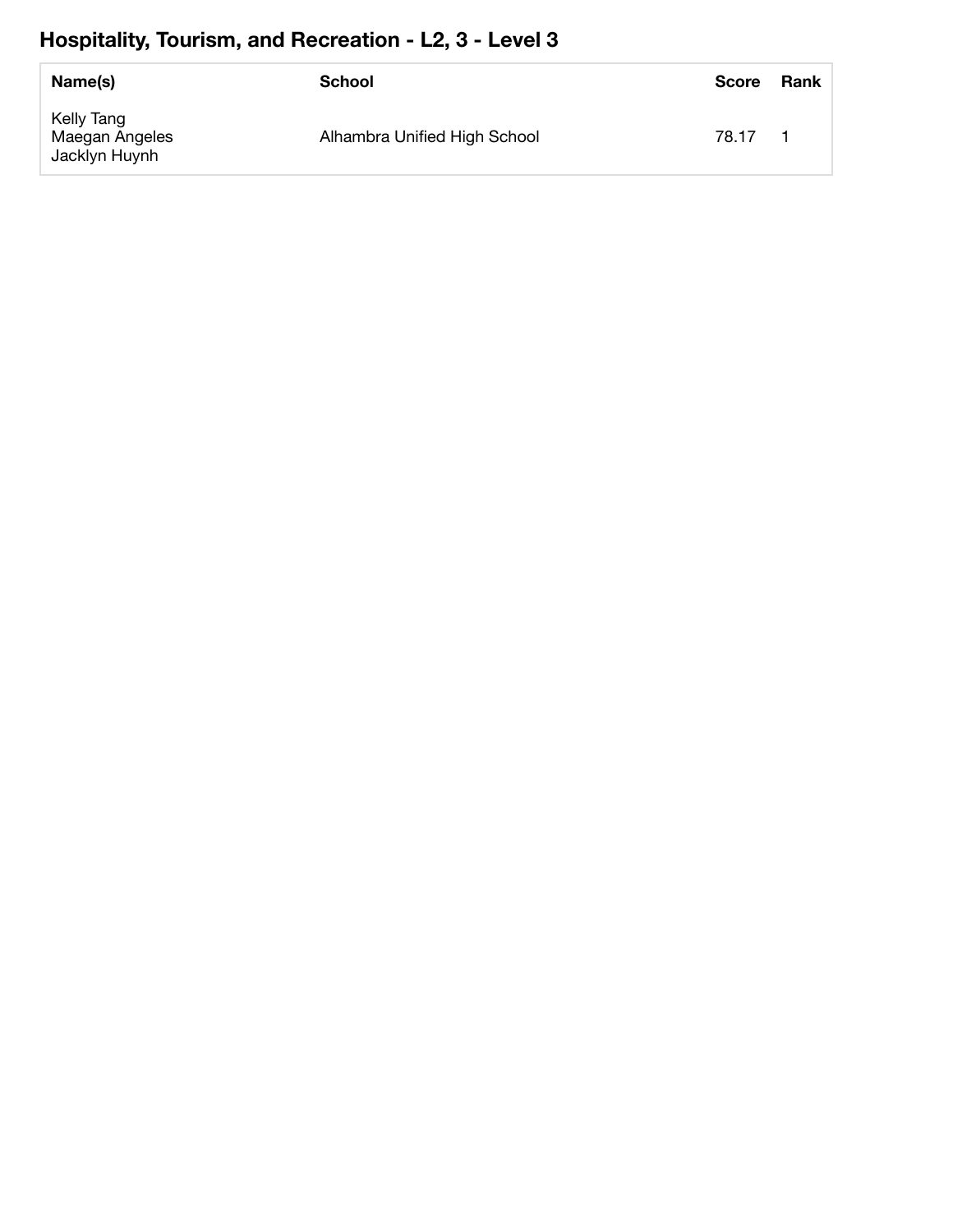## Hospitality, Tourism, and Recreation - L2, 3 - Level 3

| Name(s) | School | Score | Rank |
| --- | --- | --- | --- |
| Kelly Tang<br>Maegan Angeles<br>Jacklyn Huynh | Alhambra Unified High School | 78.17 | 1 |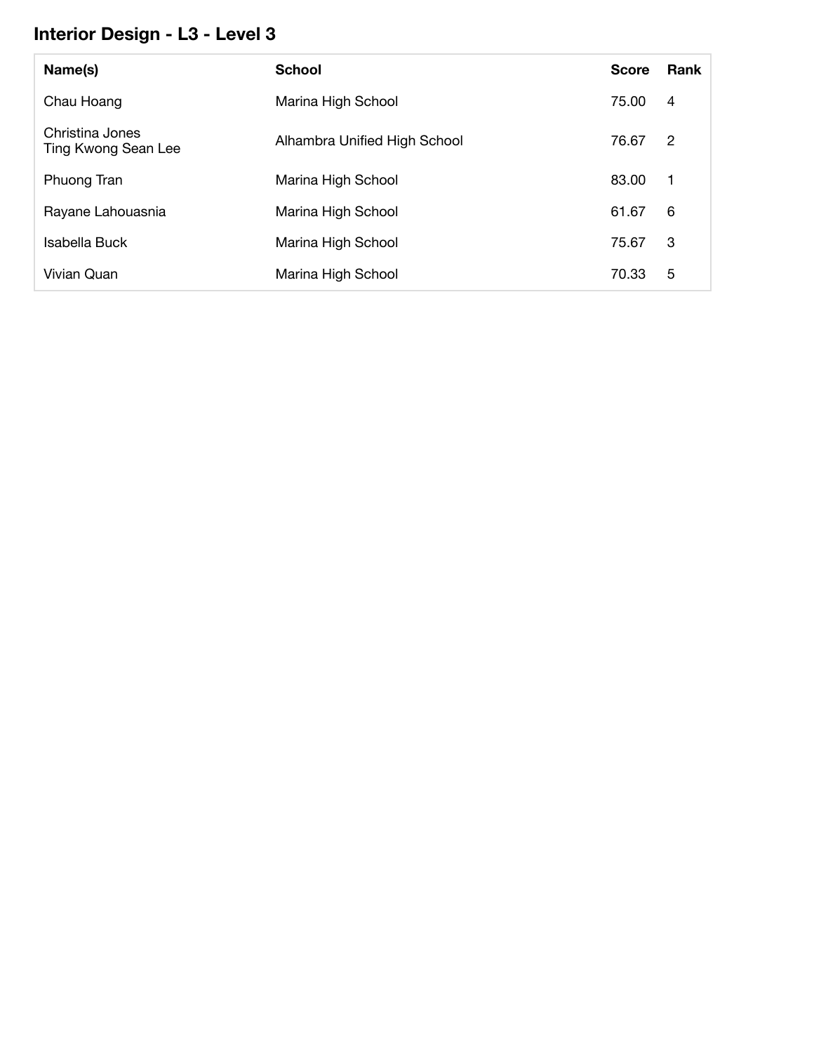## Interior Design - L3 - Level 3

| Name(s) | School | Score | Rank |
| --- | --- | --- | --- |
| Chau Hoang | Marina High School | 75.00 | 4 |
| Christina Jones<br>Ting Kwong Sean Lee | Alhambra Unified High School | 76.67 | 2 |
| Phuong Tran | Marina High School | 83.00 | 1 |
| Rayane Lahouasnia | Marina High School | 61.67 | 6 |
| Isabella Buck | Marina High School | 75.67 | 3 |
| Vivian Quan | Marina High School | 70.33 | 5 |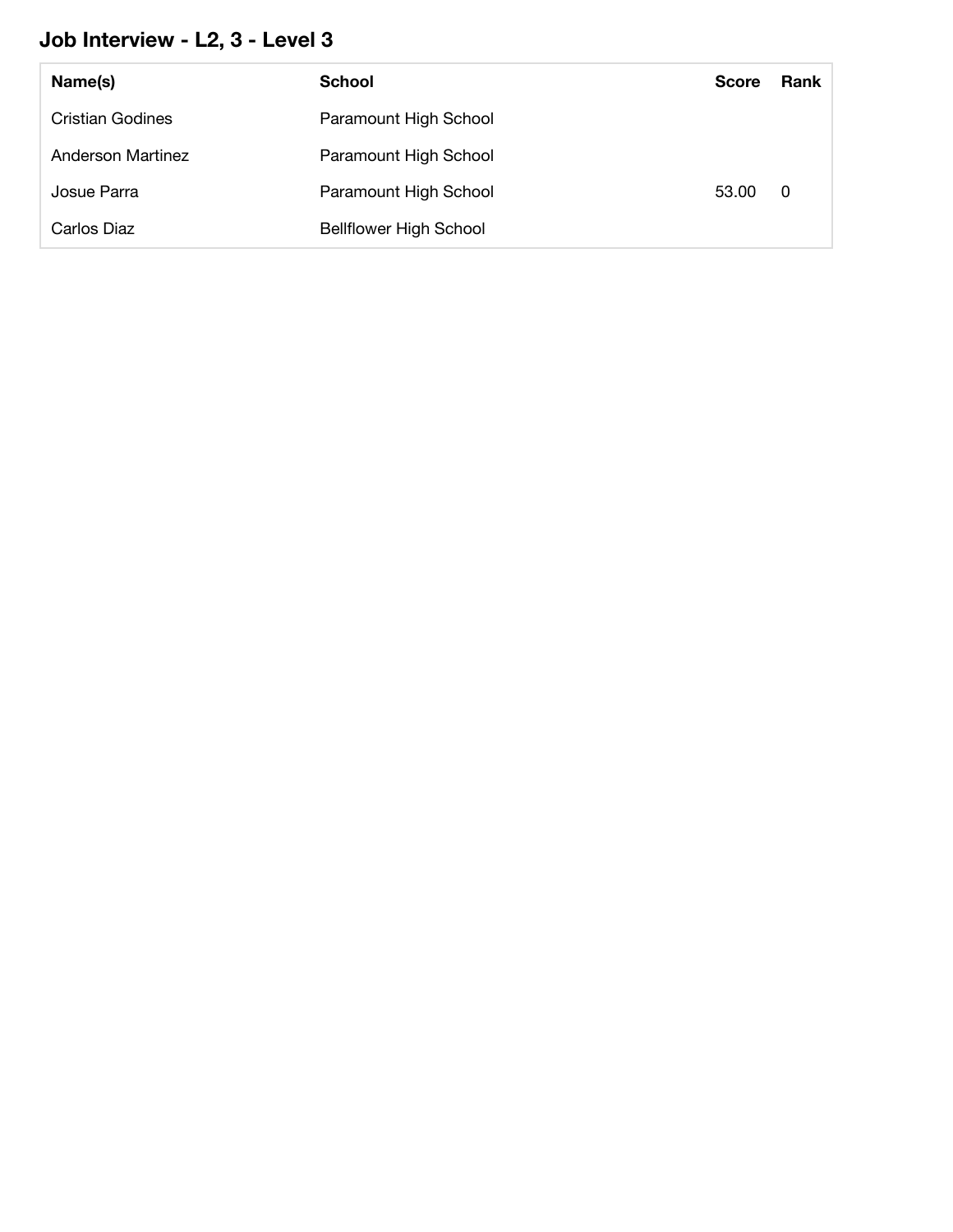## Job Interview - L2, 3 - Level 3

| Name(s) | School | Score | Rank |
|---|---|---|---|
| Cristian Godines | Paramount High School | | |
| Anderson Martinez | Paramount High School | | |
| Josue Parra | Paramount High School | 53.00 | 0 |
| Carlos Diaz | Bellflower High School | | |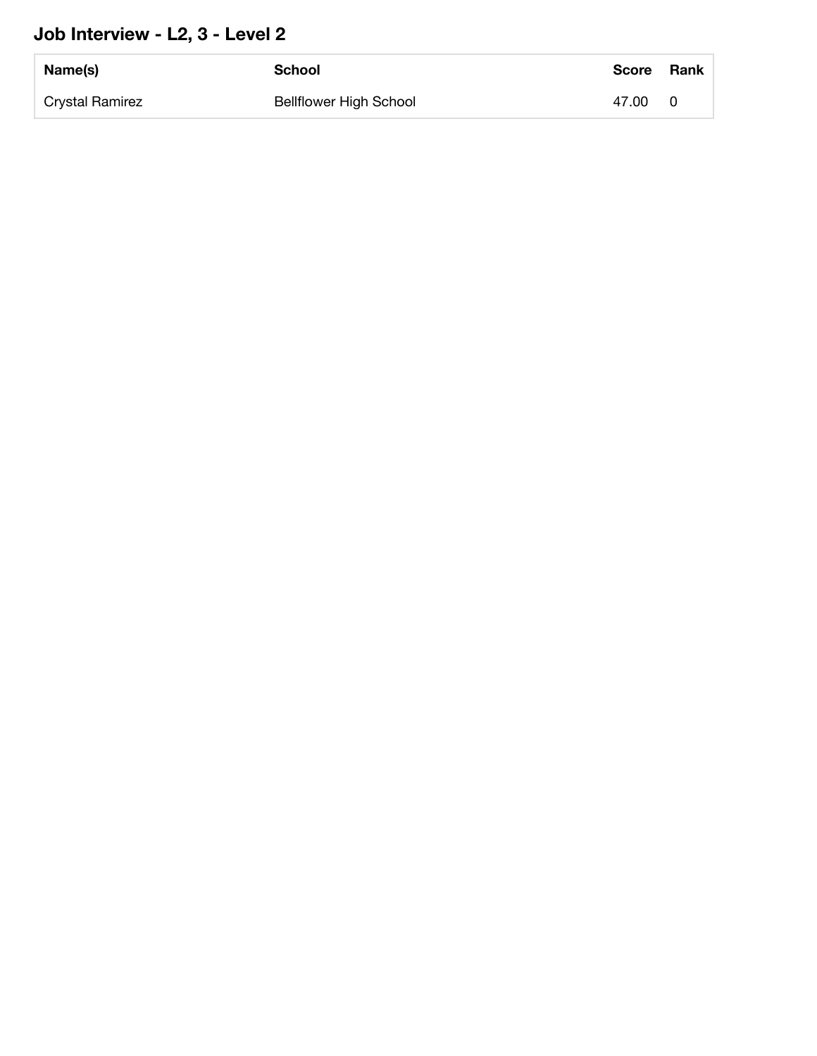## Job Interview - L2, 3 - Level 2

| Name(s) | School | Score | Rank |
|---|---|---|---|
| Crystal Ramirez | Bellflower High School | 47.00 | 0 |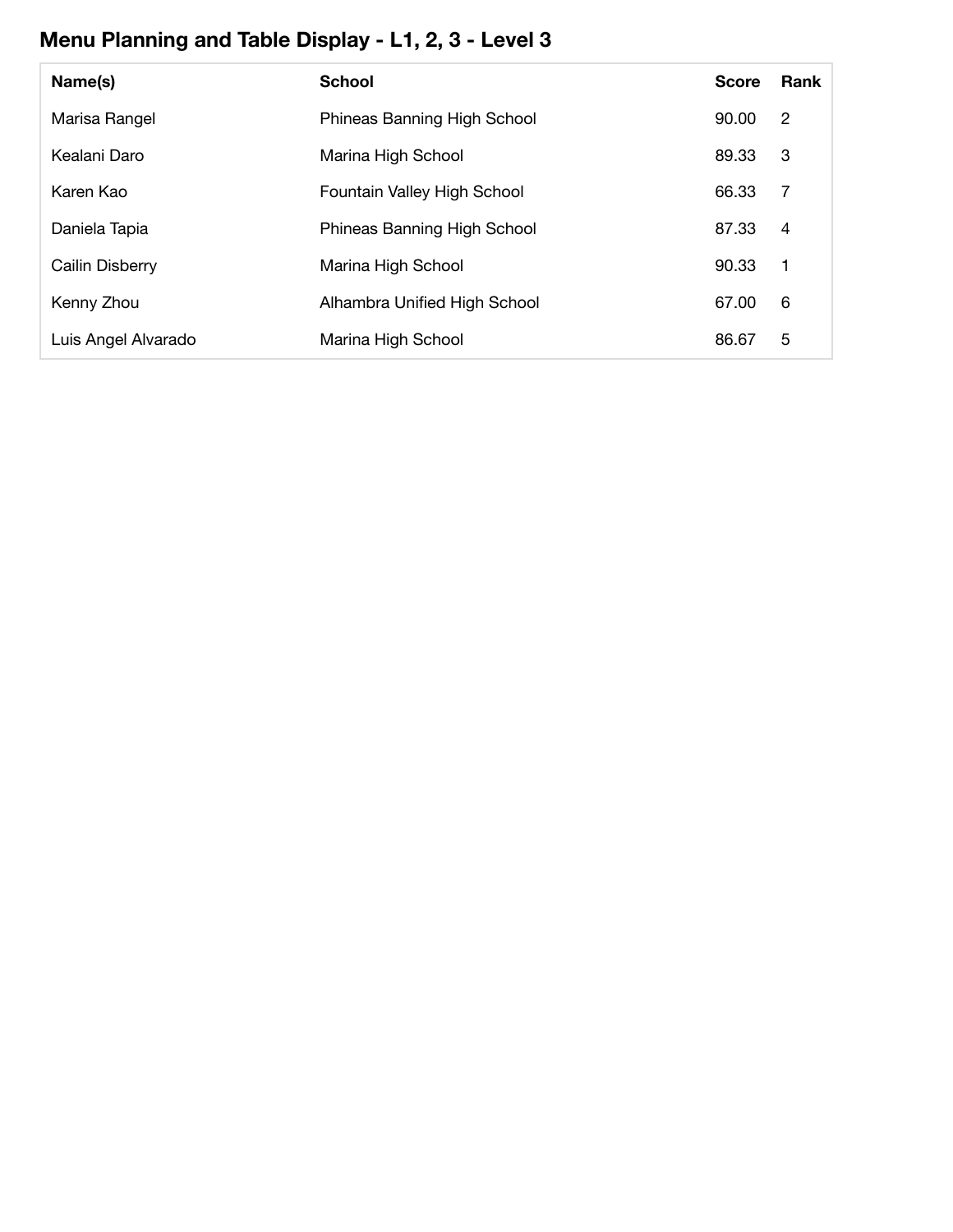## Menu Planning and Table Display - L1, 2, 3 - Level 3

| Name(s) | School | Score | Rank |
| --- | --- | --- | --- |
| Marisa Rangel | Phineas Banning High School | 90.00 | 2 |
| Kealani Daro | Marina High School | 89.33 | 3 |
| Karen Kao | Fountain Valley High School | 66.33 | 7 |
| Daniela Tapia | Phineas Banning High School | 87.33 | 4 |
| Cailin Disberry | Marina High School | 90.33 | 1 |
| Kenny Zhou | Alhambra Unified High School | 67.00 | 6 |
| Luis Angel Alvarado | Marina High School | 86.67 | 5 |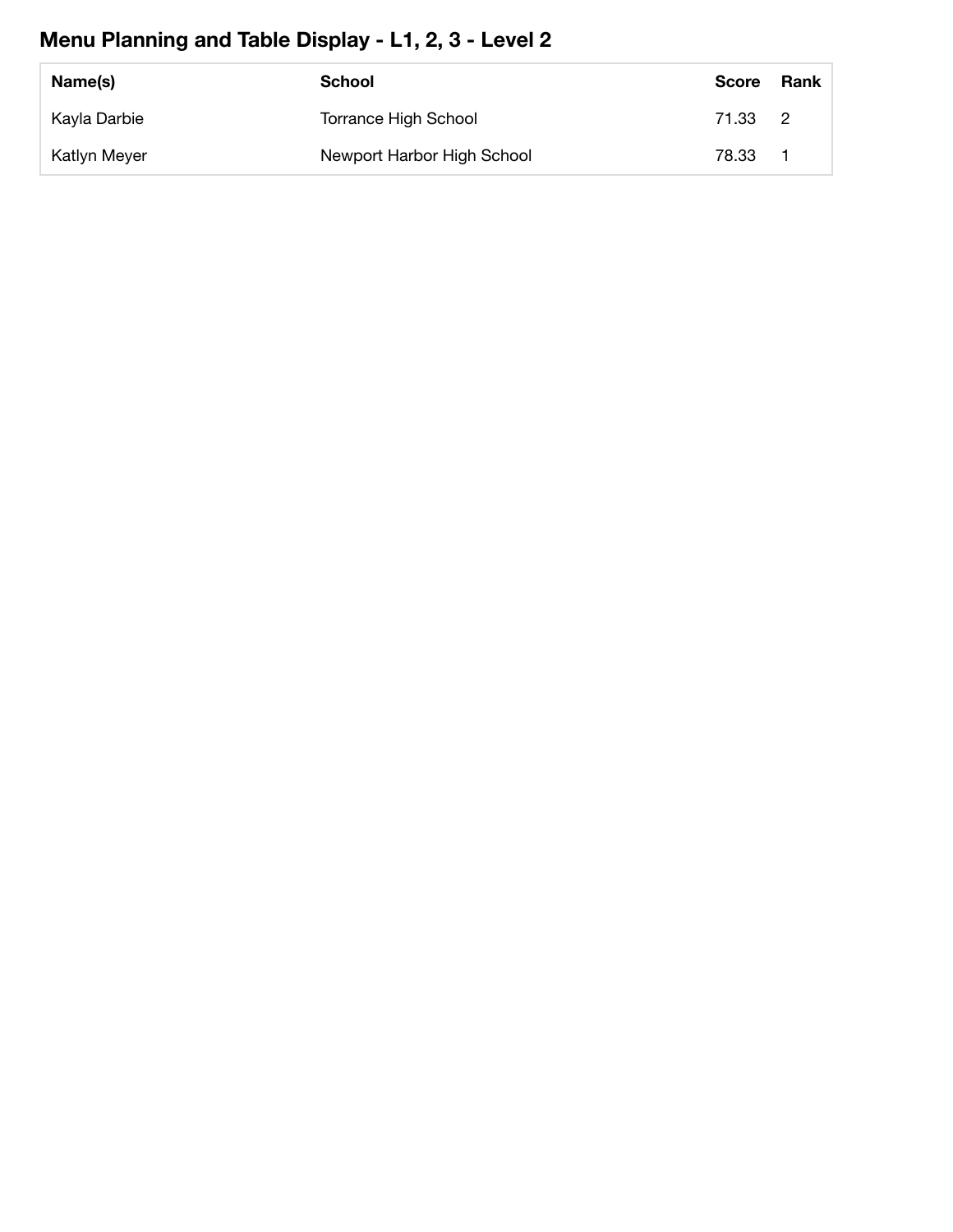## Menu Planning and Table Display - L1, 2, 3 - Level 2

| Name(s) | School | Score | Rank |
| --- | --- | --- | --- |
| Kayla Darbie | Torrance High School | 71.33 | 2 |
| Katlyn Meyer | Newport Harbor High School | 78.33 | 1 |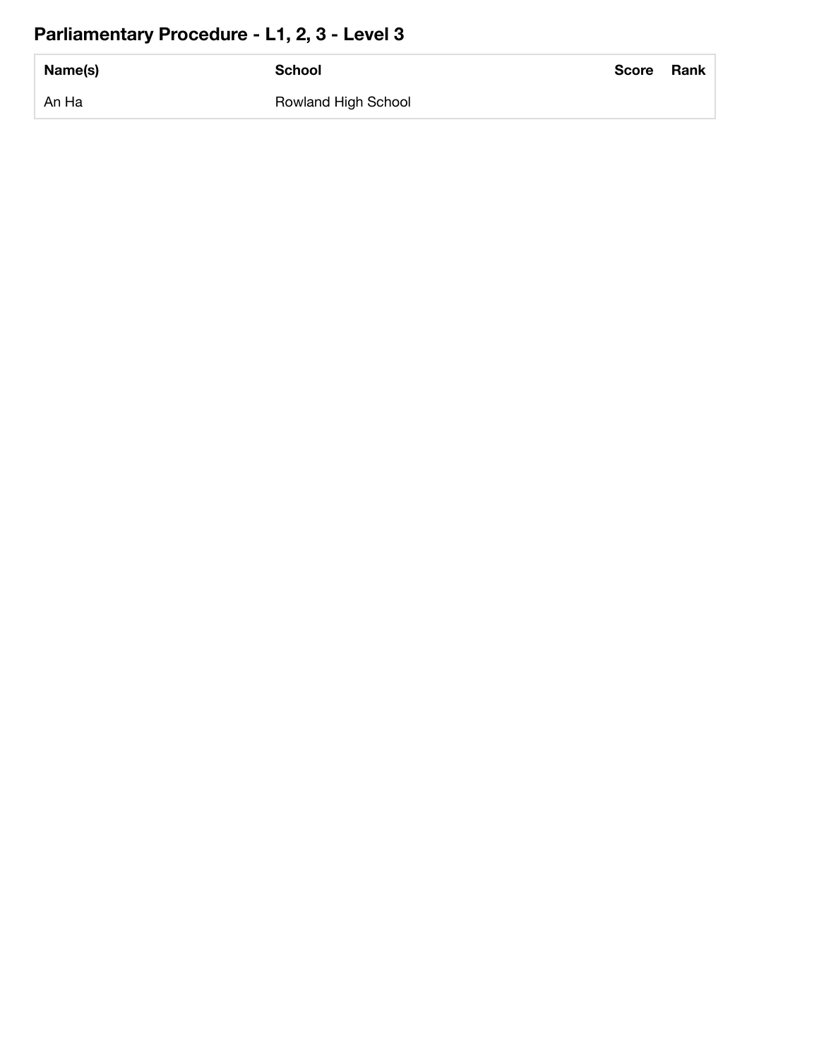## Parliamentary Procedure - L1, 2, 3 - Level 3

| Name(s) | School | Score | Rank |
| --- | --- | --- | --- |
| An Ha | Rowland High School | | |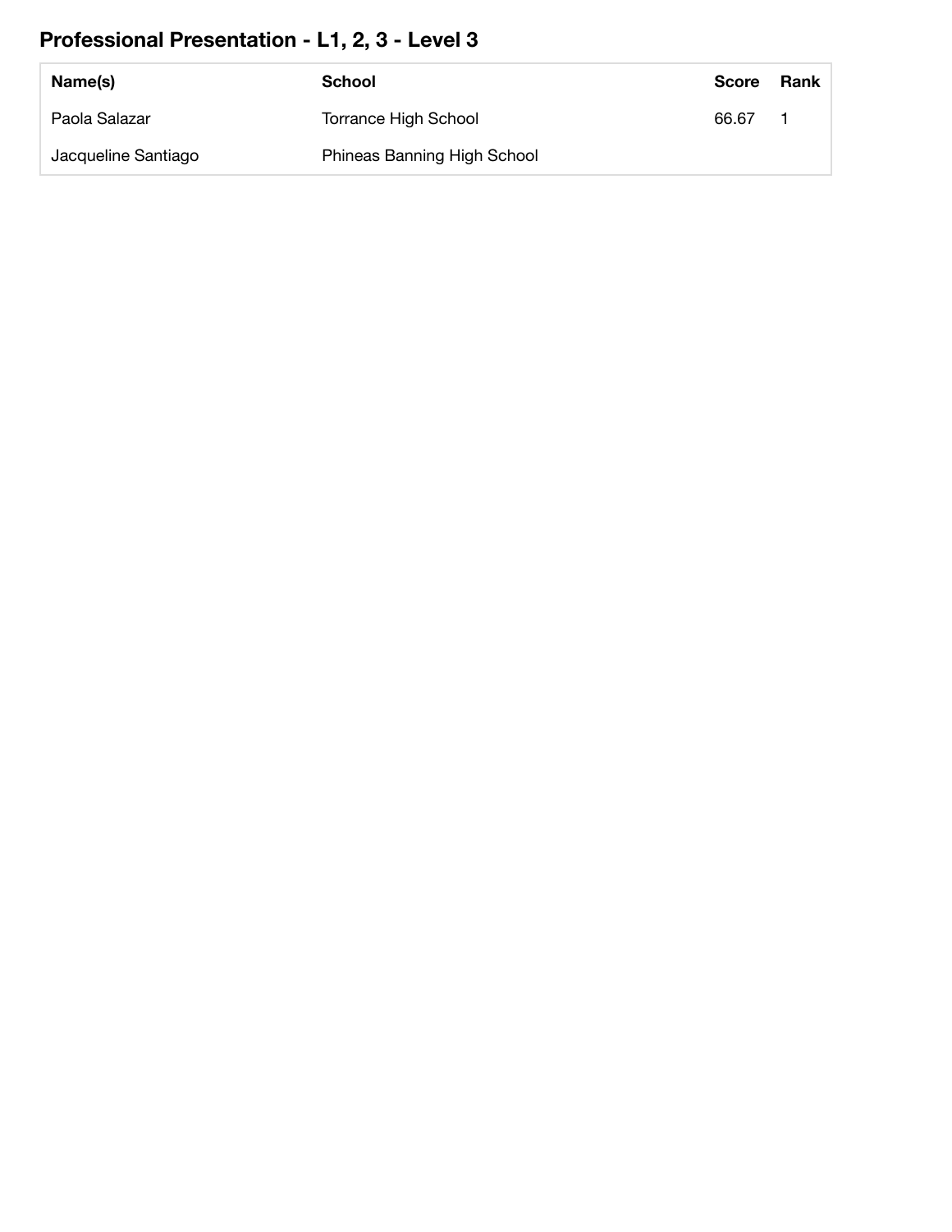## Professional Presentation - L1, 2, 3 - Level 3

| Name(s) | School | Score | Rank |
| --- | --- | --- | --- |
| Paola Salazar | Torrance High School | 66.67 | 1 |
| Jacqueline Santiago | Phineas Banning High School | | |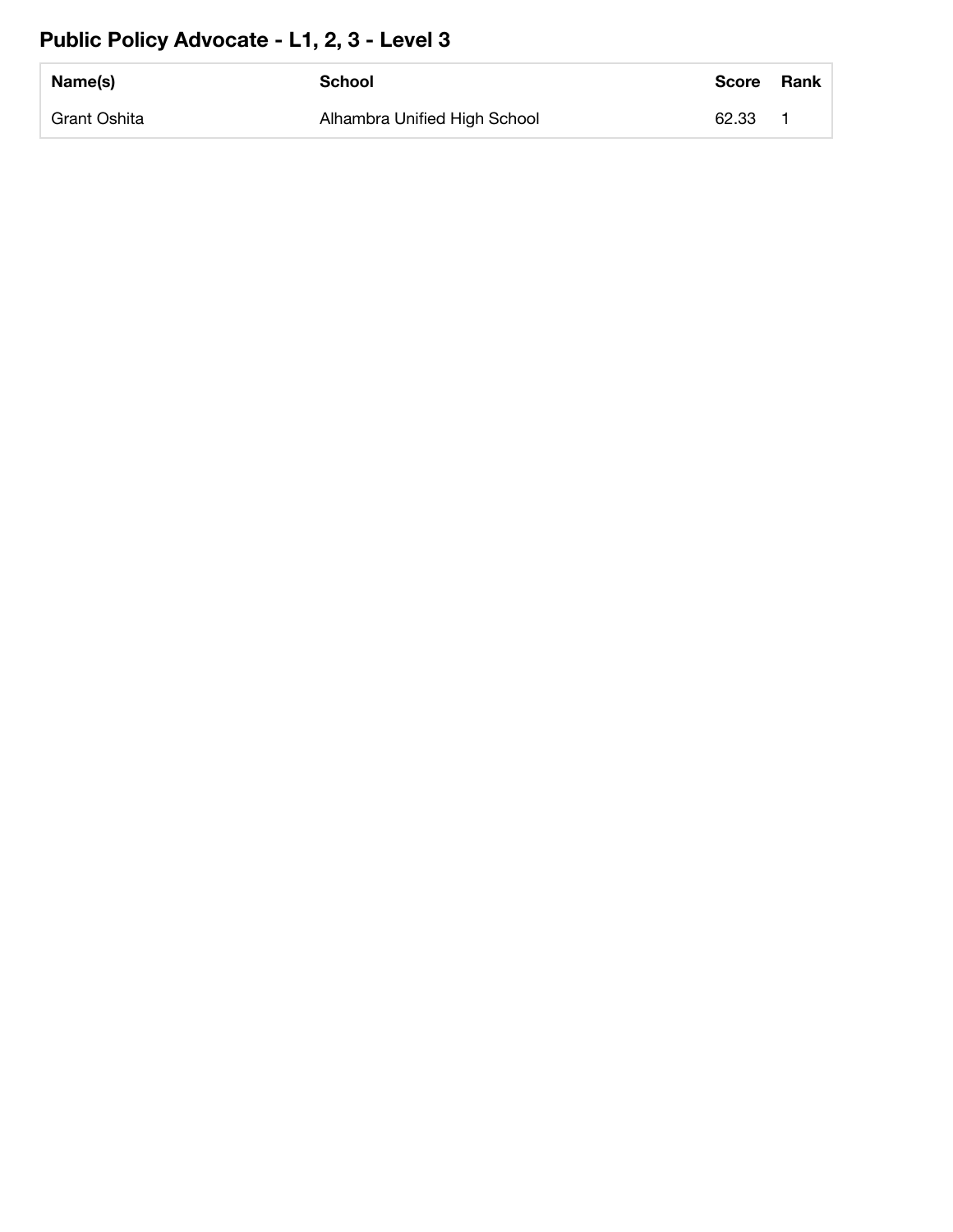## Public Policy Advocate - L1, 2, 3 - Level 3

| Name(s) | School | Score | Rank |
| --- | --- | --- | --- |
| Grant Oshita | Alhambra Unified High School | 62.33 | 1 |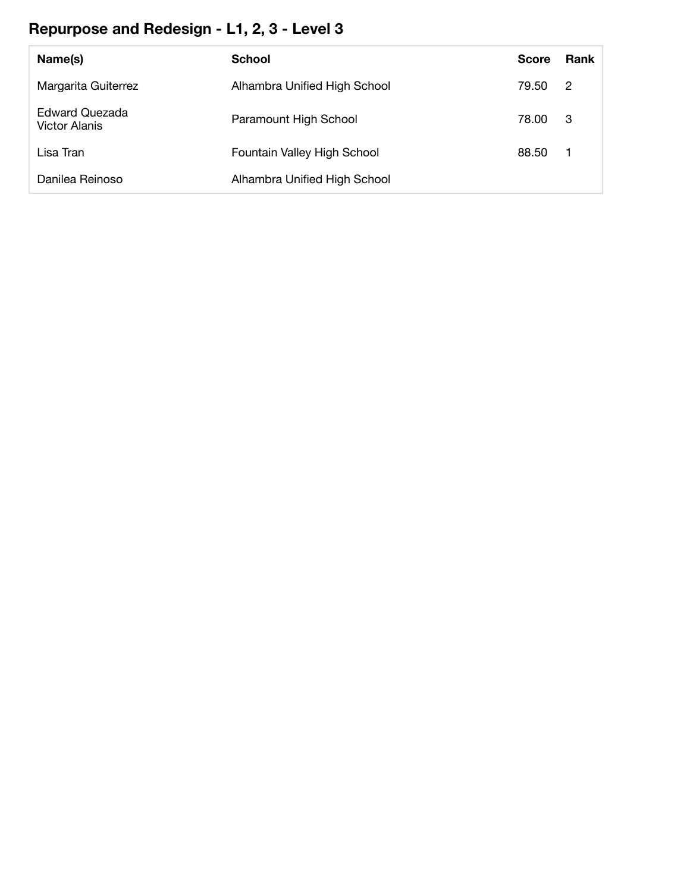## Repurpose and Redesign - L1, 2, 3 - Level 3

| Name(s) | School | Score | Rank |
|---|---|---|---|
| Margarita Guiterrez | Alhambra Unified High School | 79.50 | 2 |
| Edward Quezada<br>Victor Alanis | Paramount High School | 78.00 | 3 |
| Lisa Tran | Fountain Valley High School | 88.50 | 1 |
| Danilea Reinoso | Alhambra Unified High School | | |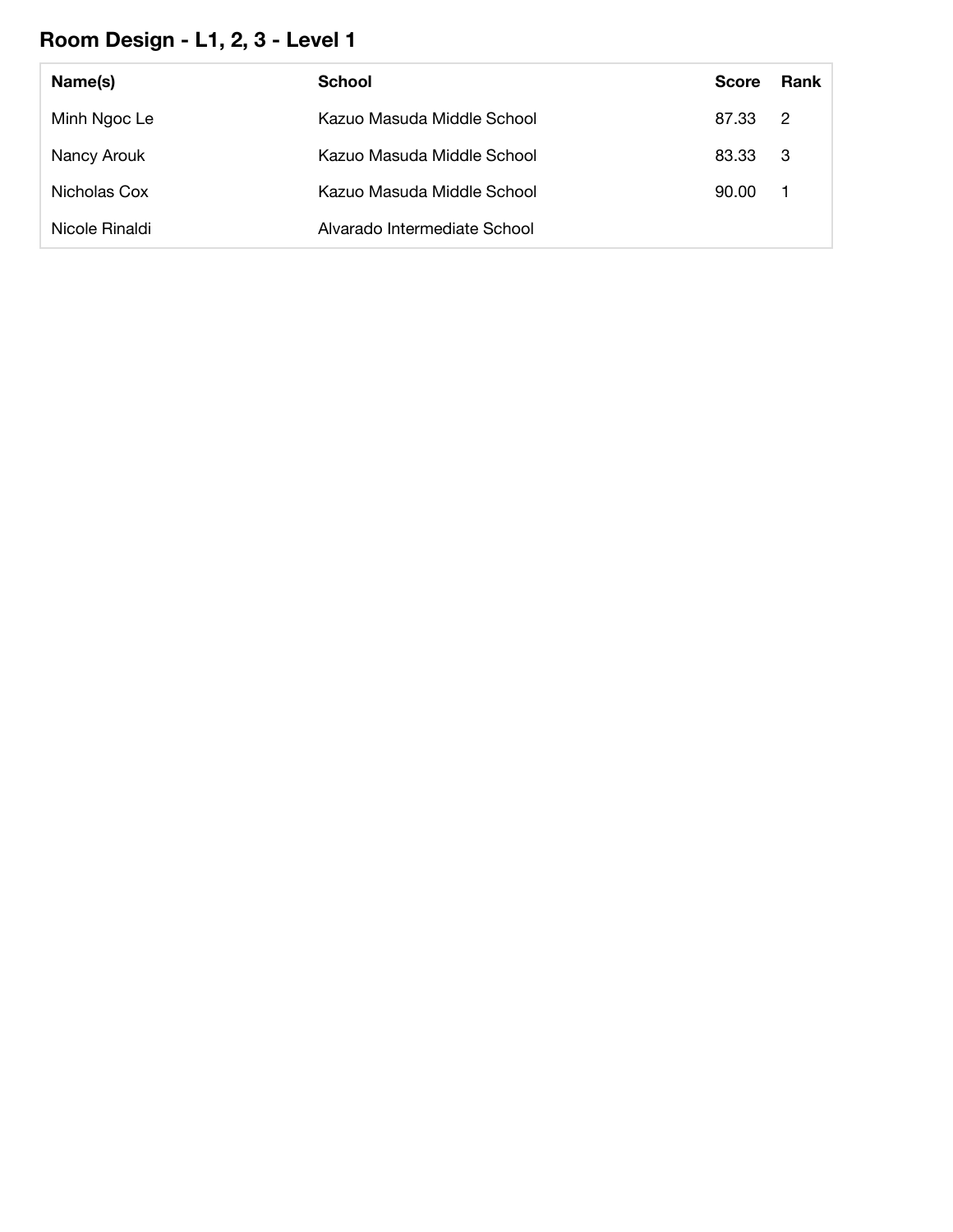## Room Design - L1, 2, 3 - Level 1

| Name(s) | School | Score | Rank |
|---|---|---|---|
| Minh Ngoc Le | Kazuo Masuda Middle School | 87.33 | 2 |
| Nancy Arouk | Kazuo Masuda Middle School | 83.33 | 3 |
| Nicholas Cox | Kazuo Masuda Middle School | 90.00 | 1 |
| Nicole Rinaldi | Alvarado Intermediate School | | |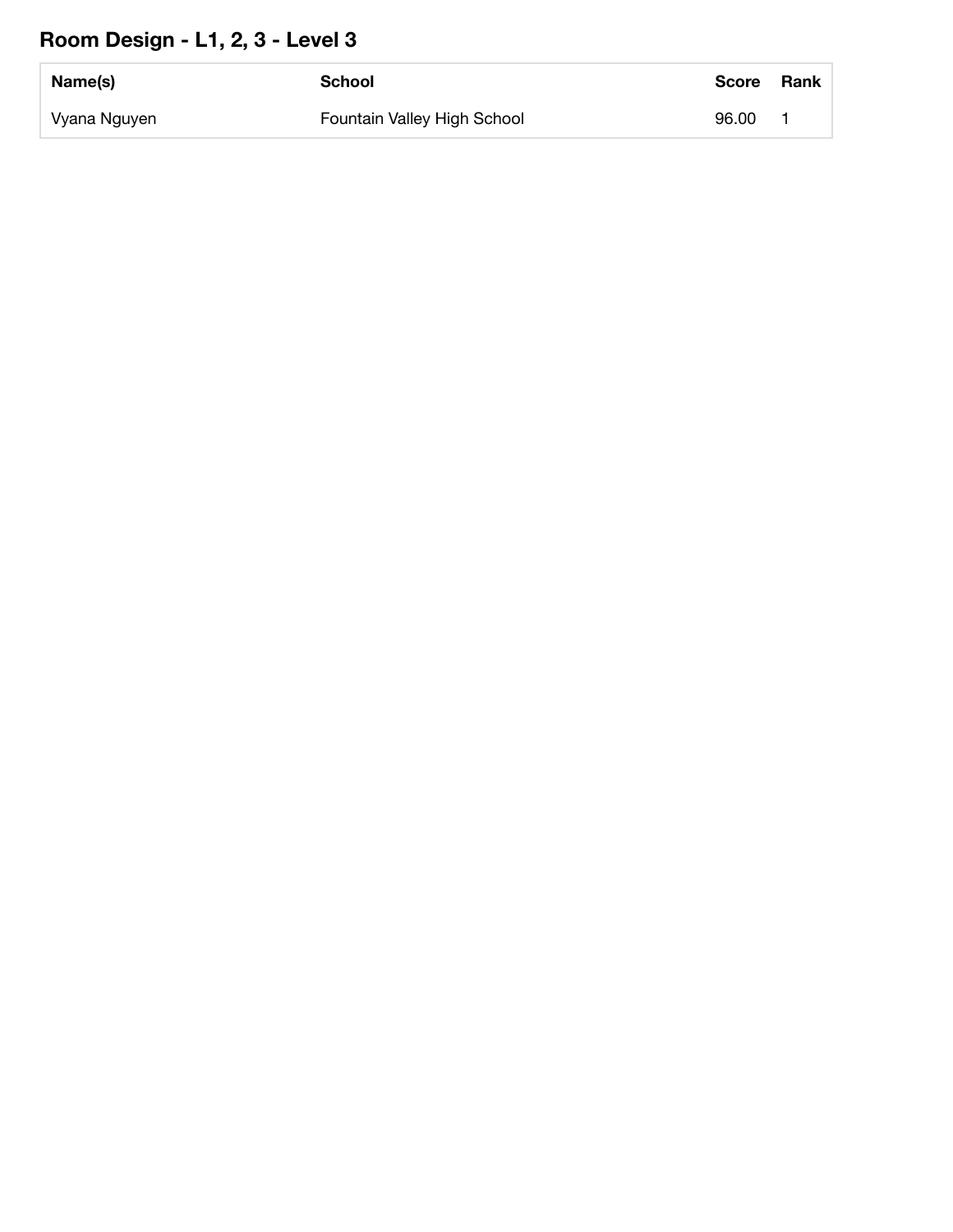## Room Design - L1, 2, 3 - Level 3

| Name(s) | School | Score | Rank |
| --- | --- | --- | --- |
| Vyana Nguyen | Fountain Valley High School | 96.00 | 1 |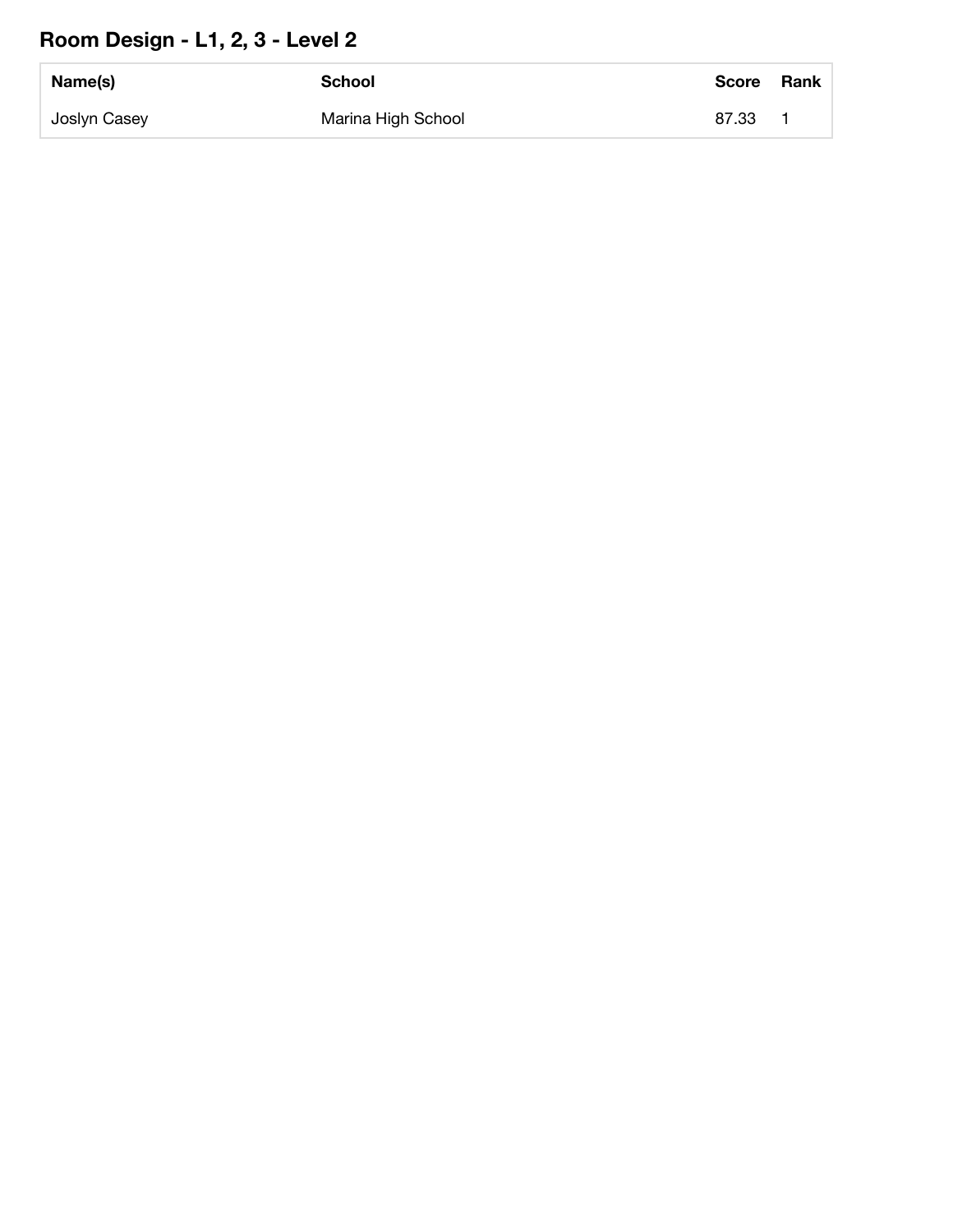## Room Design - L1, 2, 3 - Level 2

| Name(s) | School | Score | Rank |
|---|---|---|---|
| Joslyn Casey | Marina High School | 87.33 | 1 |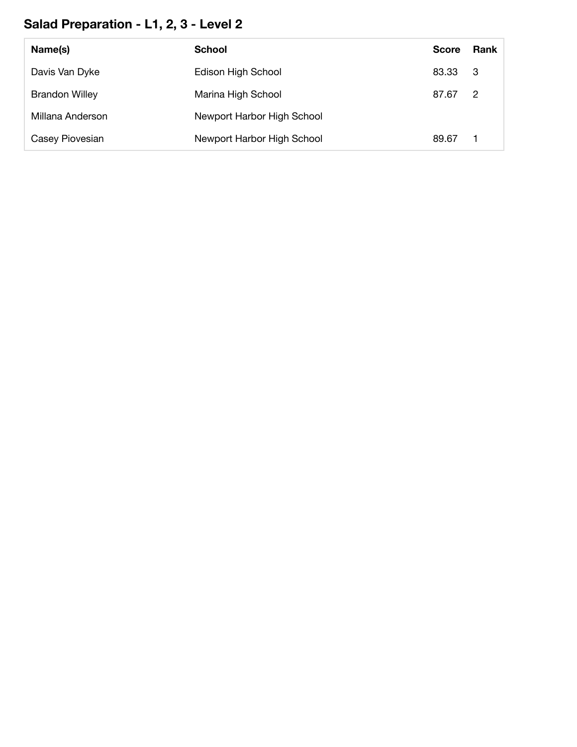## Salad Preparation - L1, 2, 3 - Level 2

| Name(s) | School | Score | Rank |
|---|---|---|---|
| Davis Van Dyke | Edison High School | 83.33 | 3 |
| Brandon Willey | Marina High School | 87.67 | 2 |
| Millana Anderson | Newport Harbor High School | | |
| Casey Piovesian | Newport Harbor High School | 89.67 | 1 |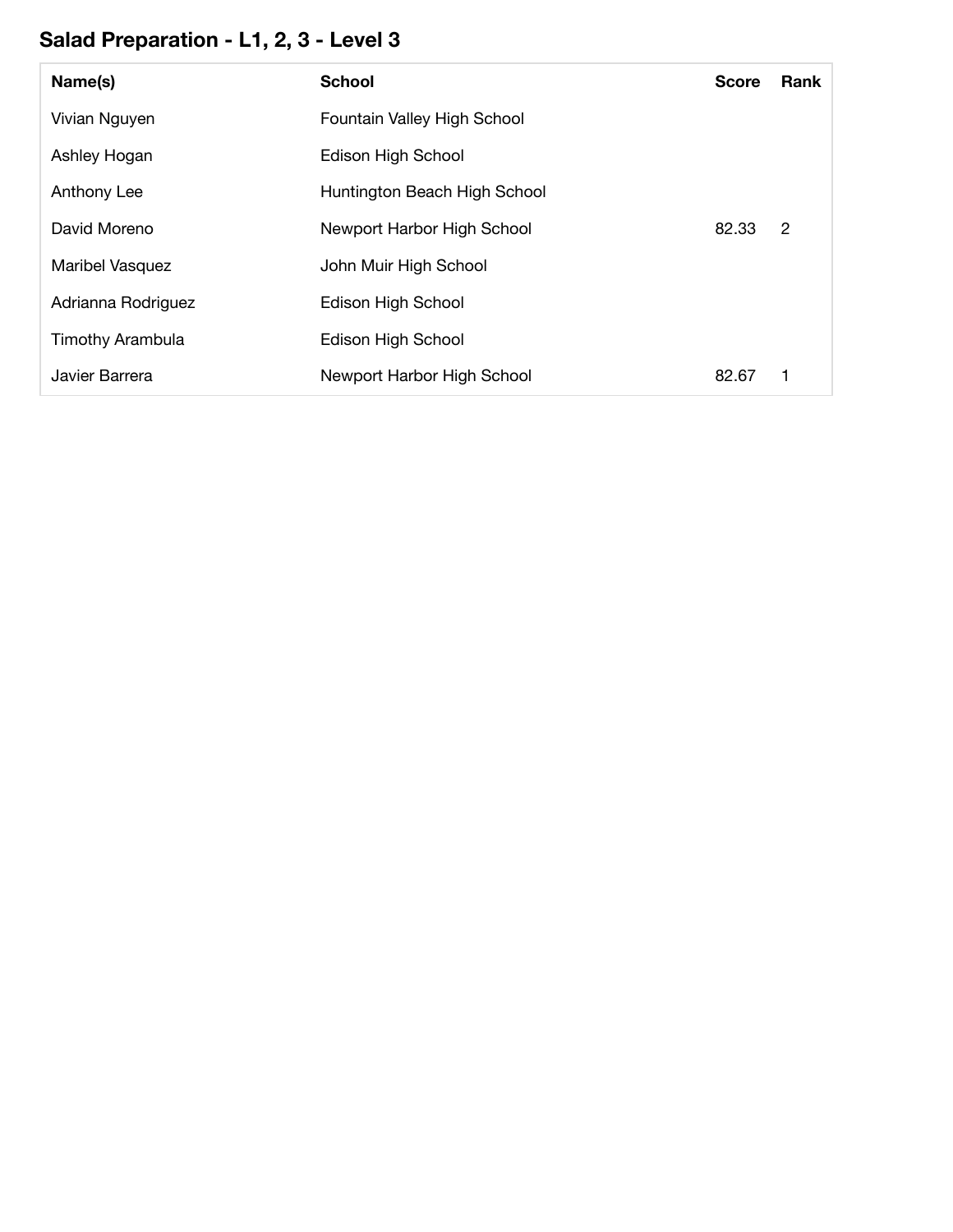## Salad Preparation - L1, 2, 3 - Level 3

| Name(s) | School | Score | Rank |
|---|---|---|---|
| Vivian Nguyen | Fountain Valley High School | | |
| Ashley Hogan | Edison High School | | |
| Anthony Lee | Huntington Beach High School | | |
| David Moreno | Newport Harbor High School | 82.33 | 2 |
| Maribel Vasquez | John Muir High School | | |
| Adrianna Rodriguez | Edison High School | | |
| Timothy Arambula | Edison High School | | |
| Javier Barrera | Newport Harbor High School | 82.67 | 1 |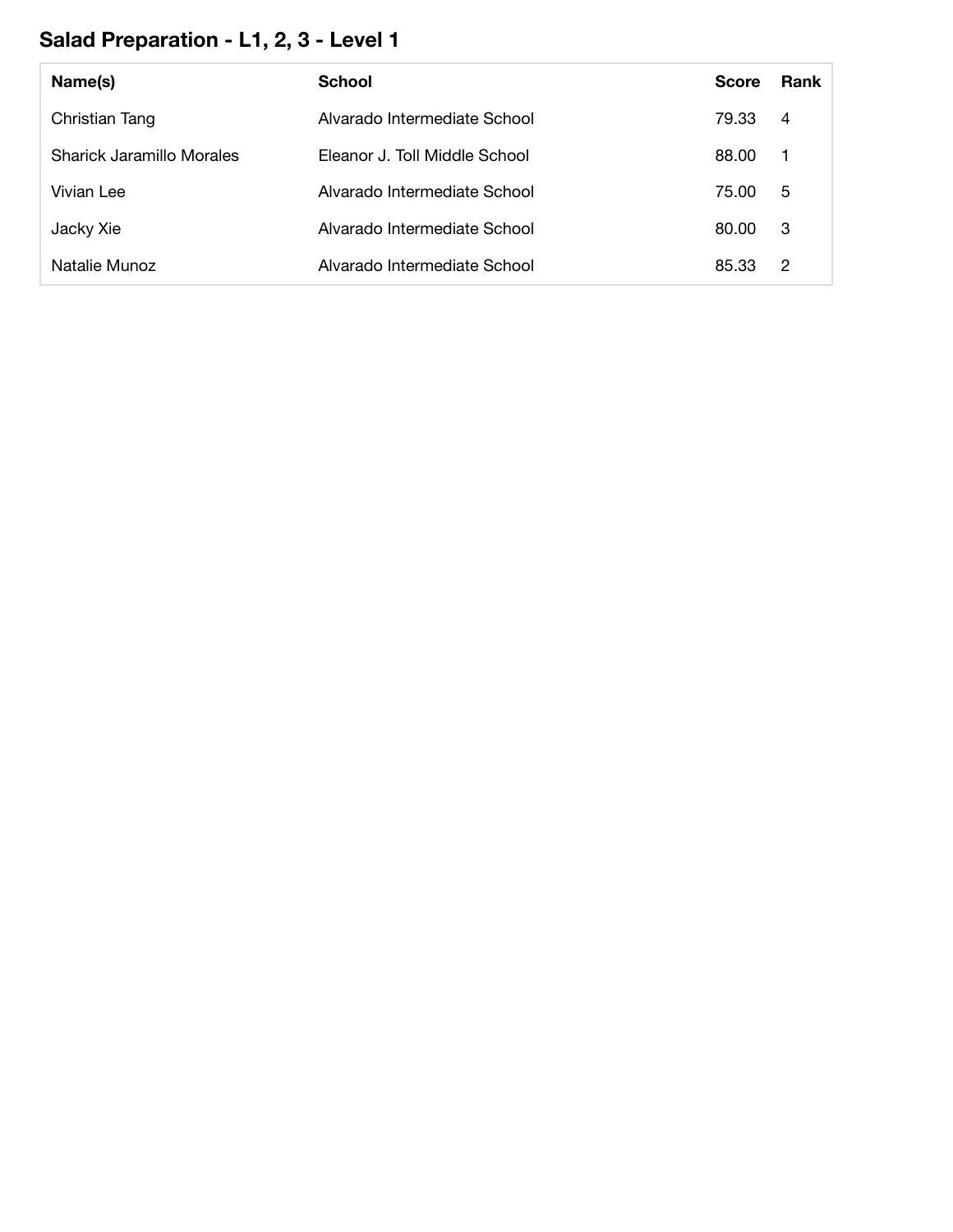## Salad Preparation - L1, 2, 3 - Level 1

| Name(s) | School | Score | Rank |
|---|---|---|---|
| Christian Tang | Alvarado Intermediate School | 79.33 | 4 |
| Sharick Jaramillo Morales | Eleanor J. Toll Middle School | 88.00 | 1 |
| Vivian Lee | Alvarado Intermediate School | 75.00 | 5 |
| Jacky Xie | Alvarado Intermediate School | 80.00 | 3 |
| Natalie Munoz | Alvarado Intermediate School | 85.33 | 2 |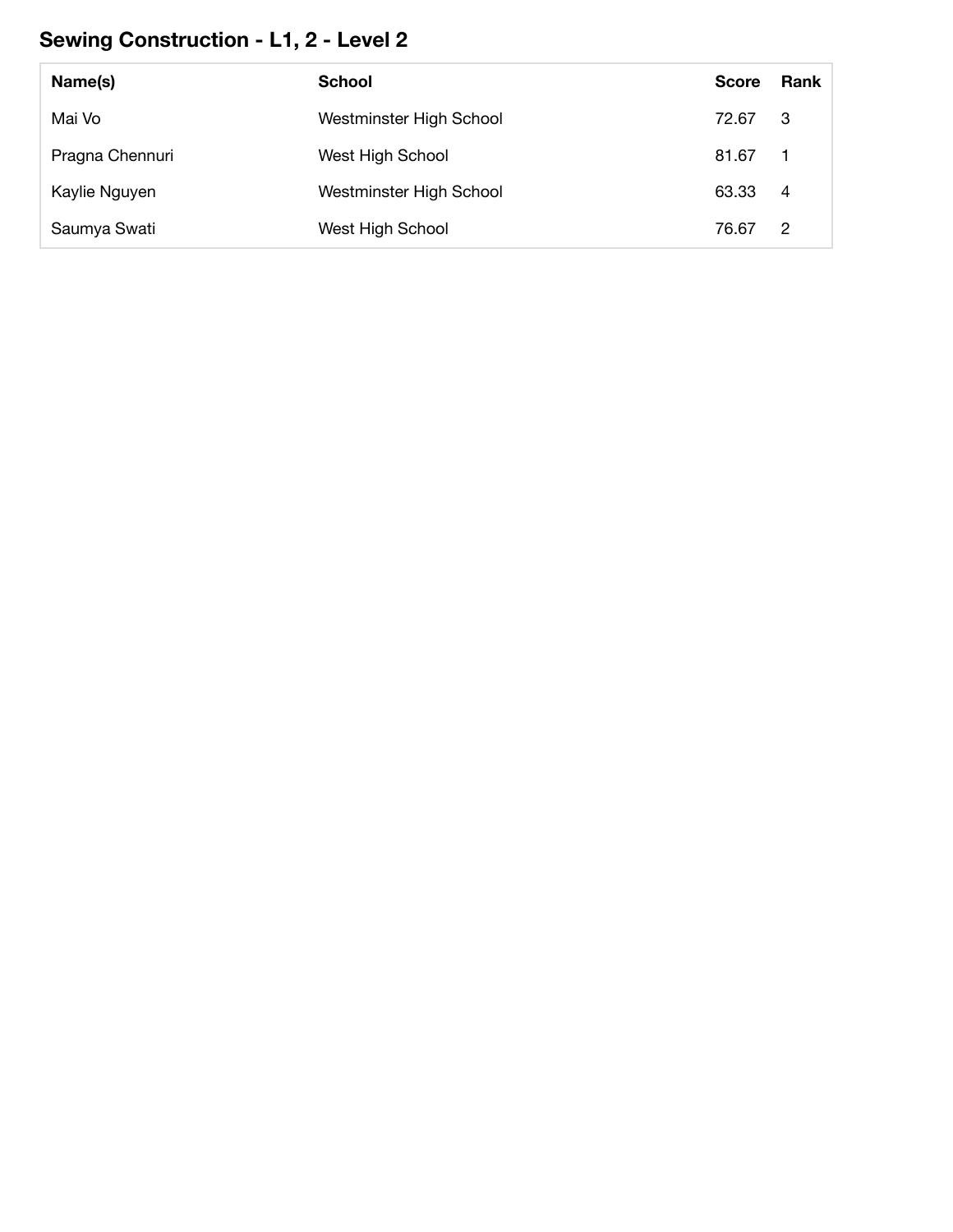## Sewing Construction - L1, 2 - Level 2

| Name(s) | School | Score | Rank |
|---|---|---|---|
| Mai Vo | Westminster High School | 72.67 | 3 |
| Pragna Chennuri | West High School | 81.67 | 1 |
| Kaylie Nguyen | Westminster High School | 63.33 | 4 |
| Saumya Swati | West High School | 76.67 | 2 |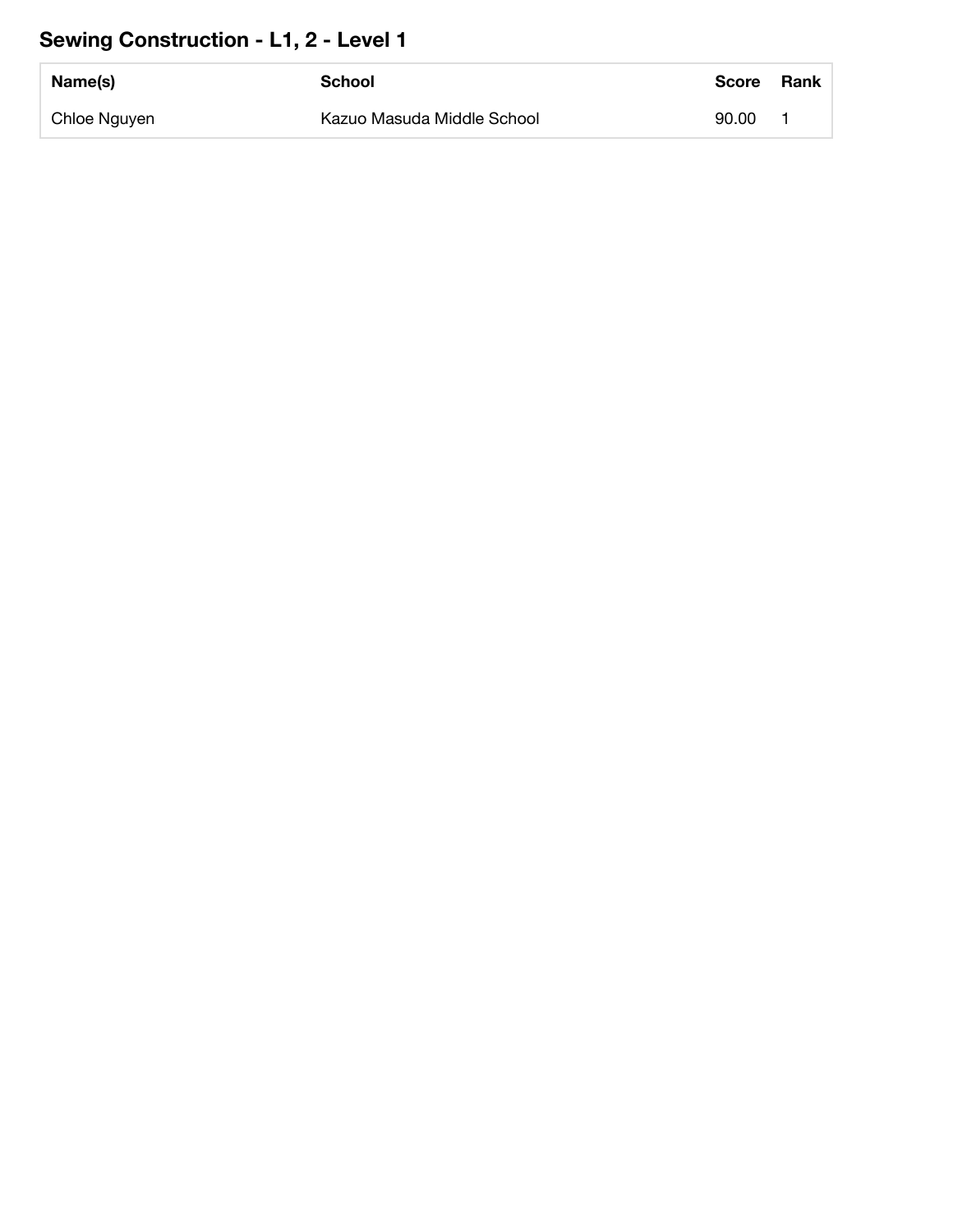## Sewing Construction - L1, 2 - Level 1

| Name(s) | School | Score | Rank |
|---|---|---|---|
| Chloe Nguyen | Kazuo Masuda Middle School | 90.00 | 1 |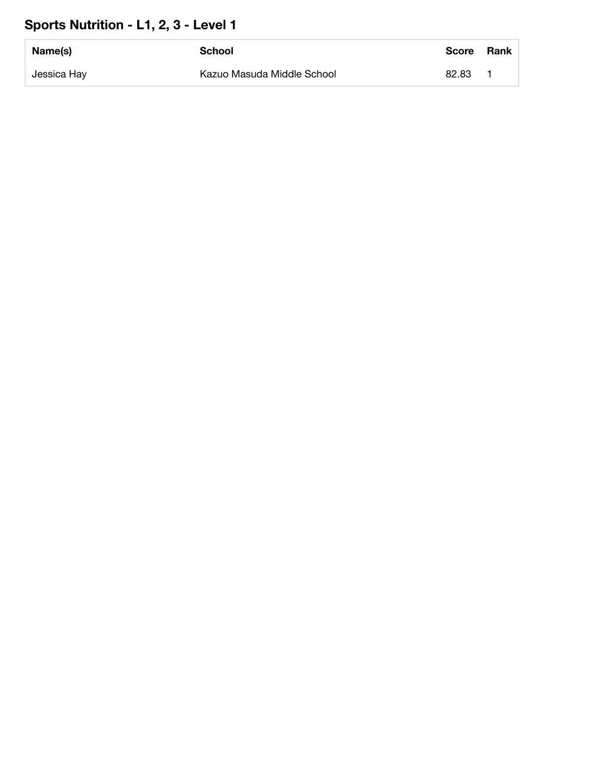## Sports Nutrition - L1, 2, 3 - Level 1

| Name(s) | School | Score | Rank |
| --- | --- | --- | --- |
| Jessica Hay | Kazuo Masuda Middle School | 82.83 | 1 |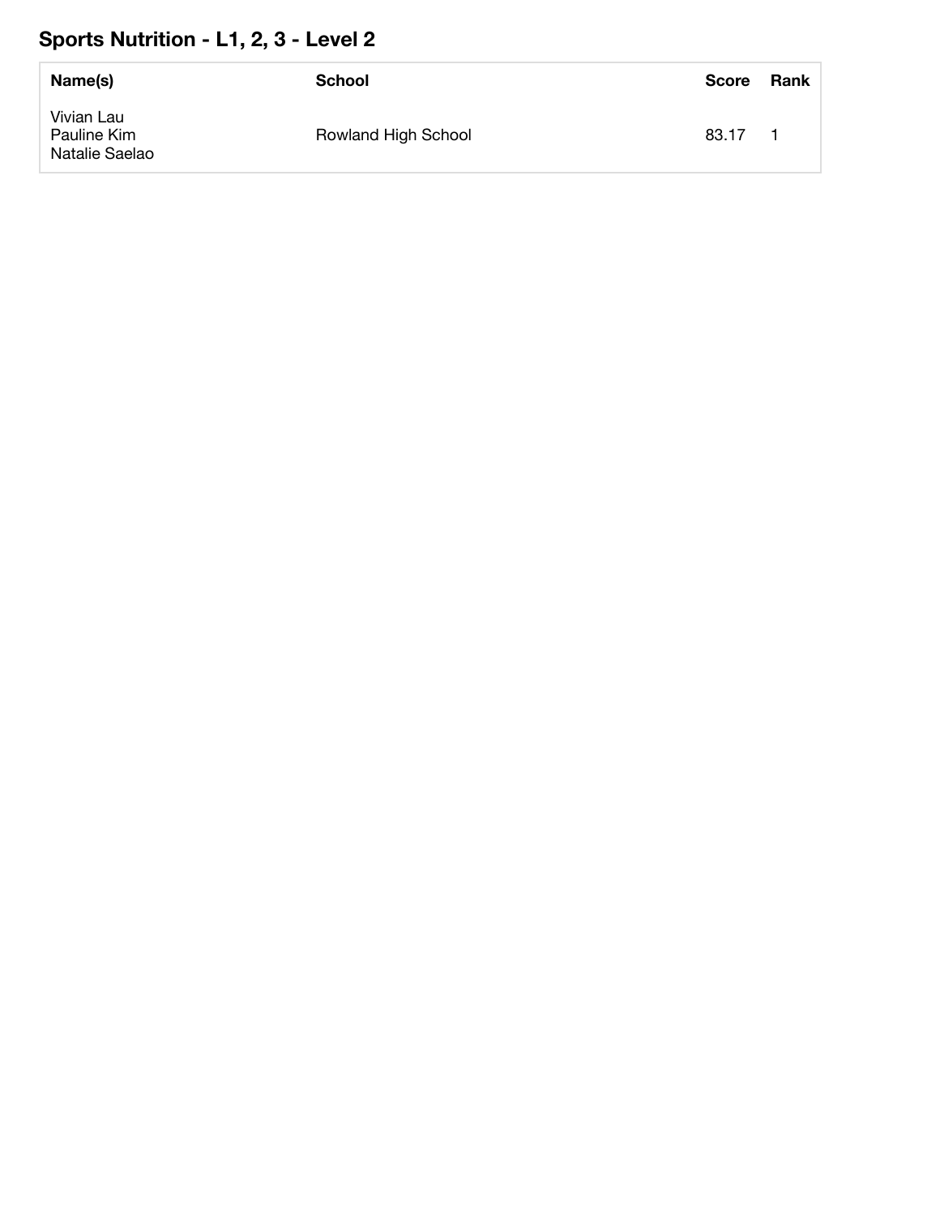## Sports Nutrition - L1, 2, 3 - Level 2

| Name(s) | School | Score | Rank |
| --- | --- | --- | --- |
| Vivian Lau<br>Pauline Kim<br>Natalie Saelao | Rowland High School | 83.17 | 1 |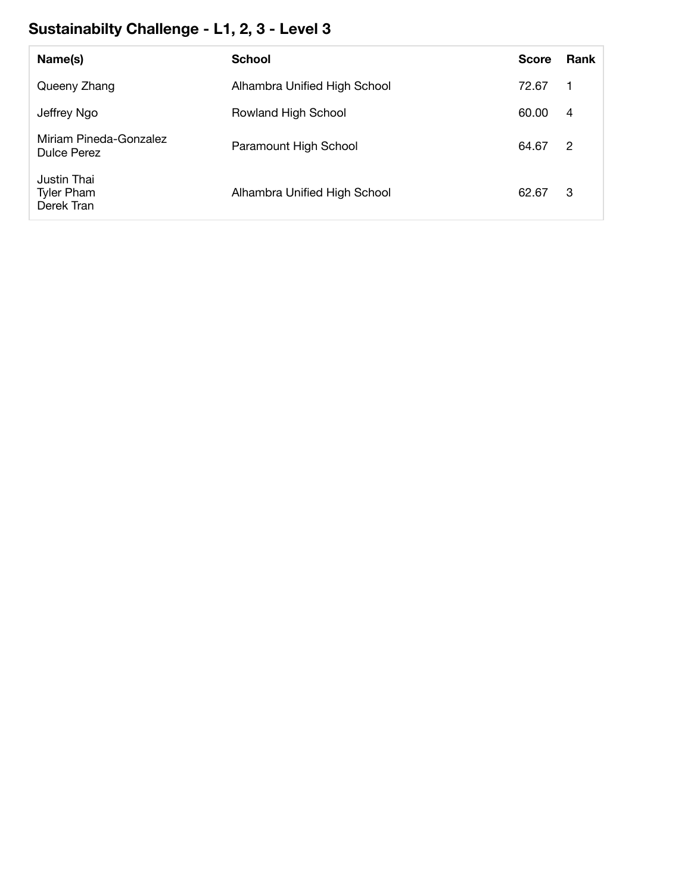## Sustainabilty Challenge - L1, 2, 3 - Level 3

| Name(s) | School | Score | Rank |
| --- | --- | --- | --- |
| Queeny Zhang | Alhambra Unified High School | 72.67 | 1 |
| Jeffrey Ngo | Rowland High School | 60.00 | 4 |
| Miriam Pineda-Gonzalez<br>Dulce Perez | Paramount High School | 64.67 | 2 |
| Justin Thai<br>Tyler Pham<br>Derek Tran | Alhambra Unified High School | 62.67 | 3 |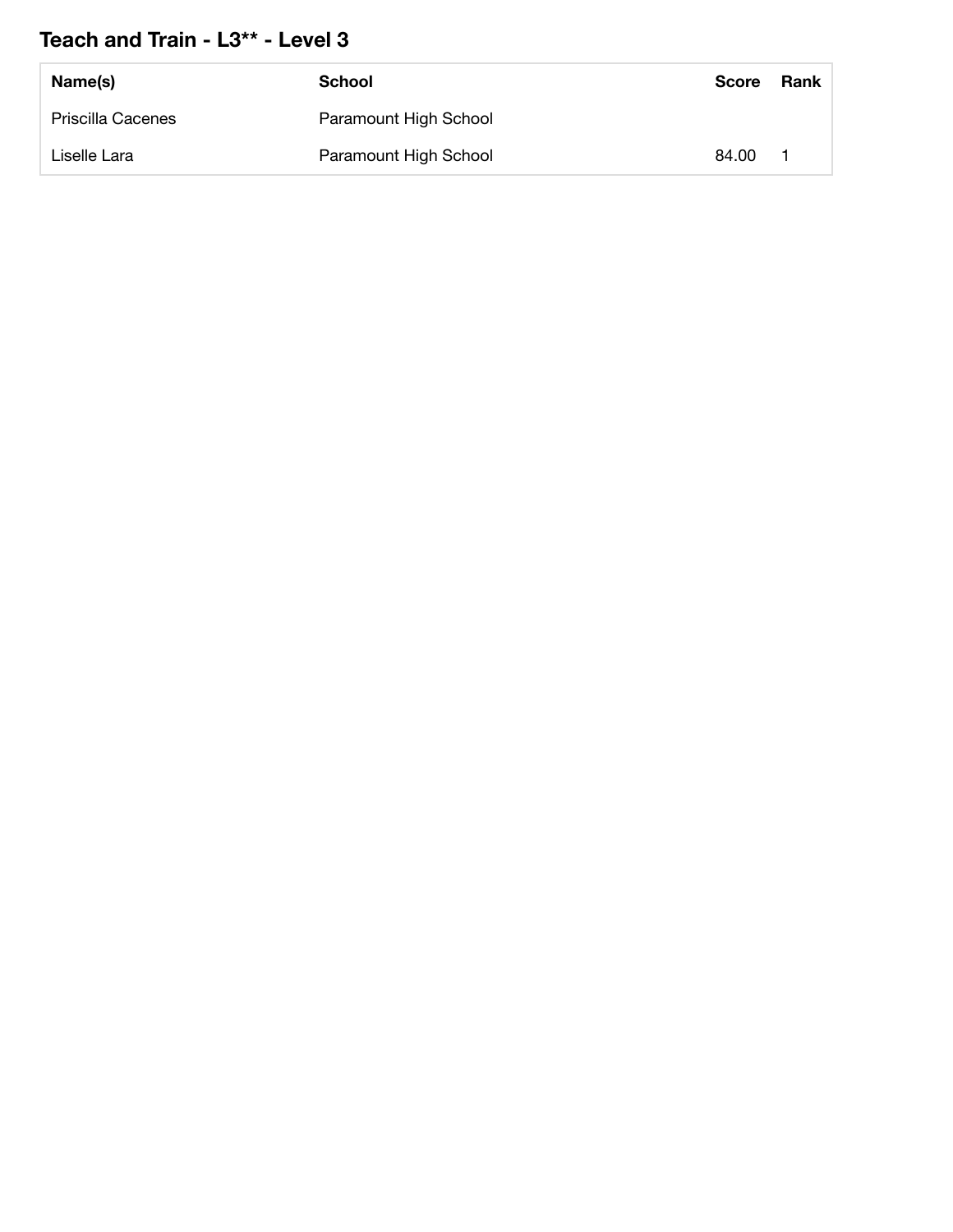## Teach and Train - L3** - Level 3

| Name(s) | School | Score | Rank |
|---|---|---|---|
| Priscilla Cacenes | Paramount High School | | |
| Liselle Lara | Paramount High School | 84.00 | 1 |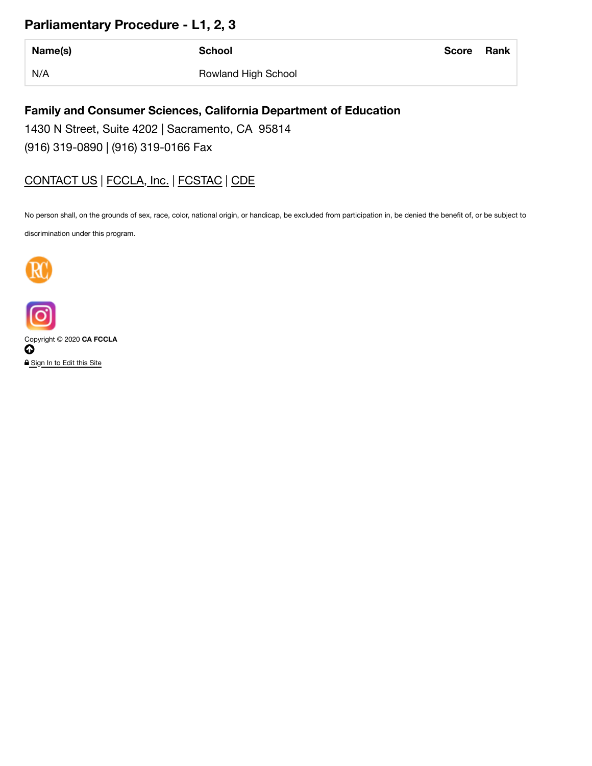## Parliamentary Procedure - L1, 2, 3

| Name(s) | School | Score | Rank |
|---|---|---|---|
| N/A | Rowland High School | | |

**Family and Consumer Sciences, California Department of Education**

1430 N Street, Suite 4202 | Sacramento, CA 95814

(916) 319-0890 | (916) 319-0166 Fax

CONTACT US | FCCLA, Inc. | FCSTAC | CDE

No person shall, on the grounds of sex, race, color, national origin, or handicap, be excluded from participation in, be denied the benefit of, or be subject to discrimination under this program.

Copyright © 2020 **CA FCCLA**

Sign In to Edit this Site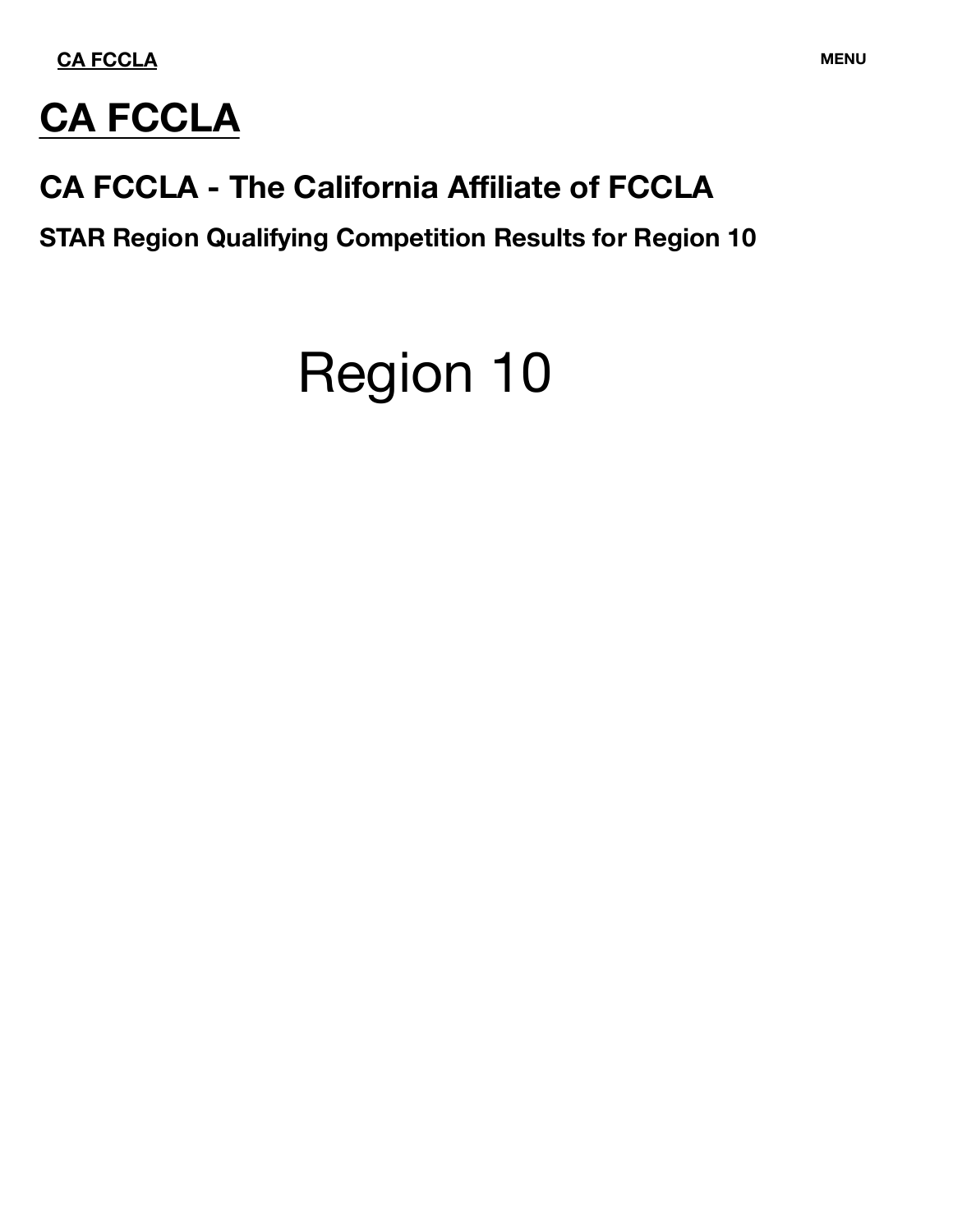CA FCCLA

MENU

# CA FCCLA

## CA FCCLA - The California Affiliate of FCCLA

### STAR Region Qualifying Competition Results for Region 10

Region 10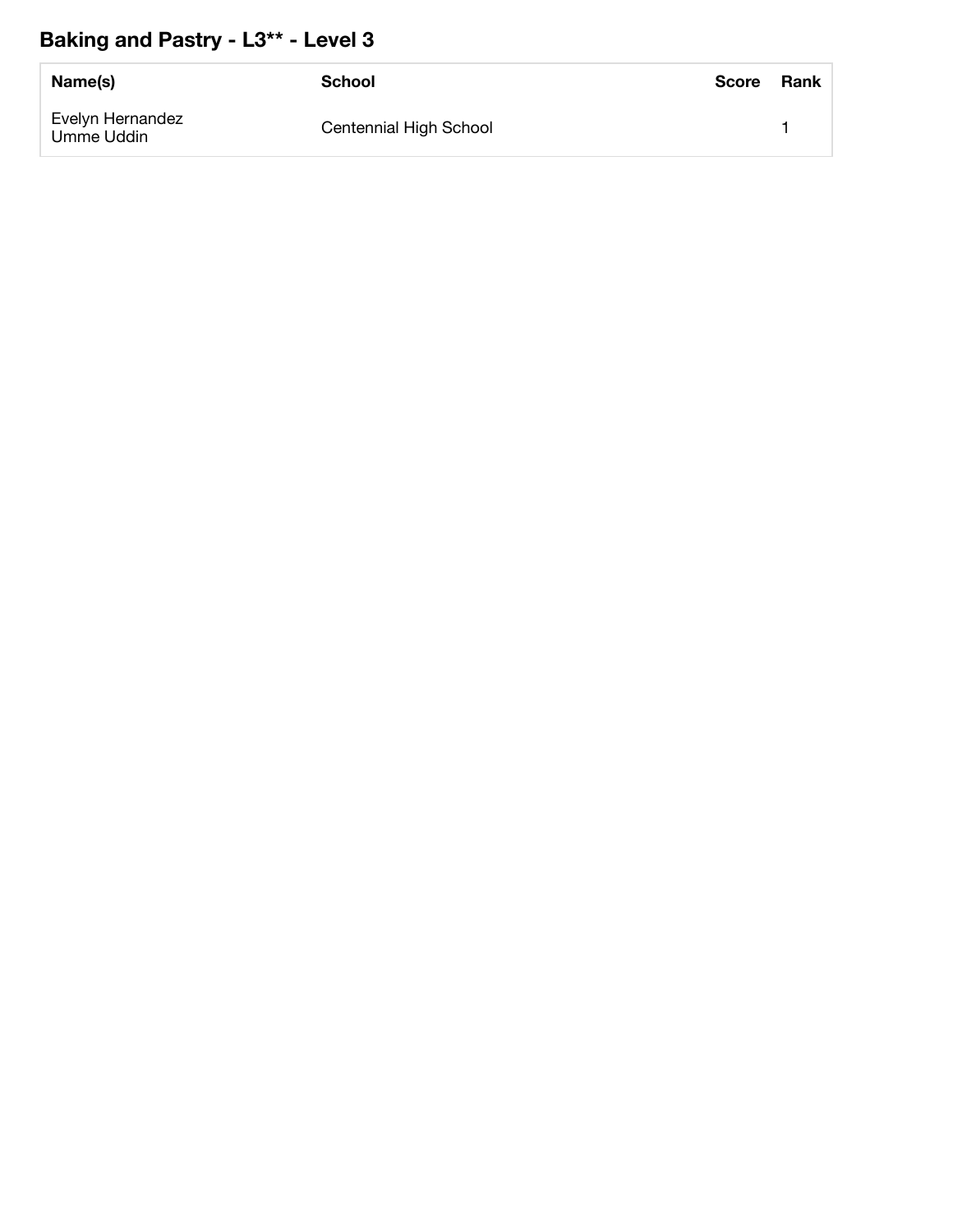## Baking and Pastry - L3** - Level 3

| Name(s) | School | Score | Rank |
| --- | --- | --- | --- |
| Evelyn Hernandez<br>Umme Uddin | Centennial High School | | 1 |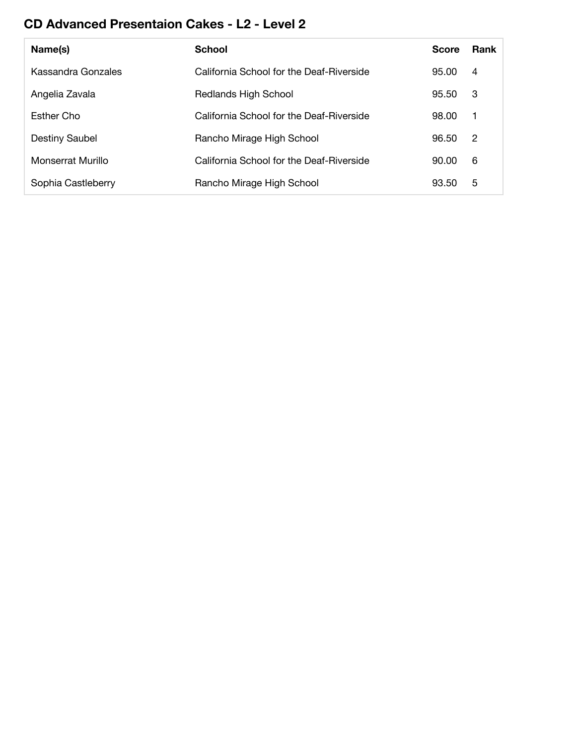## CD Advanced Presentaion Cakes - L2 - Level 2

| Name(s) | School | Score | Rank |
|---|---|---|---|
| Kassandra Gonzales | California School for the Deaf-Riverside | 95.00 | 4 |
| Angelia Zavala | Redlands High School | 95.50 | 3 |
| Esther Cho | California School for the Deaf-Riverside | 98.00 | 1 |
| Destiny Saubel | Rancho Mirage High School | 96.50 | 2 |
| Monserrat Murillo | California School for the Deaf-Riverside | 90.00 | 6 |
| Sophia Castleberry | Rancho Mirage High School | 93.50 | 5 |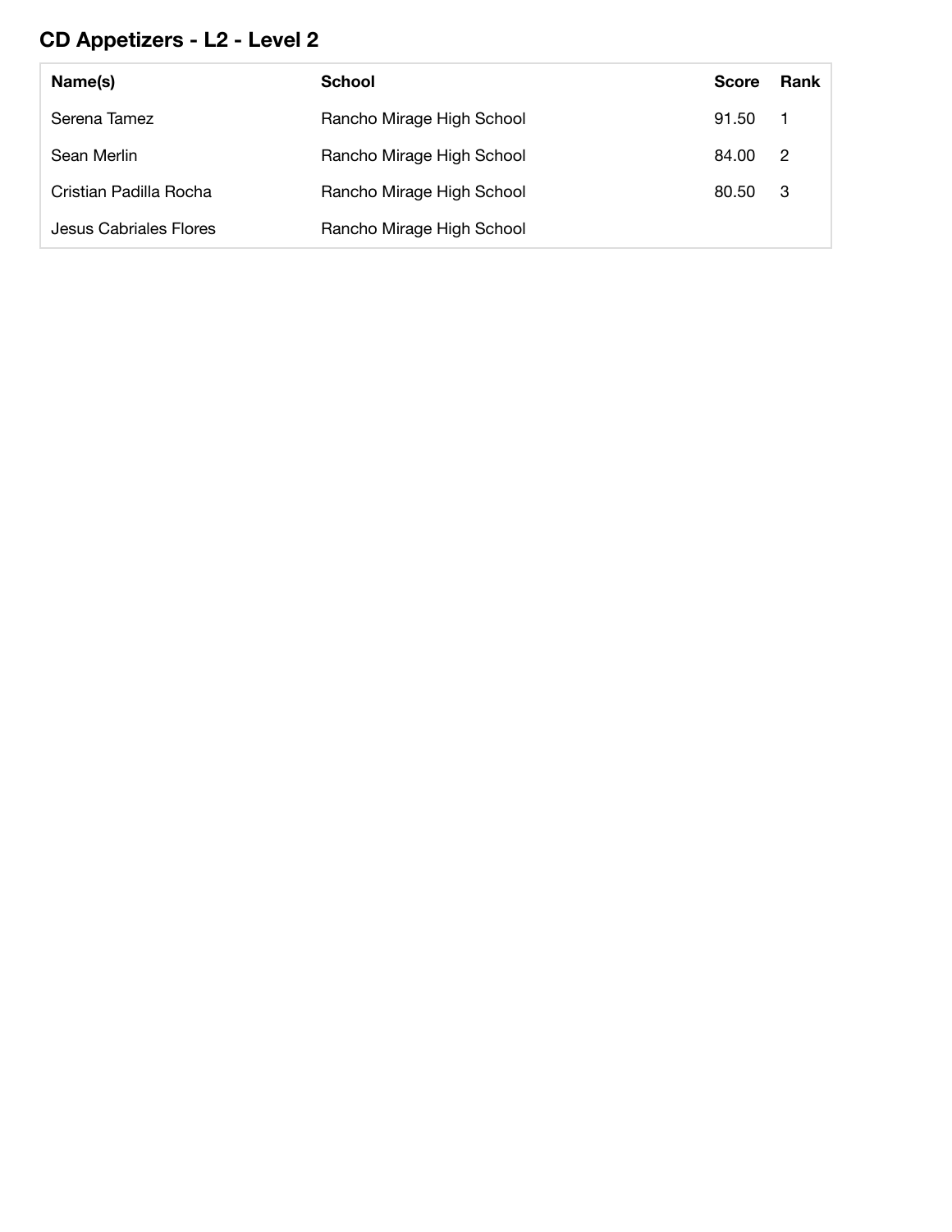## CD Appetizers - L2 - Level 2

| Name(s) | School | Score | Rank |
|---|---|---|---|
| Serena Tamez | Rancho Mirage High School | 91.50 | 1 |
| Sean Merlin | Rancho Mirage High School | 84.00 | 2 |
| Cristian Padilla Rocha | Rancho Mirage High School | 80.50 | 3 |
| Jesus Cabriales Flores | Rancho Mirage High School | | |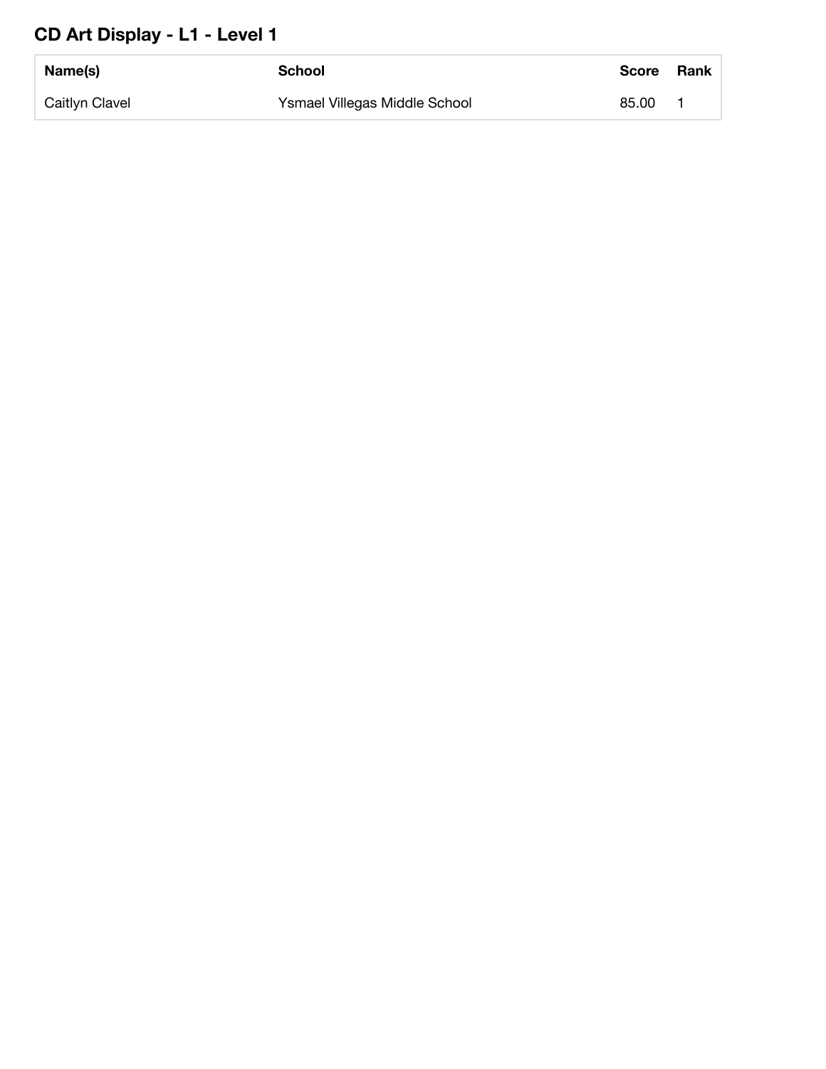## CD Art Display - L1 - Level 1

| Name(s) | School | Score | Rank |
|---|---|---|---|
| Caitlyn Clavel | Ysmael Villegas Middle School | 85.00 | 1 |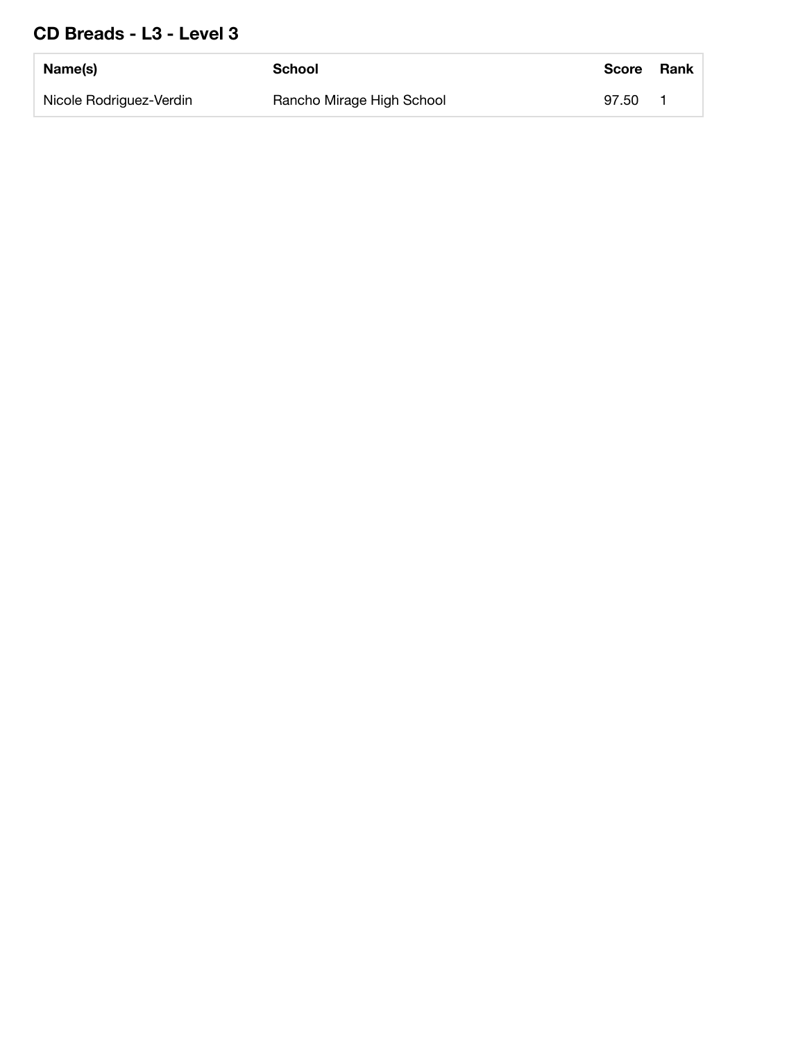## CD Breads - L3 - Level 3

| Name(s) | School | Score | Rank |
| --- | --- | --- | --- |
| Nicole Rodriguez-Verdin | Rancho Mirage High School | 97.50 | 1 |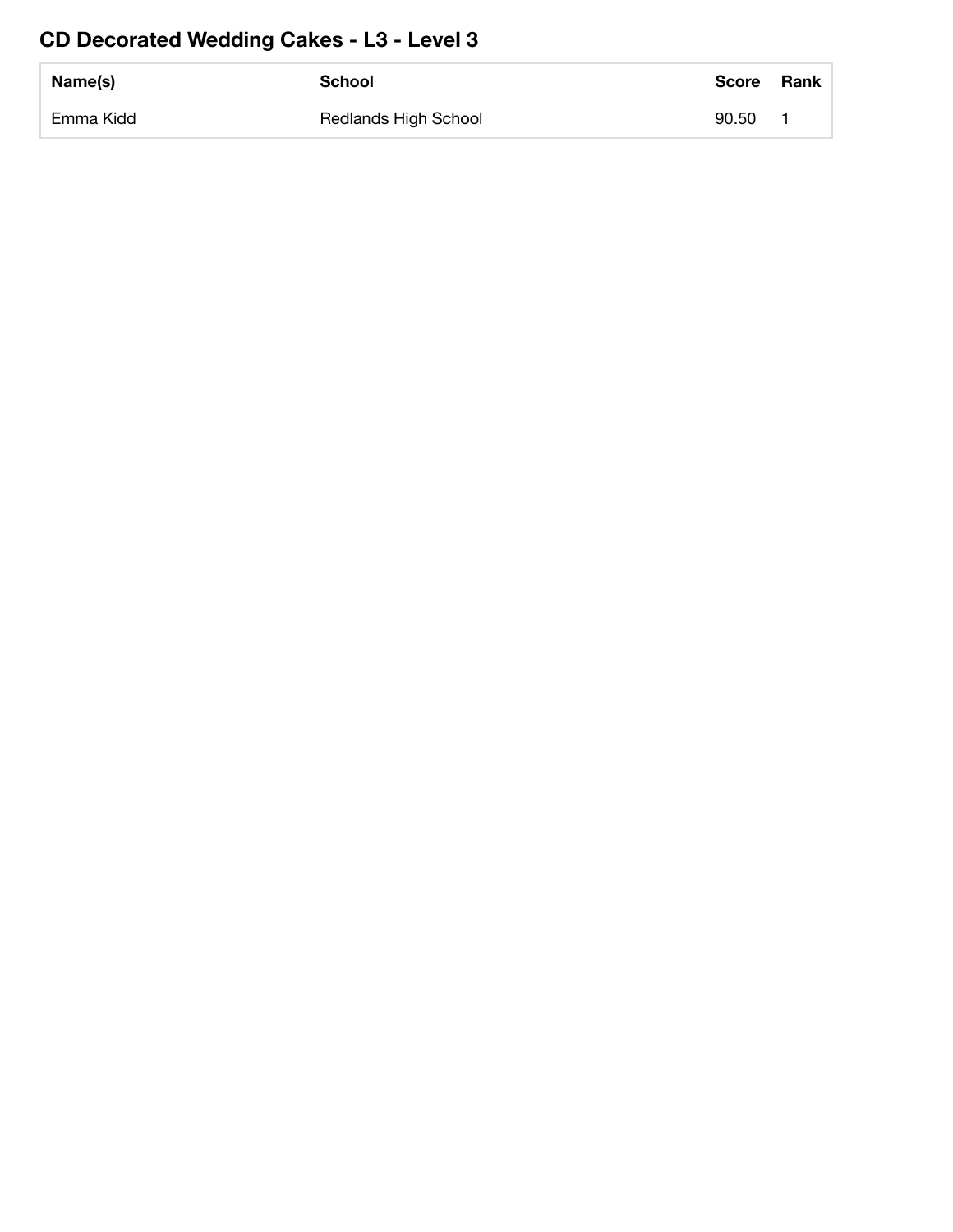## CD Decorated Wedding Cakes - L3 - Level 3

| Name(s) | School | Score | Rank |
| --- | --- | --- | --- |
| Emma Kidd | Redlands High School | 90.50 | 1 |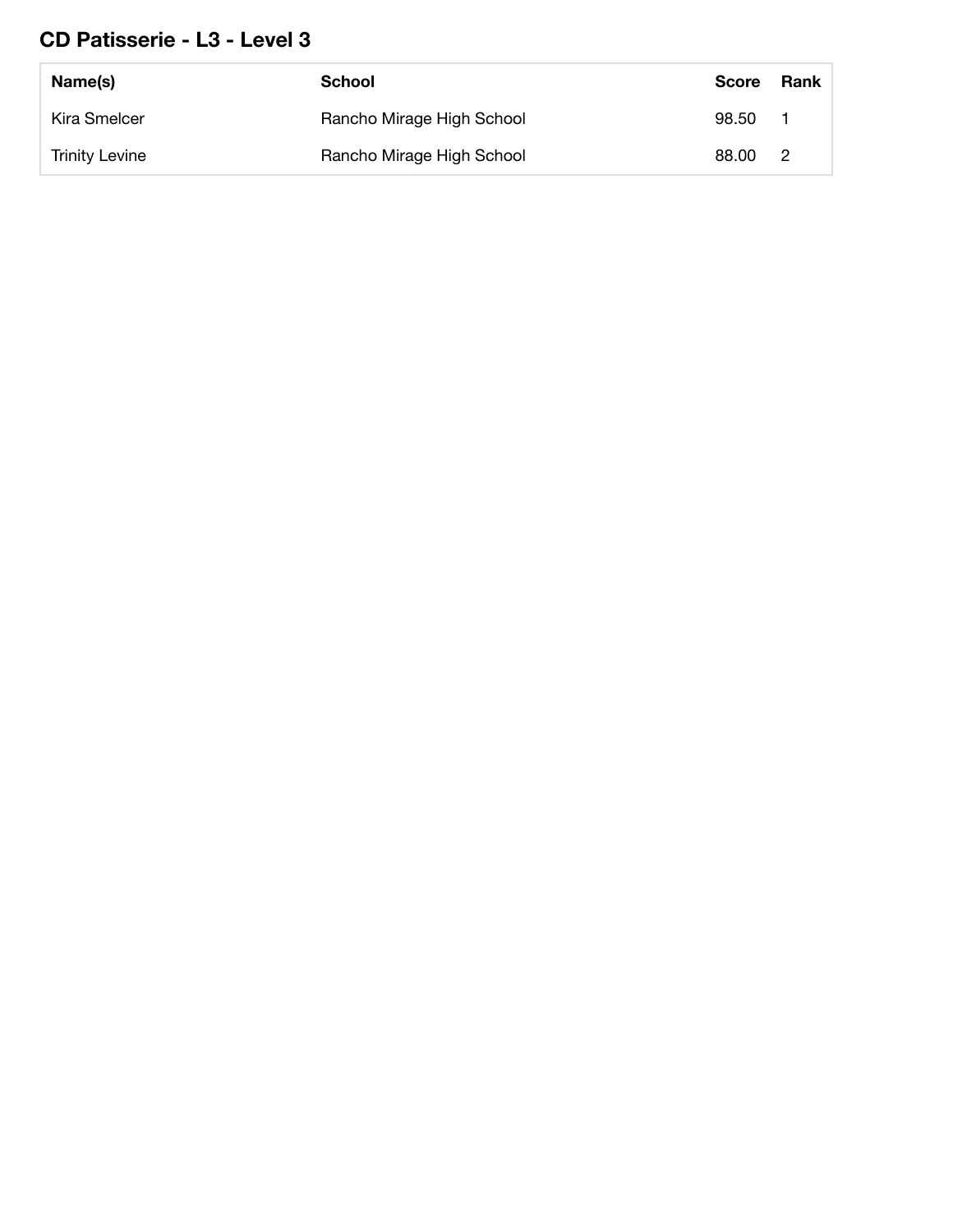## CD Patisserie - L3 - Level 3

| Name(s) | School | Score | Rank |
|---|---|---|---|
| Kira Smelcer | Rancho Mirage High School | 98.50 | 1 |
| Trinity Levine | Rancho Mirage High School | 88.00 | 2 |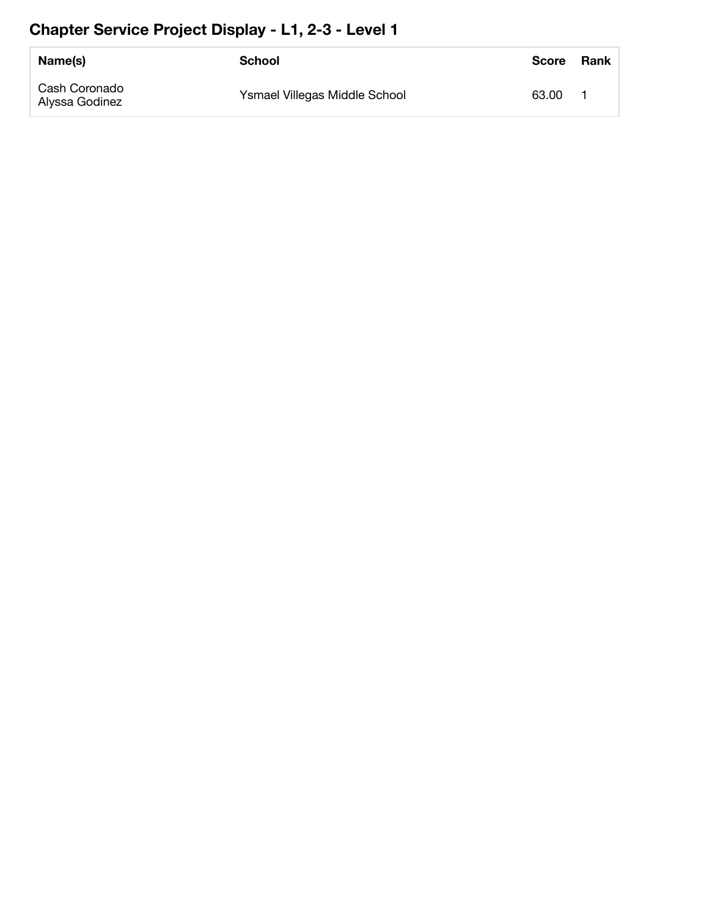## Chapter Service Project Display - L1, 2-3 - Level 1

| Name(s) | School | Score | Rank |
|---|---|---|---|
| Cash Coronado<br>Alyssa Godinez | Ysmael Villegas Middle School | 63.00 | 1 |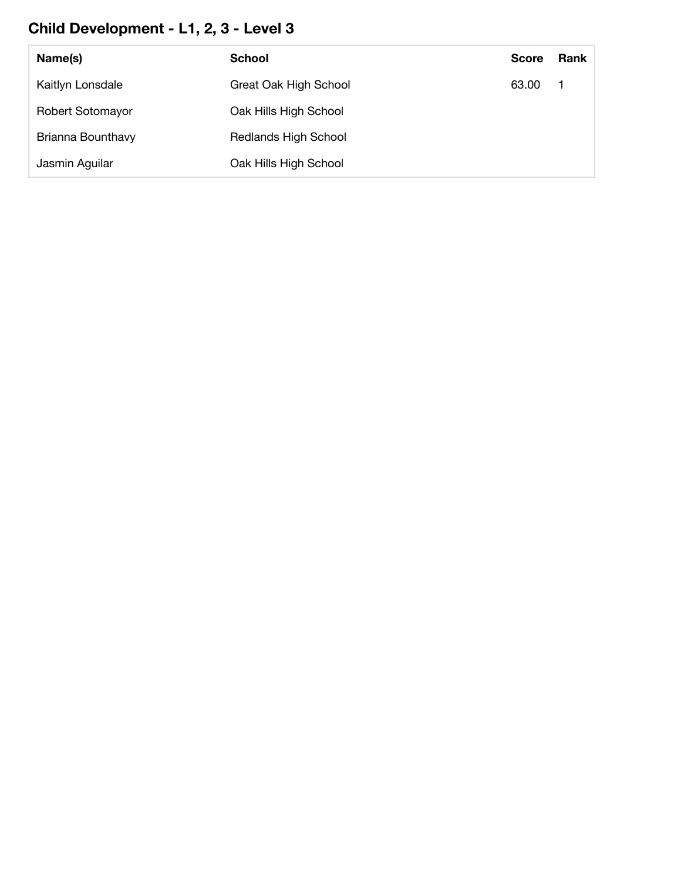## Child Development - L1, 2, 3 - Level 3

| Name(s) | School | Score | Rank |
|---|---|---|---|
| Kaitlyn Lonsdale | Great Oak High School | 63.00 | 1 |
| Robert Sotomayor | Oak Hills High School | | |
| Brianna Bounthavy | Redlands High School | | |
| Jasmin Aguilar | Oak Hills High School | | |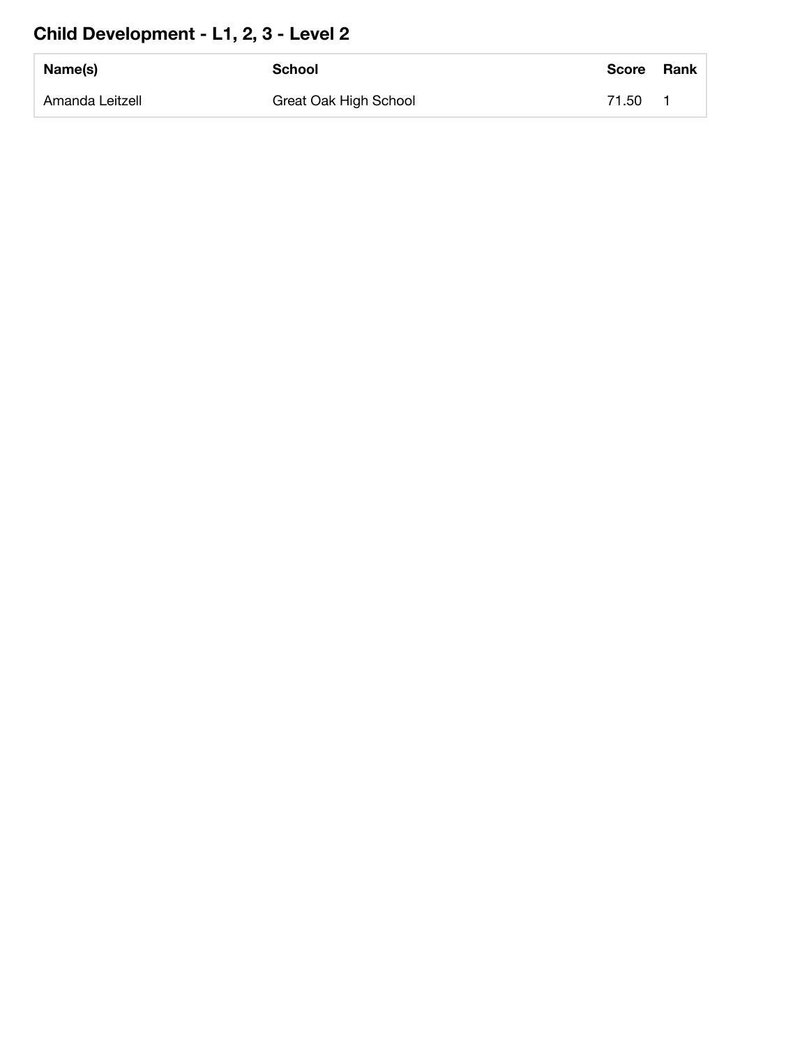## Child Development - L1, 2, 3 - Level 2

| Name(s) | School | Score | Rank |
| --- | --- | --- | --- |
| Amanda Leitzell | Great Oak High School | 71.50 | 1 |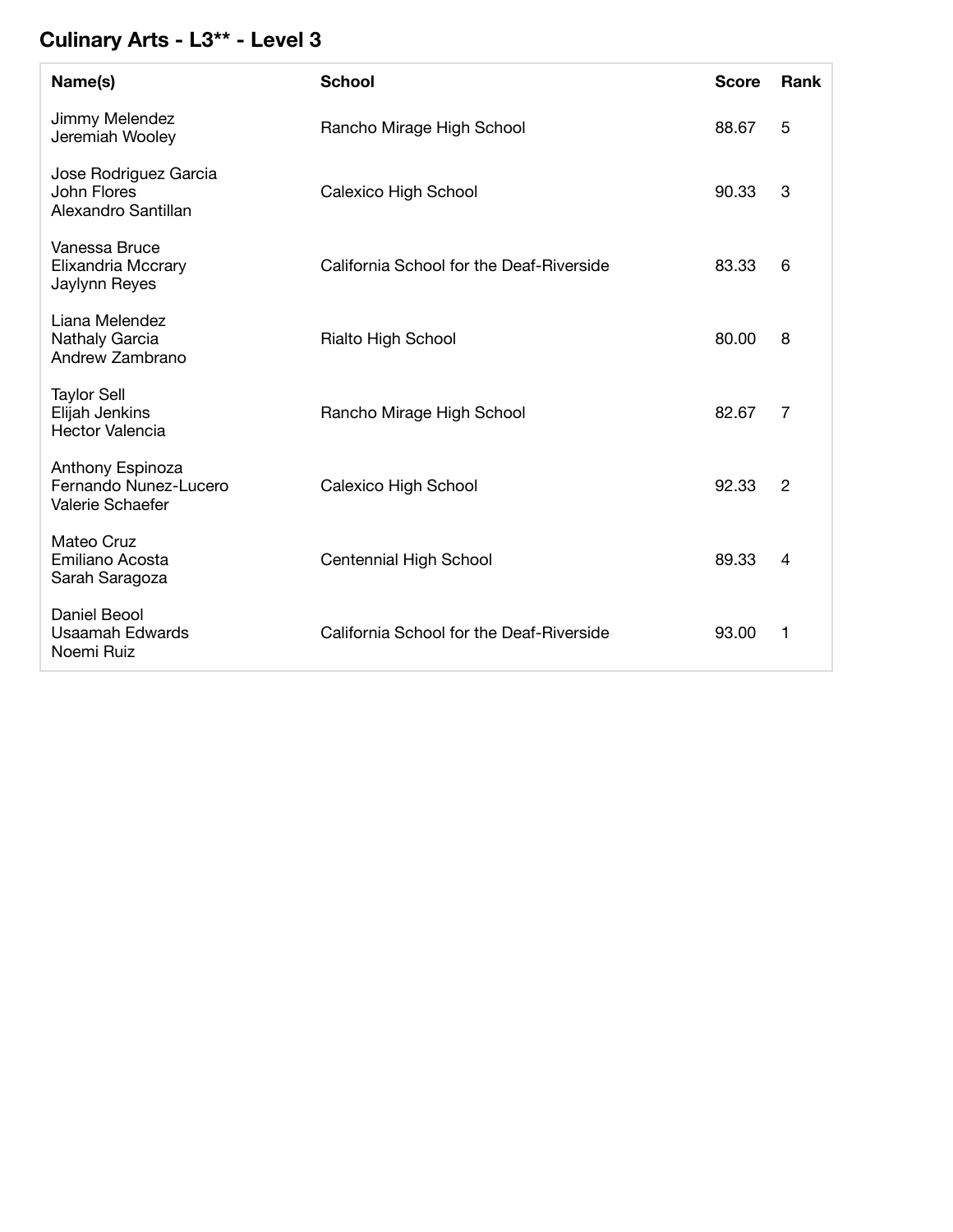## Culinary Arts - L3** - Level 3

| Name(s) | School | Score | Rank |
|---|---|---|---|
| Jimmy Melendez<br>Jeremiah Wooley | Rancho Mirage High School | 88.67 | 5 |
| Jose Rodriguez Garcia<br>John Flores<br>Alexandro Santillan | Calexico High School | 90.33 | 3 |
| Vanessa Bruce<br>Elixandria Mccrary<br>Jaylynn Reyes | California School for the Deaf-Riverside | 83.33 | 6 |
| Liana Melendez<br>Nathaly Garcia<br>Andrew Zambrano | Rialto High School | 80.00 | 8 |
| Taylor Sell<br>Elijah Jenkins<br>Hector Valencia | Rancho Mirage High School | 82.67 | 7 |
| Anthony Espinoza<br>Fernando Nunez-Lucero<br>Valerie Schaefer | Calexico High School | 92.33 | 2 |
| Mateo Cruz<br>Emiliano Acosta<br>Sarah Saragoza | Centennial High School | 89.33 | 4 |
| Daniel Beool<br>Usaamah Edwards<br>Noemi Ruiz | California School for the Deaf-Riverside | 93.00 | 1 |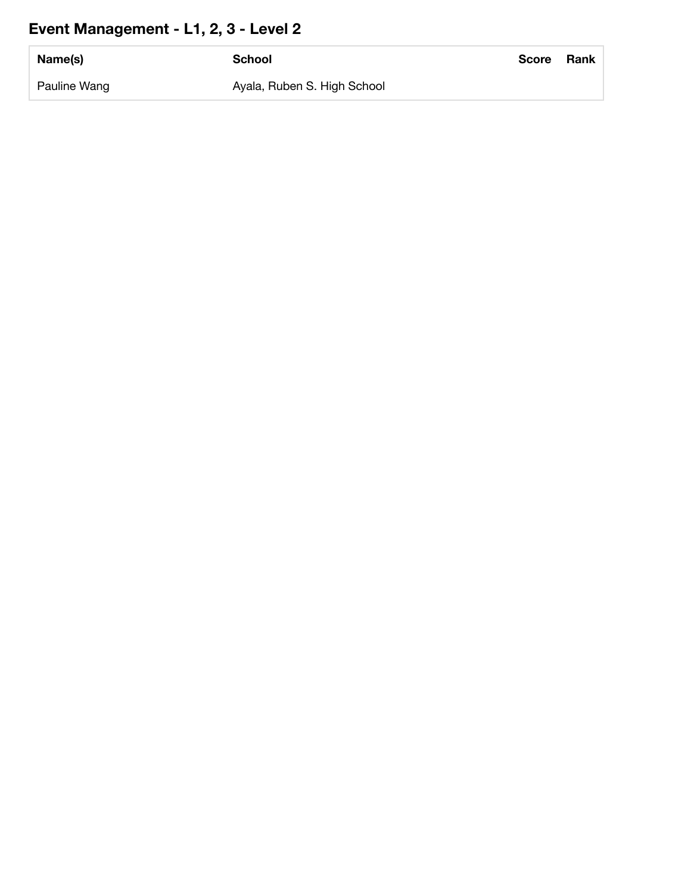## Event Management - L1, 2, 3 - Level 2

| Name(s) | School | Score | Rank |
| --- | --- | --- | --- |
| Pauline Wang | Ayala, Ruben S. High School | | |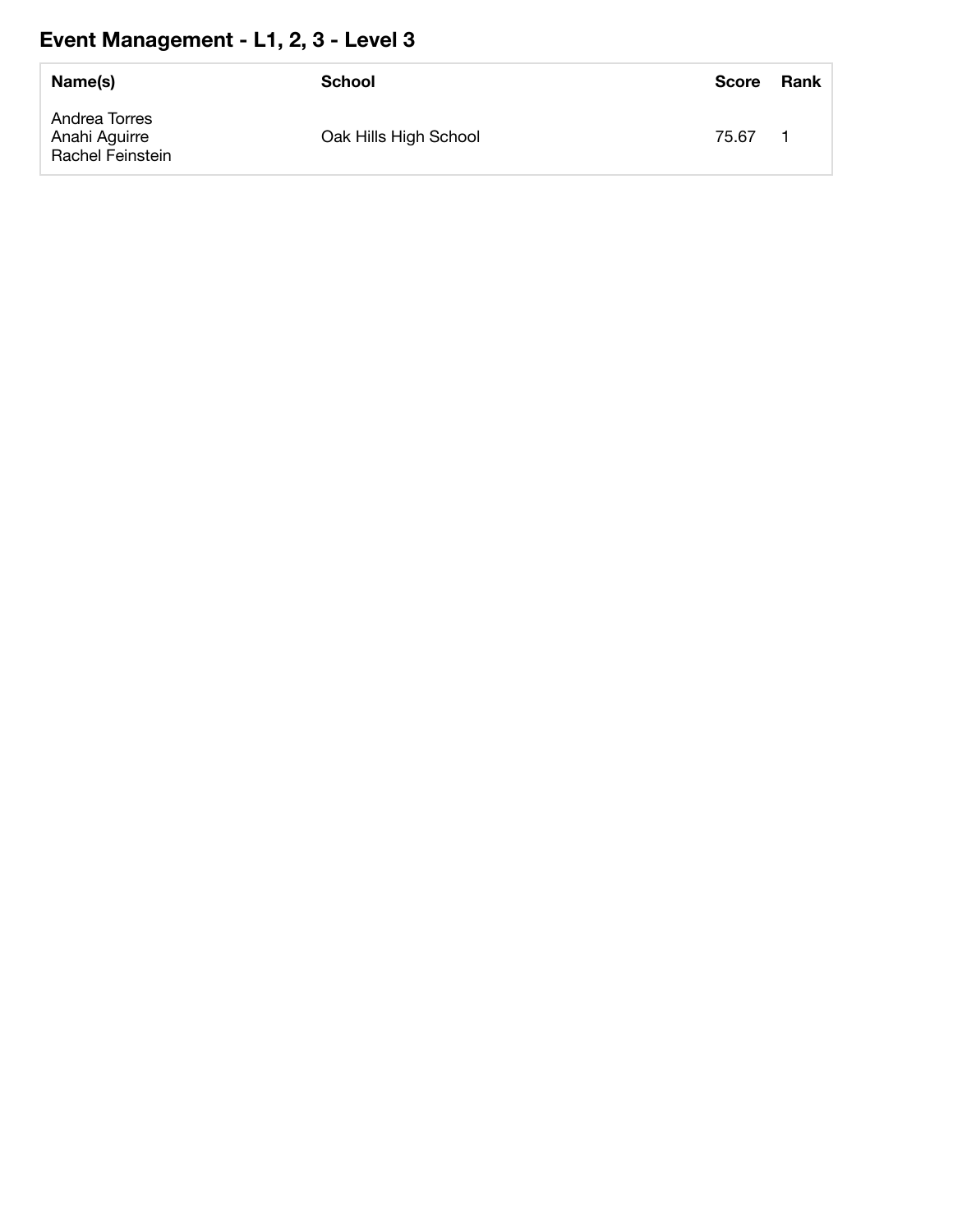## Event Management - L1, 2, 3 - Level 3

| Name(s) | School | Score | Rank |
|---|---|---|---|
| Andrea Torres<br>Anahi Aguirre<br>Rachel Feinstein | Oak Hills High School | 75.67 | 1 |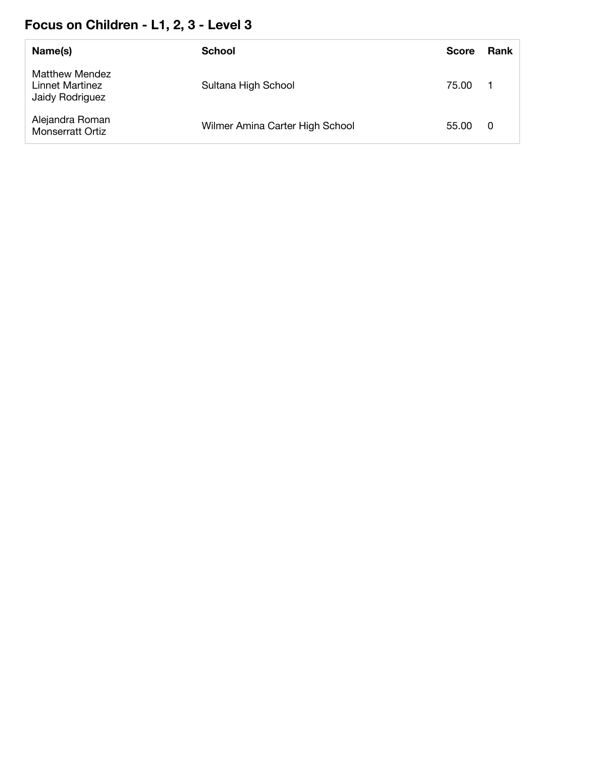## Focus on Children - L1, 2, 3 - Level 3

| Name(s) | School | Score | Rank |
|---|---|---|---|
| Matthew Mendez<br>Linnet Martinez<br>Jaidy Rodriguez | Sultana High School | 75.00 | 1 |
| Alejandra Roman<br>Monserratt Ortiz | Wilmer Amina Carter High School | 55.00 | 0 |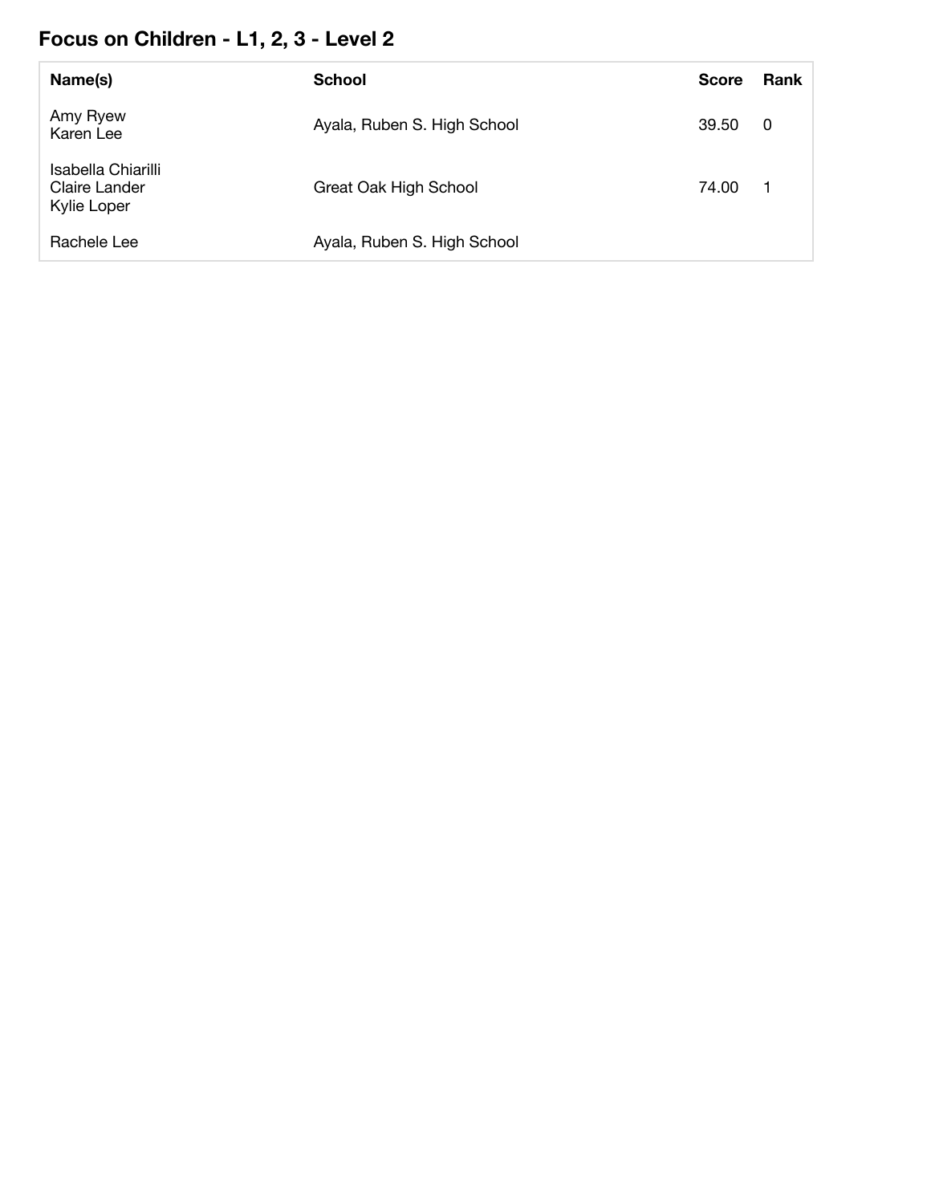## Focus on Children - L1, 2, 3 - Level 2

| Name(s) | School | Score | Rank |
|---|---|---|---|
| Amy Ryew<br>Karen Lee | Ayala, Ruben S. High School | 39.50 | 0 |
| Isabella Chiarilli<br>Claire Lander<br>Kylie Loper | Great Oak High School | 74.00 | 1 |
| Rachele Lee | Ayala, Ruben S. High School | | |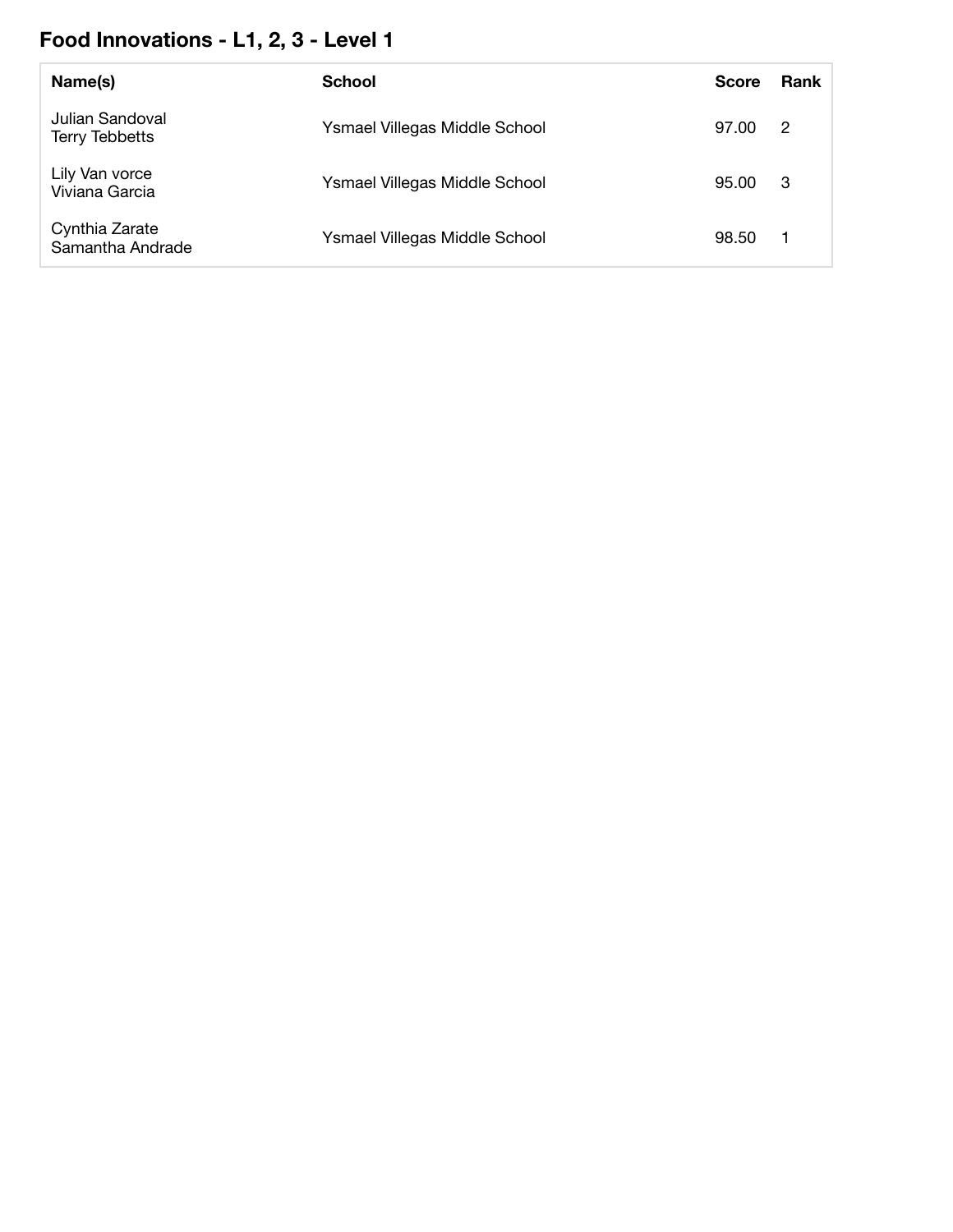## Food Innovations - L1, 2, 3 - Level 1

| Name(s) | School | Score | Rank |
|---|---|---|---|
| Julian Sandoval<br>Terry Tebbetts | Ysmael Villegas Middle School | 97.00 | 2 |
| Lily Van vorce<br>Viviana Garcia | Ysmael Villegas Middle School | 95.00 | 3 |
| Cynthia Zarate<br>Samantha Andrade | Ysmael Villegas Middle School | 98.50 | 1 |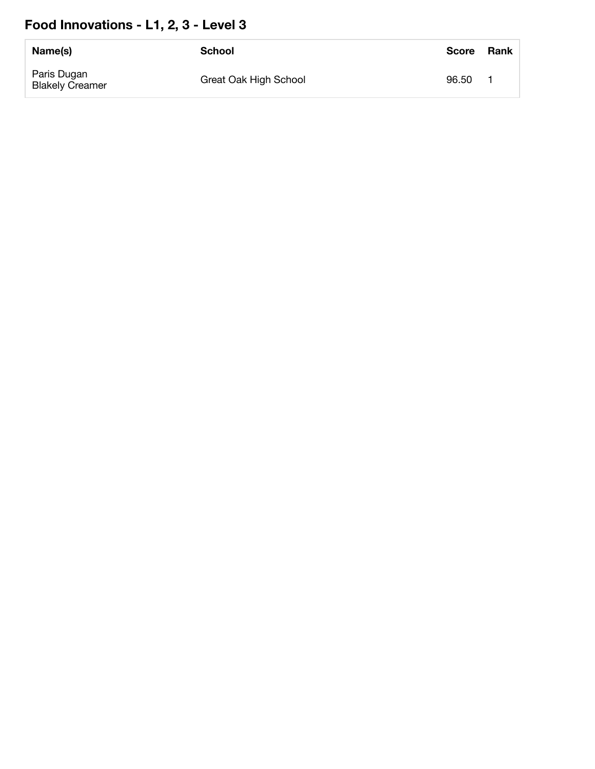## Food Innovations - L1, 2, 3 - Level 3

| Name(s) | School | Score | Rank |
|---|---|---|---|
| Paris Dugan<br>Blakely Creamer | Great Oak High School | 96.50 | 1 |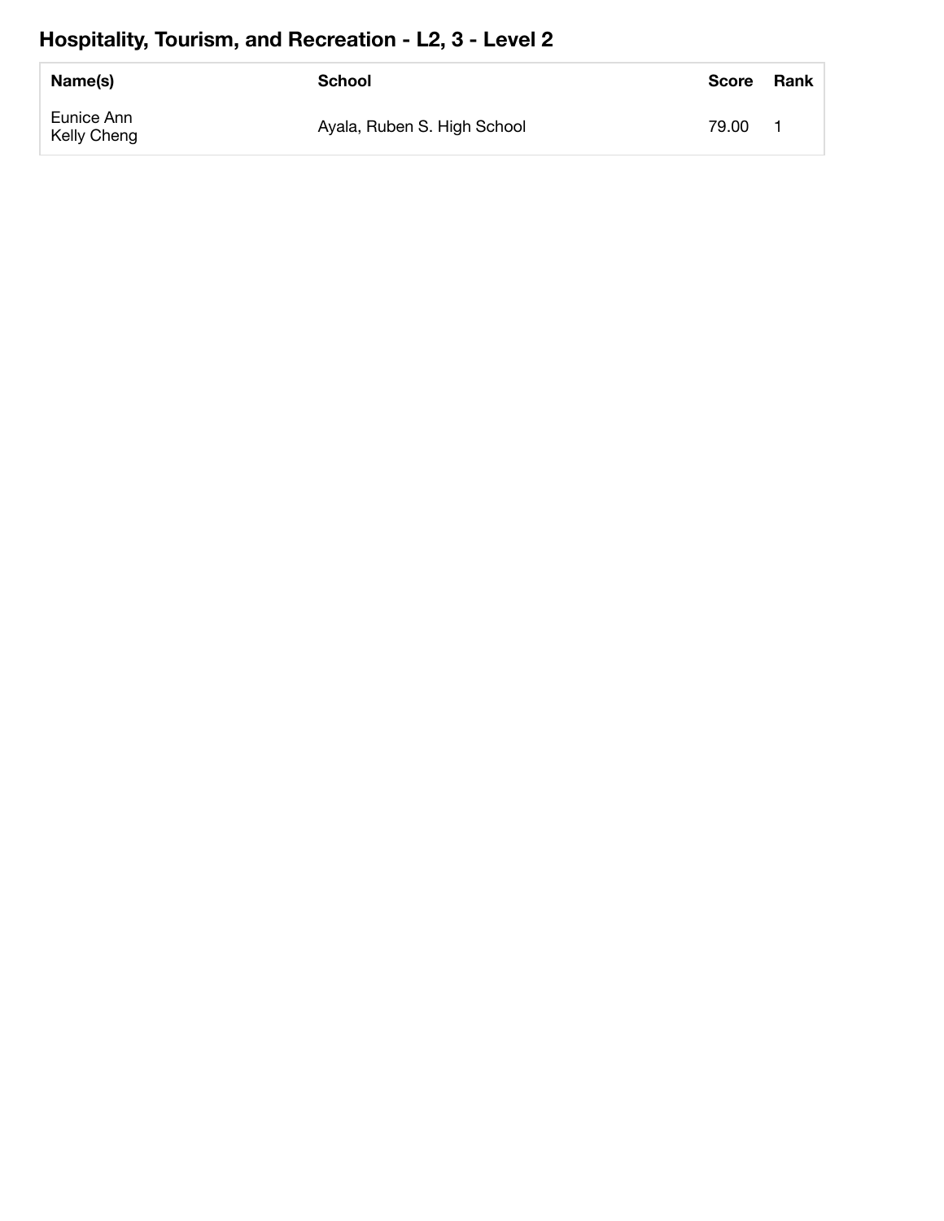## Hospitality, Tourism, and Recreation - L2, 3 - Level 2

| Name(s) | School | Score | Rank |
|---|---|---|---|
| Eunice Ann<br>Kelly Cheng | Ayala, Ruben S. High School | 79.00 | 1 |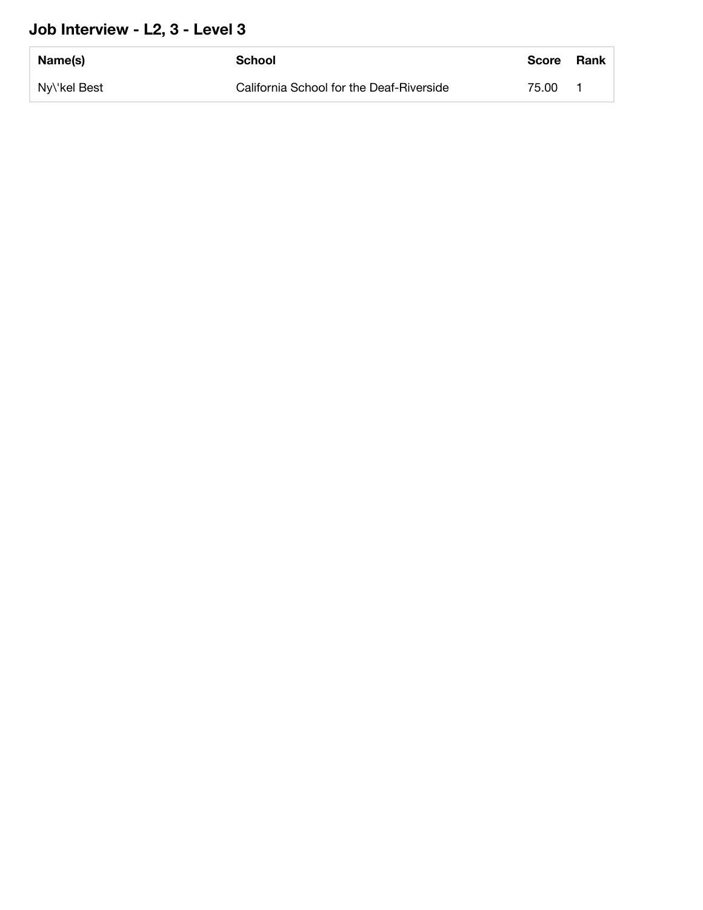## Job Interview - L2, 3 - Level 3

| Name(s) | School | Score | Rank |
|---|---|---|---|
| Ny\'kel Best | California School for the Deaf-Riverside | 75.00 | 1 |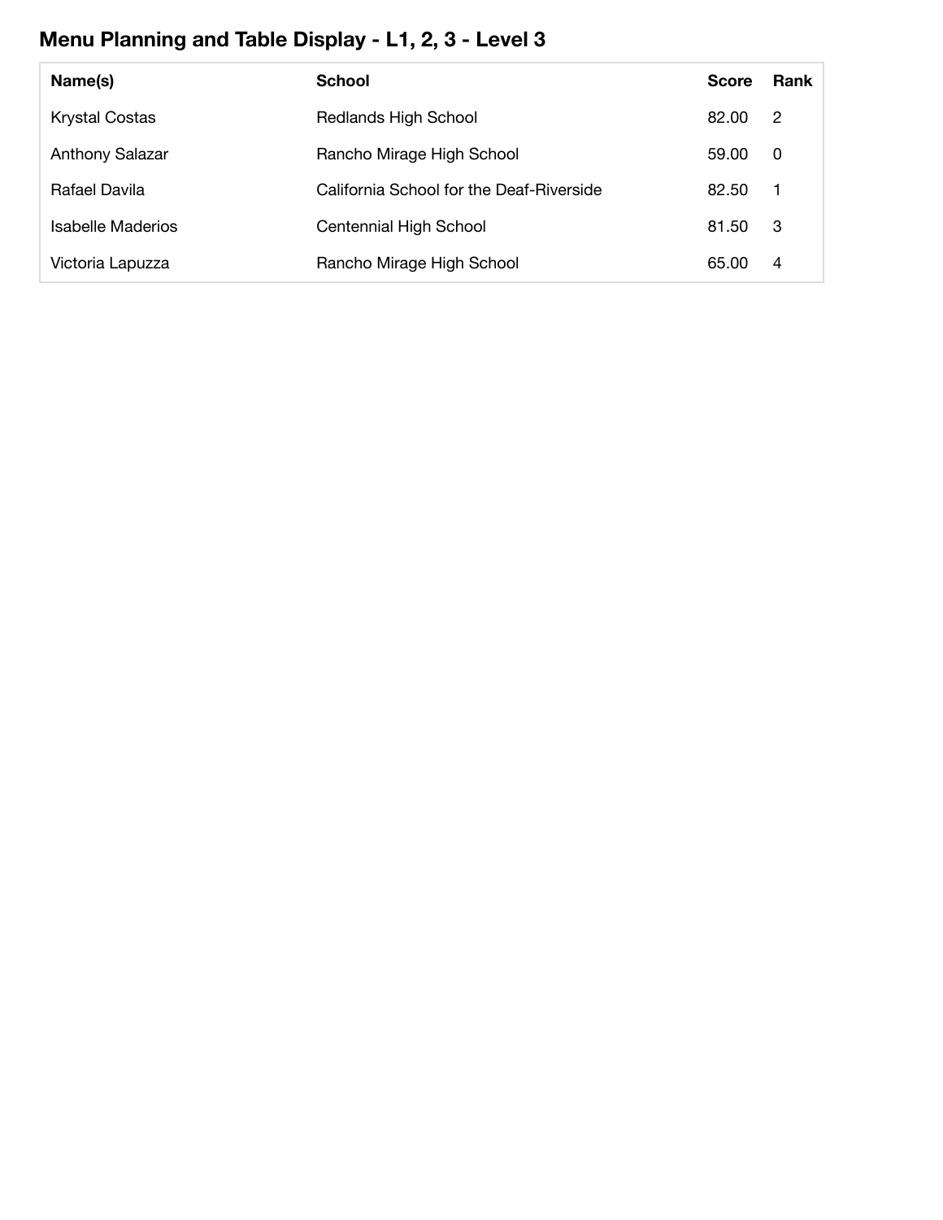## Menu Planning and Table Display - L1, 2, 3 - Level 3

| Name(s) | School | Score | Rank |
|---|---|---|---|
| Krystal Costas | Redlands High School | 82.00 | 2 |
| Anthony Salazar | Rancho Mirage High School | 59.00 | 0 |
| Rafael Davila | California School for the Deaf-Riverside | 82.50 | 1 |
| Isabelle Maderios | Centennial High School | 81.50 | 3 |
| Victoria Lapuzza | Rancho Mirage High School | 65.00 | 4 |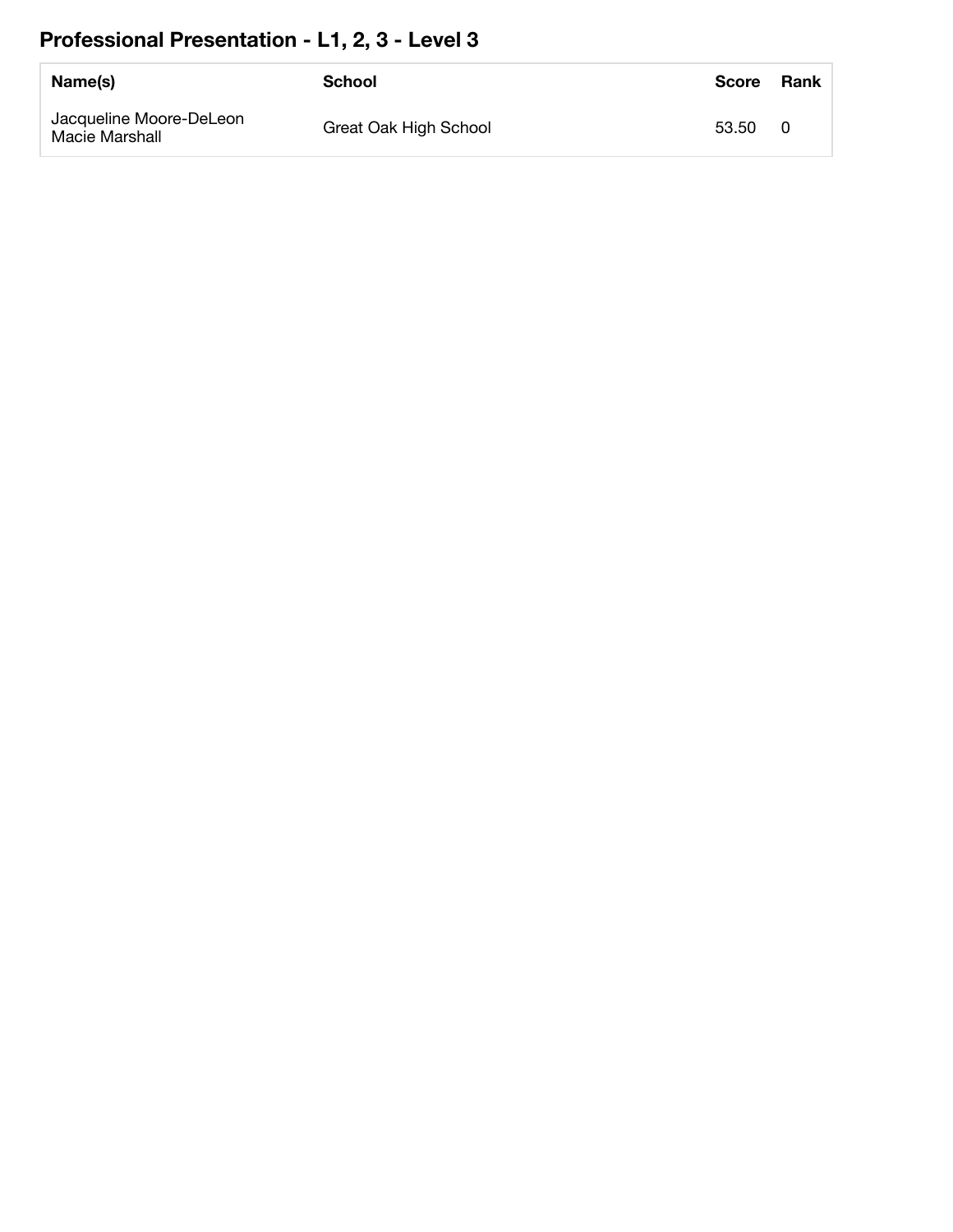## Professional Presentation - L1, 2, 3 - Level 3

| Name(s) | School | Score | Rank |
|---|---|---|---|
| Jacqueline Moore-DeLeon<br>Macie Marshall | Great Oak High School | 53.50 | 0 |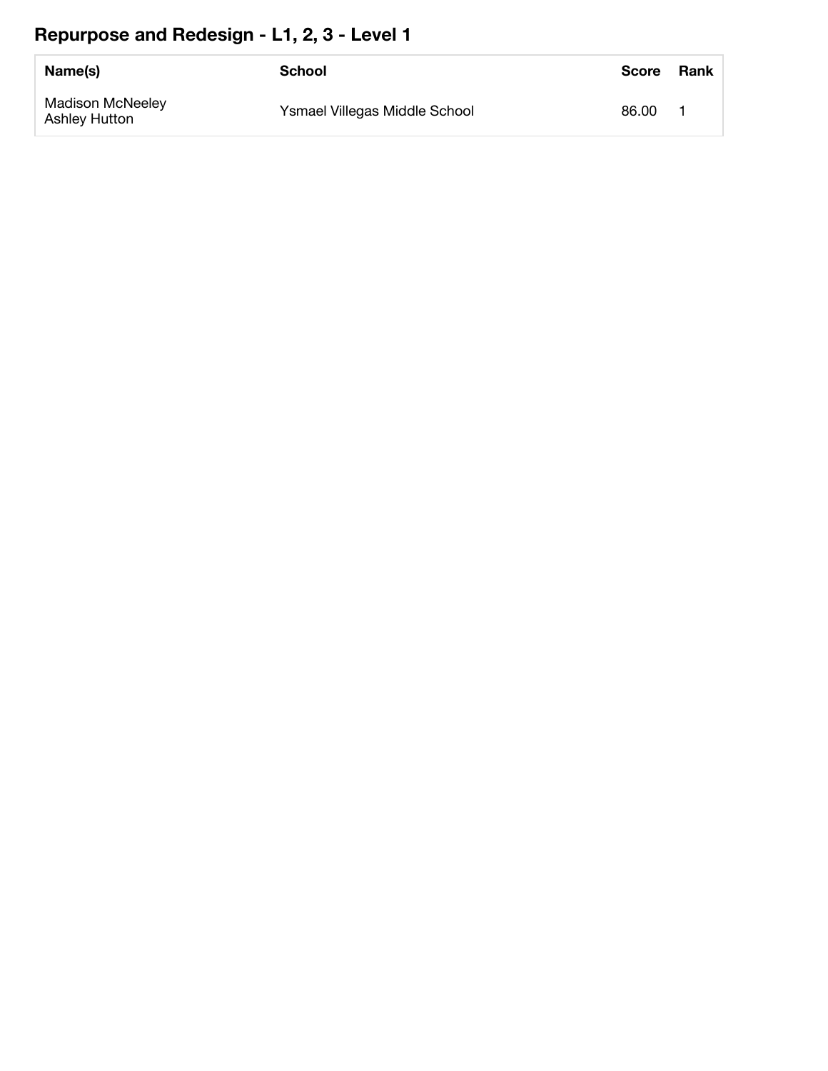## Repurpose and Redesign - L1, 2, 3 - Level 1

| Name(s) | School | Score | Rank |
| --- | --- | --- | --- |
| Madison McNeeley<br>Ashley Hutton | Ysmael Villegas Middle School | 86.00 | 1 |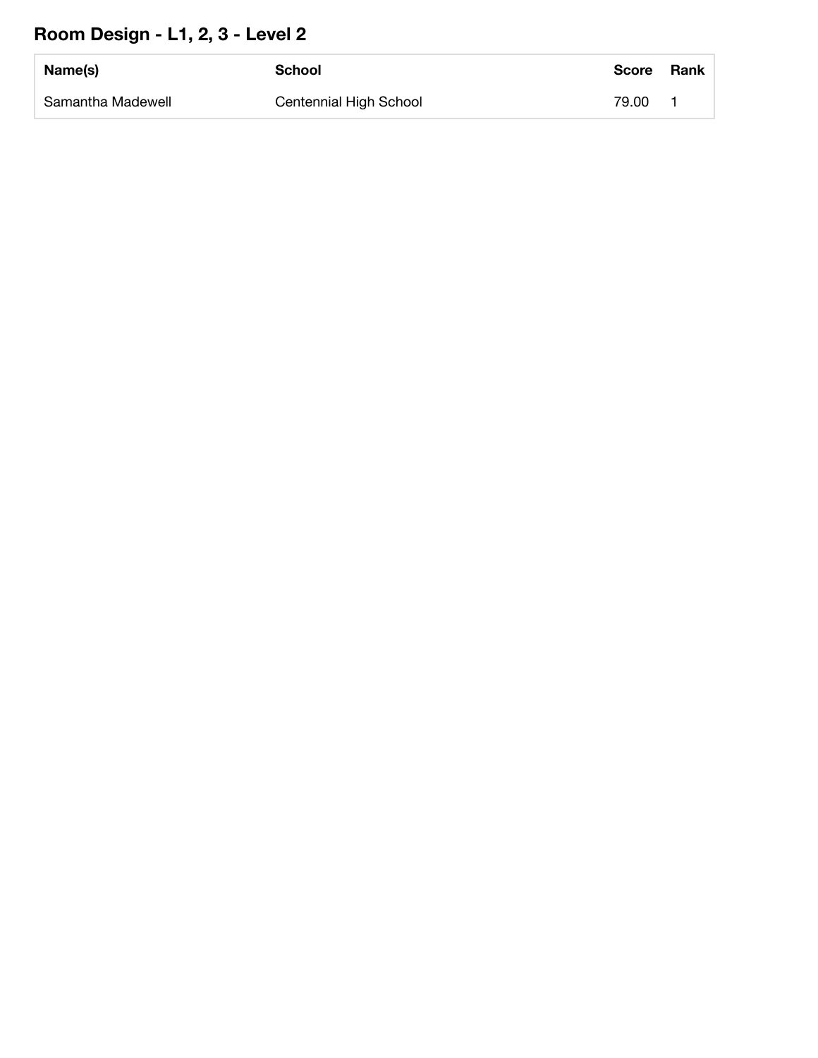## Room Design - L1, 2, 3 - Level 2

| Name(s) | School | Score | Rank |
|---|---|---|---|
| Samantha Madewell | Centennial High School | 79.00 | 1 |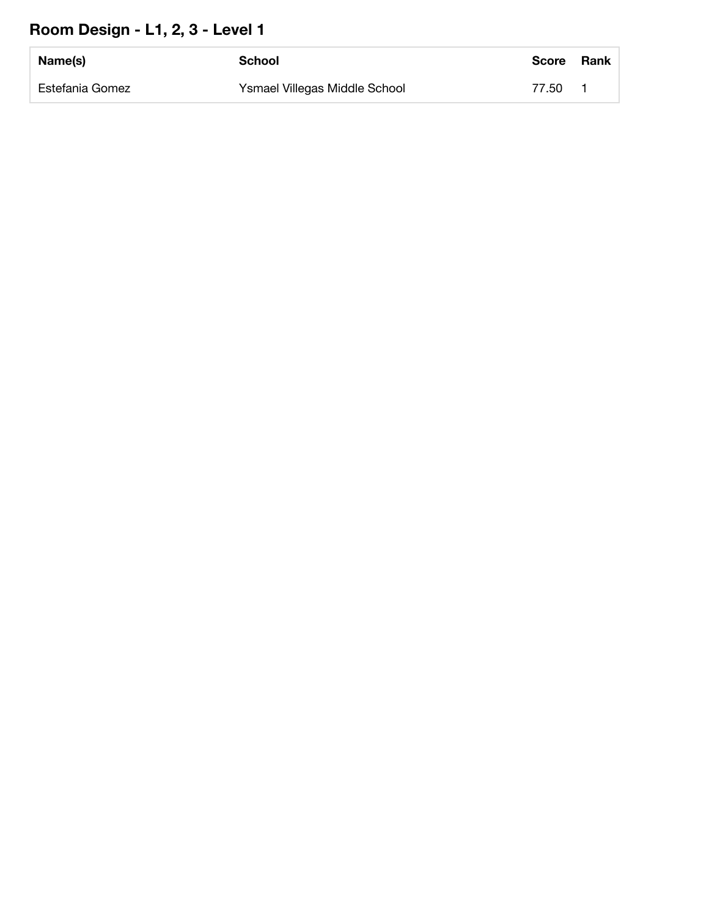## Room Design - L1, 2, 3 - Level 1

| Name(s) | School | Score | Rank |
|---|---|---|---|
| Estefania Gomez | Ysmael Villegas Middle School | 77.50 | 1 |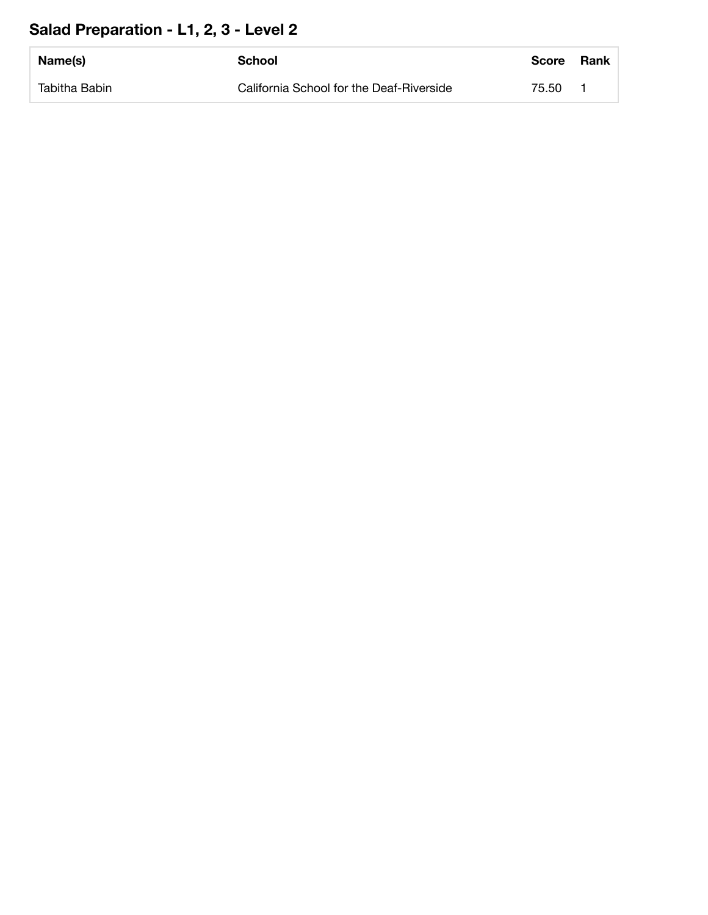## Salad Preparation - L1, 2, 3 - Level 2

| Name(s) | School | Score | Rank |
| --- | --- | --- | --- |
| Tabitha Babin | California School for the Deaf-Riverside | 75.50 | 1 |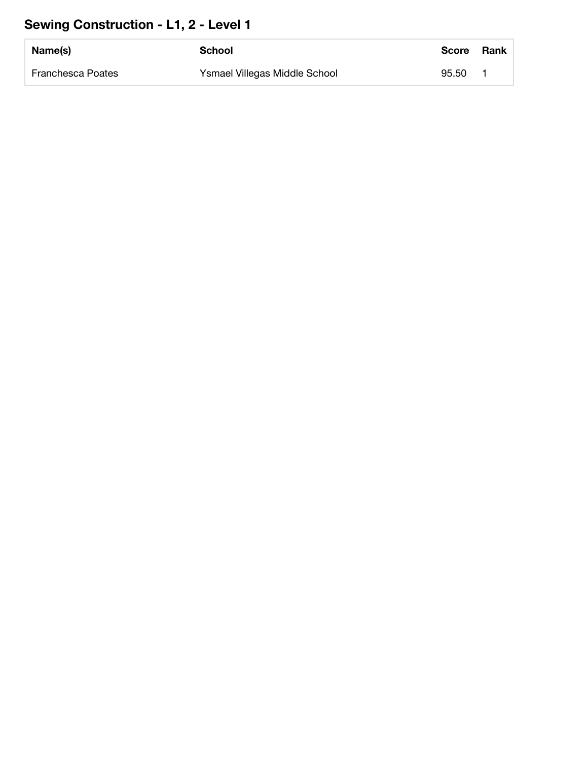## Sewing Construction - L1, 2 - Level 1

| Name(s) | School | Score | Rank |
|---|---|---|---|
| Franchesca Poates | Ysmael Villegas Middle School | 95.50 | 1 |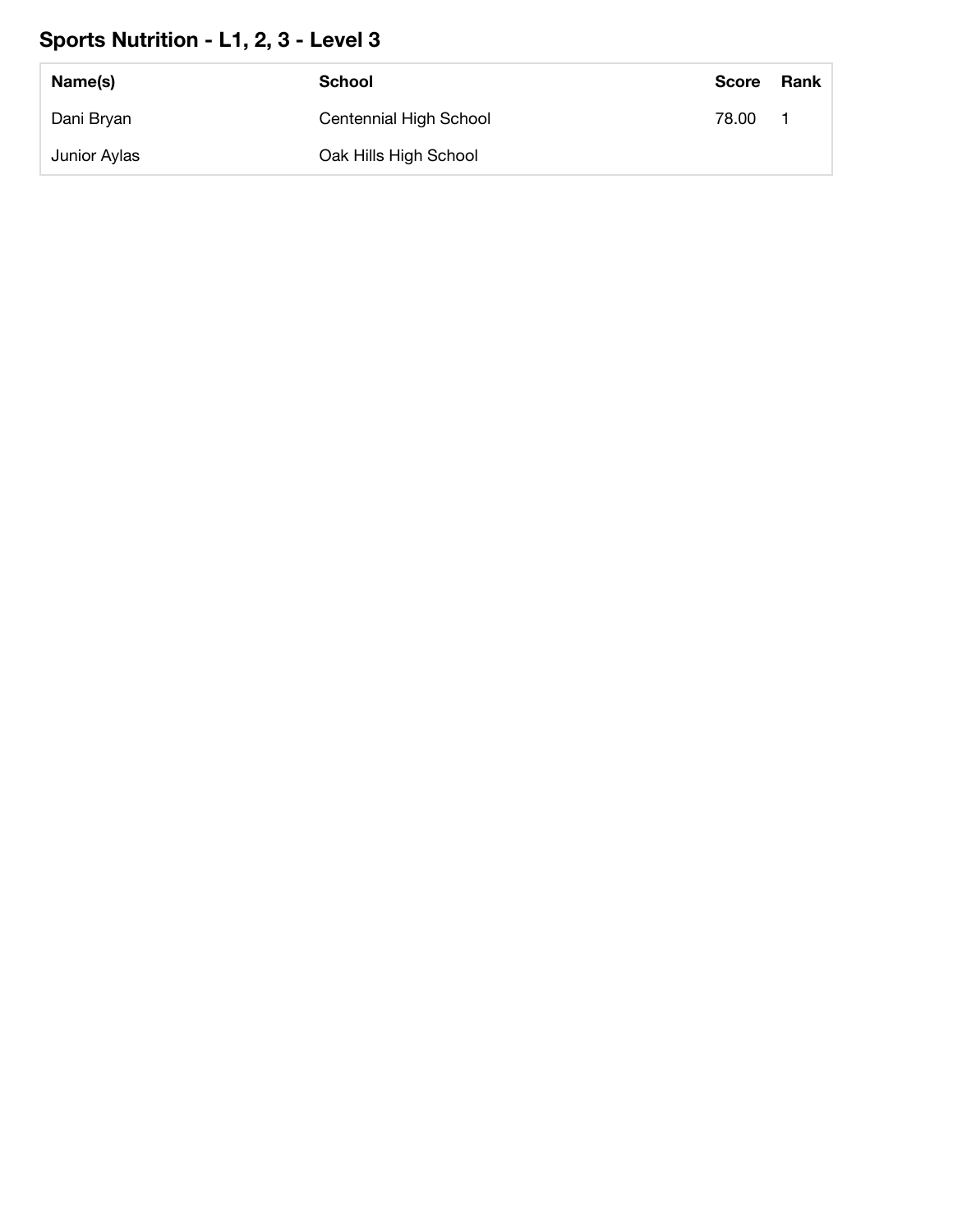## Sports Nutrition - L1, 2, 3 - Level 3

| Name(s) | School | Score | Rank |
|---|---|---|---|
| Dani Bryan | Centennial High School | 78.00 | 1 |
| Junior Aylas | Oak Hills High School | | |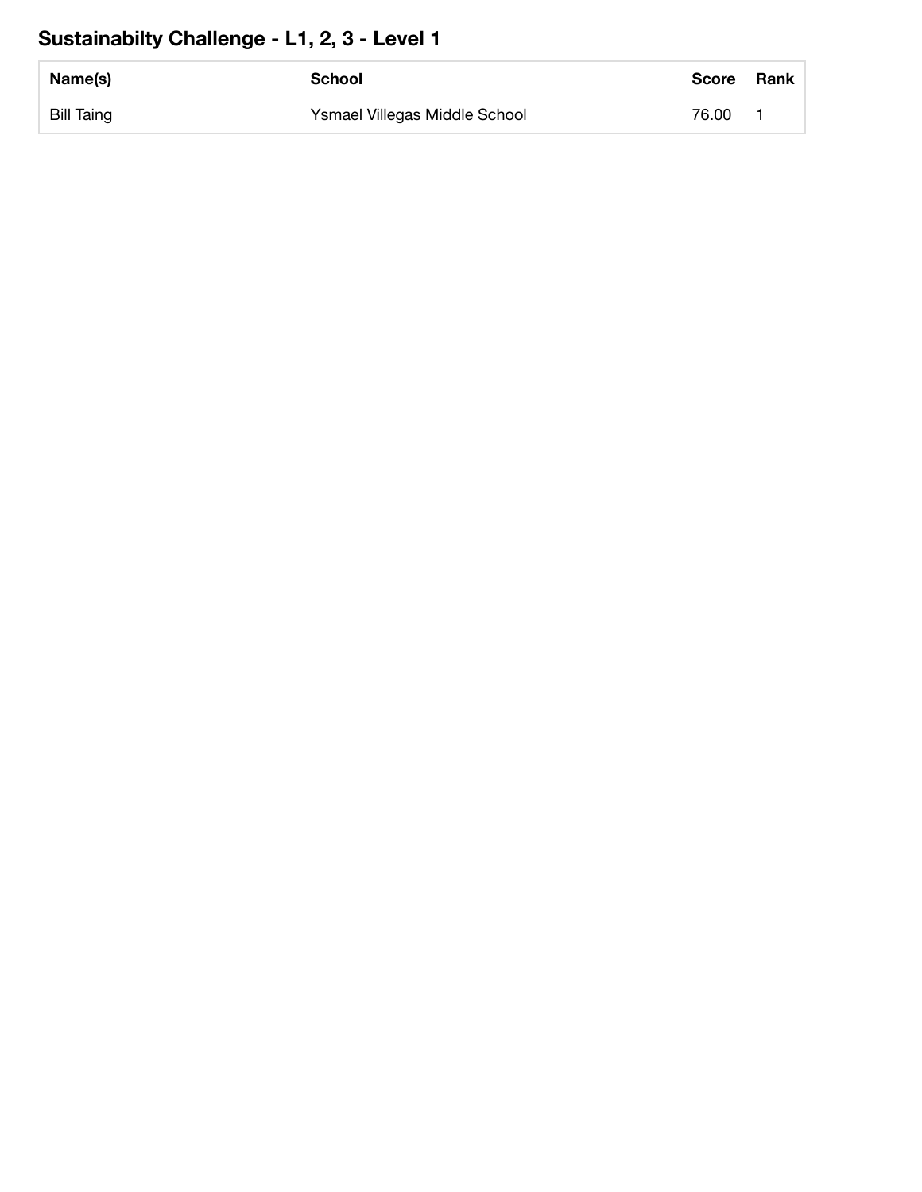## Sustainabilty Challenge - L1, 2, 3 - Level 1

| Name(s) | School | Score | Rank |
|---|---|---|---|
| Bill Taing | Ysmael Villegas Middle School | 76.00 | 1 |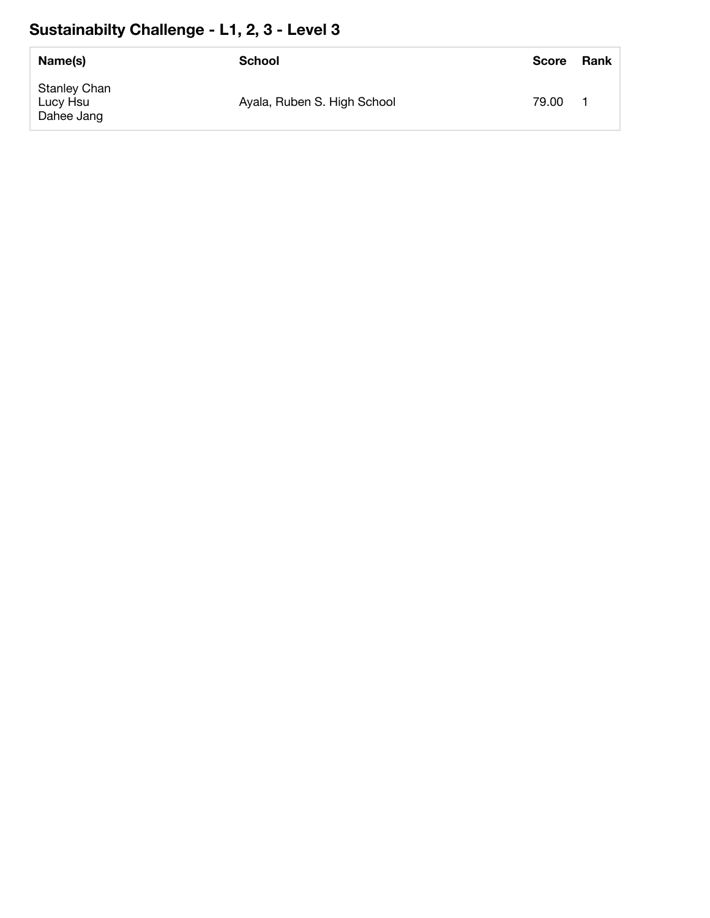## Sustainabilty Challenge - L1, 2, 3 - Level 3

| Name(s) | School | Score | Rank |
|---|---|---|---|
| Stanley Chan<br>Lucy Hsu<br>Dahee Jang | Ayala, Ruben S. High School | 79.00 | 1 |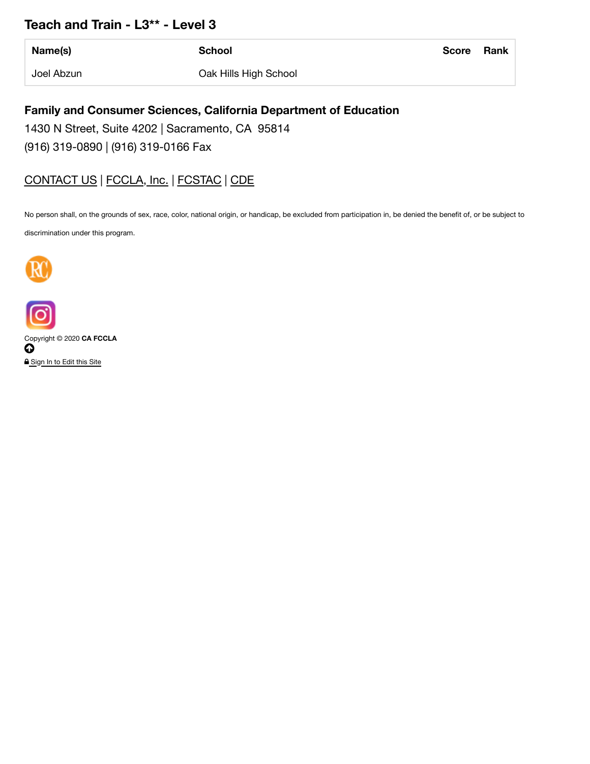## Teach and Train - L3** - Level 3

| Name(s) | School | Score | Rank |
| --- | --- | --- | --- |
| Joel Abzun | Oak Hills High School | | |

**Family and Consumer Sciences, California Department of Education**

1430 N Street, Suite 4202 | Sacramento, CA 95814

(916) 319-0890 | (916) 319-0166 Fax

CONTACT US | FCCLA, Inc. | FCSTAC | CDE

No person shall, on the grounds of sex, race, color, national origin, or handicap, be excluded from participation in, be denied the benefit of, or be subject to discrimination under this program.

Copyright © 2020 **CA FCCLA**

Sign In to Edit this Site